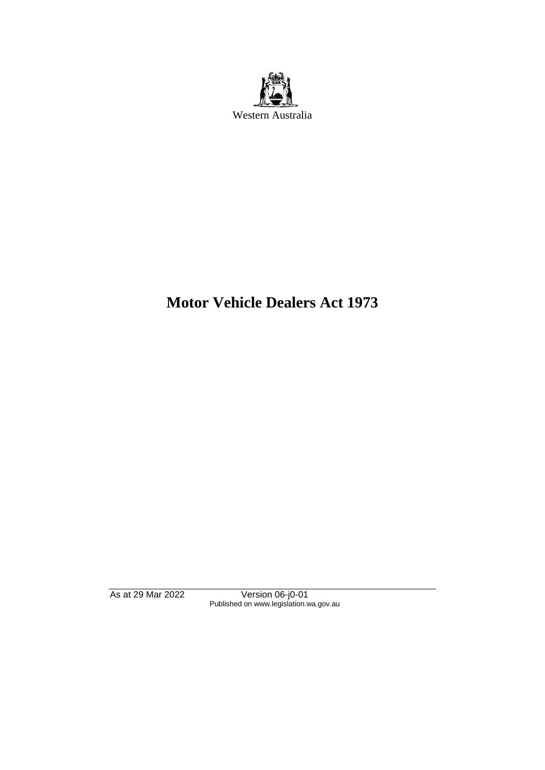Western Australia

# Motor Vehicle Dealers Act 1973

As at 29 Mar 2022 Version 06-j0-01
Published on www.legislation.wa.gov.au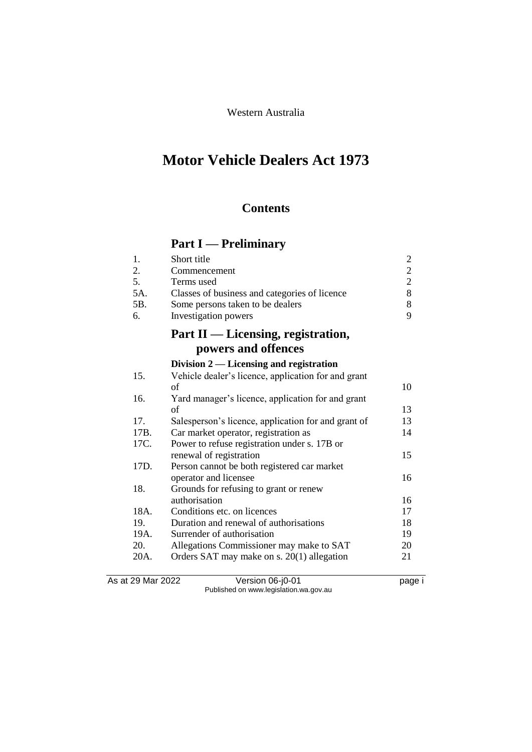Western Australia

# Motor Vehicle Dealers Act 1973

## Contents

## Part I — Preliminary

| | | |
|---|---|---|
| 1. | Short title | 2 |
| 2. | Commencement | 2 |
| 5. | Terms used | 2 |
| 5A. | Classes of business and categories of licence | 8 |
| 5B. | Some persons taken to be dealers | 8 |
| 6. | Investigation powers | 9 |

## Part II — Licensing, registration, powers and offences

### Division 2 — Licensing and registration

| | | |
|---|---|---|
| 15. | Vehicle dealer's licence, application for and grant of | 10 |
| 16. | Yard manager's licence, application for and grant of | 13 |
| 17. | Salesperson's licence, application for and grant of | 13 |
| 17B. | Car market operator, registration as | 14 |
| 17C. | Power to refuse registration under s. 17B or renewal of registration | 15 |
| 17D. | Person cannot be both registered car market operator and licensee | 16 |
| 18. | Grounds for refusing to grant or renew authorisation | 16 |
| 18A. | Conditions etc. on licences | 17 |
| 19. | Duration and renewal of authorisations | 18 |
| 19A. | Surrender of authorisation | 19 |
| 20. | Allegations Commissioner may make to SAT | 20 |
| 20A. | Orders SAT may make on s. 20(1) allegation | 21 |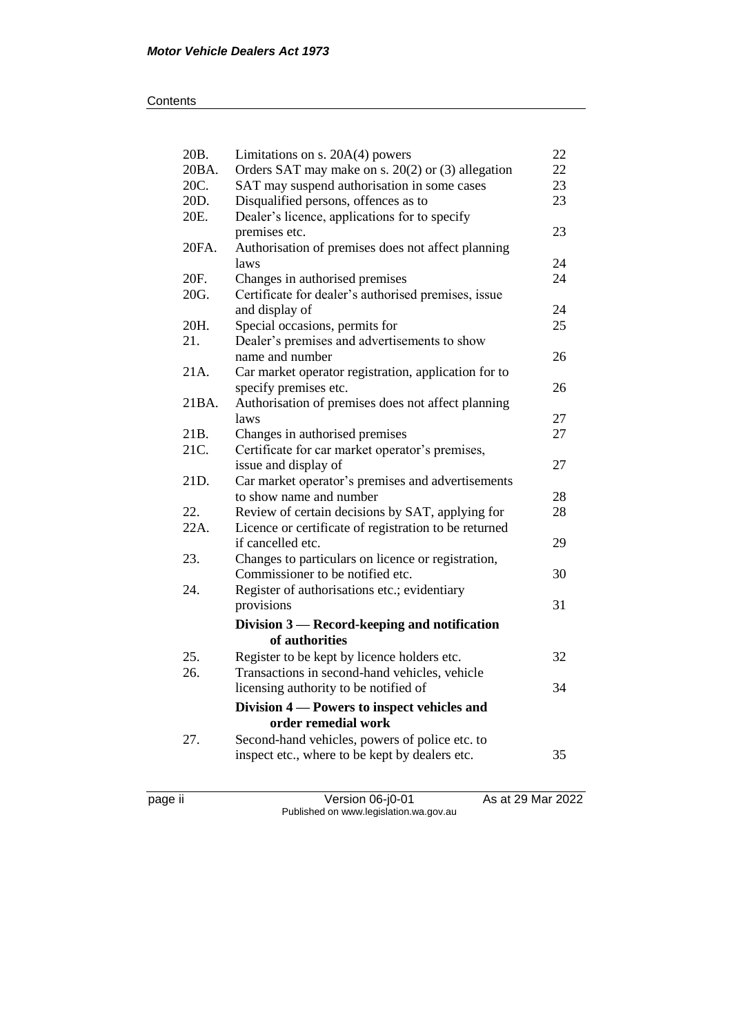| | | |
|---|---|---|
| 20B. | Limitations on s. 20A(4) powers | 22 |
| 20BA. | Orders SAT may make on s. 20(2) or (3) allegation | 22 |
| 20C. | SAT may suspend authorisation in some cases | 23 |
| 20D. | Disqualified persons, offences as to | 23 |
| 20E. | Dealer's licence, applications for to specify premises etc. | 23 |
| 20FA. | Authorisation of premises does not affect planning laws | 24 |
| 20F. | Changes in authorised premises | 24 |
| 20G. | Certificate for dealer's authorised premises, issue and display of | 24 |
| 20H. | Special occasions, permits for | 25 |
| 21. | Dealer's premises and advertisements to show name and number | 26 |
| 21A. | Car market operator registration, application for to specify premises etc. | 26 |
| 21BA. | Authorisation of premises does not affect planning laws | 27 |
| 21B. | Changes in authorised premises | 27 |
| 21C. | Certificate for car market operator's premises, issue and display of | 27 |
| 21D. | Car market operator's premises and advertisements to show name and number | 28 |
| 22. | Review of certain decisions by SAT, applying for | 28 |
| 22A. | Licence or certificate of registration to be returned if cancelled etc. | 29 |
| 23. | Changes to particulars on licence or registration, Commissioner to be notified etc. | 30 |
| 24. | Register of authorisations etc.; evidentiary provisions | 31 |

### Division 3 — Record-keeping and notification of authorities

| | | |
|---|---|---|
| 25. | Register to be kept by licence holders etc. | 32 |
| 26. | Transactions in second-hand vehicles, vehicle licensing authority to be notified of | 34 |

### Division 4 — Powers to inspect vehicles and order remedial work

| | | |
|---|---|---|
| 27. | Second-hand vehicles, powers of police etc. to inspect etc., where to be kept by dealers etc. | 35 |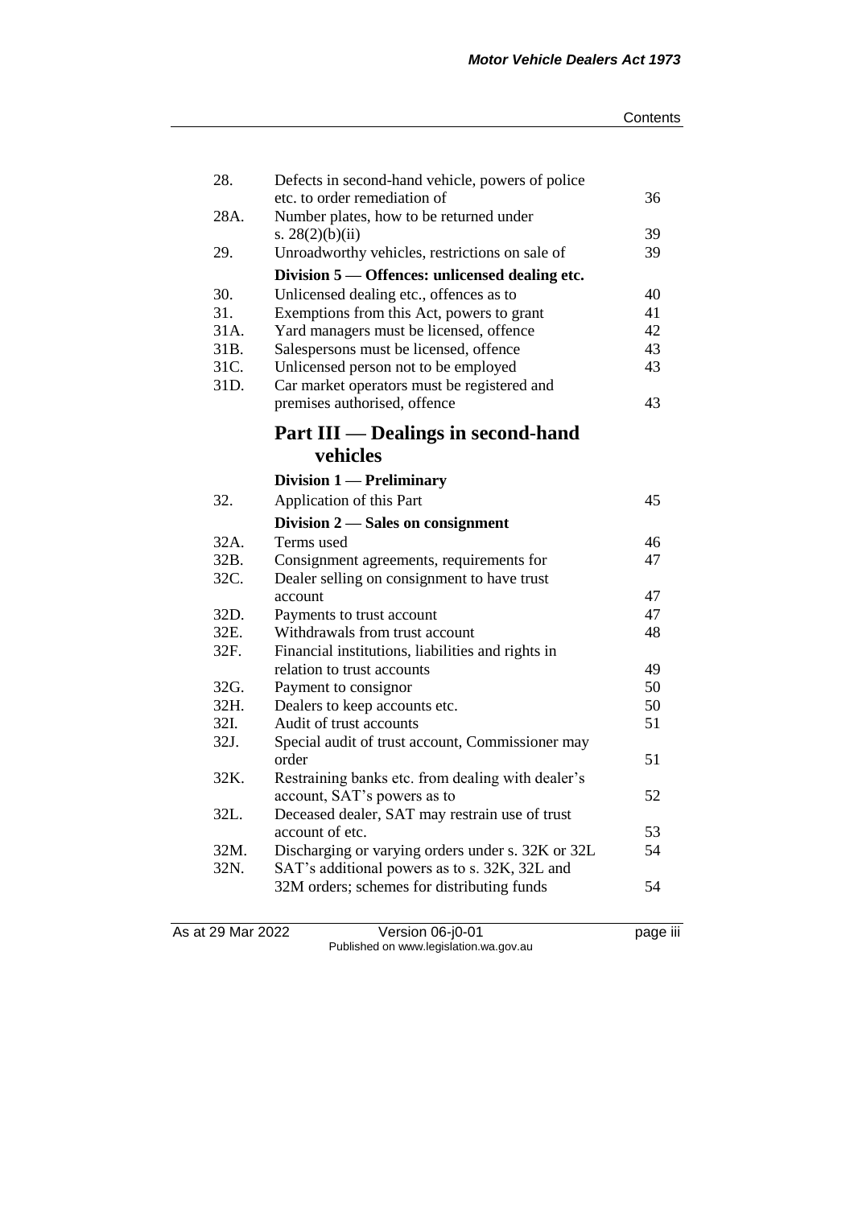| | | |
|---|---|---|
| 28. | Defects in second-hand vehicle, powers of police etc. to order remediation of | 36 |
| 28A. | Number plates, how to be returned under s. 28(2)(b)(ii) | 39 |
| 29. | Unroadworthy vehicles, restrictions on sale of | 39 |
| | **Division 5 — Offences: unlicensed dealing etc.** | |
| 30. | Unlicensed dealing etc., offences as to | 40 |
| 31. | Exemptions from this Act, powers to grant | 41 |
| 31A. | Yard managers must be licensed, offence | 42 |
| 31B. | Salespersons must be licensed, offence | 43 |
| 31C. | Unlicensed person not to be employed | 43 |
| 31D. | Car market operators must be registered and premises authorised, offence | 43 |

## Part III — Dealings in second-hand vehicles

| | | |
|---|---|---|
| | **Division 1 — Preliminary** | |
| 32. | Application of this Part | 45 |
| | **Division 2 — Sales on consignment** | |
| 32A. | Terms used | 46 |
| 32B. | Consignment agreements, requirements for | 47 |
| 32C. | Dealer selling on consignment to have trust account | 47 |
| 32D. | Payments to trust account | 47 |
| 32E. | Withdrawals from trust account | 48 |
| 32F. | Financial institutions, liabilities and rights in relation to trust accounts | 49 |
| 32G. | Payment to consignor | 50 |
| 32H. | Dealers to keep accounts etc. | 50 |
| 32I. | Audit of trust accounts | 51 |
| 32J. | Special audit of trust account, Commissioner may order | 51 |
| 32K. | Restraining banks etc. from dealing with dealer's account, SAT's powers as to | 52 |
| 32L. | Deceased dealer, SAT may restrain use of trust account of etc. | 53 |
| 32M. | Discharging or varying orders under s. 32K or 32L | 54 |
| 32N. | SAT's additional powers as to s. 32K, 32L and 32M orders; schemes for distributing funds | 54 |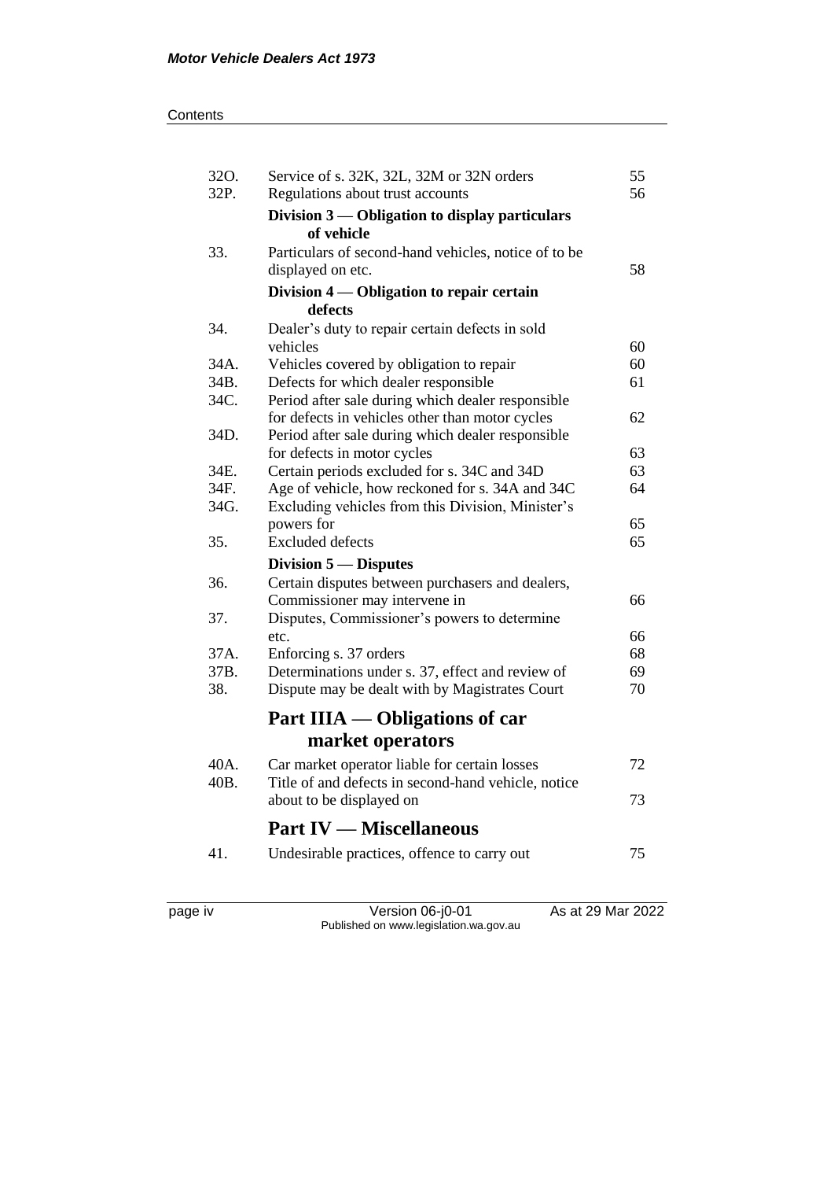| | | |
|---|---|---|
| 32O. | Service of s. 32K, 32L, 32M or 32N orders | 55 |
| 32P. | Regulations about trust accounts | 56 |
| | **Division 3 — Obligation to display particulars of vehicle** | |
| 33. | Particulars of second-hand vehicles, notice of to be displayed on etc. | 58 |
| | **Division 4 — Obligation to repair certain defects** | |
| 34. | Dealer's duty to repair certain defects in sold vehicles | 60 |
| 34A. | Vehicles covered by obligation to repair | 60 |
| 34B. | Defects for which dealer responsible | 61 |
| 34C. | Period after sale during which dealer responsible for defects in vehicles other than motor cycles | 62 |
| 34D. | Period after sale during which dealer responsible for defects in motor cycles | 63 |
| 34E. | Certain periods excluded for s. 34C and 34D | 63 |
| 34F. | Age of vehicle, how reckoned for s. 34A and 34C | 64 |
| 34G. | Excluding vehicles from this Division, Minister's powers for | 65 |
| 35. | Excluded defects | 65 |
| | **Division 5 — Disputes** | |
| 36. | Certain disputes between purchasers and dealers, Commissioner may intervene in | 66 |
| 37. | Disputes, Commissioner's powers to determine etc. | 66 |
| 37A. | Enforcing s. 37 orders | 68 |
| 37B. | Determinations under s. 37, effect and review of | 69 |
| 38. | Dispute may be dealt with by Magistrates Court | 70 |

## Part IIIA — Obligations of car market operators

| | | |
|---|---|---|
| 40A. | Car market operator liable for certain losses | 72 |
| 40B. | Title of and defects in second-hand vehicle, notice about to be displayed on | 73 |

## Part IV — Miscellaneous

| | | |
|---|---|---|
| 41. | Undesirable practices, offence to carry out | 75 |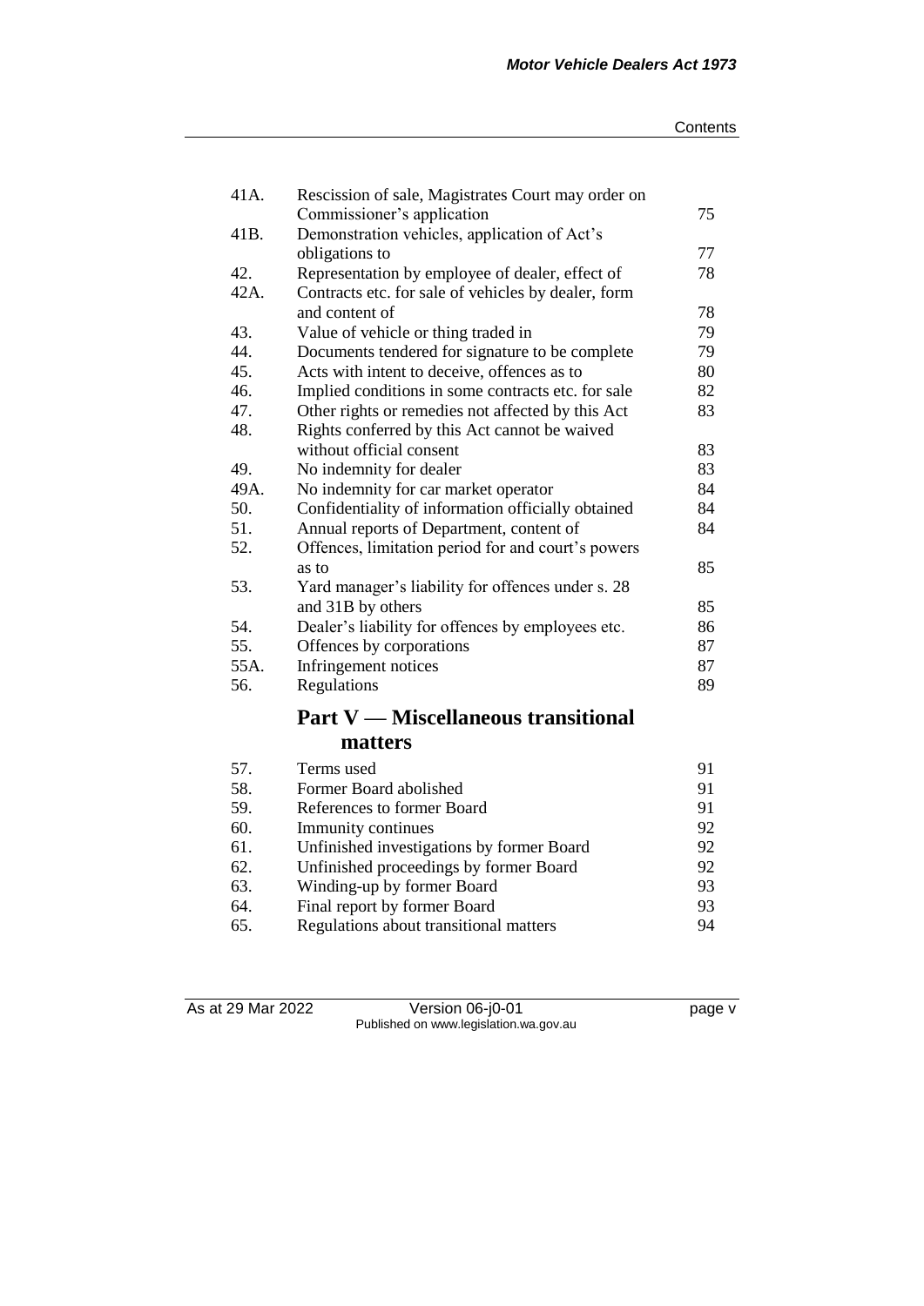| | | |
|---|---|---|
| 41A. | Rescission of sale, Magistrates Court may order on Commissioner's application | 75 |
| 41B. | Demonstration vehicles, application of Act's obligations to | 77 |
| 42. | Representation by employee of dealer, effect of | 78 |
| 42A. | Contracts etc. for sale of vehicles by dealer, form and content of | 78 |
| 43. | Value of vehicle or thing traded in | 79 |
| 44. | Documents tendered for signature to be complete | 79 |
| 45. | Acts with intent to deceive, offences as to | 80 |
| 46. | Implied conditions in some contracts etc. for sale | 82 |
| 47. | Other rights or remedies not affected by this Act | 83 |
| 48. | Rights conferred by this Act cannot be waived without official consent | 83 |
| 49. | No indemnity for dealer | 83 |
| 49A. | No indemnity for car market operator | 84 |
| 50. | Confidentiality of information officially obtained | 84 |
| 51. | Annual reports of Department, content of | 84 |
| 52. | Offences, limitation period for and court's powers as to | 85 |
| 53. | Yard manager's liability for offences under s. 28 and 31B by others | 85 |
| 54. | Dealer's liability for offences by employees etc. | 86 |
| 55. | Offences by corporations | 87 |
| 55A. | Infringement notices | 87 |
| 56. | Regulations | 89 |

## Part V — Miscellaneous transitional matters

| | | |
|---|---|---|
| 57. | Terms used | 91 |
| 58. | Former Board abolished | 91 |
| 59. | References to former Board | 91 |
| 60. | Immunity continues | 92 |
| 61. | Unfinished investigations by former Board | 92 |
| 62. | Unfinished proceedings by former Board | 92 |
| 63. | Winding-up by former Board | 93 |
| 64. | Final report by former Board | 93 |
| 65. | Regulations about transitional matters | 94 |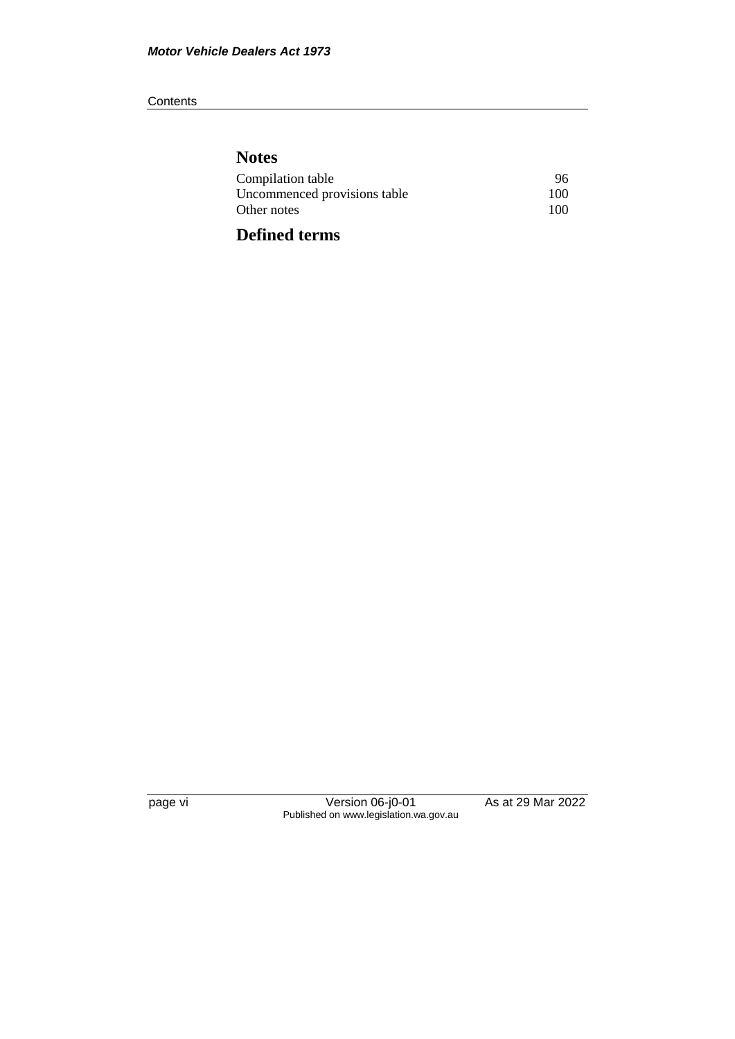## Notes

| | |
|---|---|
| Compilation table | 96 |
| Uncommenced provisions table | 100 |
| Other notes | 100 |

## Defined terms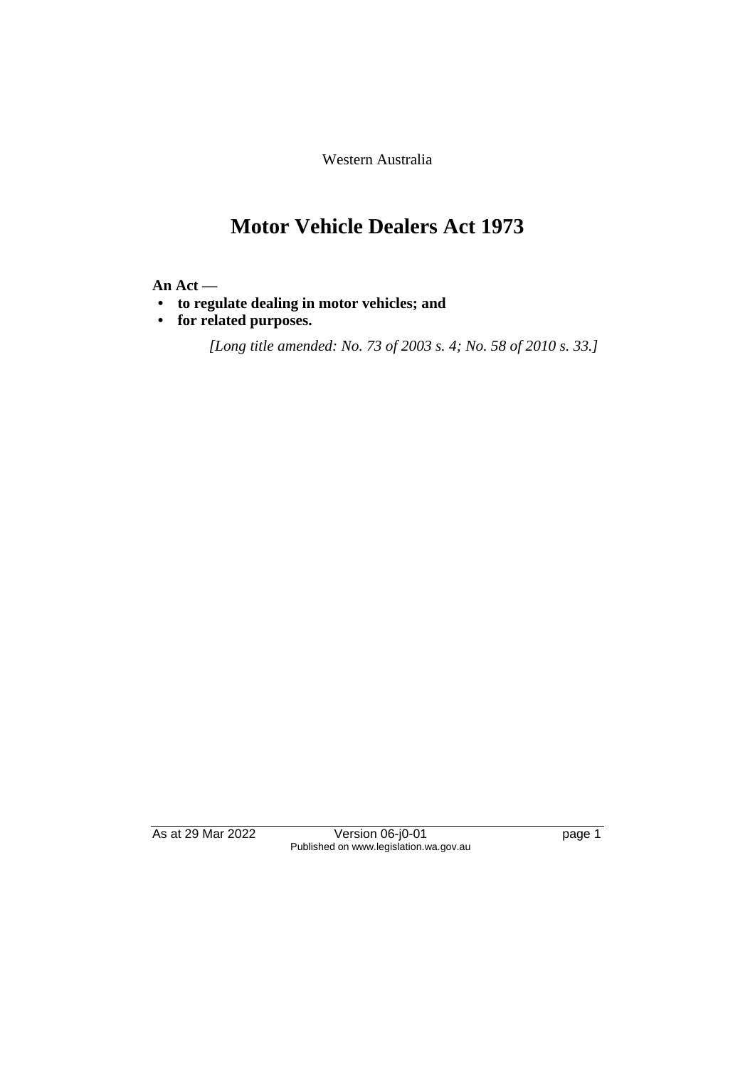Western Australia

# Motor Vehicle Dealers Act 1973

**An Act —**

- **to regulate dealing in motor vehicles; and**
- **for related purposes.**

*[Long title amended: No. 73 of 2003 s. 4; No. 58 of 2010 s. 33.]*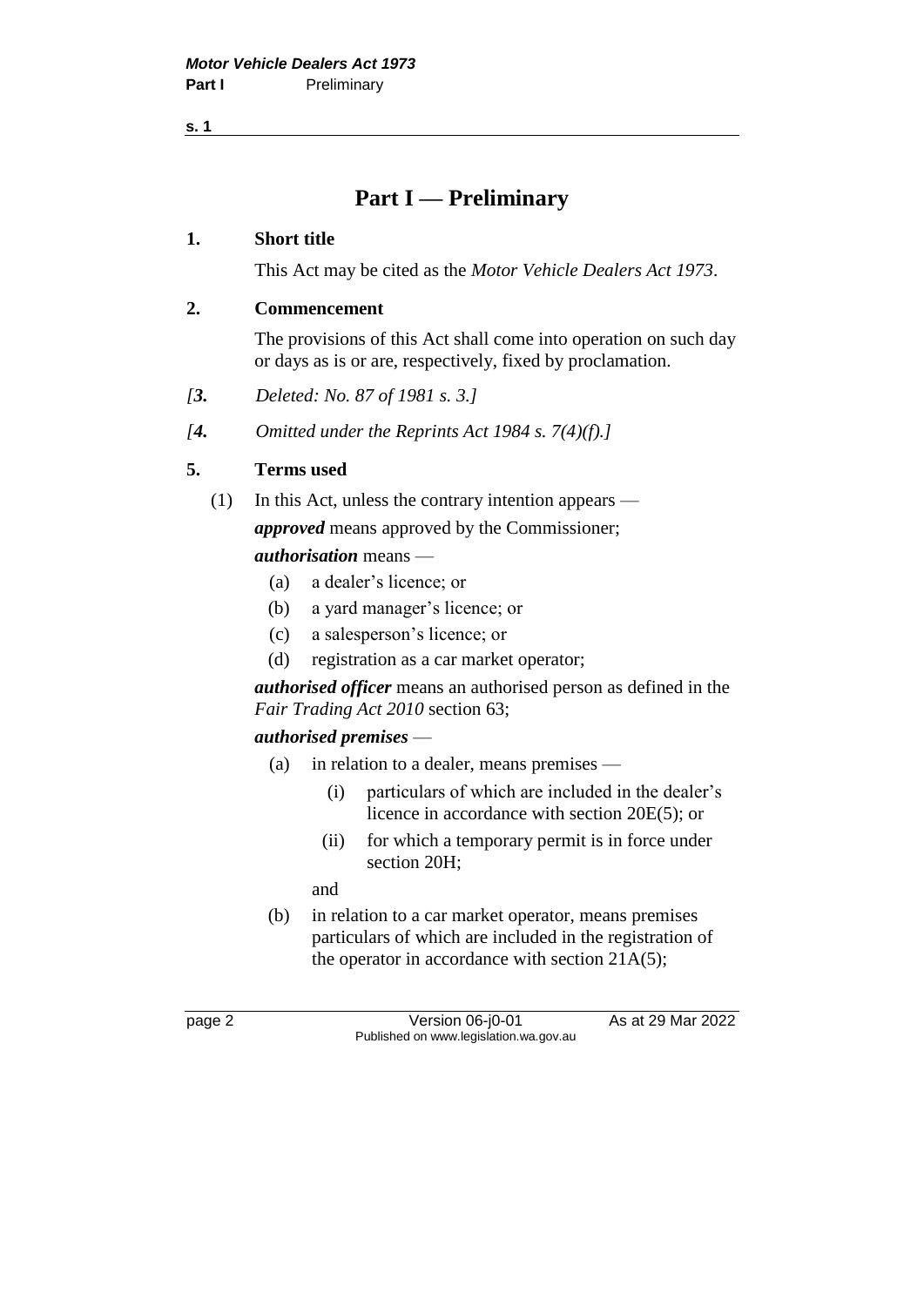# Part I — Preliminary

## 1. Short title

This Act may be cited as the *Motor Vehicle Dealers Act 1973*.

## 2. Commencement

The provisions of this Act shall come into operation on such day or days as is or are, respectively, fixed by proclamation.

*[3. Deleted: No. 87 of 1981 s. 3.]*

*[4. Omitted under the Reprints Act 1984 s. 7(4)(f).]*

## 5. Terms used

(1) In this Act, unless the contrary intention appears —

***approved*** means approved by the Commissioner;

***authorisation*** means —

- (a) a dealer's licence; or
- (b) a yard manager's licence; or
- (c) a salesperson's licence; or
- (d) registration as a car market operator;

***authorised officer*** means an authorised person as defined in the *Fair Trading Act 2010* section 63;

***authorised premises*** —

- (a) in relation to a dealer, means premises —
  - (i) particulars of which are included in the dealer's licence in accordance with section 20E(5); or
  - (ii) for which a temporary permit is in force under section 20H;

  and
- (b) in relation to a car market operator, means premises particulars of which are included in the registration of the operator in accordance with section 21A(5);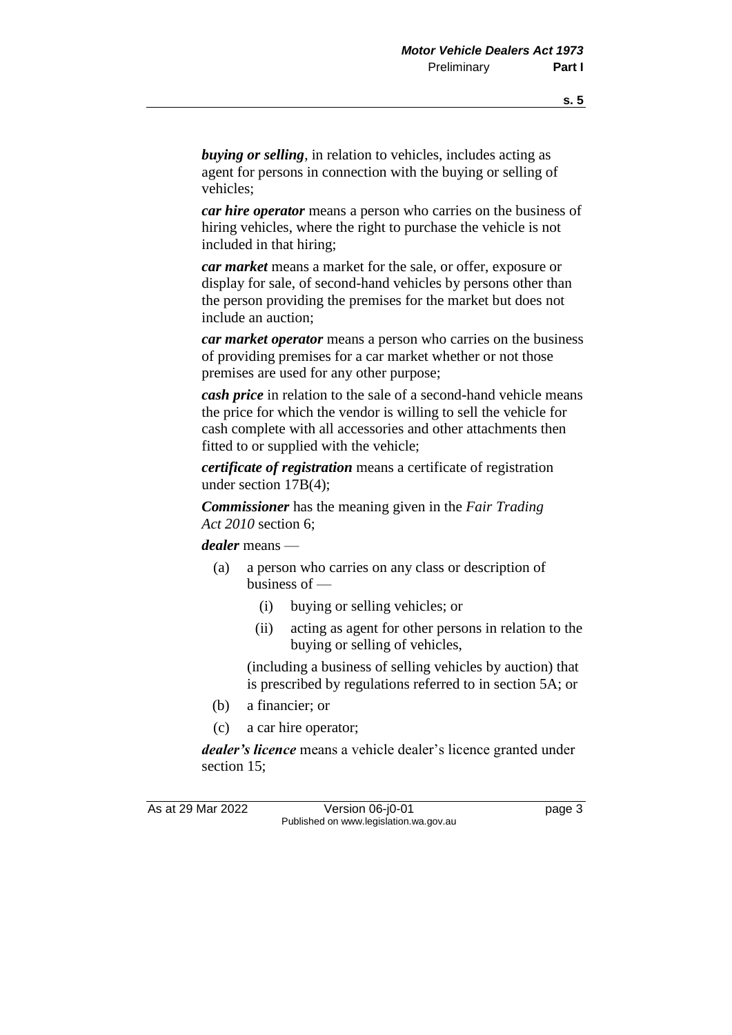***buying or selling***, in relation to vehicles, includes acting as agent for persons in connection with the buying or selling of vehicles;

***car hire operator*** means a person who carries on the business of hiring vehicles, where the right to purchase the vehicle is not included in that hiring;

***car market*** means a market for the sale, or offer, exposure or display for sale, of second-hand vehicles by persons other than the person providing the premises for the market but does not include an auction;

***car market operator*** means a person who carries on the business of providing premises for a car market whether or not those premises are used for any other purpose;

***cash price*** in relation to the sale of a second-hand vehicle means the price for which the vendor is willing to sell the vehicle for cash complete with all accessories and other attachments then fitted to or supplied with the vehicle;

***certificate of registration*** means a certificate of registration under section 17B(4);

***Commissioner*** has the meaning given in the *Fair Trading Act 2010* section 6;

***dealer*** means —

(a) a person who carries on any class or description of business of —

  (i) buying or selling vehicles; or

  (ii) acting as agent for other persons in relation to the buying or selling of vehicles,

  (including a business of selling vehicles by auction) that is prescribed by regulations referred to in section 5A; or

(b) a financier; or

(c) a car hire operator;

***dealer's licence*** means a vehicle dealer's licence granted under section 15;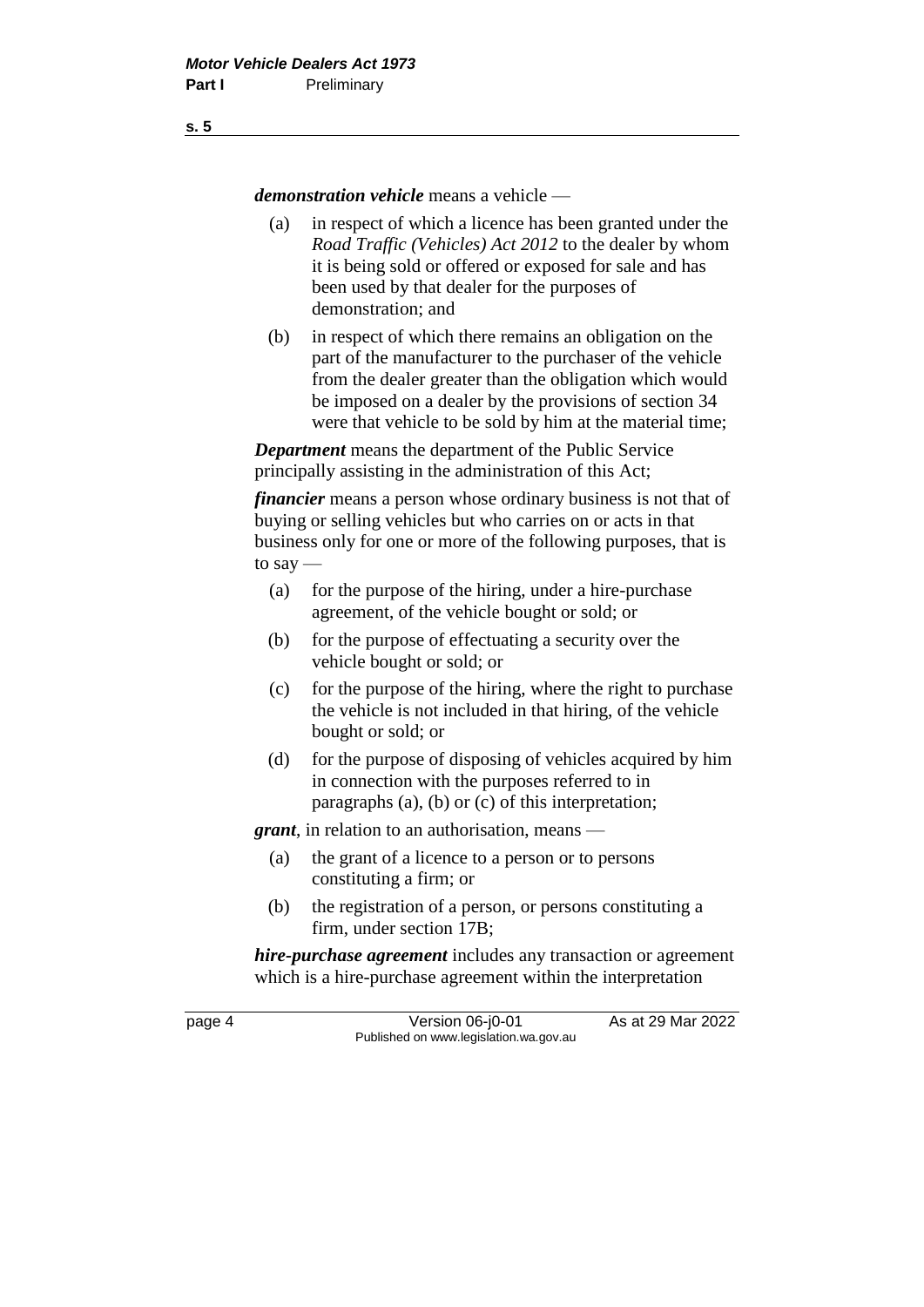***demonstration vehicle*** means a vehicle —

(a) in respect of which a licence has been granted under the *Road Traffic (Vehicles) Act 2012* to the dealer by whom it is being sold or offered or exposed for sale and has been used by that dealer for the purposes of demonstration; and

(b) in respect of which there remains an obligation on the part of the manufacturer to the purchaser of the vehicle from the dealer greater than the obligation which would be imposed on a dealer by the provisions of section 34 were that vehicle to be sold by him at the material time;

***Department*** means the department of the Public Service principally assisting in the administration of this Act;

***financier*** means a person whose ordinary business is not that of buying or selling vehicles but who carries on or acts in that business only for one or more of the following purposes, that is to say —

(a) for the purpose of the hiring, under a hire-purchase agreement, of the vehicle bought or sold; or

(b) for the purpose of effectuating a security over the vehicle bought or sold; or

(c) for the purpose of the hiring, where the right to purchase the vehicle is not included in that hiring, of the vehicle bought or sold; or

(d) for the purpose of disposing of vehicles acquired by him in connection with the purposes referred to in paragraphs (a), (b) or (c) of this interpretation;

***grant***, in relation to an authorisation, means —

(a) the grant of a licence to a person or to persons constituting a firm; or

(b) the registration of a person, or persons constituting a firm, under section 17B;

***hire-purchase agreement*** includes any transaction or agreement which is a hire-purchase agreement within the interpretation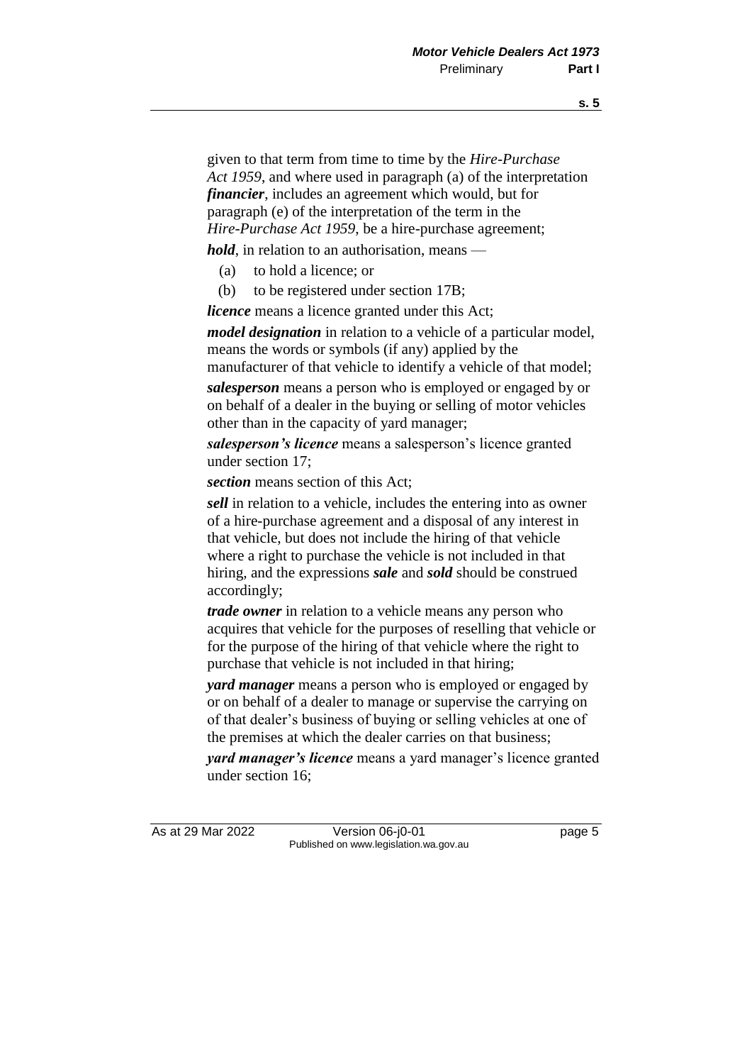given to that term from time to time by the *Hire-Purchase Act 1959*, and where used in paragraph (a) of the interpretation ***financier***, includes an agreement which would, but for paragraph (e) of the interpretation of the term in the *Hire-Purchase Act 1959*, be a hire-purchase agreement;

***hold***, in relation to an authorisation, means —

(a) to hold a licence; or

(b) to be registered under section 17B;

***licence*** means a licence granted under this Act;

***model designation*** in relation to a vehicle of a particular model, means the words or symbols (if any) applied by the manufacturer of that vehicle to identify a vehicle of that model;

***salesperson*** means a person who is employed or engaged by or on behalf of a dealer in the buying or selling of motor vehicles other than in the capacity of yard manager;

***salesperson's licence*** means a salesperson's licence granted under section 17;

***section*** means section of this Act;

***sell*** in relation to a vehicle, includes the entering into as owner of a hire-purchase agreement and a disposal of any interest in that vehicle, but does not include the hiring of that vehicle where a right to purchase the vehicle is not included in that hiring, and the expressions ***sale*** and ***sold*** should be construed accordingly;

***trade owner*** in relation to a vehicle means any person who acquires that vehicle for the purposes of reselling that vehicle or for the purpose of the hiring of that vehicle where the right to purchase that vehicle is not included in that hiring;

***yard manager*** means a person who is employed or engaged by or on behalf of a dealer to manage or supervise the carrying on of that dealer's business of buying or selling vehicles at one of the premises at which the dealer carries on that business;

***yard manager's licence*** means a yard manager's licence granted under section 16;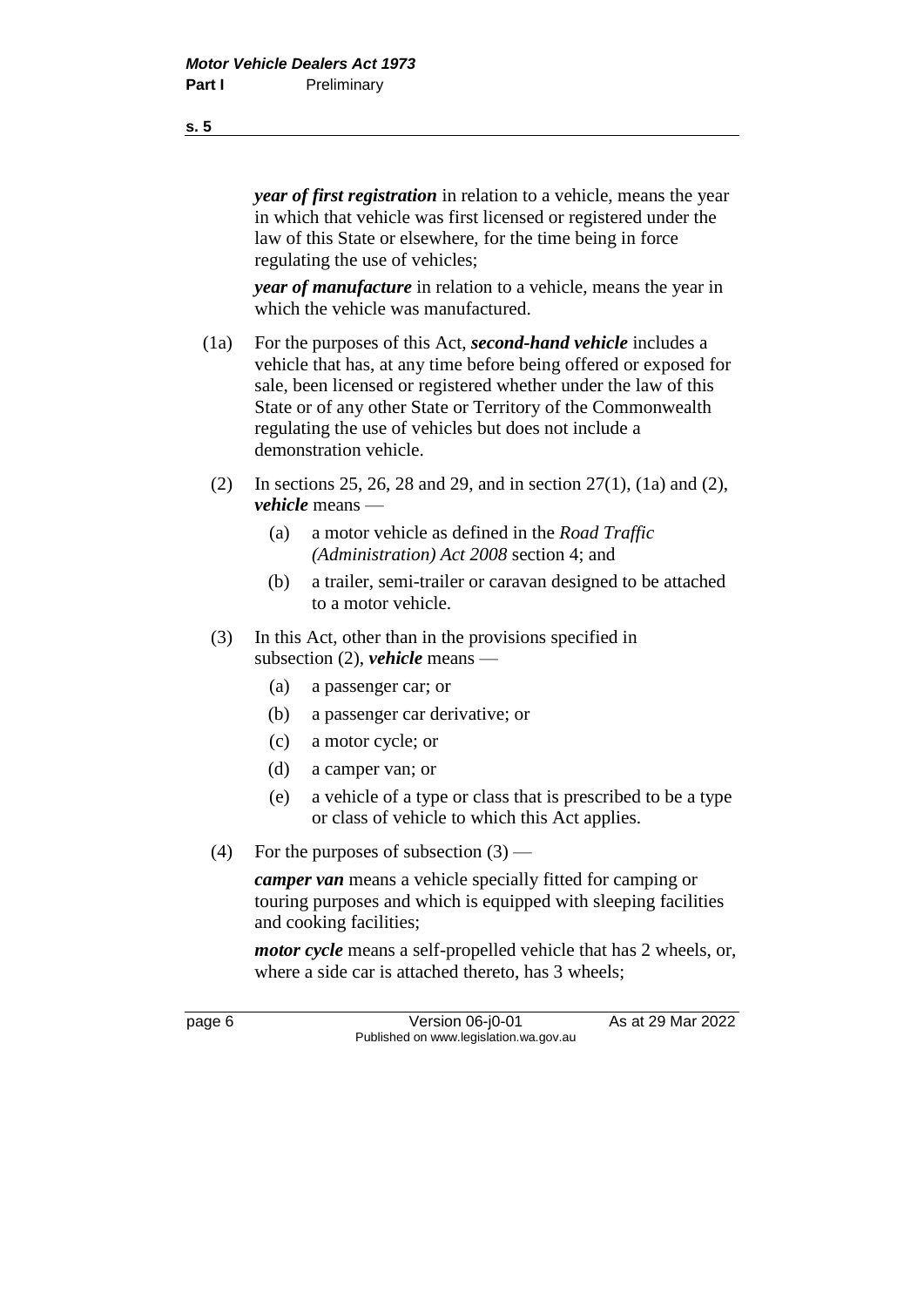***year of first registration*** in relation to a vehicle, means the year in which that vehicle was first licensed or registered under the law of this State or elsewhere, for the time being in force regulating the use of vehicles;

***year of manufacture*** in relation to a vehicle, means the year in which the vehicle was manufactured.

(1a) For the purposes of this Act, ***second-hand vehicle*** includes a vehicle that has, at any time before being offered or exposed for sale, been licensed or registered whether under the law of this State or of any other State or Territory of the Commonwealth regulating the use of vehicles but does not include a demonstration vehicle.

(2) In sections 25, 26, 28 and 29, and in section 27(1), (1a) and (2), ***vehicle*** means —

(a) a motor vehicle as defined in the *Road Traffic (Administration) Act 2008* section 4; and

(b) a trailer, semi-trailer or caravan designed to be attached to a motor vehicle.

(3) In this Act, other than in the provisions specified in subsection (2), ***vehicle*** means —

(a) a passenger car; or

(b) a passenger car derivative; or

(c) a motor cycle; or

(d) a camper van; or

(e) a vehicle of a type or class that is prescribed to be a type or class of vehicle to which this Act applies.

(4) For the purposes of subsection (3) —

***camper van*** means a vehicle specially fitted for camping or touring purposes and which is equipped with sleeping facilities and cooking facilities;

***motor cycle*** means a self-propelled vehicle that has 2 wheels, or, where a side car is attached thereto, has 3 wheels;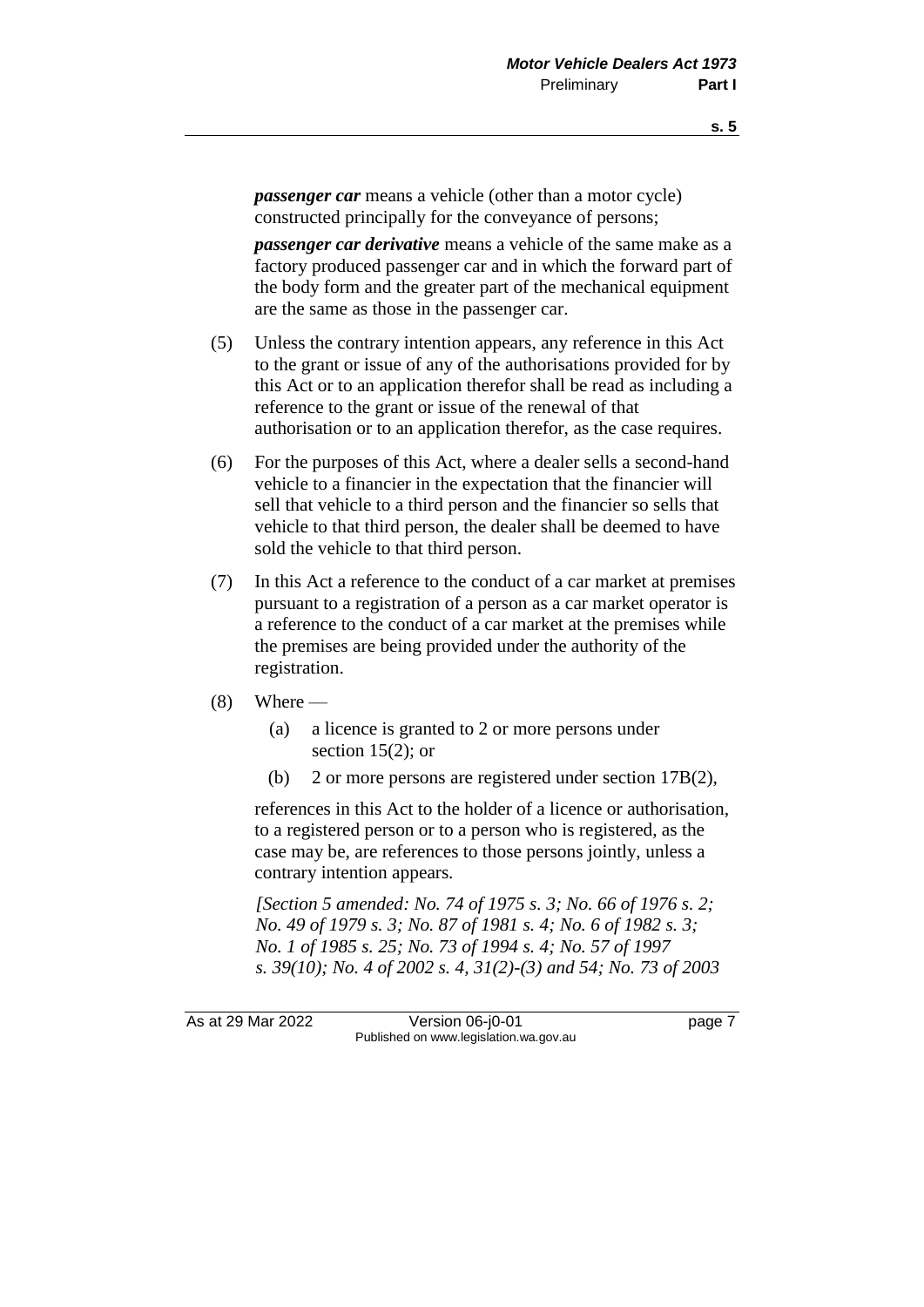***passenger car*** means a vehicle (other than a motor cycle) constructed principally for the conveyance of persons;

***passenger car derivative*** means a vehicle of the same make as a factory produced passenger car and in which the forward part of the body form and the greater part of the mechanical equipment are the same as those in the passenger car.

(5) Unless the contrary intention appears, any reference in this Act to the grant or issue of any of the authorisations provided for by this Act or to an application therefor shall be read as including a reference to the grant or issue of the renewal of that authorisation or to an application therefor, as the case requires.

(6) For the purposes of this Act, where a dealer sells a second-hand vehicle to a financier in the expectation that the financier will sell that vehicle to a third person and the financier so sells that vehicle to that third person, the dealer shall be deemed to have sold the vehicle to that third person.

(7) In this Act a reference to the conduct of a car market at premises pursuant to a registration of a person as a car market operator is a reference to the conduct of a car market at the premises while the premises are being provided under the authority of the registration.

(8) Where —

(a) a licence is granted to 2 or more persons under section 15(2); or

(b) 2 or more persons are registered under section 17B(2),

references in this Act to the holder of a licence or authorisation, to a registered person or to a person who is registered, as the case may be, are references to those persons jointly, unless a contrary intention appears.

*[Section 5 amended: No. 74 of 1975 s. 3; No. 66 of 1976 s. 2; No. 49 of 1979 s. 3; No. 87 of 1981 s. 4; No. 6 of 1982 s. 3; No. 1 of 1985 s. 25; No. 73 of 1994 s. 4; No. 57 of 1997 s. 39(10); No. 4 of 2002 s. 4, 31(2)-(3) and 54; No. 73 of 2003*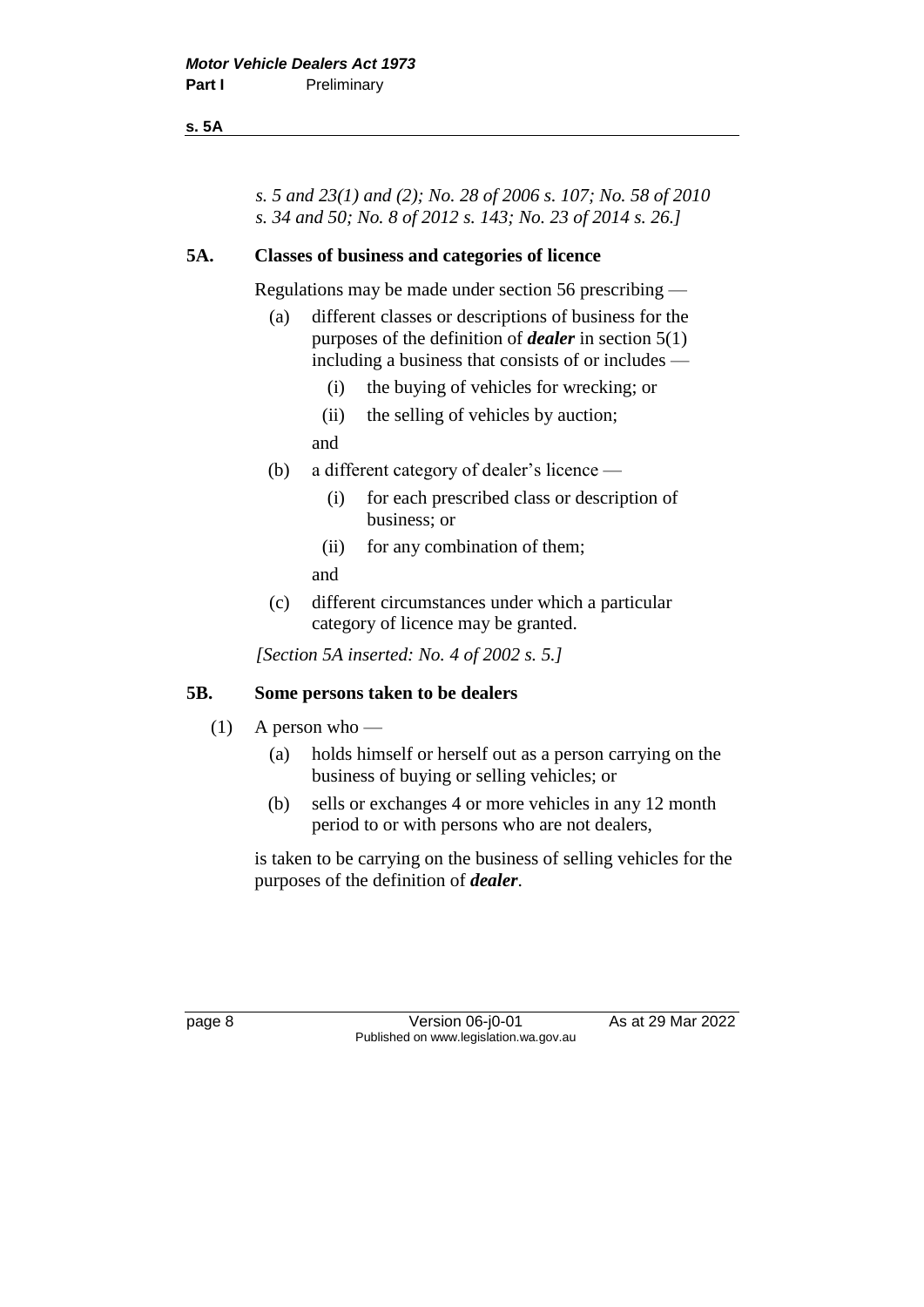*s. 5 and 23(1) and (2); No. 28 of 2006 s. 107; No. 58 of 2010 s. 34 and 50; No. 8 of 2012 s. 143; No. 23 of 2014 s. 26.]*

## 5A. Classes of business and categories of licence

Regulations may be made under section 56 prescribing —

(a) different classes or descriptions of business for the purposes of the definition of ***dealer*** in section 5(1) including a business that consists of or includes —

  (i) the buying of vehicles for wrecking; or

  (ii) the selling of vehicles by auction;

and

(b) a different category of dealer's licence —

  (i) for each prescribed class or description of business; or

  (ii) for any combination of them;

and

(c) different circumstances under which a particular category of licence may be granted.

*[Section 5A inserted: No. 4 of 2002 s. 5.]*

## 5B. Some persons taken to be dealers

(1) A person who —

  (a) holds himself or herself out as a person carrying on the business of buying or selling vehicles; or

  (b) sells or exchanges 4 or more vehicles in any 12 month period to or with persons who are not dealers,

is taken to be carrying on the business of selling vehicles for the purposes of the definition of ***dealer***.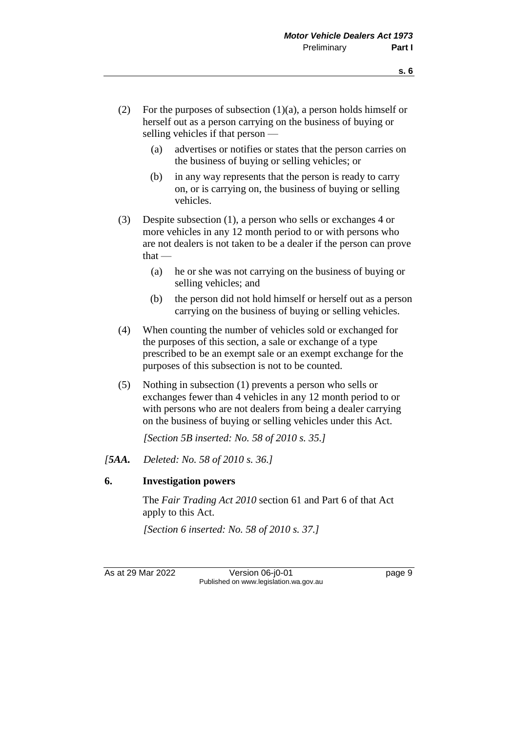(2) For the purposes of subsection (1)(a), a person holds himself or herself out as a person carrying on the business of buying or selling vehicles if that person —

(a) advertises or notifies or states that the person carries on the business of buying or selling vehicles; or

(b) in any way represents that the person is ready to carry on, or is carrying on, the business of buying or selling vehicles.

(3) Despite subsection (1), a person who sells or exchanges 4 or more vehicles in any 12 month period to or with persons who are not dealers is not taken to be a dealer if the person can prove that —

(a) he or she was not carrying on the business of buying or selling vehicles; and

(b) the person did not hold himself or herself out as a person carrying on the business of buying or selling vehicles.

(4) When counting the number of vehicles sold or exchanged for the purposes of this section, a sale or exchange of a type prescribed to be an exempt sale or an exempt exchange for the purposes of this subsection is not to be counted.

(5) Nothing in subsection (1) prevents a person who sells or exchanges fewer than 4 vehicles in any 12 month period to or with persons who are not dealers from being a dealer carrying on the business of buying or selling vehicles under this Act.

*[Section 5B inserted: No. 58 of 2010 s. 35.]*

*[**5AA.** Deleted: No. 58 of 2010 s. 36.]*

**6. Investigation powers**

The *Fair Trading Act 2010* section 61 and Part 6 of that Act apply to this Act.

*[Section 6 inserted: No. 58 of 2010 s. 37.]*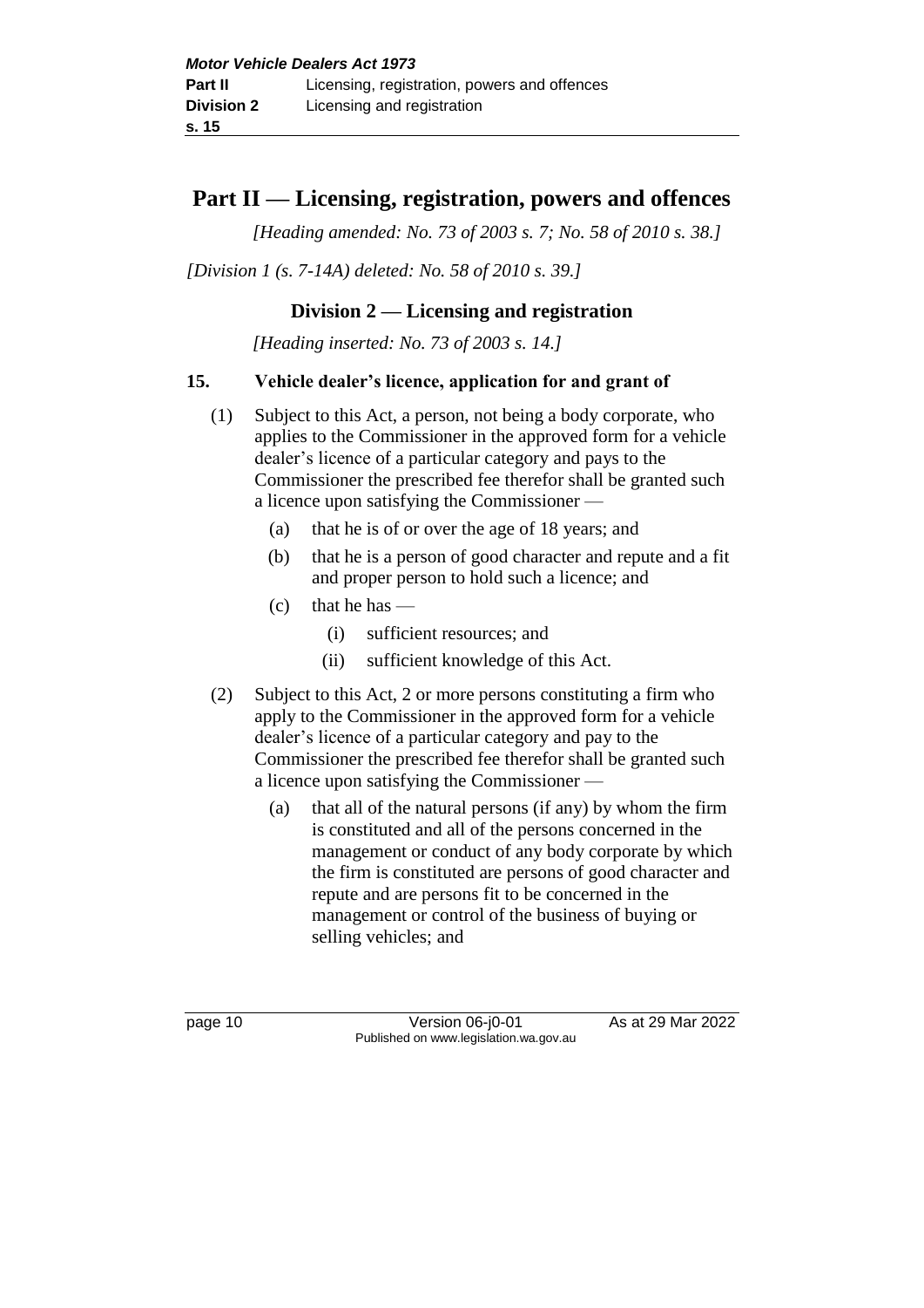# Part II — Licensing, registration, powers and offences

*[Heading amended: No. 73 of 2003 s. 7; No. 58 of 2010 s. 38.]*

*[Division 1 (s. 7-14A) deleted: No. 58 of 2010 s. 39.]*

## Division 2 — Licensing and registration

*[Heading inserted: No. 73 of 2003 s. 14.]*

### 15. Vehicle dealer's licence, application for and grant of

(1) Subject to this Act, a person, not being a body corporate, who applies to the Commissioner in the approved form for a vehicle dealer's licence of a particular category and pays to the Commissioner the prescribed fee therefor shall be granted such a licence upon satisfying the Commissioner —

- (a) that he is of or over the age of 18 years; and
- (b) that he is a person of good character and repute and a fit and proper person to hold such a licence; and
- (c) that he has —
  - (i) sufficient resources; and
  - (ii) sufficient knowledge of this Act.

(2) Subject to this Act, 2 or more persons constituting a firm who apply to the Commissioner in the approved form for a vehicle dealer's licence of a particular category and pay to the Commissioner the prescribed fee therefor shall be granted such a licence upon satisfying the Commissioner —

- (a) that all of the natural persons (if any) by whom the firm is constituted and all of the persons concerned in the management or conduct of any body corporate by which the firm is constituted are persons of good character and repute and are persons fit to be concerned in the management or control of the business of buying or selling vehicles; and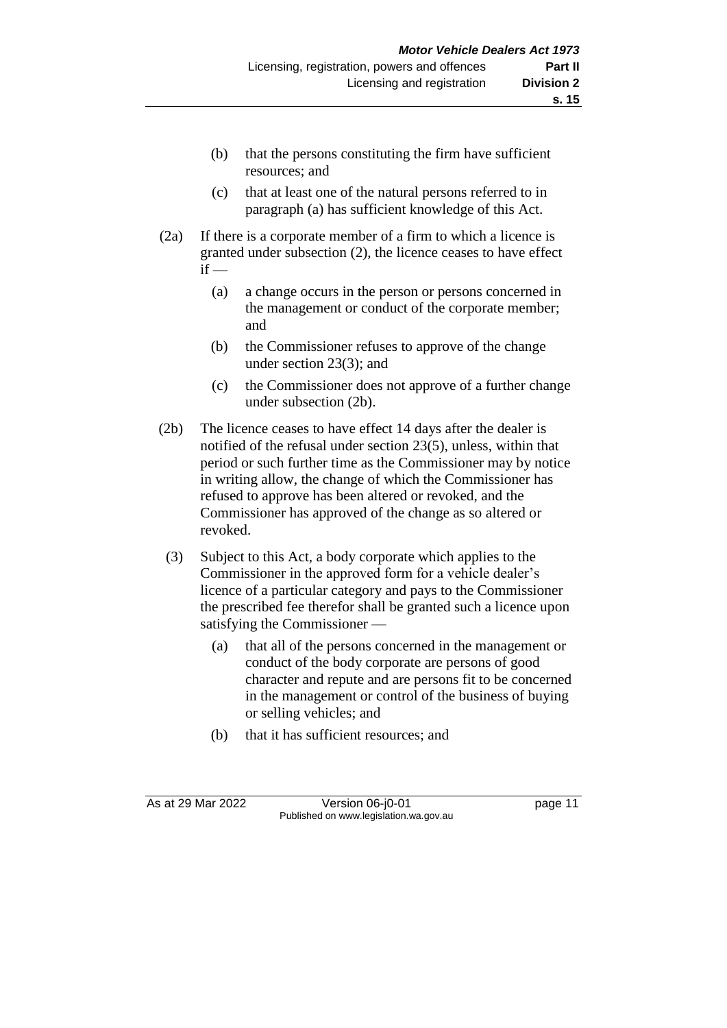(b) that the persons constituting the firm have sufficient resources; and

(c) that at least one of the natural persons referred to in paragraph (a) has sufficient knowledge of this Act.

(2a) If there is a corporate member of a firm to which a licence is granted under subsection (2), the licence ceases to have effect if —

(a) a change occurs in the person or persons concerned in the management or conduct of the corporate member; and

(b) the Commissioner refuses to approve of the change under section 23(3); and

(c) the Commissioner does not approve of a further change under subsection (2b).

(2b) The licence ceases to have effect 14 days after the dealer is notified of the refusal under section 23(5), unless, within that period or such further time as the Commissioner may by notice in writing allow, the change of which the Commissioner has refused to approve has been altered or revoked, and the Commissioner has approved of the change as so altered or revoked.

(3) Subject to this Act, a body corporate which applies to the Commissioner in the approved form for a vehicle dealer's licence of a particular category and pays to the Commissioner the prescribed fee therefor shall be granted such a licence upon satisfying the Commissioner —

(a) that all of the persons concerned in the management or conduct of the body corporate are persons of good character and repute and are persons fit to be concerned in the management or control of the business of buying or selling vehicles; and

(b) that it has sufficient resources; and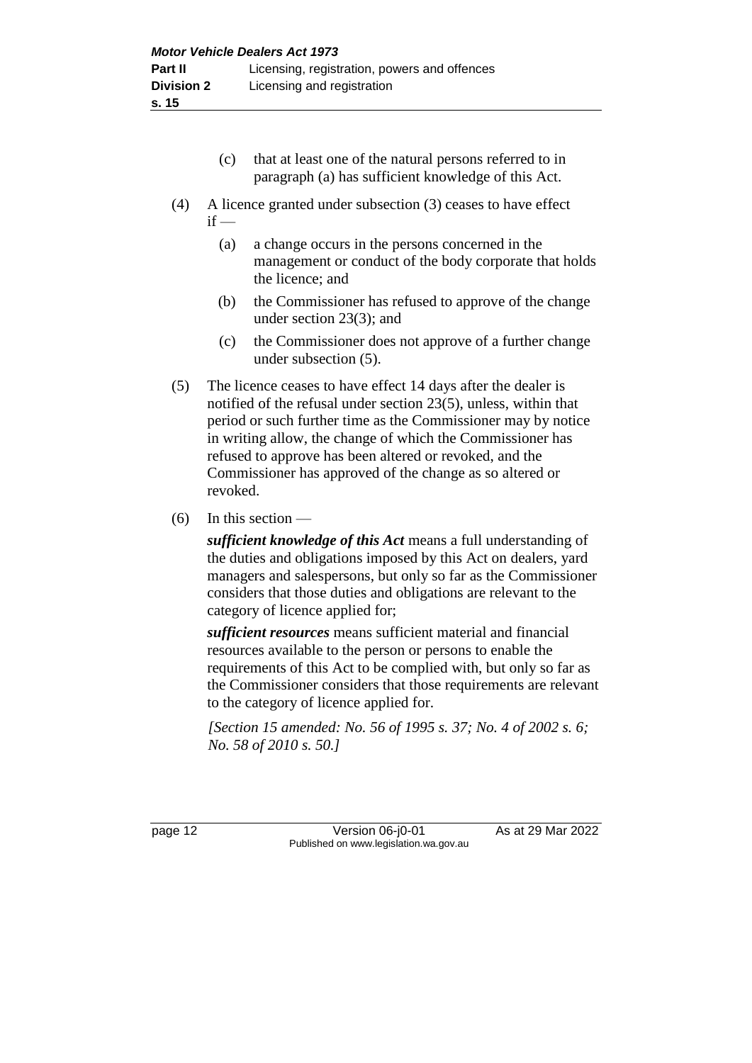(c) that at least one of the natural persons referred to in paragraph (a) has sufficient knowledge of this Act.

(4) A licence granted under subsection (3) ceases to have effect if —

(a) a change occurs in the persons concerned in the management or conduct of the body corporate that holds the licence; and

(b) the Commissioner has refused to approve of the change under section 23(3); and

(c) the Commissioner does not approve of a further change under subsection (5).

(5) The licence ceases to have effect 14 days after the dealer is notified of the refusal under section 23(5), unless, within that period or such further time as the Commissioner may by notice in writing allow, the change of which the Commissioner has refused to approve has been altered or revoked, and the Commissioner has approved of the change as so altered or revoked.

(6) In this section —

***sufficient knowledge of this Act*** means a full understanding of the duties and obligations imposed by this Act on dealers, yard managers and salespersons, but only so far as the Commissioner considers that those duties and obligations are relevant to the category of licence applied for;

***sufficient resources*** means sufficient material and financial resources available to the person or persons to enable the requirements of this Act to be complied with, but only so far as the Commissioner considers that those requirements are relevant to the category of licence applied for.

*[Section 15 amended: No. 56 of 1995 s. 37; No. 4 of 2002 s. 6; No. 58 of 2010 s. 50.]*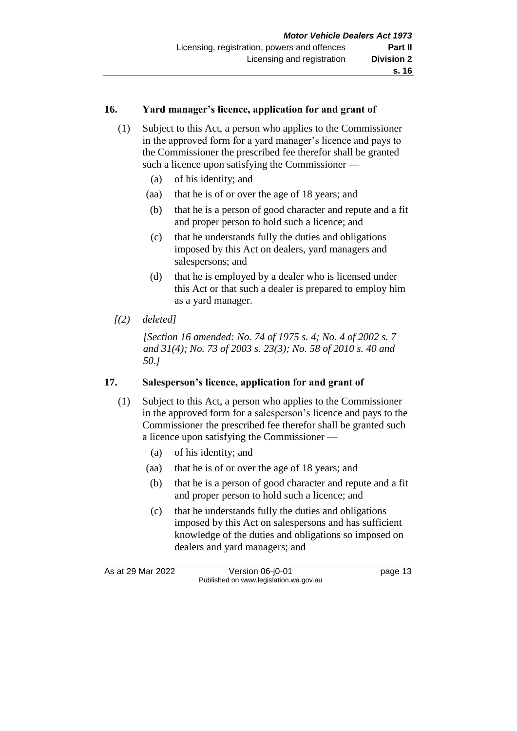### 16. Yard manager's licence, application for and grant of

(1) Subject to this Act, a person who applies to the Commissioner in the approved form for a yard manager's licence and pays to the Commissioner the prescribed fee therefor shall be granted such a licence upon satisfying the Commissioner —

- (a) of his identity; and
- (aa) that he is of or over the age of 18 years; and
- (b) that he is a person of good character and repute and a fit and proper person to hold such a licence; and
- (c) that he understands fully the duties and obligations imposed by this Act on dealers, yard managers and salespersons; and
- (d) that he is employed by a dealer who is licensed under this Act or that such a dealer is prepared to employ him as a yard manager.

*[(2) deleted]*

*[Section 16 amended: No. 74 of 1975 s. 4; No. 4 of 2002 s. 7 and 31(4); No. 73 of 2003 s. 23(3); No. 58 of 2010 s. 40 and 50.]*

### 17. Salesperson's licence, application for and grant of

(1) Subject to this Act, a person who applies to the Commissioner in the approved form for a salesperson's licence and pays to the Commissioner the prescribed fee therefor shall be granted such a licence upon satisfying the Commissioner —

- (a) of his identity; and
- (aa) that he is of or over the age of 18 years; and
- (b) that he is a person of good character and repute and a fit and proper person to hold such a licence; and
- (c) that he understands fully the duties and obligations imposed by this Act on salespersons and has sufficient knowledge of the duties and obligations so imposed on dealers and yard managers; and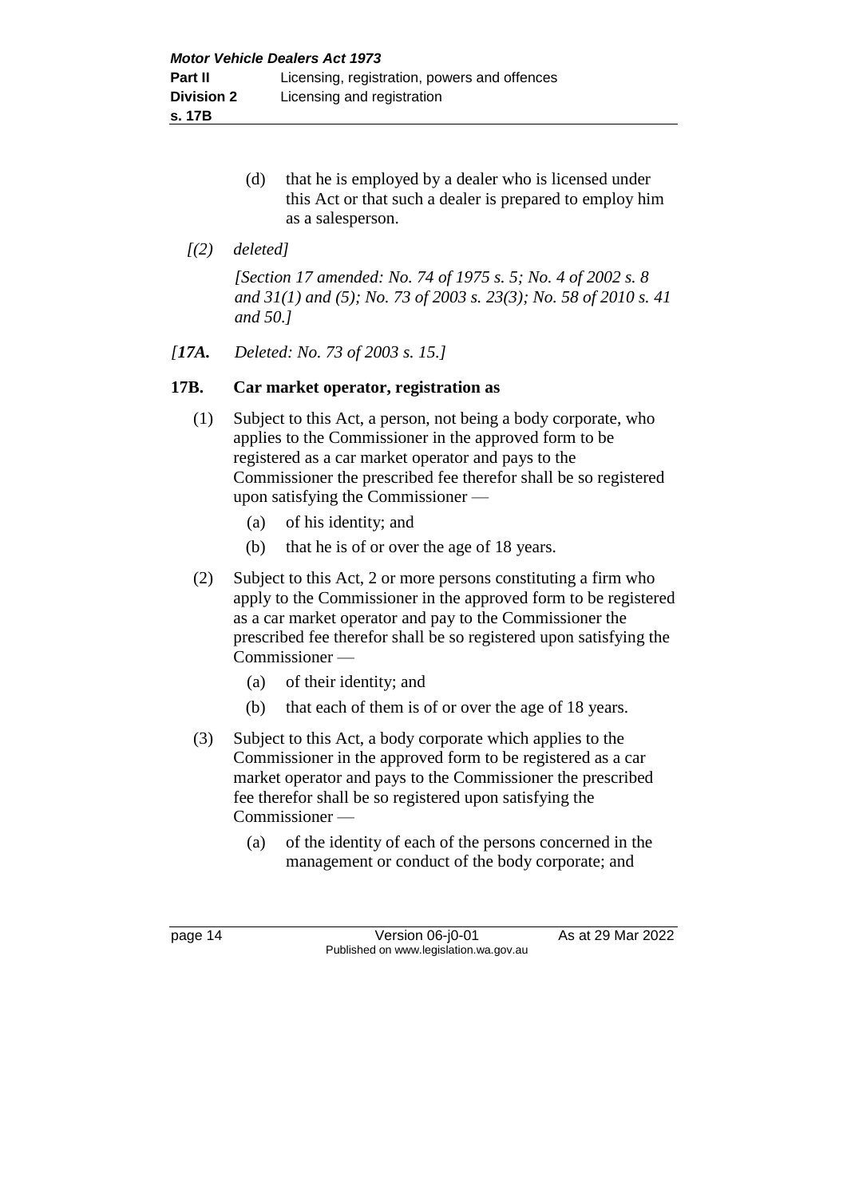(d) that he is employed by a dealer who is licensed under this Act or that such a dealer is prepared to employ him as a salesperson.

*[(2) deleted]*

*[Section 17 amended: No. 74 of 1975 s. 5; No. 4 of 2002 s. 8 and 31(1) and (5); No. 73 of 2003 s. 23(3); No. 58 of 2010 s. 41 and 50.]*

*[17A. Deleted: No. 73 of 2003 s. 15.]*

### 17B. Car market operator, registration as

(1) Subject to this Act, a person, not being a body corporate, who applies to the Commissioner in the approved form to be registered as a car market operator and pays to the Commissioner the prescribed fee therefor shall be so registered upon satisfying the Commissioner —

(a) of his identity; and

(b) that he is of or over the age of 18 years.

(2) Subject to this Act, 2 or more persons constituting a firm who apply to the Commissioner in the approved form to be registered as a car market operator and pay to the Commissioner the prescribed fee therefor shall be so registered upon satisfying the Commissioner —

(a) of their identity; and

(b) that each of them is of or over the age of 18 years.

(3) Subject to this Act, a body corporate which applies to the Commissioner in the approved form to be registered as a car market operator and pays to the Commissioner the prescribed fee therefor shall be so registered upon satisfying the Commissioner —

(a) of the identity of each of the persons concerned in the management or conduct of the body corporate; and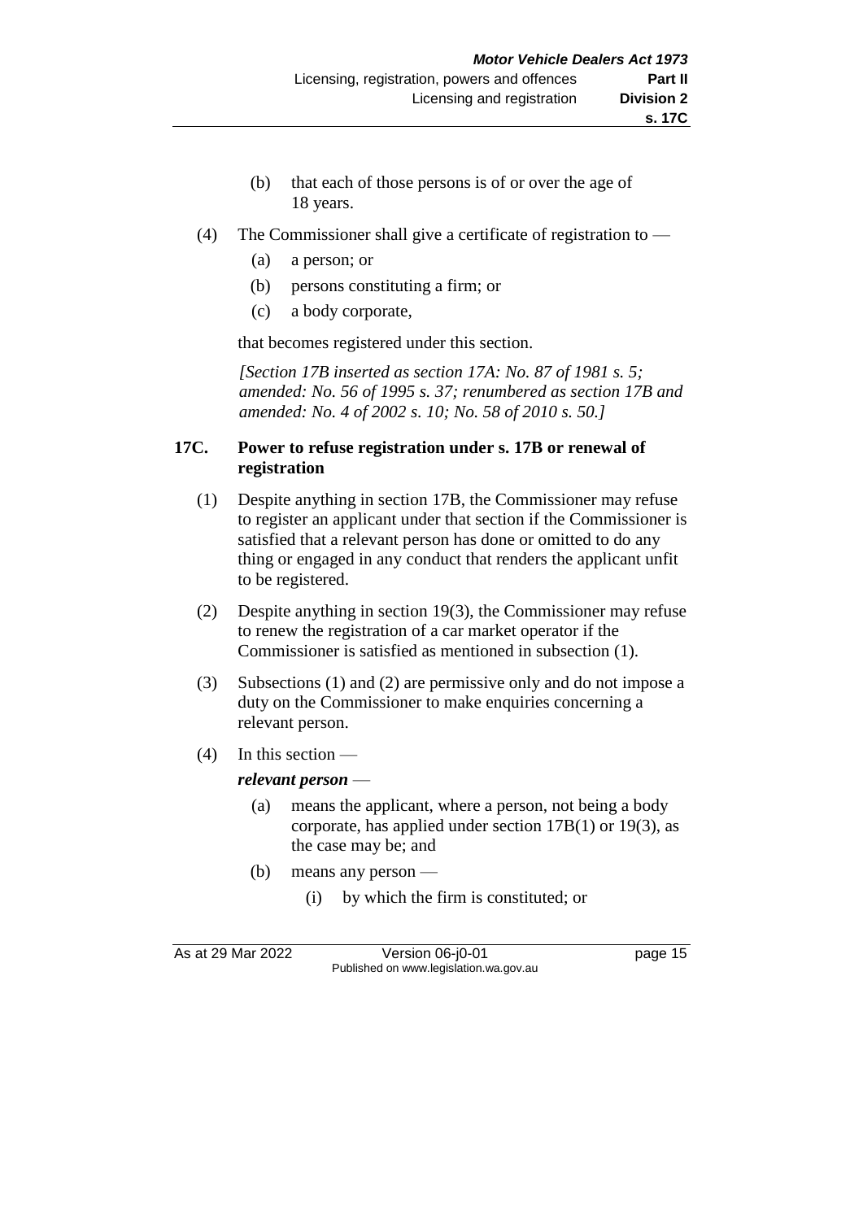(b) that each of those persons is of or over the age of 18 years.

(4) The Commissioner shall give a certificate of registration to —

(a) a person; or

(b) persons constituting a firm; or

(c) a body corporate,

that becomes registered under this section.

*[Section 17B inserted as section 17A: No. 87 of 1981 s. 5; amended: No. 56 of 1995 s. 37; renumbered as section 17B and amended: No. 4 of 2002 s. 10; No. 58 of 2010 s. 50.]*

### 17C. Power to refuse registration under s. 17B or renewal of registration

(1) Despite anything in section 17B, the Commissioner may refuse to register an applicant under that section if the Commissioner is satisfied that a relevant person has done or omitted to do any thing or engaged in any conduct that renders the applicant unfit to be registered.

(2) Despite anything in section 19(3), the Commissioner may refuse to renew the registration of a car market operator if the Commissioner is satisfied as mentioned in subsection (1).

(3) Subsections (1) and (2) are permissive only and do not impose a duty on the Commissioner to make enquiries concerning a relevant person.

(4) In this section —

***relevant person*** —

(a) means the applicant, where a person, not being a body corporate, has applied under section 17B(1) or 19(3), as the case may be; and

(b) means any person —

(i) by which the firm is constituted; or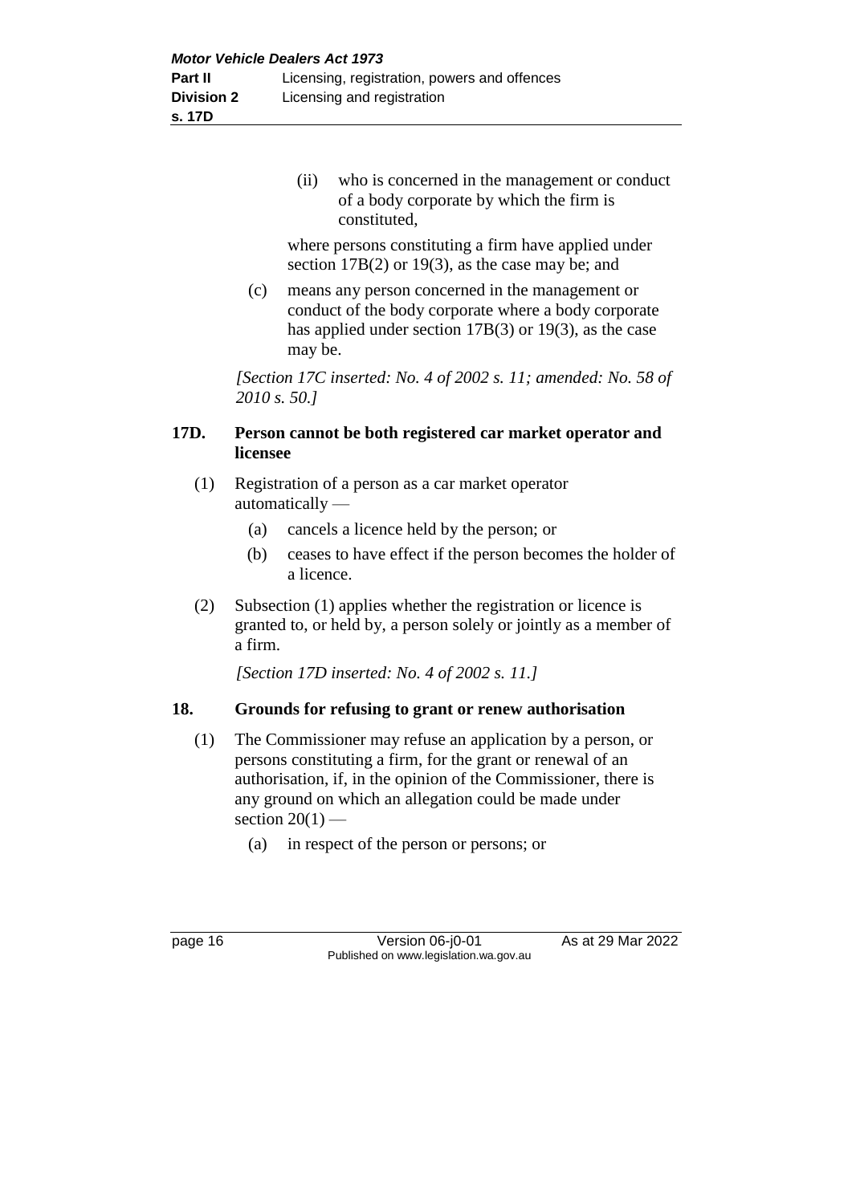(ii) who is concerned in the management or conduct of a body corporate by which the firm is constituted,

where persons constituting a firm have applied under section 17B(2) or 19(3), as the case may be; and

(c) means any person concerned in the management or conduct of the body corporate where a body corporate has applied under section 17B(3) or 19(3), as the case may be.

*[Section 17C inserted: No. 4 of 2002 s. 11; amended: No. 58 of 2010 s. 50.]*

## 17D. Person cannot be both registered car market operator and licensee

(1) Registration of a person as a car market operator automatically —

(a) cancels a licence held by the person; or

(b) ceases to have effect if the person becomes the holder of a licence.

(2) Subsection (1) applies whether the registration or licence is granted to, or held by, a person solely or jointly as a member of a firm.

*[Section 17D inserted: No. 4 of 2002 s. 11.]*

## 18. Grounds for refusing to grant or renew authorisation

(1) The Commissioner may refuse an application by a person, or persons constituting a firm, for the grant or renewal of an authorisation, if, in the opinion of the Commissioner, there is any ground on which an allegation could be made under section 20(1) —

(a) in respect of the person or persons; or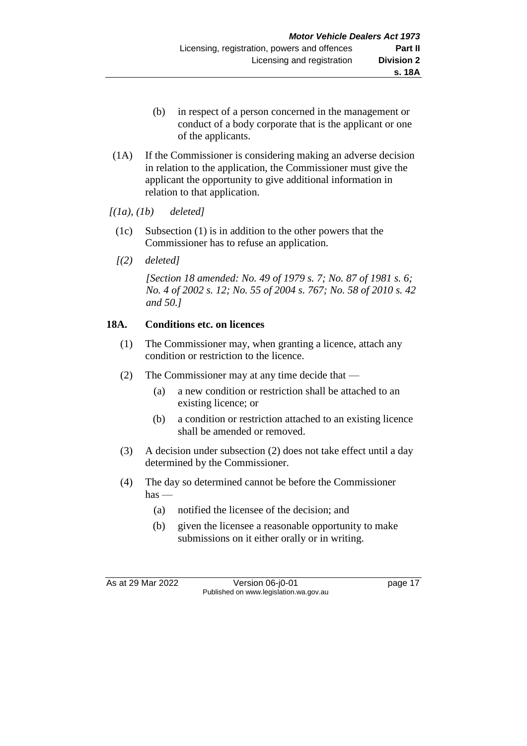(b) in respect of a person concerned in the management or conduct of a body corporate that is the applicant or one of the applicants.

(1A) If the Commissioner is considering making an adverse decision in relation to the application, the Commissioner must give the applicant the opportunity to give additional information in relation to that application.

*[(1a), (1b) deleted]*

(1c) Subsection (1) is in addition to the other powers that the Commissioner has to refuse an application.

*[(2) deleted]*

*[Section 18 amended: No. 49 of 1979 s. 7; No. 87 of 1981 s. 6; No. 4 of 2002 s. 12; No. 55 of 2004 s. 767; No. 58 of 2010 s. 42 and 50.]*

**18A. Conditions etc. on licences**

(1) The Commissioner may, when granting a licence, attach any condition or restriction to the licence.

(2) The Commissioner may at any time decide that —

(a) a new condition or restriction shall be attached to an existing licence; or

(b) a condition or restriction attached to an existing licence shall be amended or removed.

(3) A decision under subsection (2) does not take effect until a day determined by the Commissioner.

(4) The day so determined cannot be before the Commissioner has —

(a) notified the licensee of the decision; and

(b) given the licensee a reasonable opportunity to make submissions on it either orally or in writing.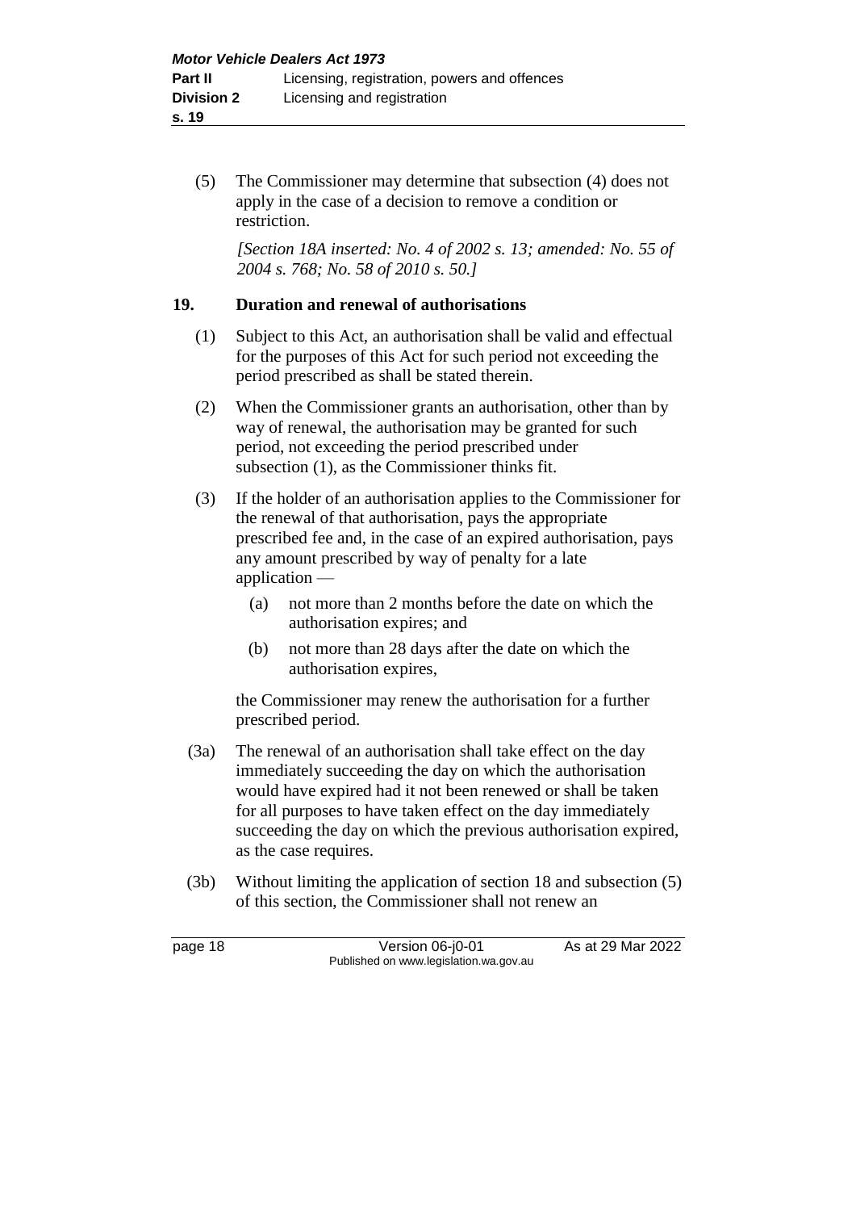(5) The Commissioner may determine that subsection (4) does not apply in the case of a decision to remove a condition or restriction.

*[Section 18A inserted: No. 4 of 2002 s. 13; amended: No. 55 of 2004 s. 768; No. 58 of 2010 s. 50.]*

### 19. Duration and renewal of authorisations

(1) Subject to this Act, an authorisation shall be valid and effectual for the purposes of this Act for such period not exceeding the period prescribed as shall be stated therein.

(2) When the Commissioner grants an authorisation, other than by way of renewal, the authorisation may be granted for such period, not exceeding the period prescribed under subsection (1), as the Commissioner thinks fit.

(3) If the holder of an authorisation applies to the Commissioner for the renewal of that authorisation, pays the appropriate prescribed fee and, in the case of an expired authorisation, pays any amount prescribed by way of penalty for a late application —

(a) not more than 2 months before the date on which the authorisation expires; and

(b) not more than 28 days after the date on which the authorisation expires,

the Commissioner may renew the authorisation for a further prescribed period.

(3a) The renewal of an authorisation shall take effect on the day immediately succeeding the day on which the authorisation would have expired had it not been renewed or shall be taken for all purposes to have taken effect on the day immediately succeeding the day on which the previous authorisation expired, as the case requires.

(3b) Without limiting the application of section 18 and subsection (5) of this section, the Commissioner shall not renew an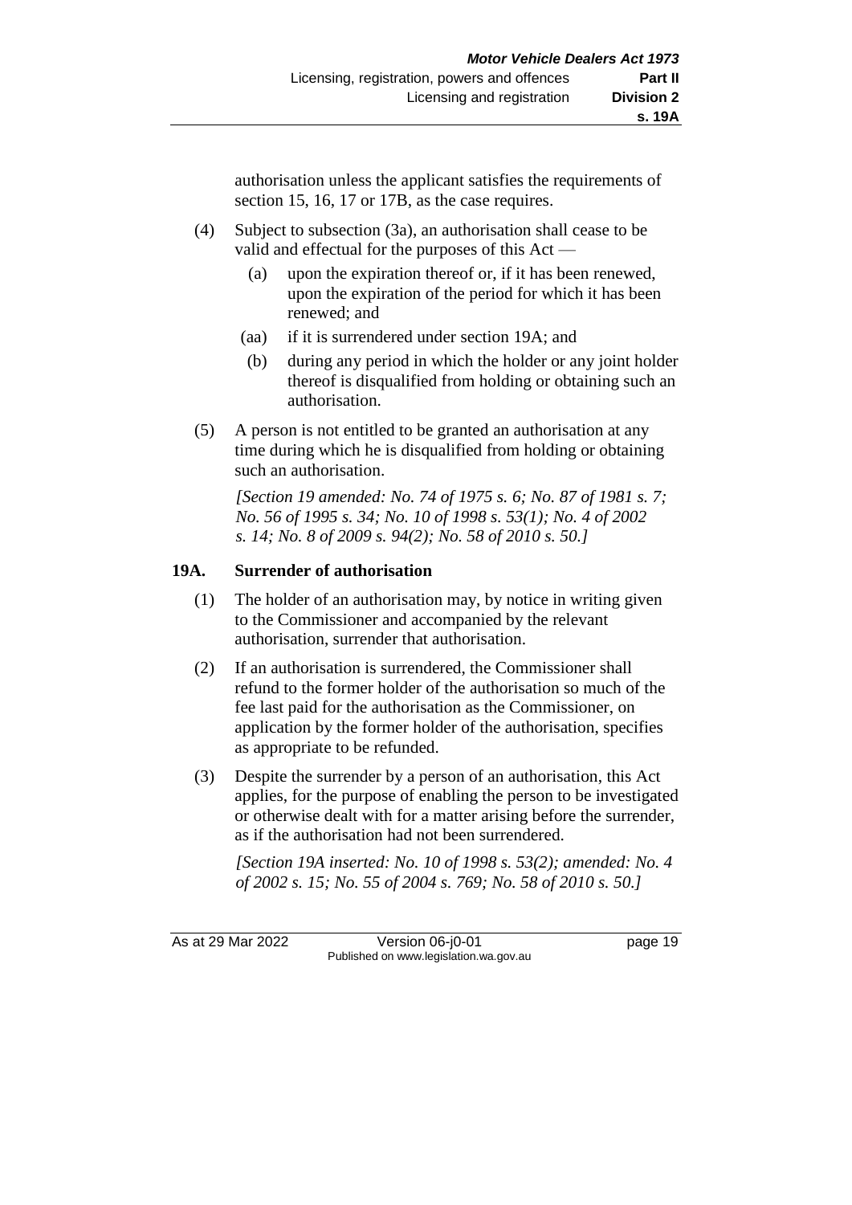authorisation unless the applicant satisfies the requirements of section 15, 16, 17 or 17B, as the case requires.

(4) Subject to subsection (3a), an authorisation shall cease to be valid and effectual for the purposes of this Act —

(a) upon the expiration thereof or, if it has been renewed, upon the expiration of the period for which it has been renewed; and

(aa) if it is surrendered under section 19A; and

(b) during any period in which the holder or any joint holder thereof is disqualified from holding or obtaining such an authorisation.

(5) A person is not entitled to be granted an authorisation at any time during which he is disqualified from holding or obtaining such an authorisation.

*[Section 19 amended: No. 74 of 1975 s. 6; No. 87 of 1981 s. 7; No. 56 of 1995 s. 34; No. 10 of 1998 s. 53(1); No. 4 of 2002 s. 14; No. 8 of 2009 s. 94(2); No. 58 of 2010 s. 50.]*

### 19A. Surrender of authorisation

(1) The holder of an authorisation may, by notice in writing given to the Commissioner and accompanied by the relevant authorisation, surrender that authorisation.

(2) If an authorisation is surrendered, the Commissioner shall refund to the former holder of the authorisation so much of the fee last paid for the authorisation as the Commissioner, on application by the former holder of the authorisation, specifies as appropriate to be refunded.

(3) Despite the surrender by a person of an authorisation, this Act applies, for the purpose of enabling the person to be investigated or otherwise dealt with for a matter arising before the surrender, as if the authorisation had not been surrendered.

*[Section 19A inserted: No. 10 of 1998 s. 53(2); amended: No. 4 of 2002 s. 15; No. 55 of 2004 s. 769; No. 58 of 2010 s. 50.]*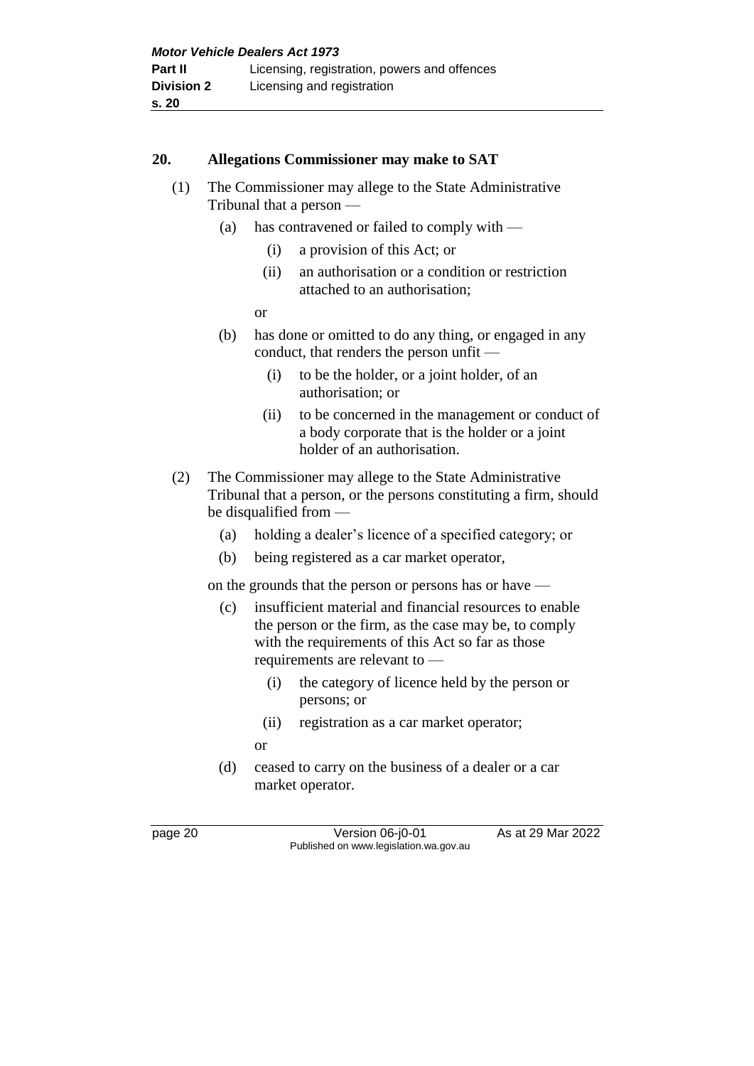## 20. Allegations Commissioner may make to SAT

(1) The Commissioner may allege to the State Administrative Tribunal that a person —

   (a) has contravened or failed to comply with —

      (i) a provision of this Act; or

      (ii) an authorisation or a condition or restriction attached to an authorisation;

   or

   (b) has done or omitted to do any thing, or engaged in any conduct, that renders the person unfit —

      (i) to be the holder, or a joint holder, of an authorisation; or

      (ii) to be concerned in the management or conduct of a body corporate that is the holder or a joint holder of an authorisation.

(2) The Commissioner may allege to the State Administrative Tribunal that a person, or the persons constituting a firm, should be disqualified from —

   (a) holding a dealer's licence of a specified category; or

   (b) being registered as a car market operator,

on the grounds that the person or persons has or have —

   (c) insufficient material and financial resources to enable the person or the firm, as the case may be, to comply with the requirements of this Act so far as those requirements are relevant to —

      (i) the category of licence held by the person or persons; or

      (ii) registration as a car market operator;

   or

   (d) ceased to carry on the business of a dealer or a car market operator.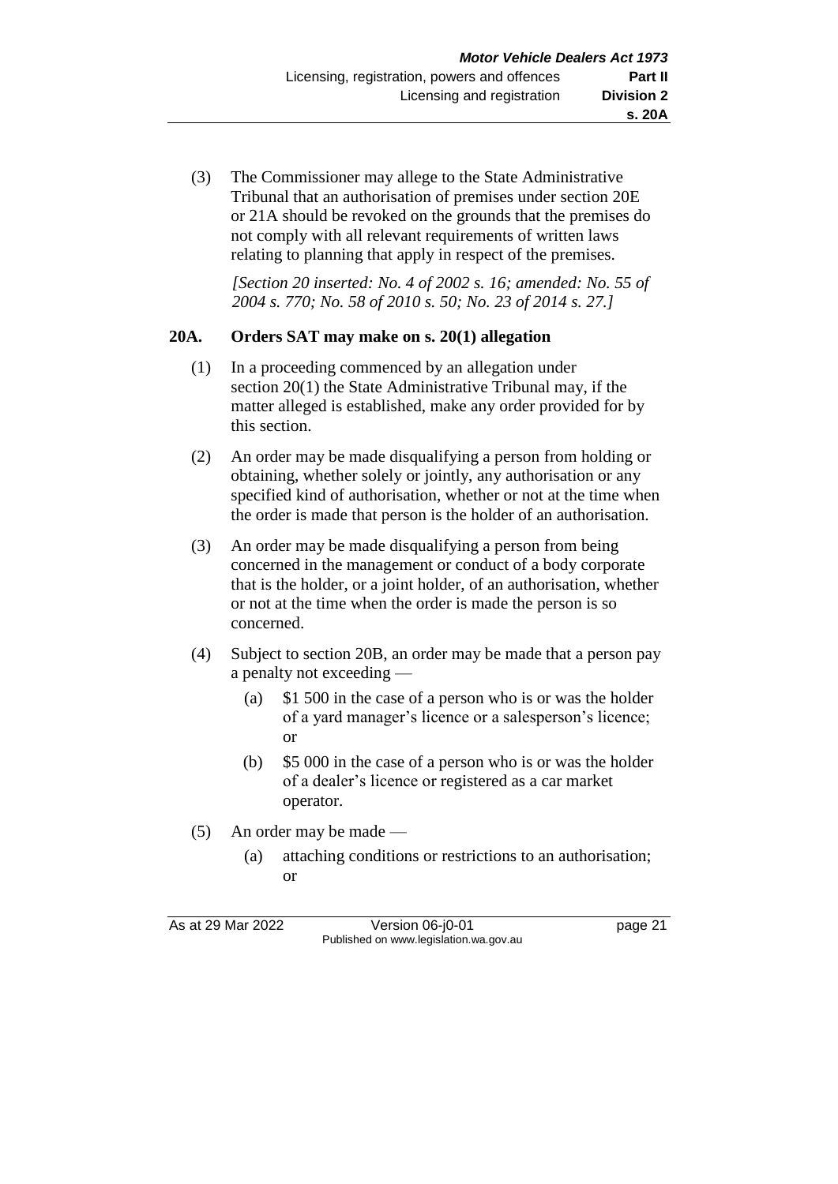(3) The Commissioner may allege to the State Administrative Tribunal that an authorisation of premises under section 20E or 21A should be revoked on the grounds that the premises do not comply with all relevant requirements of written laws relating to planning that apply in respect of the premises.

*[Section 20 inserted: No. 4 of 2002 s. 16; amended: No. 55 of 2004 s. 770; No. 58 of 2010 s. 50; No. 23 of 2014 s. 27.]*

**20A. Orders SAT may make on s. 20(1) allegation**

(1) In a proceeding commenced by an allegation under section 20(1) the State Administrative Tribunal may, if the matter alleged is established, make any order provided for by this section.

(2) An order may be made disqualifying a person from holding or obtaining, whether solely or jointly, any authorisation or any specified kind of authorisation, whether or not at the time when the order is made that person is the holder of an authorisation.

(3) An order may be made disqualifying a person from being concerned in the management or conduct of a body corporate that is the holder, or a joint holder, of an authorisation, whether or not at the time when the order is made the person is so concerned.

(4) Subject to section 20B, an order may be made that a person pay a penalty not exceeding —

(a) $1 500 in the case of a person who is or was the holder of a yard manager's licence or a salesperson's licence; or

(b) $5 000 in the case of a person who is or was the holder of a dealer's licence or registered as a car market operator.

(5) An order may be made —

(a) attaching conditions or restrictions to an authorisation; or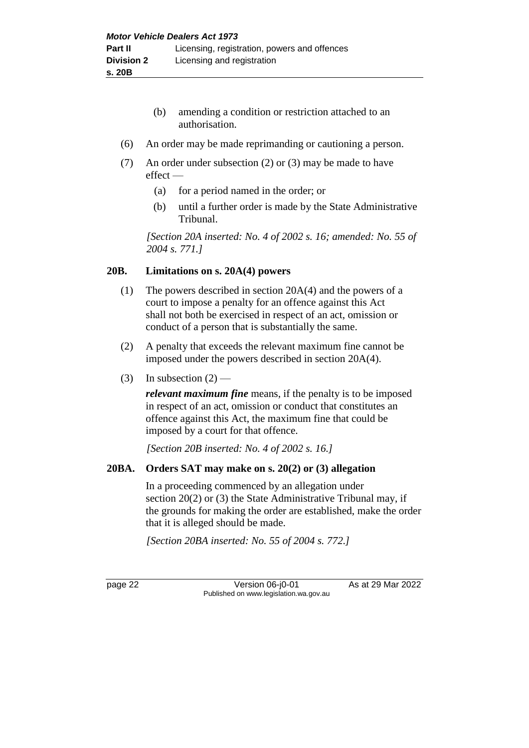(b) amending a condition or restriction attached to an authorisation.

(6) An order may be made reprimanding or cautioning a person.

(7) An order under subsection (2) or (3) may be made to have effect —

(a) for a period named in the order; or

(b) until a further order is made by the State Administrative Tribunal.

*[Section 20A inserted: No. 4 of 2002 s. 16; amended: No. 55 of 2004 s. 771.]*

### 20B. Limitations on s. 20A(4) powers

(1) The powers described in section 20A(4) and the powers of a court to impose a penalty for an offence against this Act shall not both be exercised in respect of an act, omission or conduct of a person that is substantially the same.

(2) A penalty that exceeds the relevant maximum fine cannot be imposed under the powers described in section 20A(4).

(3) In subsection (2) —

***relevant maximum fine*** means, if the penalty is to be imposed in respect of an act, omission or conduct that constitutes an offence against this Act, the maximum fine that could be imposed by a court for that offence.

*[Section 20B inserted: No. 4 of 2002 s. 16.]*

### 20BA. Orders SAT may make on s. 20(2) or (3) allegation

In a proceeding commenced by an allegation under section 20(2) or (3) the State Administrative Tribunal may, if the grounds for making the order are established, make the order that it is alleged should be made.

*[Section 20BA inserted: No. 55 of 2004 s. 772.]*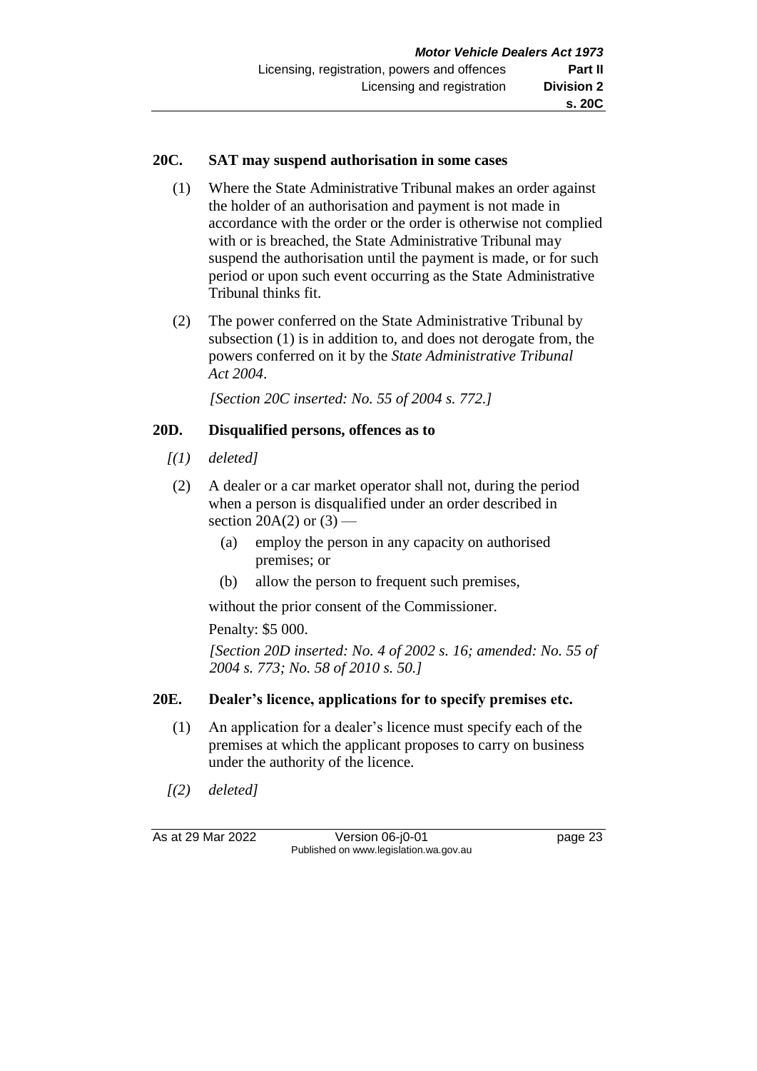## 20C. SAT may suspend authorisation in some cases

(1) Where the State Administrative Tribunal makes an order against the holder of an authorisation and payment is not made in accordance with the order or the order is otherwise not complied with or is breached, the State Administrative Tribunal may suspend the authorisation until the payment is made, or for such period or upon such event occurring as the State Administrative Tribunal thinks fit.

(2) The power conferred on the State Administrative Tribunal by subsection (1) is in addition to, and does not derogate from, the powers conferred on it by the *State Administrative Tribunal Act 2004*.

*[Section 20C inserted: No. 55 of 2004 s. 772.]*

## 20D. Disqualified persons, offences as to

*[(1) deleted]*

(2) A dealer or a car market operator shall not, during the period when a person is disqualified under an order described in section 20A(2) or (3) —

(a) employ the person in any capacity on authorised premises; or

(b) allow the person to frequent such premises,

without the prior consent of the Commissioner.

Penalty: $5 000.

*[Section 20D inserted: No. 4 of 2002 s. 16; amended: No. 55 of 2004 s. 773; No. 58 of 2010 s. 50.]*

## 20E. Dealer's licence, applications for to specify premises etc.

(1) An application for a dealer's licence must specify each of the premises at which the applicant proposes to carry on business under the authority of the licence.

*[(2) deleted]*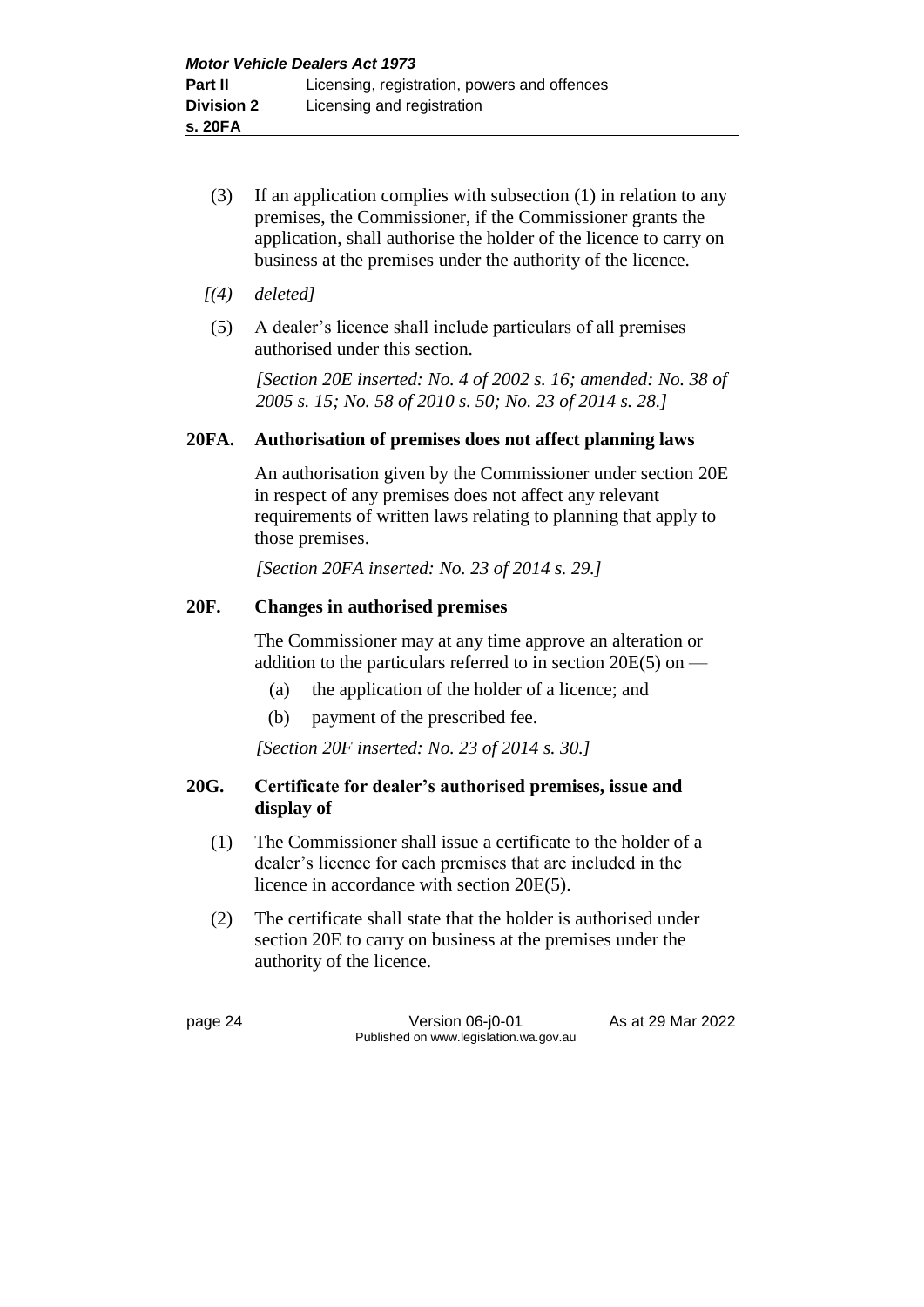(3) If an application complies with subsection (1) in relation to any premises, the Commissioner, if the Commissioner grants the application, shall authorise the holder of the licence to carry on business at the premises under the authority of the licence.

*[(4) deleted]*

(5) A dealer's licence shall include particulars of all premises authorised under this section.

*[Section 20E inserted: No. 4 of 2002 s. 16; amended: No. 38 of 2005 s. 15; No. 58 of 2010 s. 50; No. 23 of 2014 s. 28.]*

### 20FA. Authorisation of premises does not affect planning laws

An authorisation given by the Commissioner under section 20E in respect of any premises does not affect any relevant requirements of written laws relating to planning that apply to those premises.

*[Section 20FA inserted: No. 23 of 2014 s. 29.]*

### 20F. Changes in authorised premises

The Commissioner may at any time approve an alteration or addition to the particulars referred to in section 20E(5) on —

(a) the application of the holder of a licence; and

(b) payment of the prescribed fee.

*[Section 20F inserted: No. 23 of 2014 s. 30.]*

### 20G. Certificate for dealer's authorised premises, issue and display of

(1) The Commissioner shall issue a certificate to the holder of a dealer's licence for each premises that are included in the licence in accordance with section 20E(5).

(2) The certificate shall state that the holder is authorised under section 20E to carry on business at the premises under the authority of the licence.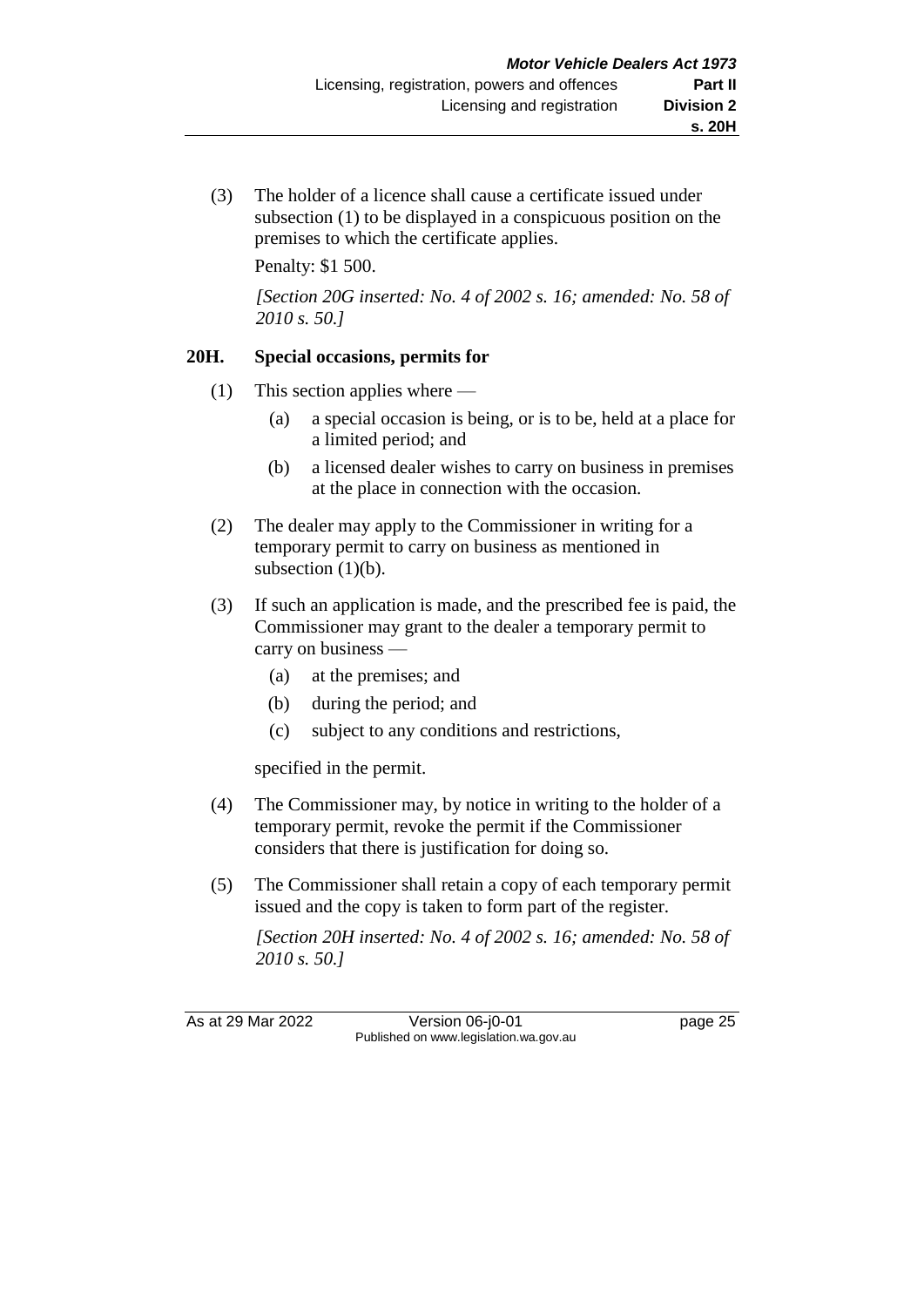(3) The holder of a licence shall cause a certificate issued under subsection (1) to be displayed in a conspicuous position on the premises to which the certificate applies.

Penalty: $1 500.

*[Section 20G inserted: No. 4 of 2002 s. 16; amended: No. 58 of 2010 s. 50.]*

## 20H. Special occasions, permits for

(1) This section applies where —

(a) a special occasion is being, or is to be, held at a place for a limited period; and

(b) a licensed dealer wishes to carry on business in premises at the place in connection with the occasion.

(2) The dealer may apply to the Commissioner in writing for a temporary permit to carry on business as mentioned in subsection (1)(b).

(3) If such an application is made, and the prescribed fee is paid, the Commissioner may grant to the dealer a temporary permit to carry on business —

(a) at the premises; and

(b) during the period; and

(c) subject to any conditions and restrictions,

specified in the permit.

(4) The Commissioner may, by notice in writing to the holder of a temporary permit, revoke the permit if the Commissioner considers that there is justification for doing so.

(5) The Commissioner shall retain a copy of each temporary permit issued and the copy is taken to form part of the register.

*[Section 20H inserted: No. 4 of 2002 s. 16; amended: No. 58 of 2010 s. 50.]*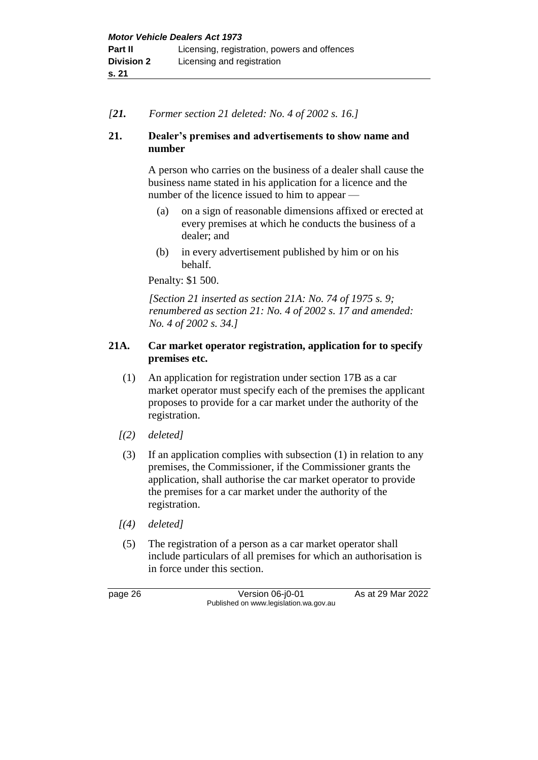*[21. Former section 21 deleted: No. 4 of 2002 s. 16.]*

**21. Dealer's premises and advertisements to show name and number**

A person who carries on the business of a dealer shall cause the business name stated in his application for a licence and the number of the licence issued to him to appear —

(a) on a sign of reasonable dimensions affixed or erected at every premises at which he conducts the business of a dealer; and

(b) in every advertisement published by him or on his behalf.

Penalty: $1 500.

*[Section 21 inserted as section 21A: No. 74 of 1975 s. 9; renumbered as section 21: No. 4 of 2002 s. 17 and amended: No. 4 of 2002 s. 34.]*

**21A. Car market operator registration, application for to specify premises etc.**

(1) An application for registration under section 17B as a car market operator must specify each of the premises the applicant proposes to provide for a car market under the authority of the registration.

*[(2) deleted]*

(3) If an application complies with subsection (1) in relation to any premises, the Commissioner, if the Commissioner grants the application, shall authorise the car market operator to provide the premises for a car market under the authority of the registration.

*[(4) deleted]*

(5) The registration of a person as a car market operator shall include particulars of all premises for which an authorisation is in force under this section.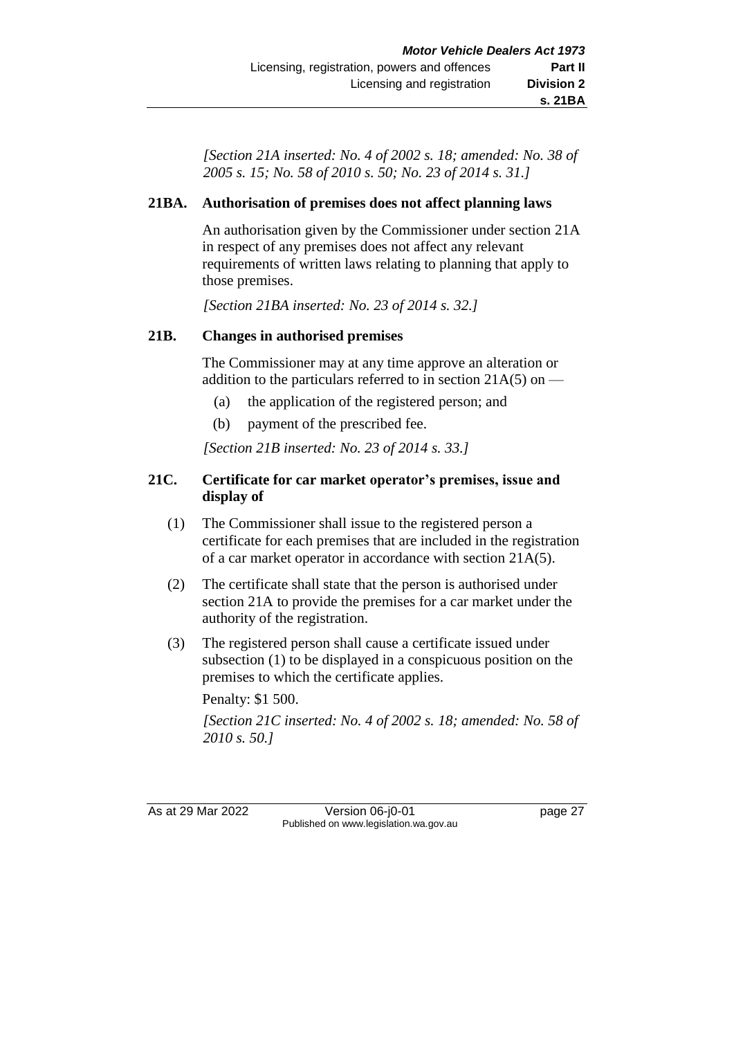*[Section 21A inserted: No. 4 of 2002 s. 18; amended: No. 38 of 2005 s. 15; No. 58 of 2010 s. 50; No. 23 of 2014 s. 31.]*

### 21BA. Authorisation of premises does not affect planning laws

An authorisation given by the Commissioner under section 21A in respect of any premises does not affect any relevant requirements of written laws relating to planning that apply to those premises.

*[Section 21BA inserted: No. 23 of 2014 s. 32.]*

### 21B. Changes in authorised premises

The Commissioner may at any time approve an alteration or addition to the particulars referred to in section 21A(5) on —

(a) the application of the registered person; and

(b) payment of the prescribed fee.

*[Section 21B inserted: No. 23 of 2014 s. 33.]*

### 21C. Certificate for car market operator's premises, issue and display of

(1) The Commissioner shall issue to the registered person a certificate for each premises that are included in the registration of a car market operator in accordance with section 21A(5).

(2) The certificate shall state that the person is authorised under section 21A to provide the premises for a car market under the authority of the registration.

(3) The registered person shall cause a certificate issued under subsection (1) to be displayed in a conspicuous position on the premises to which the certificate applies.

Penalty: $1 500.

*[Section 21C inserted: No. 4 of 2002 s. 18; amended: No. 58 of 2010 s. 50.]*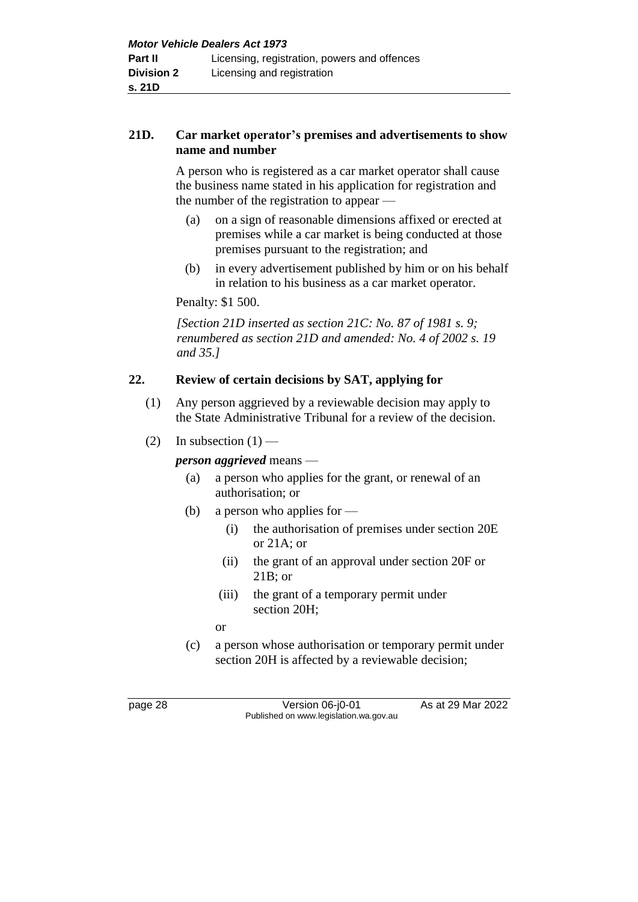## 21D. Car market operator's premises and advertisements to show name and number

A person who is registered as a car market operator shall cause the business name stated in his application for registration and the number of the registration to appear —

(a) on a sign of reasonable dimensions affixed or erected at premises while a car market is being conducted at those premises pursuant to the registration; and

(b) in every advertisement published by him or on his behalf in relation to his business as a car market operator.

Penalty: $1 500.

*[Section 21D inserted as section 21C: No. 87 of 1981 s. 9; renumbered as section 21D and amended: No. 4 of 2002 s. 19 and 35.]*

## 22. Review of certain decisions by SAT, applying for

(1) Any person aggrieved by a reviewable decision may apply to the State Administrative Tribunal for a review of the decision.

(2) In subsection (1) —

***person aggrieved*** means —

(a) a person who applies for the grant, or renewal of an authorisation; or

(b) a person who applies for —

(i) the authorisation of premises under section 20E or 21A; or

(ii) the grant of an approval under section 20F or 21B; or

(iii) the grant of a temporary permit under section 20H;

or

(c) a person whose authorisation or temporary permit under section 20H is affected by a reviewable decision;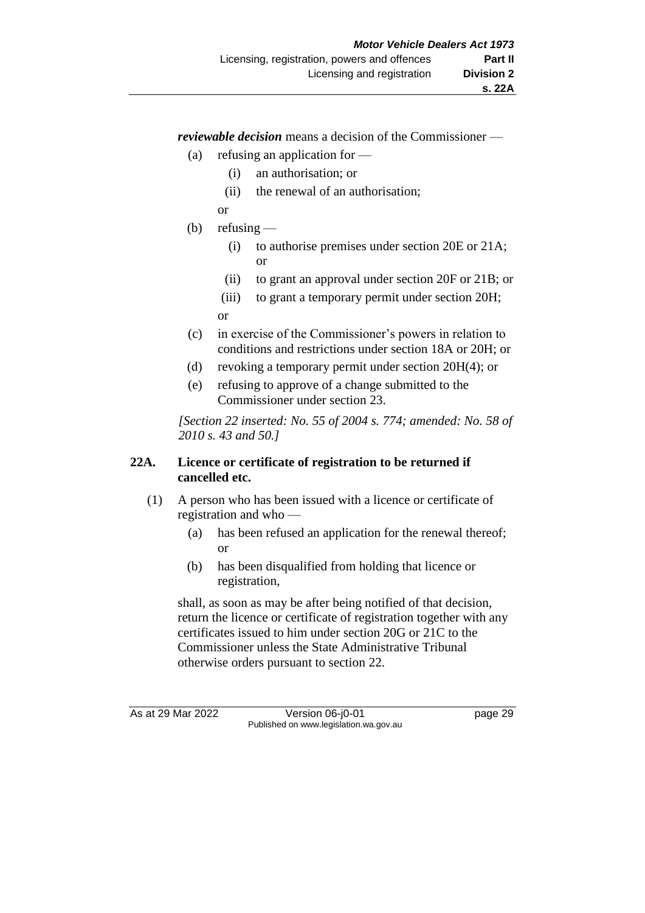***reviewable decision*** means a decision of the Commissioner —

- (a) refusing an application for —
  - (i) an authorisation; or
  - (ii) the renewal of an authorisation;

  or
- (b) refusing —
  - (i) to authorise premises under section 20E or 21A; or
  - (ii) to grant an approval under section 20F or 21B; or
  - (iii) to grant a temporary permit under section 20H;

  or
- (c) in exercise of the Commissioner's powers in relation to conditions and restrictions under section 18A or 20H; or
- (d) revoking a temporary permit under section 20H(4); or
- (e) refusing to approve of a change submitted to the Commissioner under section 23.

*[Section 22 inserted: No. 55 of 2004 s. 774; amended: No. 58 of 2010 s. 43 and 50.]*

**22A. Licence or certificate of registration to be returned if cancelled etc.**

(1) A person who has been issued with a licence or certificate of registration and who —

- (a) has been refused an application for the renewal thereof; or
- (b) has been disqualified from holding that licence or registration,

shall, as soon as may be after being notified of that decision, return the licence or certificate of registration together with any certificates issued to him under section 20G or 21C to the Commissioner unless the State Administrative Tribunal otherwise orders pursuant to section 22.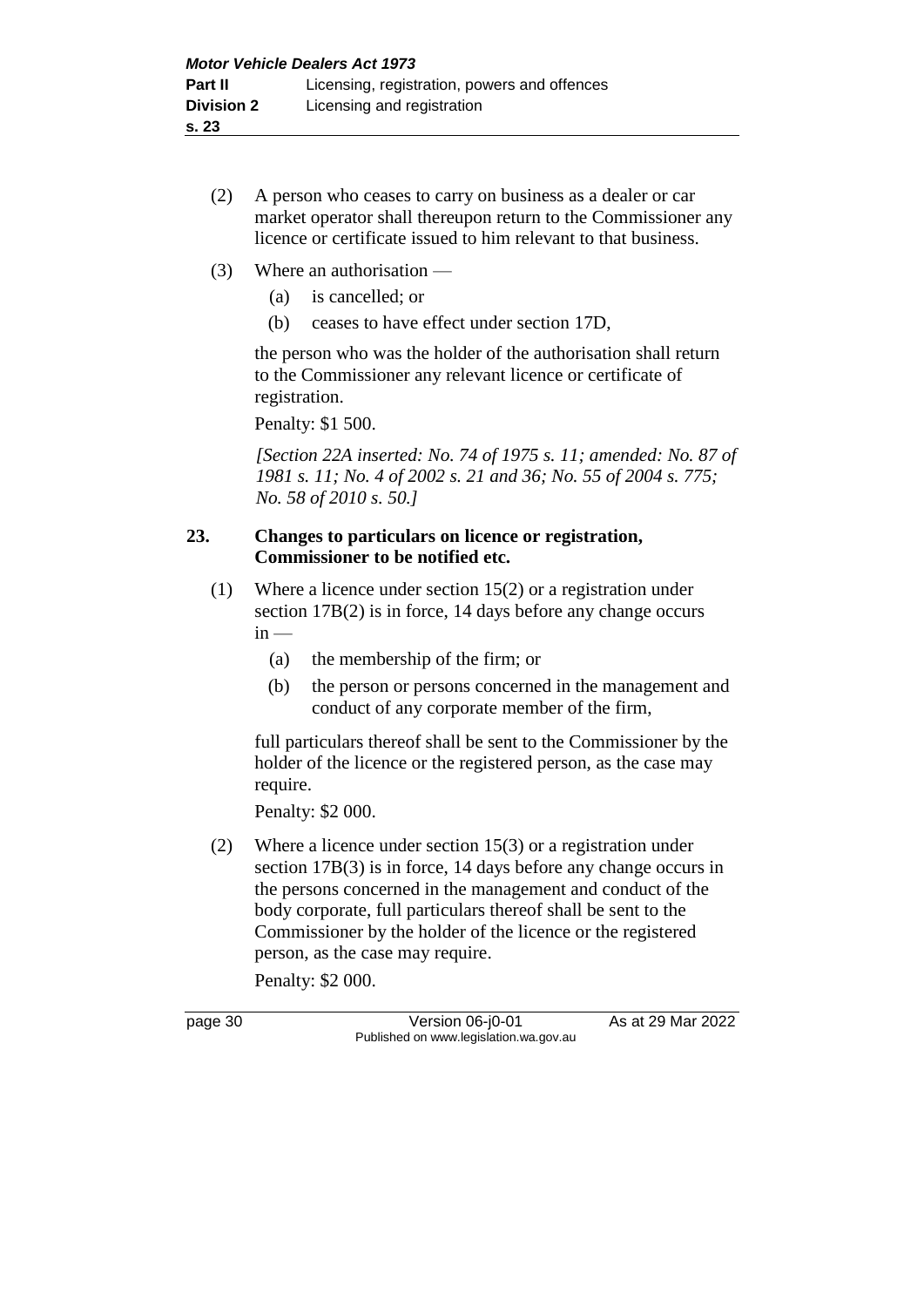(2) A person who ceases to carry on business as a dealer or car market operator shall thereupon return to the Commissioner any licence or certificate issued to him relevant to that business.

(3) Where an authorisation —

(a) is cancelled; or

(b) ceases to have effect under section 17D,

the person who was the holder of the authorisation shall return to the Commissioner any relevant licence or certificate of registration.

Penalty: $1 500.

*[Section 22A inserted: No. 74 of 1975 s. 11; amended: No. 87 of 1981 s. 11; No. 4 of 2002 s. 21 and 36; No. 55 of 2004 s. 775; No. 58 of 2010 s. 50.]*

### 23. Changes to particulars on licence or registration, Commissioner to be notified etc.

(1) Where a licence under section 15(2) or a registration under section 17B(2) is in force, 14 days before any change occurs in —

(a) the membership of the firm; or

(b) the person or persons concerned in the management and conduct of any corporate member of the firm,

full particulars thereof shall be sent to the Commissioner by the holder of the licence or the registered person, as the case may require.

Penalty: $2 000.

(2) Where a licence under section 15(3) or a registration under section 17B(3) is in force, 14 days before any change occurs in the persons concerned in the management and conduct of the body corporate, full particulars thereof shall be sent to the Commissioner by the holder of the licence or the registered person, as the case may require.

Penalty: $2 000.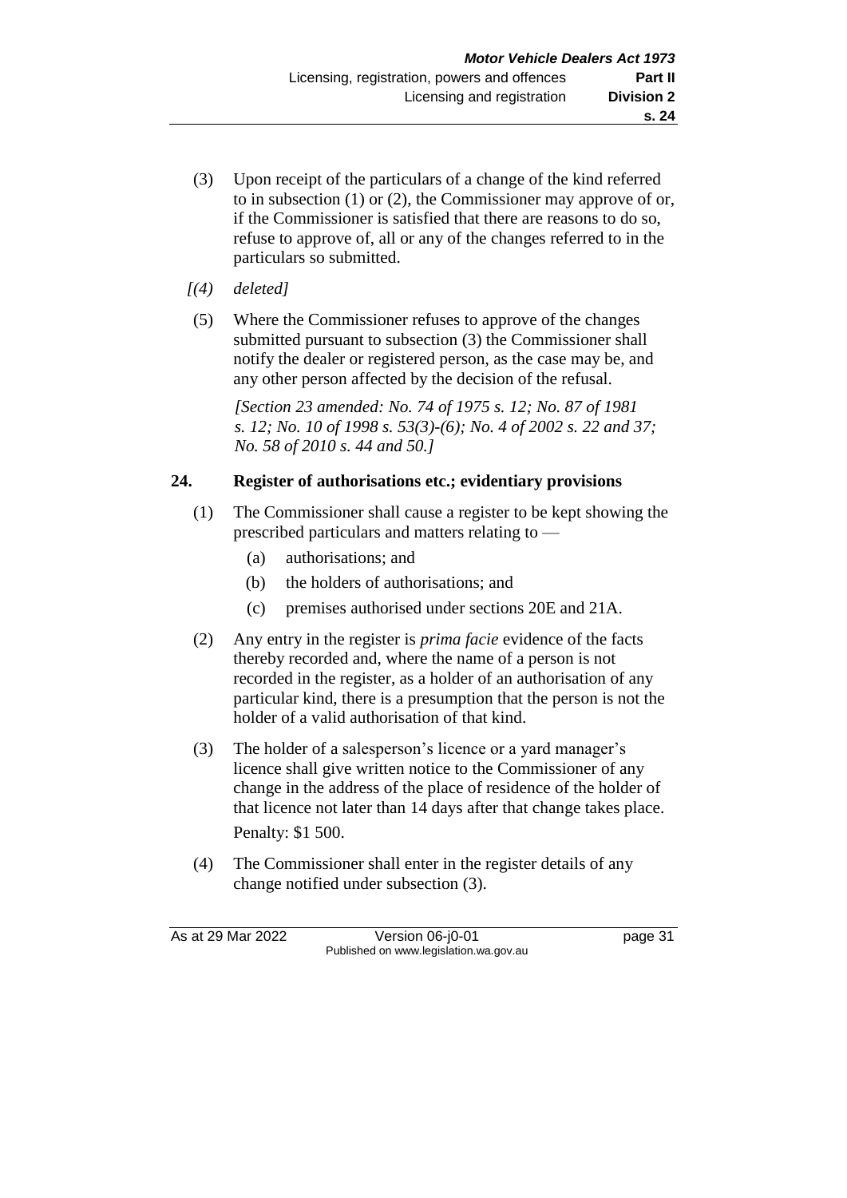(3) Upon receipt of the particulars of a change of the kind referred to in subsection (1) or (2), the Commissioner may approve of or, if the Commissioner is satisfied that there are reasons to do so, refuse to approve of, all or any of the changes referred to in the particulars so submitted.

*[(4) deleted]*

(5) Where the Commissioner refuses to approve of the changes submitted pursuant to subsection (3) the Commissioner shall notify the dealer or registered person, as the case may be, and any other person affected by the decision of the refusal.

*[Section 23 amended: No. 74 of 1975 s. 12; No. 87 of 1981 s. 12; No. 10 of 1998 s. 53(3)-(6); No. 4 of 2002 s. 22 and 37; No. 58 of 2010 s. 44 and 50.]*

## 24. Register of authorisations etc.; evidentiary provisions

(1) The Commissioner shall cause a register to be kept showing the prescribed particulars and matters relating to —

  (a) authorisations; and

  (b) the holders of authorisations; and

  (c) premises authorised under sections 20E and 21A.

(2) Any entry in the register is *prima facie* evidence of the facts thereby recorded and, where the name of a person is not recorded in the register, as a holder of an authorisation of any particular kind, there is a presumption that the person is not the holder of a valid authorisation of that kind.

(3) The holder of a salesperson's licence or a yard manager's licence shall give written notice to the Commissioner of any change in the address of the place of residence of the holder of that licence not later than 14 days after that change takes place.

Penalty: $1 500.

(4) The Commissioner shall enter in the register details of any change notified under subsection (3).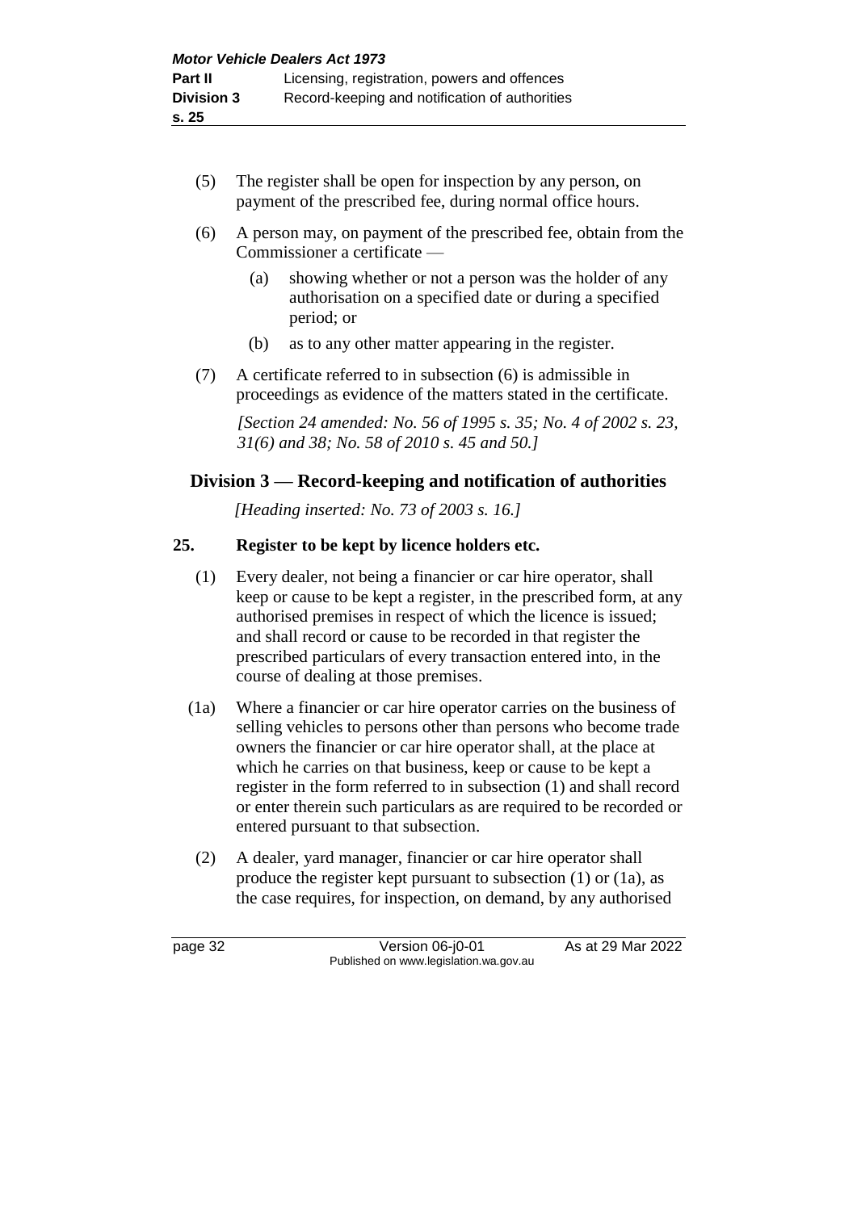(5) The register shall be open for inspection by any person, on payment of the prescribed fee, during normal office hours.

(6) A person may, on payment of the prescribed fee, obtain from the Commissioner a certificate —

(a) showing whether or not a person was the holder of any authorisation on a specified date or during a specified period; or

(b) as to any other matter appearing in the register.

(7) A certificate referred to in subsection (6) is admissible in proceedings as evidence of the matters stated in the certificate.

*[Section 24 amended: No. 56 of 1995 s. 35; No. 4 of 2002 s. 23, 31(6) and 38; No. 58 of 2010 s. 45 and 50.]*

## Division 3 — Record-keeping and notification of authorities

*[Heading inserted: No. 73 of 2003 s. 16.]*

### 25. Register to be kept by licence holders etc.

(1) Every dealer, not being a financier or car hire operator, shall keep or cause to be kept a register, in the prescribed form, at any authorised premises in respect of which the licence is issued; and shall record or cause to be recorded in that register the prescribed particulars of every transaction entered into, in the course of dealing at those premises.

(1a) Where a financier or car hire operator carries on the business of selling vehicles to persons other than persons who become trade owners the financier or car hire operator shall, at the place at which he carries on that business, keep or cause to be kept a register in the form referred to in subsection (1) and shall record or enter therein such particulars as are required to be recorded or entered pursuant to that subsection.

(2) A dealer, yard manager, financier or car hire operator shall produce the register kept pursuant to subsection (1) or (1a), as the case requires, for inspection, on demand, by any authorised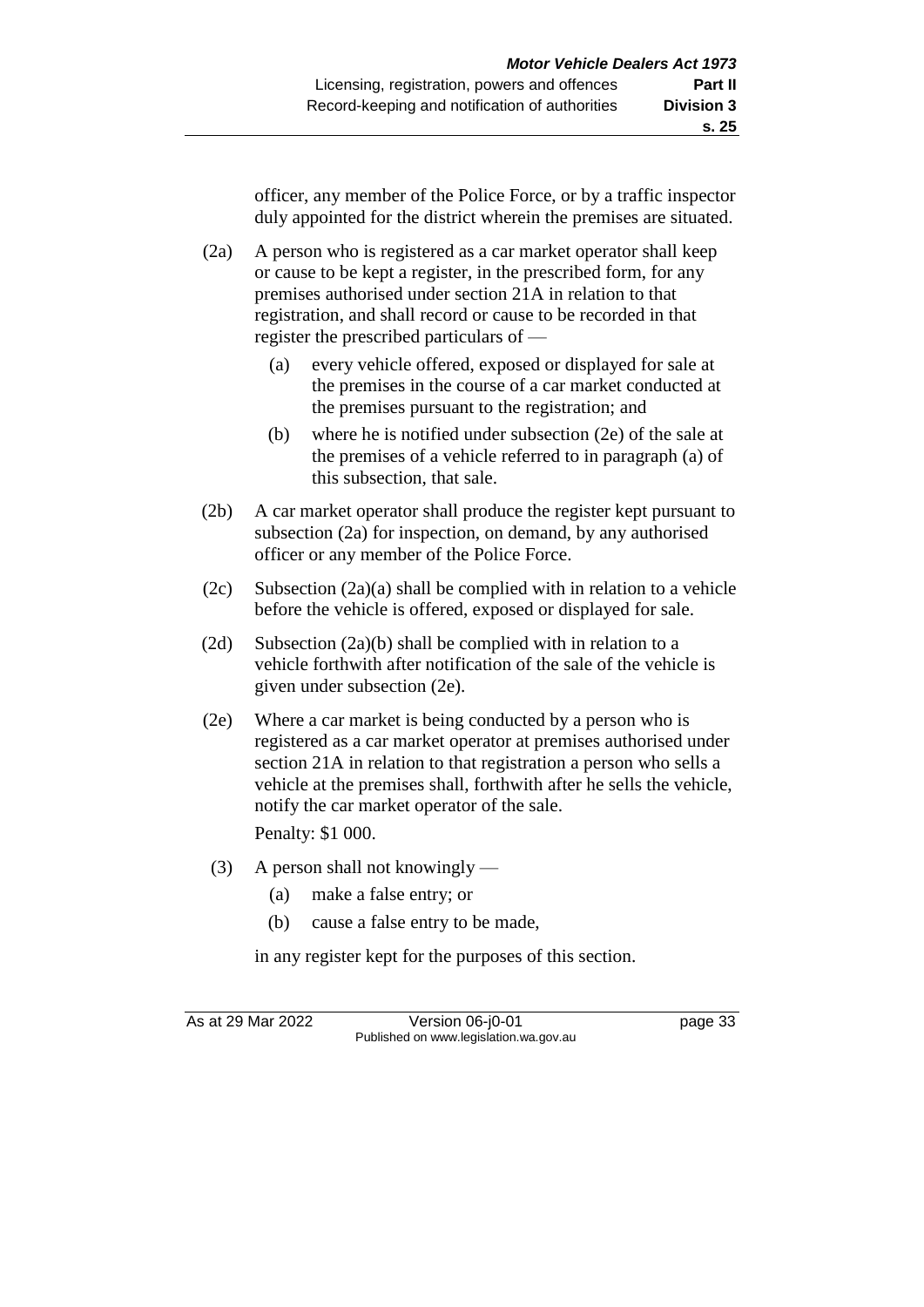officer, any member of the Police Force, or by a traffic inspector duly appointed for the district wherein the premises are situated.

(2a) A person who is registered as a car market operator shall keep or cause to be kept a register, in the prescribed form, for any premises authorised under section 21A in relation to that registration, and shall record or cause to be recorded in that register the prescribed particulars of —

(a) every vehicle offered, exposed or displayed for sale at the premises in the course of a car market conducted at the premises pursuant to the registration; and

(b) where he is notified under subsection (2e) of the sale at the premises of a vehicle referred to in paragraph (a) of this subsection, that sale.

(2b) A car market operator shall produce the register kept pursuant to subsection (2a) for inspection, on demand, by any authorised officer or any member of the Police Force.

(2c) Subsection (2a)(a) shall be complied with in relation to a vehicle before the vehicle is offered, exposed or displayed for sale.

(2d) Subsection (2a)(b) shall be complied with in relation to a vehicle forthwith after notification of the sale of the vehicle is given under subsection (2e).

(2e) Where a car market is being conducted by a person who is registered as a car market operator at premises authorised under section 21A in relation to that registration a person who sells a vehicle at the premises shall, forthwith after he sells the vehicle, notify the car market operator of the sale.

Penalty: $1 000.

(3) A person shall not knowingly —

(a) make a false entry; or

(b) cause a false entry to be made,

in any register kept for the purposes of this section.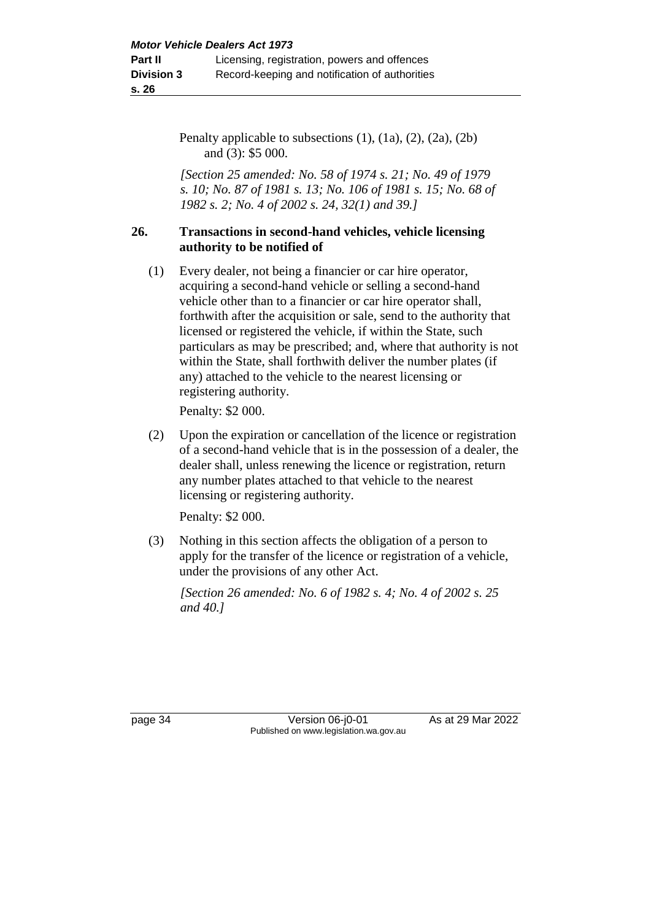Penalty applicable to subsections (1), (1a), (2), (2a), (2b) and (3): $5 000.

*[Section 25 amended: No. 58 of 1974 s. 21; No. 49 of 1979 s. 10; No. 87 of 1981 s. 13; No. 106 of 1981 s. 15; No. 68 of 1982 s. 2; No. 4 of 2002 s. 24, 32(1) and 39.]*

### 26. Transactions in second-hand vehicles, vehicle licensing authority to be notified of

(1) Every dealer, not being a financier or car hire operator, acquiring a second-hand vehicle or selling a second-hand vehicle other than to a financier or car hire operator shall, forthwith after the acquisition or sale, send to the authority that licensed or registered the vehicle, if within the State, such particulars as may be prescribed; and, where that authority is not within the State, shall forthwith deliver the number plates (if any) attached to the vehicle to the nearest licensing or registering authority.

Penalty: $2 000.

(2) Upon the expiration or cancellation of the licence or registration of a second-hand vehicle that is in the possession of a dealer, the dealer shall, unless renewing the licence or registration, return any number plates attached to that vehicle to the nearest licensing or registering authority.

Penalty: $2 000.

(3) Nothing in this section affects the obligation of a person to apply for the transfer of the licence or registration of a vehicle, under the provisions of any other Act.

*[Section 26 amended: No. 6 of 1982 s. 4; No. 4 of 2002 s. 25 and 40.]*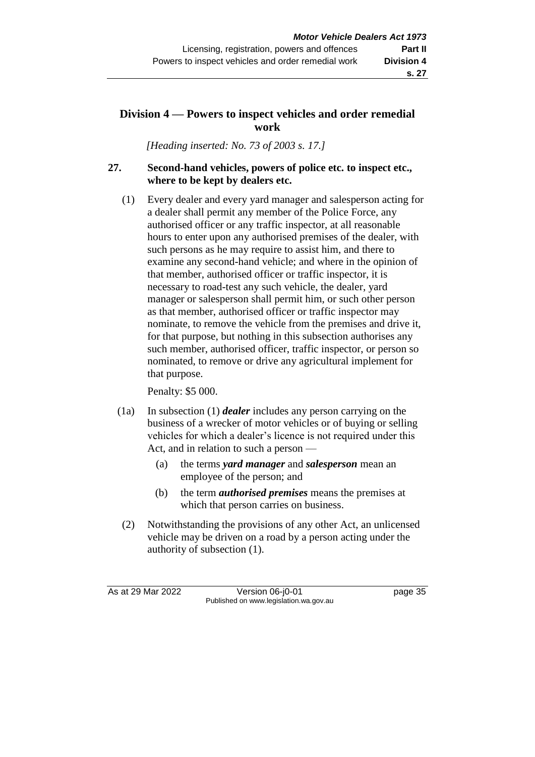## Division 4 — Powers to inspect vehicles and order remedial work

*[Heading inserted: No. 73 of 2003 s. 17.]*

### 27. Second-hand vehicles, powers of police etc. to inspect etc., where to be kept by dealers etc.

(1) Every dealer and every yard manager and salesperson acting for a dealer shall permit any member of the Police Force, any authorised officer or any traffic inspector, at all reasonable hours to enter upon any authorised premises of the dealer, with such persons as he may require to assist him, and there to examine any second-hand vehicle; and where in the opinion of that member, authorised officer or traffic inspector, it is necessary to road-test any such vehicle, the dealer, yard manager or salesperson shall permit him, or such other person as that member, authorised officer or traffic inspector may nominate, to remove the vehicle from the premises and drive it, for that purpose, but nothing in this subsection authorises any such member, authorised officer, traffic inspector, or person so nominated, to remove or drive any agricultural implement for that purpose.

Penalty: $5 000.

(1a) In subsection (1) ***dealer*** includes any person carrying on the business of a wrecker of motor vehicles or of buying or selling vehicles for which a dealer's licence is not required under this Act, and in relation to such a person —

- (a) the terms ***yard manager*** and ***salesperson*** mean an employee of the person; and
- (b) the term ***authorised premises*** means the premises at which that person carries on business.

(2) Notwithstanding the provisions of any other Act, an unlicensed vehicle may be driven on a road by a person acting under the authority of subsection (1).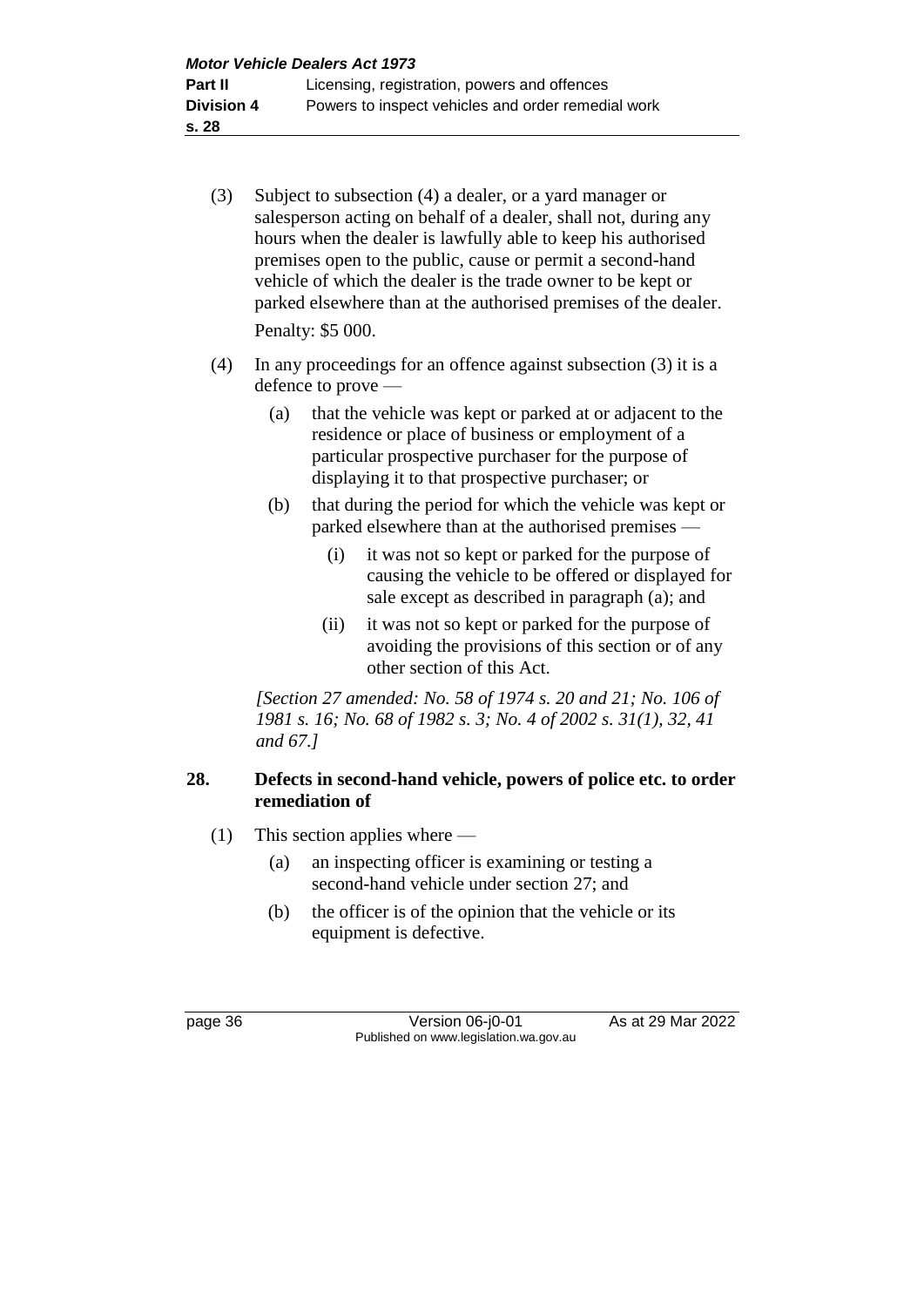(3) Subject to subsection (4) a dealer, or a yard manager or salesperson acting on behalf of a dealer, shall not, during any hours when the dealer is lawfully able to keep his authorised premises open to the public, cause or permit a second-hand vehicle of which the dealer is the trade owner to be kept or parked elsewhere than at the authorised premises of the dealer.

Penalty: $5 000.

(4) In any proceedings for an offence against subsection (3) it is a defence to prove —

(a) that the vehicle was kept or parked at or adjacent to the residence or place of business or employment of a particular prospective purchaser for the purpose of displaying it to that prospective purchaser; or

(b) that during the period for which the vehicle was kept or parked elsewhere than at the authorised premises —

(i) it was not so kept or parked for the purpose of causing the vehicle to be offered or displayed for sale except as described in paragraph (a); and

(ii) it was not so kept or parked for the purpose of avoiding the provisions of this section or of any other section of this Act.

*[Section 27 amended: No. 58 of 1974 s. 20 and 21; No. 106 of 1981 s. 16; No. 68 of 1982 s. 3; No. 4 of 2002 s. 31(1), 32, 41 and 67.]*

## 28. Defects in second-hand vehicle, powers of police etc. to order remediation of

(1) This section applies where —

(a) an inspecting officer is examining or testing a second-hand vehicle under section 27; and

(b) the officer is of the opinion that the vehicle or its equipment is defective.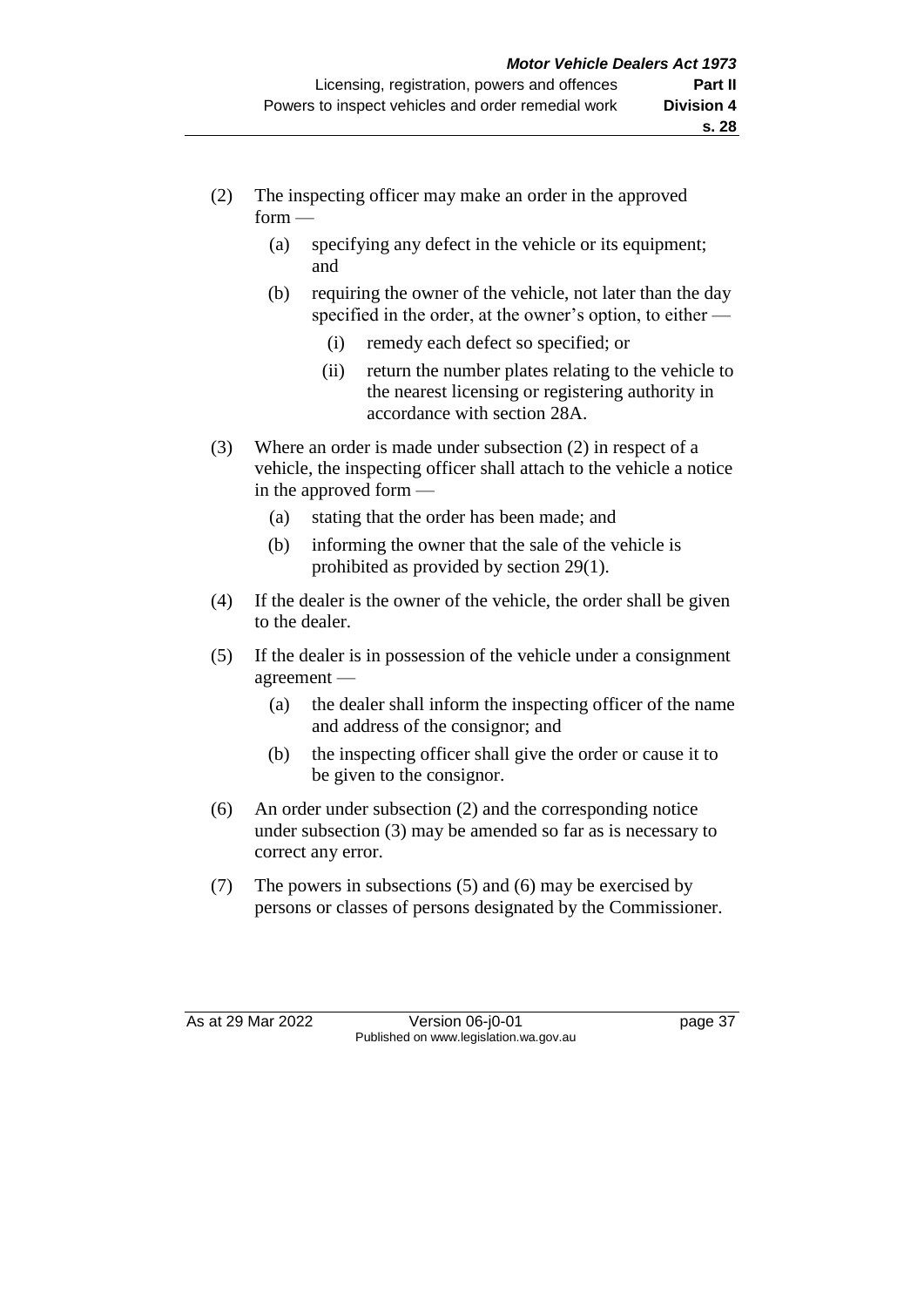(2) The inspecting officer may make an order in the approved form —

- (a) specifying any defect in the vehicle or its equipment; and
- (b) requiring the owner of the vehicle, not later than the day specified in the order, at the owner's option, to either —
  - (i) remedy each defect so specified; or
  - (ii) return the number plates relating to the vehicle to the nearest licensing or registering authority in accordance with section 28A.

(3) Where an order is made under subsection (2) in respect of a vehicle, the inspecting officer shall attach to the vehicle a notice in the approved form —

- (a) stating that the order has been made; and
- (b) informing the owner that the sale of the vehicle is prohibited as provided by section 29(1).

(4) If the dealer is the owner of the vehicle, the order shall be given to the dealer.

(5) If the dealer is in possession of the vehicle under a consignment agreement —

- (a) the dealer shall inform the inspecting officer of the name and address of the consignor; and
- (b) the inspecting officer shall give the order or cause it to be given to the consignor.

(6) An order under subsection (2) and the corresponding notice under subsection (3) may be amended so far as is necessary to correct any error.

(7) The powers in subsections (5) and (6) may be exercised by persons or classes of persons designated by the Commissioner.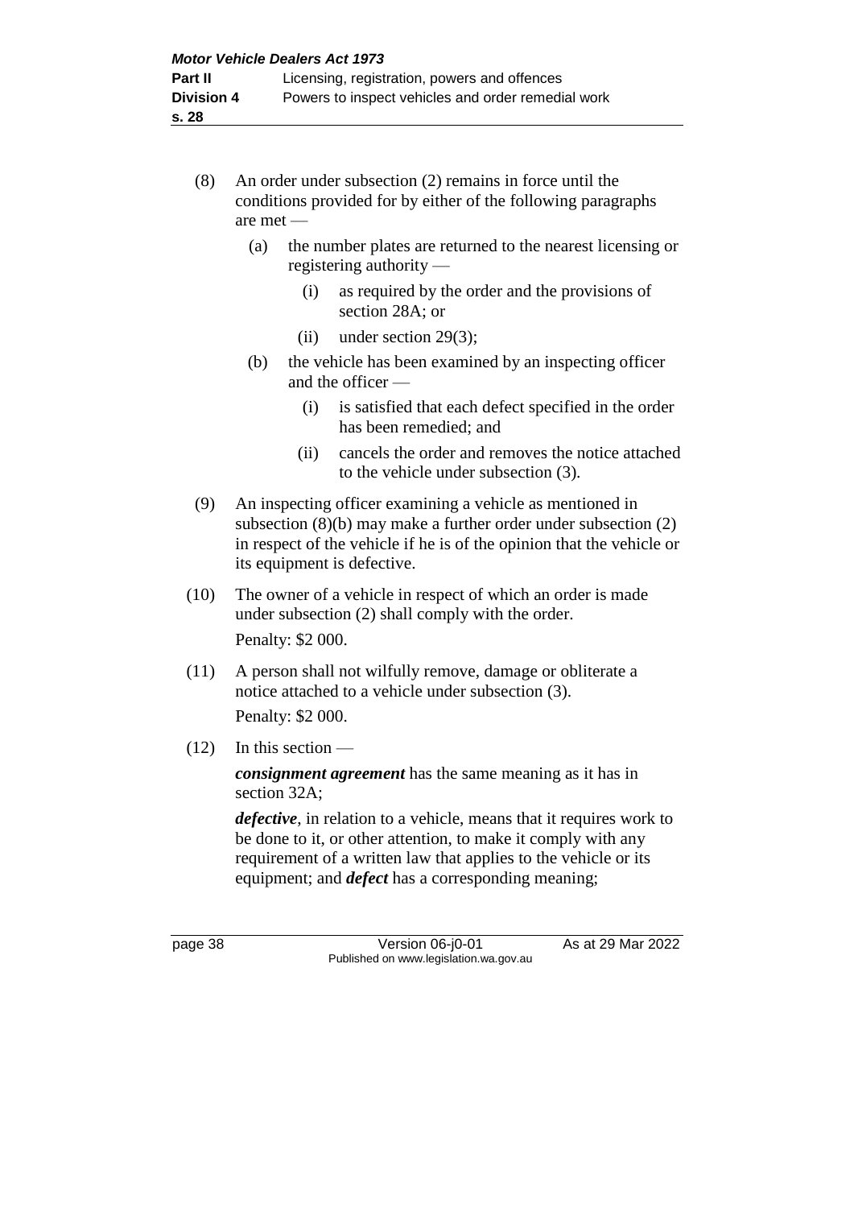(8) An order under subsection (2) remains in force until the conditions provided for by either of the following paragraphs are met —

  (a) the number plates are returned to the nearest licensing or registering authority —

    (i) as required by the order and the provisions of section 28A; or

    (ii) under section 29(3);

  (b) the vehicle has been examined by an inspecting officer and the officer —

    (i) is satisfied that each defect specified in the order has been remedied; and

    (ii) cancels the order and removes the notice attached to the vehicle under subsection (3).

(9) An inspecting officer examining a vehicle as mentioned in subsection (8)(b) may make a further order under subsection (2) in respect of the vehicle if he is of the opinion that the vehicle or its equipment is defective.

(10) The owner of a vehicle in respect of which an order is made under subsection (2) shall comply with the order.

Penalty: $2 000.

(11) A person shall not wilfully remove, damage or obliterate a notice attached to a vehicle under subsection (3).

Penalty: $2 000.

(12) In this section —

***consignment agreement*** has the same meaning as it has in section 32A;

***defective***, in relation to a vehicle, means that it requires work to be done to it, or other attention, to make it comply with any requirement of a written law that applies to the vehicle or its equipment; and ***defect*** has a corresponding meaning;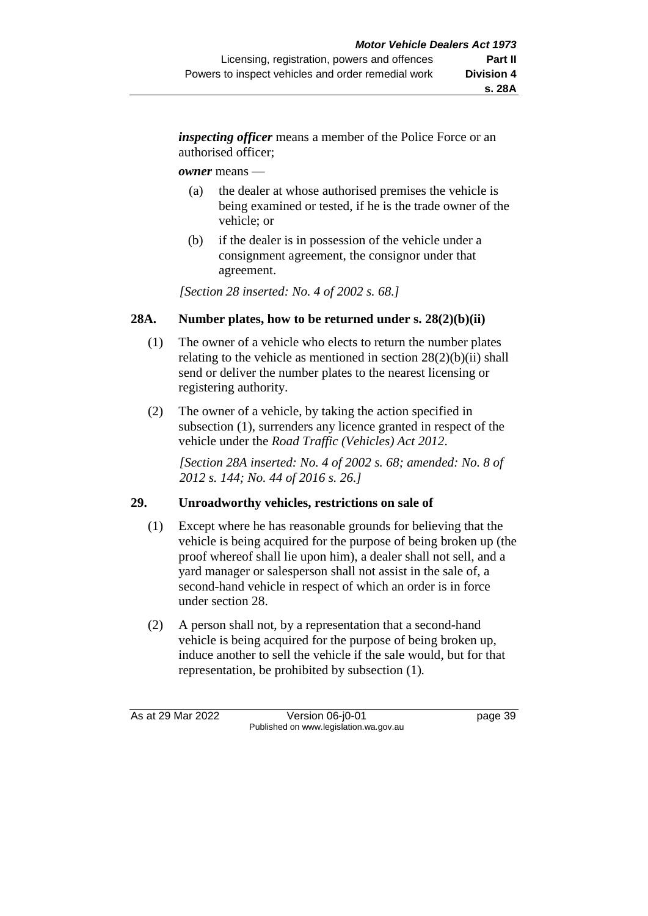***inspecting officer*** means a member of the Police Force or an authorised officer;

***owner*** means —

(a) the dealer at whose authorised premises the vehicle is being examined or tested, if he is the trade owner of the vehicle; or

(b) if the dealer is in possession of the vehicle under a consignment agreement, the consignor under that agreement.

*[Section 28 inserted: No. 4 of 2002 s. 68.]*

## 28A. Number plates, how to be returned under s. 28(2)(b)(ii)

(1) The owner of a vehicle who elects to return the number plates relating to the vehicle as mentioned in section 28(2)(b)(ii) shall send or deliver the number plates to the nearest licensing or registering authority.

(2) The owner of a vehicle, by taking the action specified in subsection (1), surrenders any licence granted in respect of the vehicle under the *Road Traffic (Vehicles) Act 2012*.

*[Section 28A inserted: No. 4 of 2002 s. 68; amended: No. 8 of 2012 s. 144; No. 44 of 2016 s. 26.]*

## 29. Unroadworthy vehicles, restrictions on sale of

(1) Except where he has reasonable grounds for believing that the vehicle is being acquired for the purpose of being broken up (the proof whereof shall lie upon him), a dealer shall not sell, and a yard manager or salesperson shall not assist in the sale of, a second-hand vehicle in respect of which an order is in force under section 28.

(2) A person shall not, by a representation that a second-hand vehicle is being acquired for the purpose of being broken up, induce another to sell the vehicle if the sale would, but for that representation, be prohibited by subsection (1).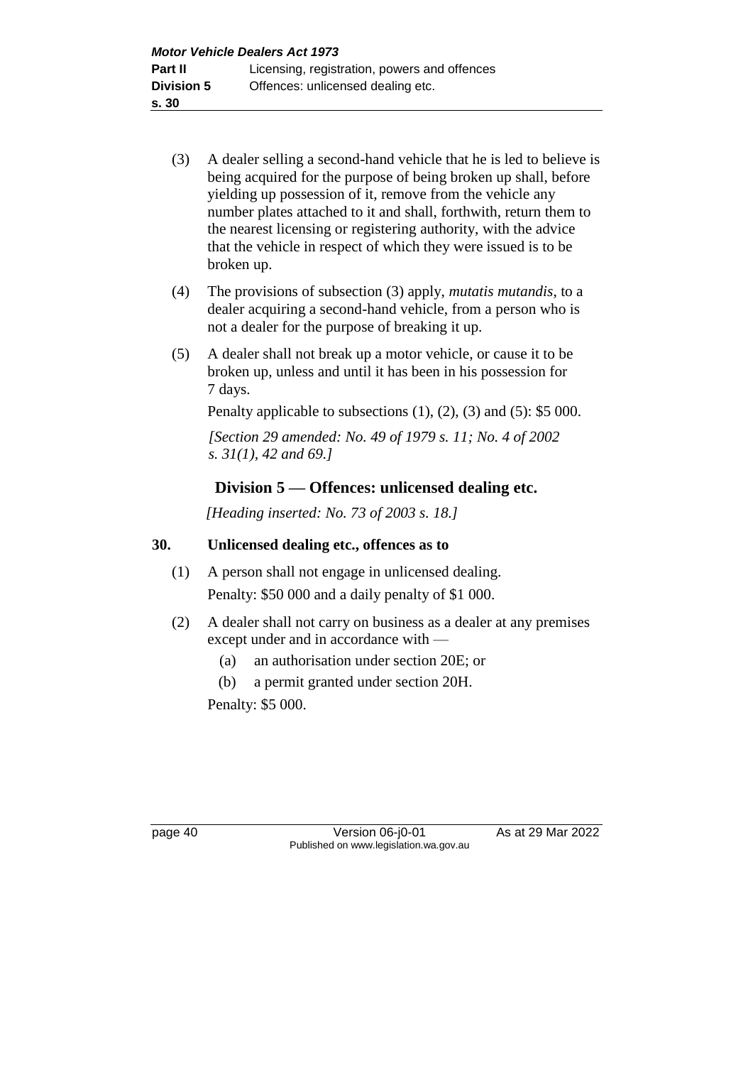(3) A dealer selling a second-hand vehicle that he is led to believe is being acquired for the purpose of being broken up shall, before yielding up possession of it, remove from the vehicle any number plates attached to it and shall, forthwith, return them to the nearest licensing or registering authority, with the advice that the vehicle in respect of which they were issued is to be broken up.

(4) The provisions of subsection (3) apply, *mutatis mutandis*, to a dealer acquiring a second-hand vehicle, from a person who is not a dealer for the purpose of breaking it up.

(5) A dealer shall not break up a motor vehicle, or cause it to be broken up, unless and until it has been in his possession for 7 days.

Penalty applicable to subsections (1), (2), (3) and (5): $5 000.

*[Section 29 amended: No. 49 of 1979 s. 11; No. 4 of 2002 s. 31(1), 42 and 69.]*

## Division 5 — Offences: unlicensed dealing etc.

*[Heading inserted: No. 73 of 2003 s. 18.]*

### 30. Unlicensed dealing etc., offences as to

(1) A person shall not engage in unlicensed dealing.

Penalty: $50 000 and a daily penalty of $1 000.

(2) A dealer shall not carry on business as a dealer at any premises except under and in accordance with —

(a) an authorisation under section 20E; or

(b) a permit granted under section 20H.

Penalty: $5 000.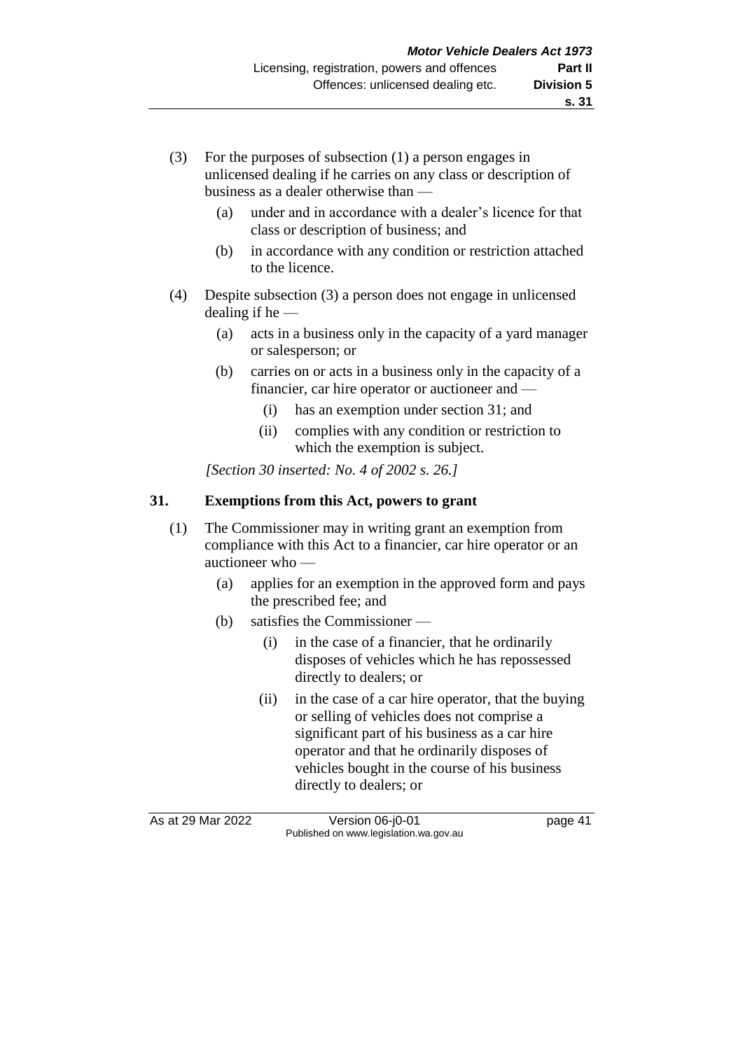(3) For the purposes of subsection (1) a person engages in unlicensed dealing if he carries on any class or description of business as a dealer otherwise than —

(a) under and in accordance with a dealer's licence for that class or description of business; and

(b) in accordance with any condition or restriction attached to the licence.

(4) Despite subsection (3) a person does not engage in unlicensed dealing if he —

(a) acts in a business only in the capacity of a yard manager or salesperson; or

(b) carries on or acts in a business only in the capacity of a financier, car hire operator or auctioneer and —

(i) has an exemption under section 31; and

(ii) complies with any condition or restriction to which the exemption is subject.

*[Section 30 inserted: No. 4 of 2002 s. 26.]*

### 31. Exemptions from this Act, powers to grant

(1) The Commissioner may in writing grant an exemption from compliance with this Act to a financier, car hire operator or an auctioneer who —

(a) applies for an exemption in the approved form and pays the prescribed fee; and

(b) satisfies the Commissioner —

(i) in the case of a financier, that he ordinarily disposes of vehicles which he has repossessed directly to dealers; or

(ii) in the case of a car hire operator, that the buying or selling of vehicles does not comprise a significant part of his business as a car hire operator and that he ordinarily disposes of vehicles bought in the course of his business directly to dealers; or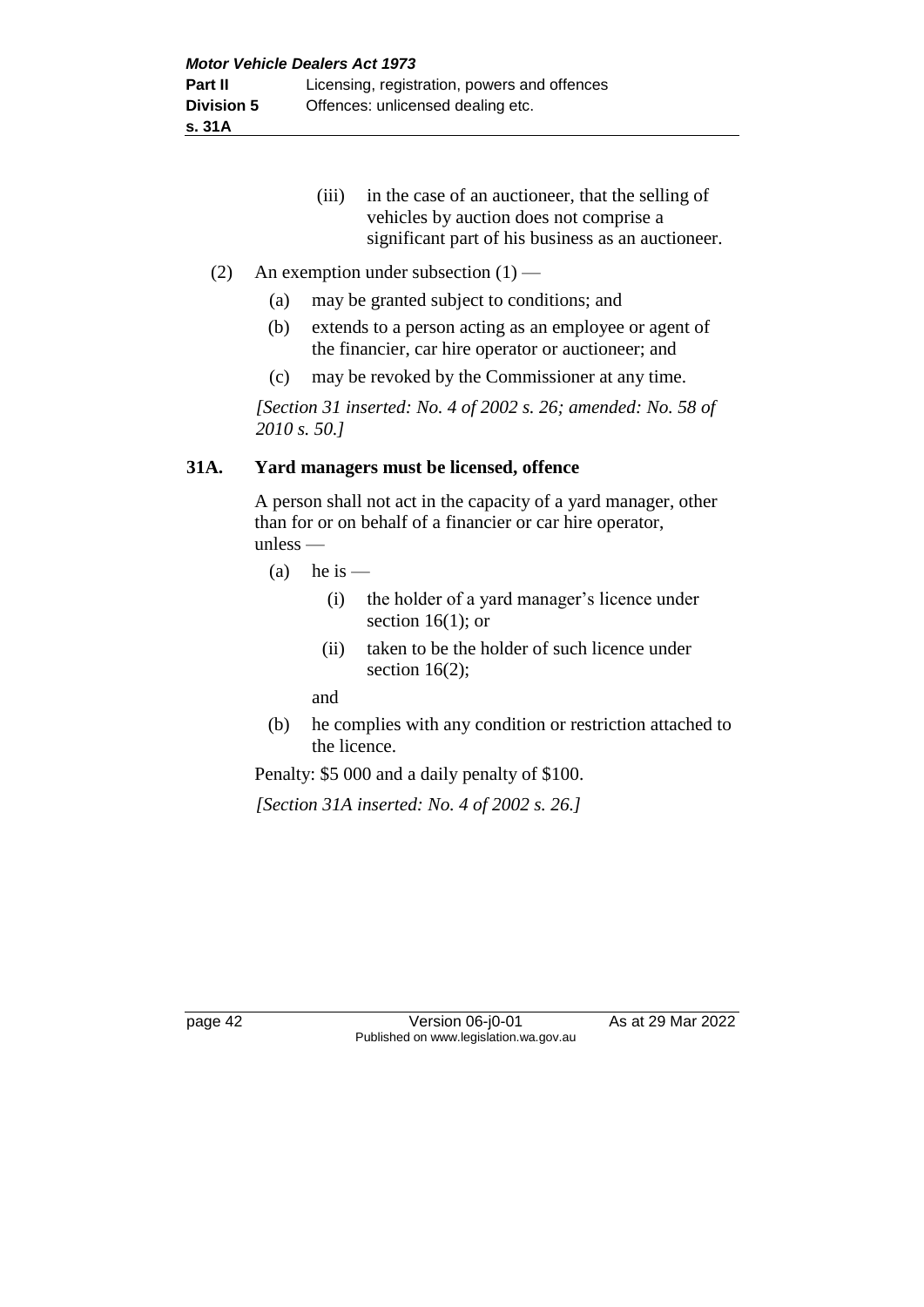(iii) in the case of an auctioneer, that the selling of vehicles by auction does not comprise a significant part of his business as an auctioneer.

(2) An exemption under subsection (1) —

  (a) may be granted subject to conditions; and

  (b) extends to a person acting as an employee or agent of the financier, car hire operator or auctioneer; and

  (c) may be revoked by the Commissioner at any time.

*[Section 31 inserted: No. 4 of 2002 s. 26; amended: No. 58 of 2010 s. 50.]*

### 31A. Yard managers must be licensed, offence

A person shall not act in the capacity of a yard manager, other than for or on behalf of a financier or car hire operator, unless —

  (a) he is —

    (i) the holder of a yard manager's licence under section 16(1); or

    (ii) taken to be the holder of such licence under section 16(2);

  and

  (b) he complies with any condition or restriction attached to the licence.

Penalty: $5 000 and a daily penalty of $100.

*[Section 31A inserted: No. 4 of 2002 s. 26.]*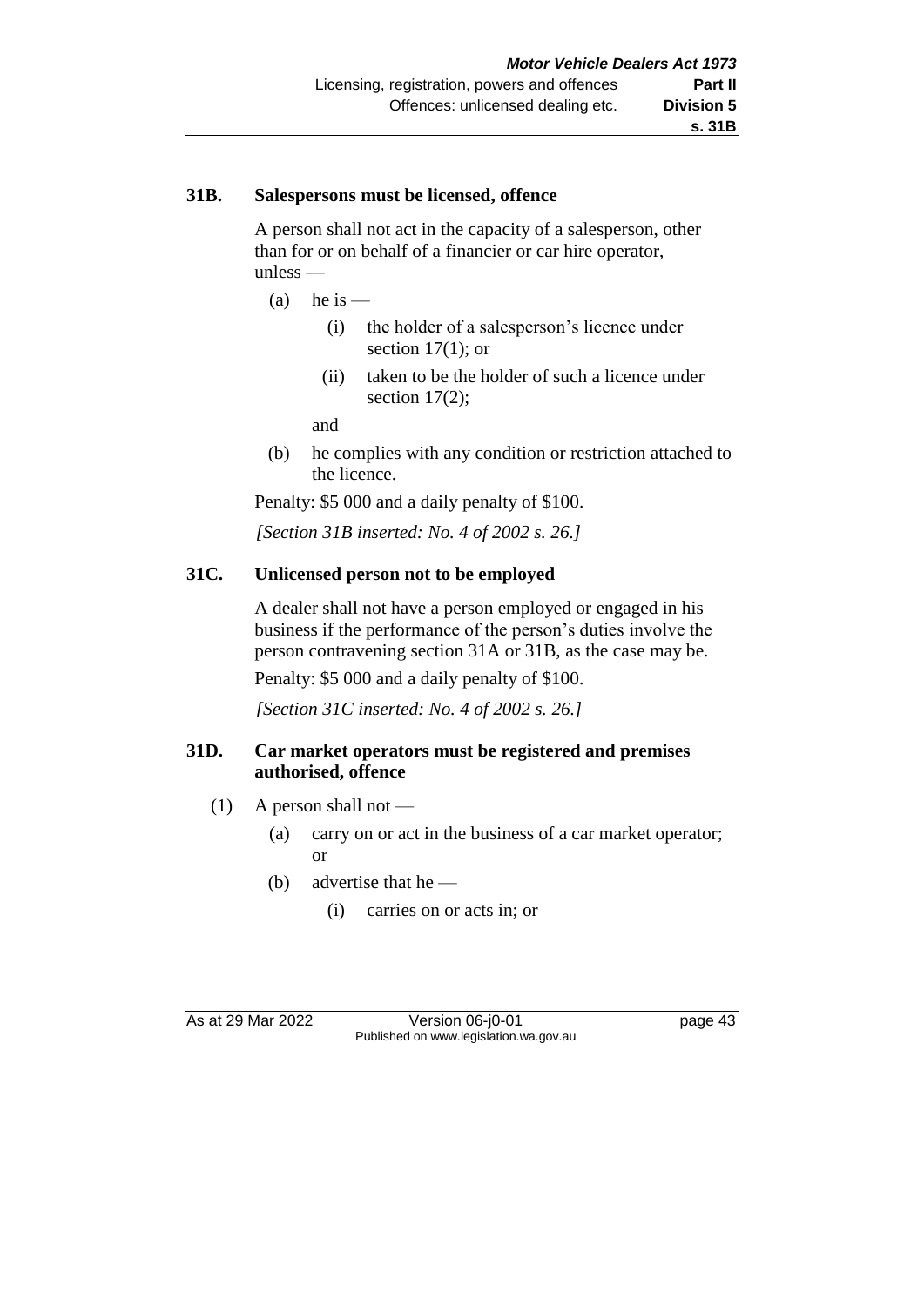### 31B. Salespersons must be licensed, offence

A person shall not act in the capacity of a salesperson, other than for or on behalf of a financier or car hire operator, unless —

(a) he is —

(i) the holder of a salesperson's licence under section 17(1); or

(ii) taken to be the holder of such a licence under section 17(2);

and

(b) he complies with any condition or restriction attached to the licence.

Penalty: $5 000 and a daily penalty of $100.

*[Section 31B inserted: No. 4 of 2002 s. 26.]*

### 31C. Unlicensed person not to be employed

A dealer shall not have a person employed or engaged in his business if the performance of the person's duties involve the person contravening section 31A or 31B, as the case may be.

Penalty: $5 000 and a daily penalty of $100.

*[Section 31C inserted: No. 4 of 2002 s. 26.]*

### 31D. Car market operators must be registered and premises authorised, offence

(1) A person shall not —

(a) carry on or act in the business of a car market operator; or

(b) advertise that he —

(i) carries on or acts in; or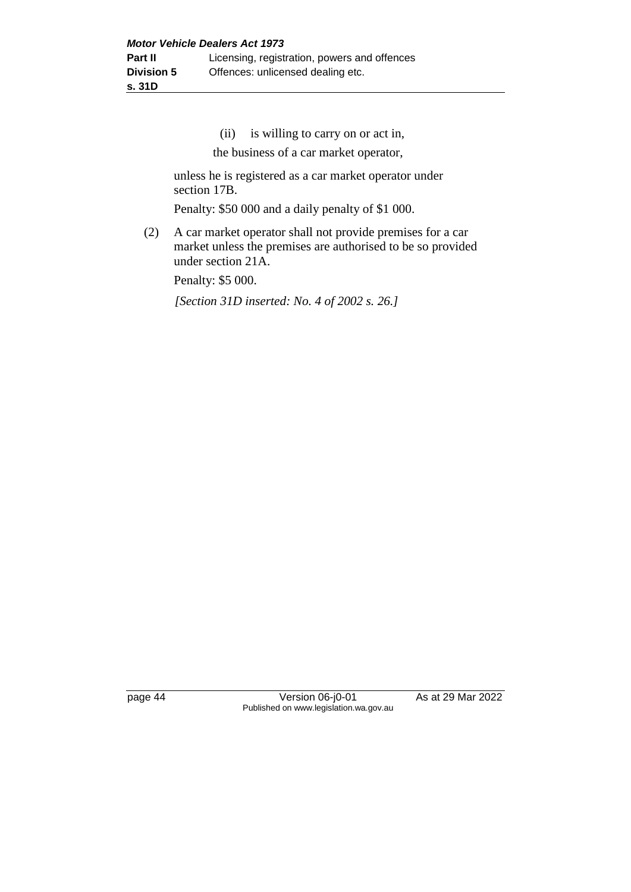(ii) is willing to carry on or act in,

the business of a car market operator,

unless he is registered as a car market operator under section 17B.

Penalty: $50 000 and a daily penalty of $1 000.

(2) A car market operator shall not provide premises for a car market unless the premises are authorised to be so provided under section 21A.

Penalty: $5 000.

*[Section 31D inserted: No. 4 of 2002 s. 26.]*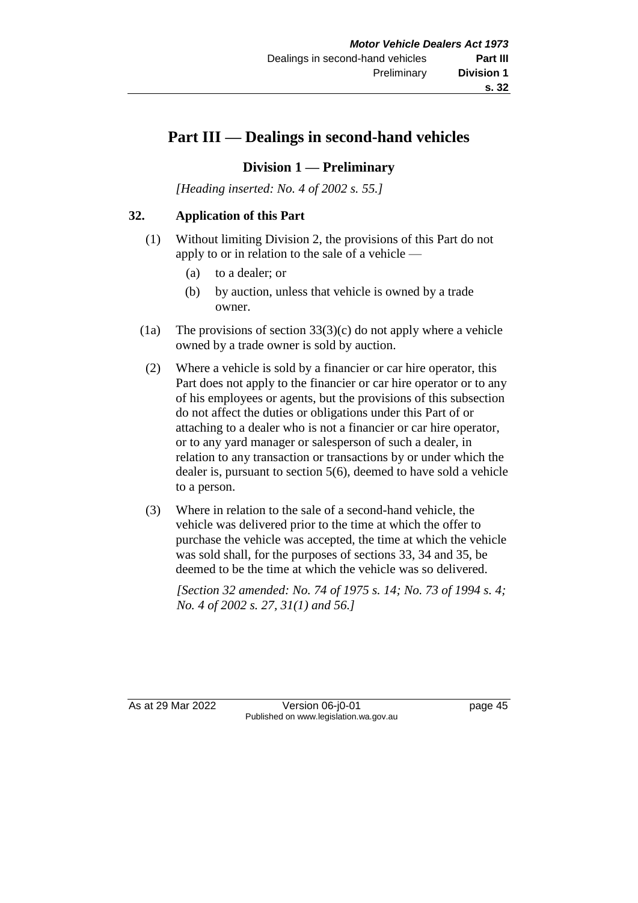# Part III — Dealings in second-hand vehicles

## Division 1 — Preliminary

*[Heading inserted: No. 4 of 2002 s. 55.]*

### 32. Application of this Part

(1) Without limiting Division 2, the provisions of this Part do not apply to or in relation to the sale of a vehicle —

- (a) to a dealer; or
- (b) by auction, unless that vehicle is owned by a trade owner.

(1a) The provisions of section 33(3)(c) do not apply where a vehicle owned by a trade owner is sold by auction.

(2) Where a vehicle is sold by a financier or car hire operator, this Part does not apply to the financier or car hire operator or to any of his employees or agents, but the provisions of this subsection do not affect the duties or obligations under this Part of or attaching to a dealer who is not a financier or car hire operator, or to any yard manager or salesperson of such a dealer, in relation to any transaction or transactions by or under which the dealer is, pursuant to section 5(6), deemed to have sold a vehicle to a person.

(3) Where in relation to the sale of a second-hand vehicle, the vehicle was delivered prior to the time at which the offer to purchase the vehicle was accepted, the time at which the vehicle was sold shall, for the purposes of sections 33, 34 and 35, be deemed to be the time at which the vehicle was so delivered.

*[Section 32 amended: No. 74 of 1975 s. 14; No. 73 of 1994 s. 4; No. 4 of 2002 s. 27, 31(1) and 56.]*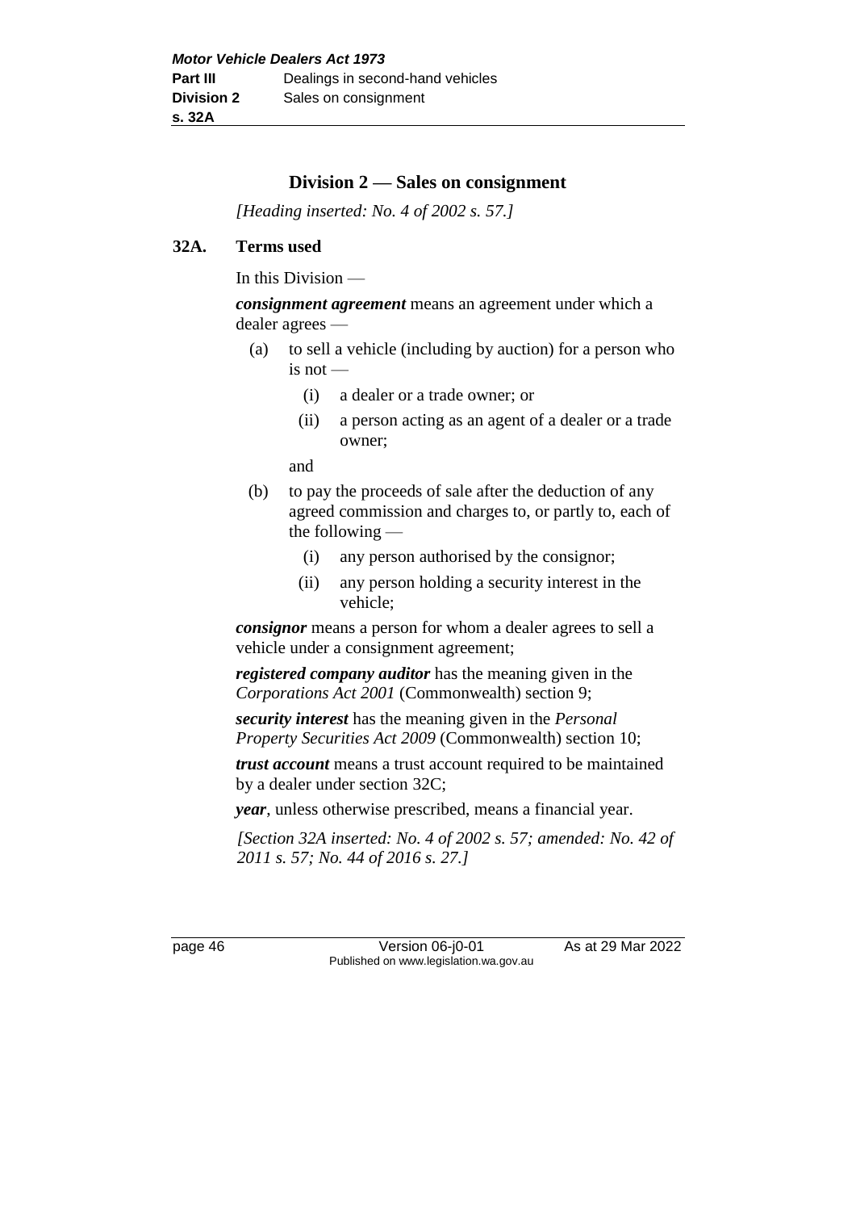## Division 2 — Sales on consignment

*[Heading inserted: No. 4 of 2002 s. 57.]*

### 32A. Terms used

In this Division —

***consignment agreement*** means an agreement under which a dealer agrees —

- (a) to sell a vehicle (including by auction) for a person who is not —
  - (i) a dealer or a trade owner; or
  - (ii) a person acting as an agent of a dealer or a trade owner;

  and
- (b) to pay the proceeds of sale after the deduction of any agreed commission and charges to, or partly to, each of the following —
  - (i) any person authorised by the consignor;
  - (ii) any person holding a security interest in the vehicle;

***consignor*** means a person for whom a dealer agrees to sell a vehicle under a consignment agreement;

***registered company auditor*** has the meaning given in the *Corporations Act 2001* (Commonwealth) section 9;

***security interest*** has the meaning given in the *Personal Property Securities Act 2009* (Commonwealth) section 10;

***trust account*** means a trust account required to be maintained by a dealer under section 32C;

***year***, unless otherwise prescribed, means a financial year.

*[Section 32A inserted: No. 4 of 2002 s. 57; amended: No. 42 of 2011 s. 57; No. 44 of 2016 s. 27.]*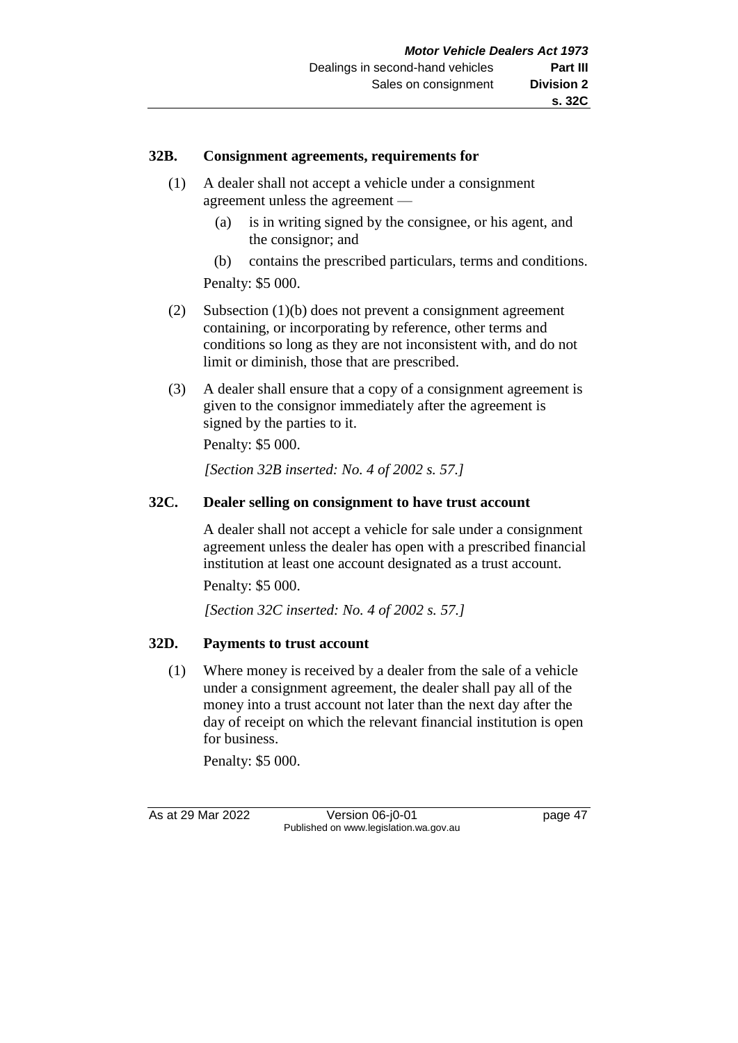### 32B. Consignment agreements, requirements for

(1) A dealer shall not accept a vehicle under a consignment agreement unless the agreement —

(a) is in writing signed by the consignee, or his agent, and the consignor; and

(b) contains the prescribed particulars, terms and conditions.

Penalty: $5 000.

(2) Subsection (1)(b) does not prevent a consignment agreement containing, or incorporating by reference, other terms and conditions so long as they are not inconsistent with, and do not limit or diminish, those that are prescribed.

(3) A dealer shall ensure that a copy of a consignment agreement is given to the consignor immediately after the agreement is signed by the parties to it.

Penalty: $5 000.

*[Section 32B inserted: No. 4 of 2002 s. 57.]*

### 32C. Dealer selling on consignment to have trust account

A dealer shall not accept a vehicle for sale under a consignment agreement unless the dealer has open with a prescribed financial institution at least one account designated as a trust account.

Penalty: $5 000.

*[Section 32C inserted: No. 4 of 2002 s. 57.]*

### 32D. Payments to trust account

(1) Where money is received by a dealer from the sale of a vehicle under a consignment agreement, the dealer shall pay all of the money into a trust account not later than the next day after the day of receipt on which the relevant financial institution is open for business.

Penalty: $5 000.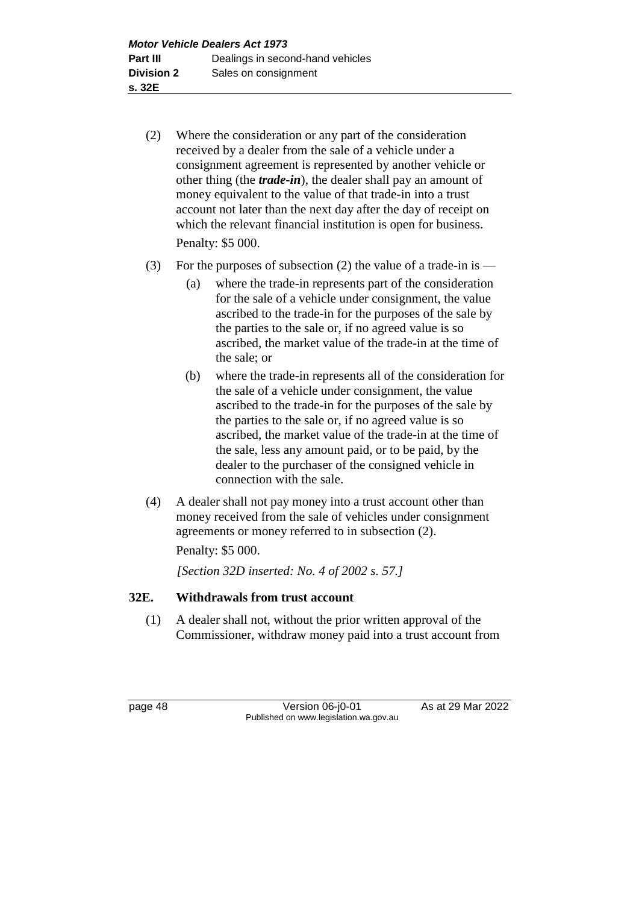(2) Where the consideration or any part of the consideration received by a dealer from the sale of a vehicle under a consignment agreement is represented by another vehicle or other thing (the ***trade-in***), the dealer shall pay an amount of money equivalent to the value of that trade-in into a trust account not later than the next day after the day of receipt on which the relevant financial institution is open for business.

Penalty: $5 000.

(3) For the purposes of subsection (2) the value of a trade-in is —

(a) where the trade-in represents part of the consideration for the sale of a vehicle under consignment, the value ascribed to the trade-in for the purposes of the sale by the parties to the sale or, if no agreed value is so ascribed, the market value of the trade-in at the time of the sale; or

(b) where the trade-in represents all of the consideration for the sale of a vehicle under consignment, the value ascribed to the trade-in for the purposes of the sale by the parties to the sale or, if no agreed value is so ascribed, the market value of the trade-in at the time of the sale, less any amount paid, or to be paid, by the dealer to the purchaser of the consigned vehicle in connection with the sale.

(4) A dealer shall not pay money into a trust account other than money received from the sale of vehicles under consignment agreements or money referred to in subsection (2).

Penalty: $5 000.

*[Section 32D inserted: No. 4 of 2002 s. 57.]*

### 32E. Withdrawals from trust account

(1) A dealer shall not, without the prior written approval of the Commissioner, withdraw money paid into a trust account from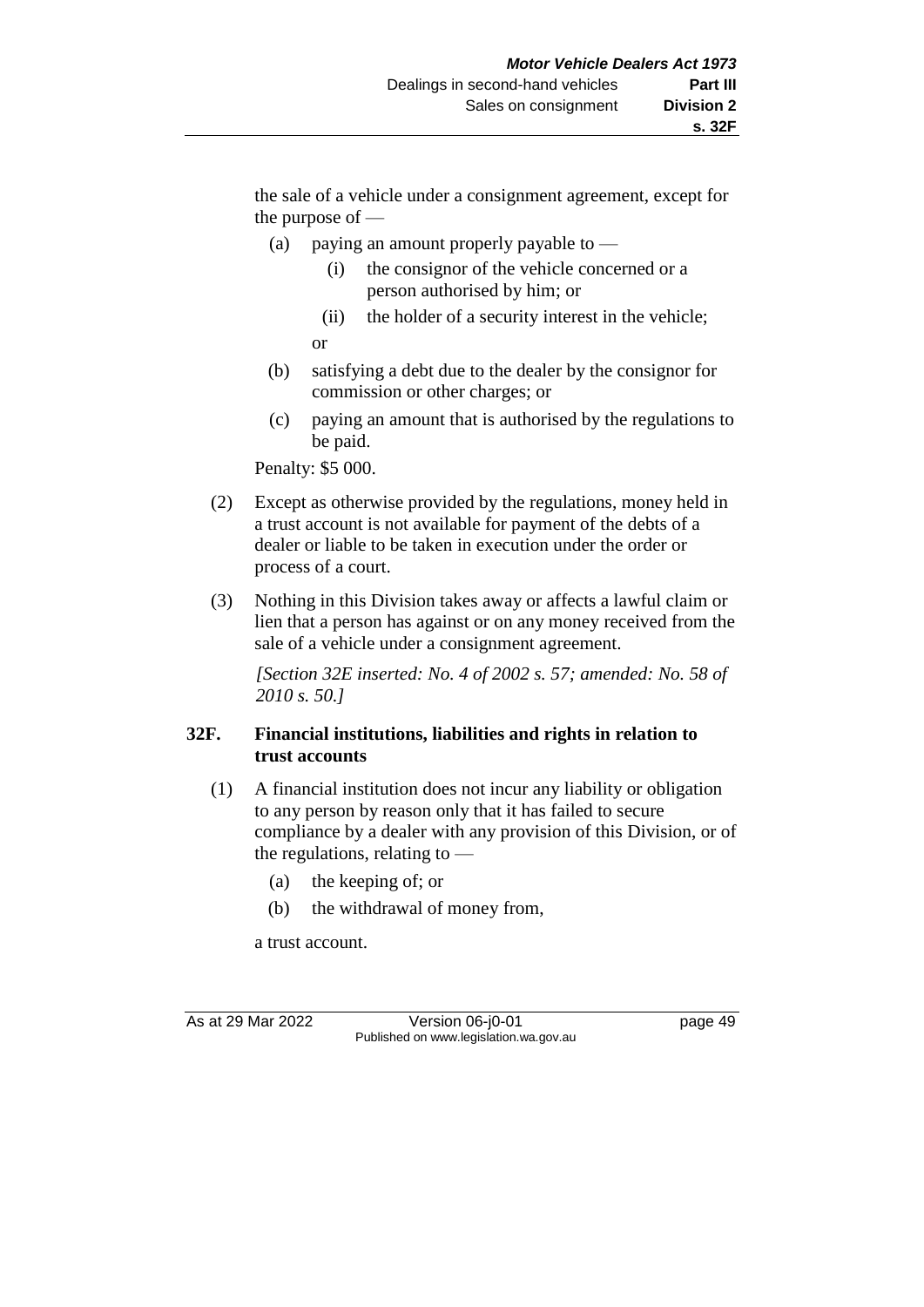the sale of a vehicle under a consignment agreement, except for the purpose of —

(a) paying an amount properly payable to —

(i) the consignor of the vehicle concerned or a person authorised by him; or

(ii) the holder of a security interest in the vehicle;

or

(b) satisfying a debt due to the dealer by the consignor for commission or other charges; or

(c) paying an amount that is authorised by the regulations to be paid.

Penalty: $5 000.

(2) Except as otherwise provided by the regulations, money held in a trust account is not available for payment of the debts of a dealer or liable to be taken in execution under the order or process of a court.

(3) Nothing in this Division takes away or affects a lawful claim or lien that a person has against or on any money received from the sale of a vehicle under a consignment agreement.

*[Section 32E inserted: No. 4 of 2002 s. 57; amended: No. 58 of 2010 s. 50.]*

### 32F. Financial institutions, liabilities and rights in relation to trust accounts

(1) A financial institution does not incur any liability or obligation to any person by reason only that it has failed to secure compliance by a dealer with any provision of this Division, or of the regulations, relating to —

(a) the keeping of; or

(b) the withdrawal of money from,

a trust account.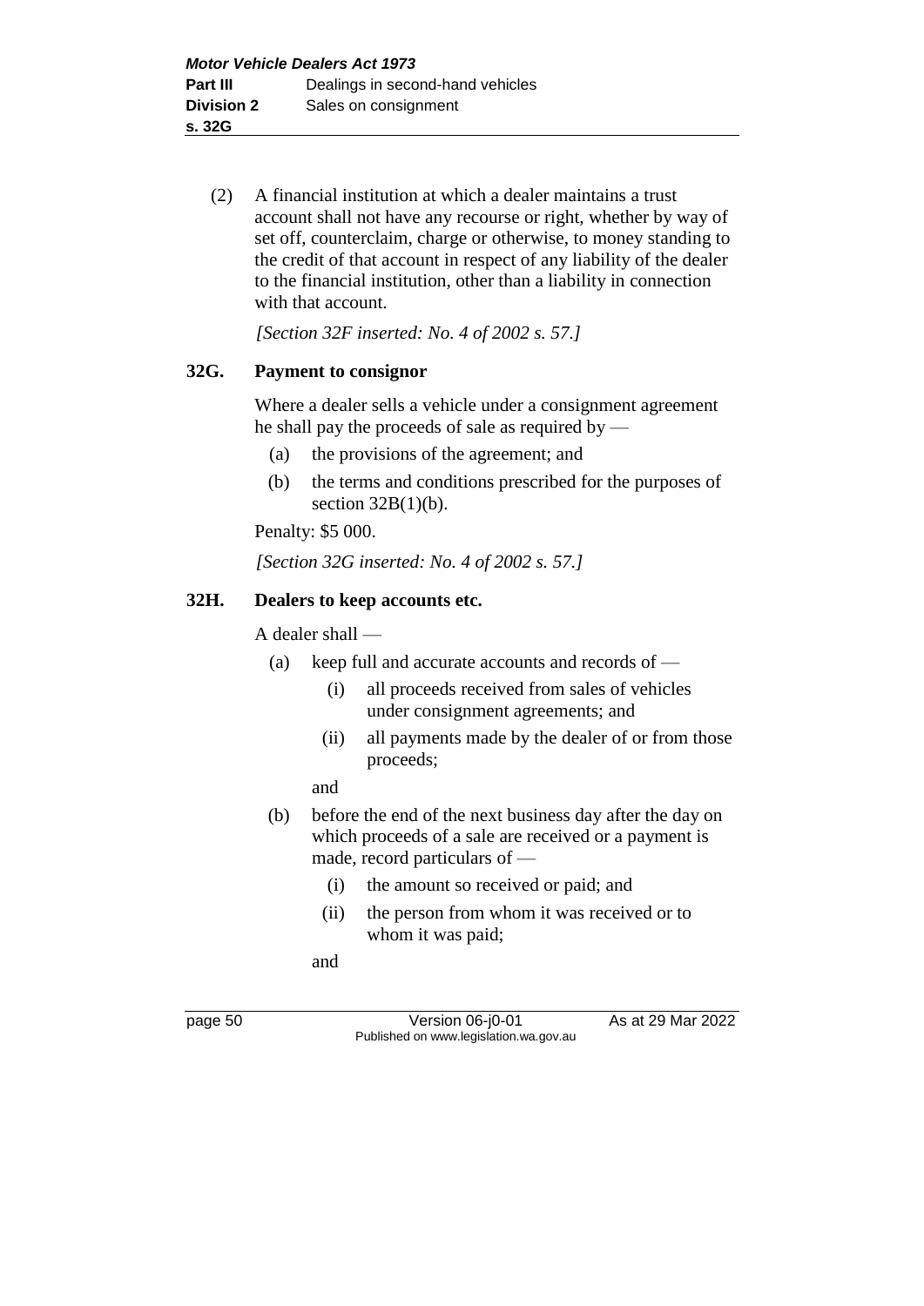(2) A financial institution at which a dealer maintains a trust account shall not have any recourse or right, whether by way of set off, counterclaim, charge or otherwise, to money standing to the credit of that account in respect of any liability of the dealer to the financial institution, other than a liability in connection with that account.

*[Section 32F inserted: No. 4 of 2002 s. 57.]*

### 32G. Payment to consignor

Where a dealer sells a vehicle under a consignment agreement he shall pay the proceeds of sale as required by —

(a) the provisions of the agreement; and

(b) the terms and conditions prescribed for the purposes of section 32B(1)(b).

Penalty: $5 000.

*[Section 32G inserted: No. 4 of 2002 s. 57.]*

### 32H. Dealers to keep accounts etc.

A dealer shall —

(a) keep full and accurate accounts and records of —

  (i) all proceeds received from sales of vehicles under consignment agreements; and

  (ii) all payments made by the dealer of or from those proceeds;

  and

(b) before the end of the next business day after the day on which proceeds of a sale are received or a payment is made, record particulars of —

  (i) the amount so received or paid; and

  (ii) the person from whom it was received or to whom it was paid;

  and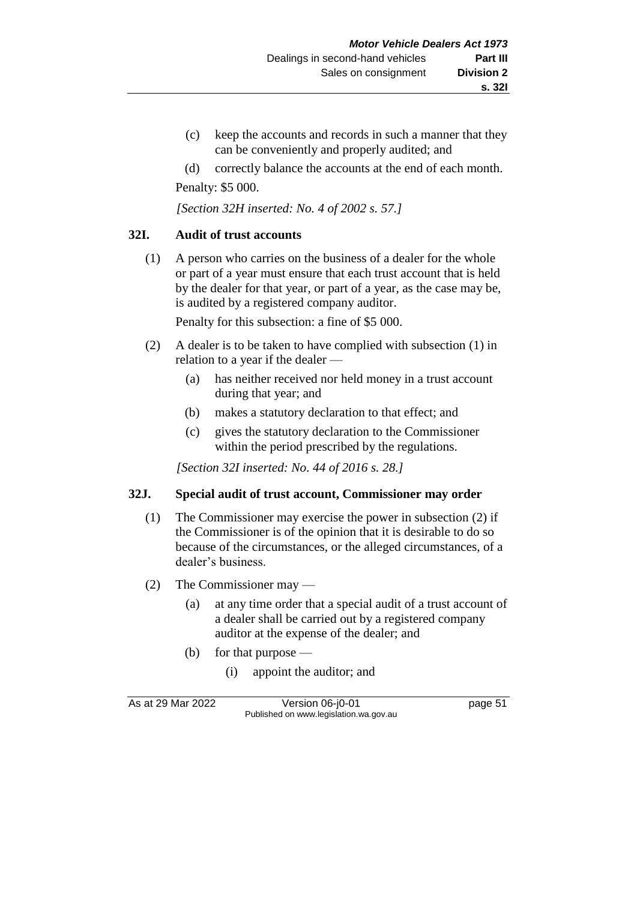(c) keep the accounts and records in such a manner that they can be conveniently and properly audited; and

(d) correctly balance the accounts at the end of each month.

Penalty: $5 000.

*[Section 32H inserted: No. 4 of 2002 s. 57.]*

### 32I. Audit of trust accounts

(1) A person who carries on the business of a dealer for the whole or part of a year must ensure that each trust account that is held by the dealer for that year, or part of a year, as the case may be, is audited by a registered company auditor.

Penalty for this subsection: a fine of $5 000.

(2) A dealer is to be taken to have complied with subsection (1) in relation to a year if the dealer —

(a) has neither received nor held money in a trust account during that year; and

(b) makes a statutory declaration to that effect; and

(c) gives the statutory declaration to the Commissioner within the period prescribed by the regulations.

*[Section 32I inserted: No. 44 of 2016 s. 28.]*

### 32J. Special audit of trust account, Commissioner may order

(1) The Commissioner may exercise the power in subsection (2) if the Commissioner is of the opinion that it is desirable to do so because of the circumstances, or the alleged circumstances, of a dealer's business.

(2) The Commissioner may —

(a) at any time order that a special audit of a trust account of a dealer shall be carried out by a registered company auditor at the expense of the dealer; and

(b) for that purpose —

(i) appoint the auditor; and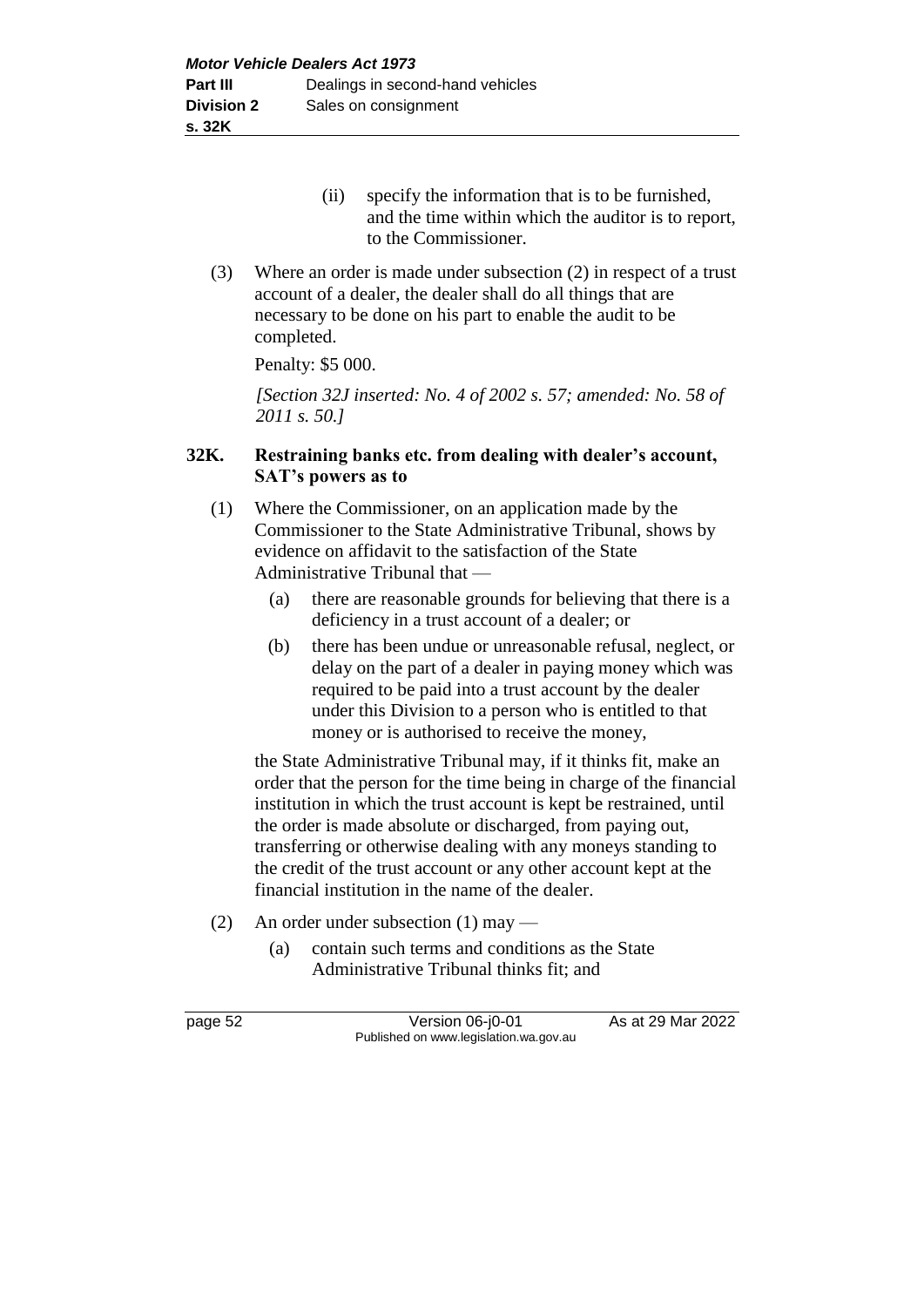(ii) specify the information that is to be furnished, and the time within which the auditor is to report, to the Commissioner.

(3) Where an order is made under subsection (2) in respect of a trust account of a dealer, the dealer shall do all things that are necessary to be done on his part to enable the audit to be completed.

Penalty: $5 000.

*[Section 32J inserted: No. 4 of 2002 s. 57; amended: No. 58 of 2011 s. 50.]*

### 32K. Restraining banks etc. from dealing with dealer's account, SAT's powers as to

(1) Where the Commissioner, on an application made by the Commissioner to the State Administrative Tribunal, shows by evidence on affidavit to the satisfaction of the State Administrative Tribunal that —

(a) there are reasonable grounds for believing that there is a deficiency in a trust account of a dealer; or

(b) there has been undue or unreasonable refusal, neglect, or delay on the part of a dealer in paying money which was required to be paid into a trust account by the dealer under this Division to a person who is entitled to that money or is authorised to receive the money,

the State Administrative Tribunal may, if it thinks fit, make an order that the person for the time being in charge of the financial institution in which the trust account is kept be restrained, until the order is made absolute or discharged, from paying out, transferring or otherwise dealing with any moneys standing to the credit of the trust account or any other account kept at the financial institution in the name of the dealer.

(2) An order under subsection (1) may —

(a) contain such terms and conditions as the State Administrative Tribunal thinks fit; and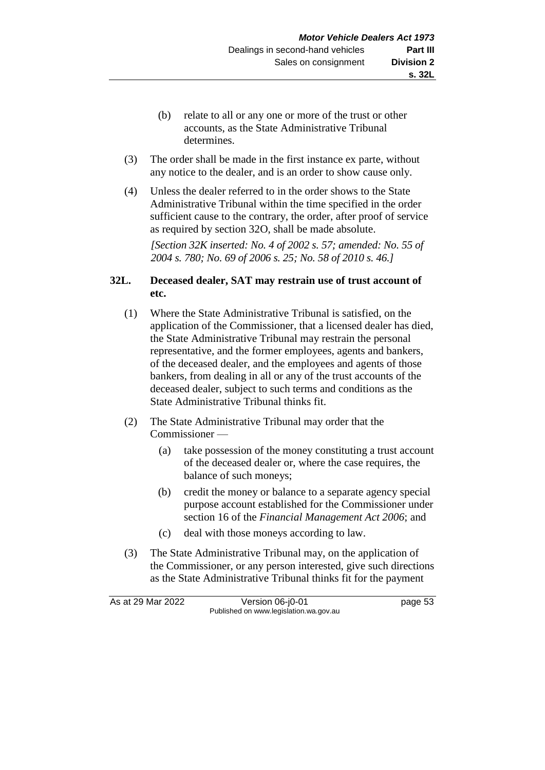(b) relate to all or any one or more of the trust or other accounts, as the State Administrative Tribunal determines.

(3) The order shall be made in the first instance ex parte, without any notice to the dealer, and is an order to show cause only.

(4) Unless the dealer referred to in the order shows to the State Administrative Tribunal within the time specified in the order sufficient cause to the contrary, the order, after proof of service as required by section 32O, shall be made absolute.

*[Section 32K inserted: No. 4 of 2002 s. 57; amended: No. 55 of 2004 s. 780; No. 69 of 2006 s. 25; No. 58 of 2010 s. 46.]*

### 32L. Deceased dealer, SAT may restrain use of trust account of etc.

(1) Where the State Administrative Tribunal is satisfied, on the application of the Commissioner, that a licensed dealer has died, the State Administrative Tribunal may restrain the personal representative, and the former employees, agents and bankers, of the deceased dealer, and the employees and agents of those bankers, from dealing in all or any of the trust accounts of the deceased dealer, subject to such terms and conditions as the State Administrative Tribunal thinks fit.

(2) The State Administrative Tribunal may order that the Commissioner —

(a) take possession of the money constituting a trust account of the deceased dealer or, where the case requires, the balance of such moneys;

(b) credit the money or balance to a separate agency special purpose account established for the Commissioner under section 16 of the *Financial Management Act 2006*; and

(c) deal with those moneys according to law.

(3) The State Administrative Tribunal may, on the application of the Commissioner, or any person interested, give such directions as the State Administrative Tribunal thinks fit for the payment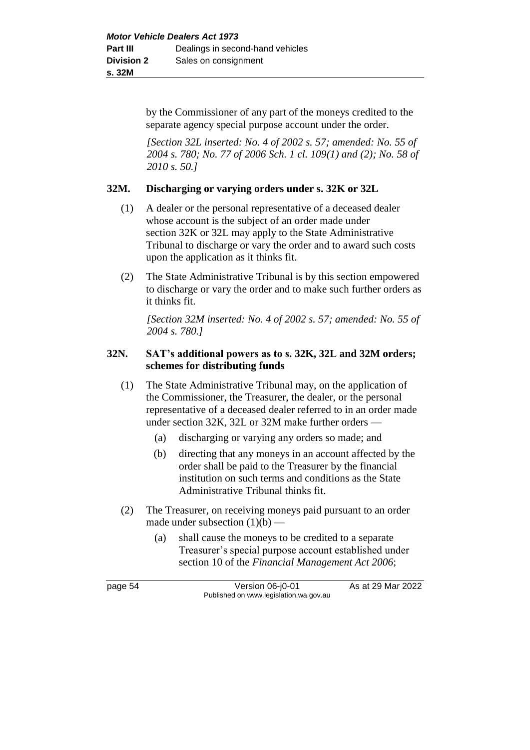by the Commissioner of any part of the moneys credited to the separate agency special purpose account under the order.

*[Section 32L inserted: No. 4 of 2002 s. 57; amended: No. 55 of 2004 s. 780; No. 77 of 2006 Sch. 1 cl. 109(1) and (2); No. 58 of 2010 s. 50.]*

### 32M. Discharging or varying orders under s. 32K or 32L

(1) A dealer or the personal representative of a deceased dealer whose account is the subject of an order made under section 32K or 32L may apply to the State Administrative Tribunal to discharge or vary the order and to award such costs upon the application as it thinks fit.

(2) The State Administrative Tribunal is by this section empowered to discharge or vary the order and to make such further orders as it thinks fit.

*[Section 32M inserted: No. 4 of 2002 s. 57; amended: No. 55 of 2004 s. 780.]*

### 32N. SAT's additional powers as to s. 32K, 32L and 32M orders; schemes for distributing funds

(1) The State Administrative Tribunal may, on the application of the Commissioner, the Treasurer, the dealer, or the personal representative of a deceased dealer referred to in an order made under section 32K, 32L or 32M make further orders —

- (a) discharging or varying any orders so made; and
- (b) directing that any moneys in an account affected by the order shall be paid to the Treasurer by the financial institution on such terms and conditions as the State Administrative Tribunal thinks fit.

(2) The Treasurer, on receiving moneys paid pursuant to an order made under subsection (1)(b) —

- (a) shall cause the moneys to be credited to a separate Treasurer's special purpose account established under section 10 of the *Financial Management Act 2006*;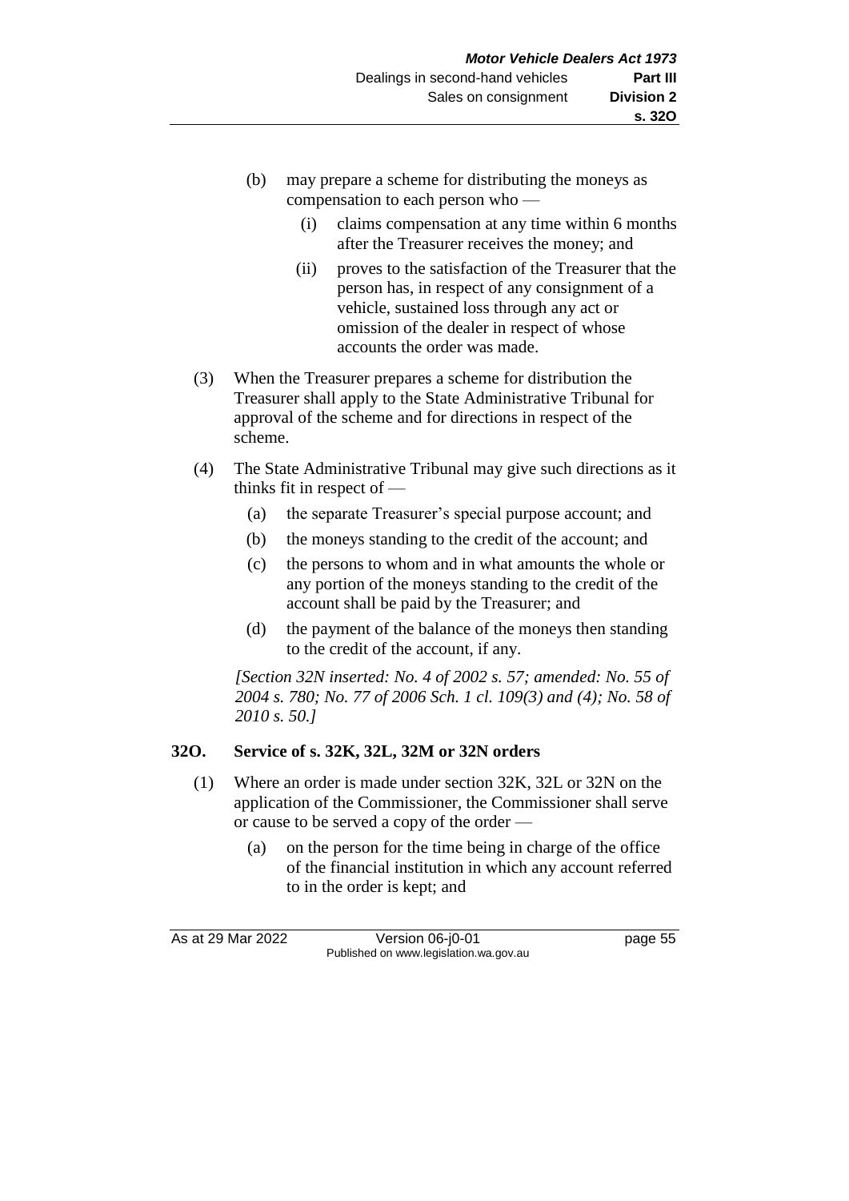(b) may prepare a scheme for distributing the moneys as compensation to each person who —

   (i) claims compensation at any time within 6 months after the Treasurer receives the money; and

   (ii) proves to the satisfaction of the Treasurer that the person has, in respect of any consignment of a vehicle, sustained loss through any act or omission of the dealer in respect of whose accounts the order was made.

(3) When the Treasurer prepares a scheme for distribution the Treasurer shall apply to the State Administrative Tribunal for approval of the scheme and for directions in respect of the scheme.

(4) The State Administrative Tribunal may give such directions as it thinks fit in respect of —

   (a) the separate Treasurer's special purpose account; and

   (b) the moneys standing to the credit of the account; and

   (c) the persons to whom and in what amounts the whole or any portion of the moneys standing to the credit of the account shall be paid by the Treasurer; and

   (d) the payment of the balance of the moneys then standing to the credit of the account, if any.

*[Section 32N inserted: No. 4 of 2002 s. 57; amended: No. 55 of 2004 s. 780; No. 77 of 2006 Sch. 1 cl. 109(3) and (4); No. 58 of 2010 s. 50.]*

**32O. Service of s. 32K, 32L, 32M or 32N orders**

(1) Where an order is made under section 32K, 32L or 32N on the application of the Commissioner, the Commissioner shall serve or cause to be served a copy of the order —

   (a) on the person for the time being in charge of the office of the financial institution in which any account referred to in the order is kept; and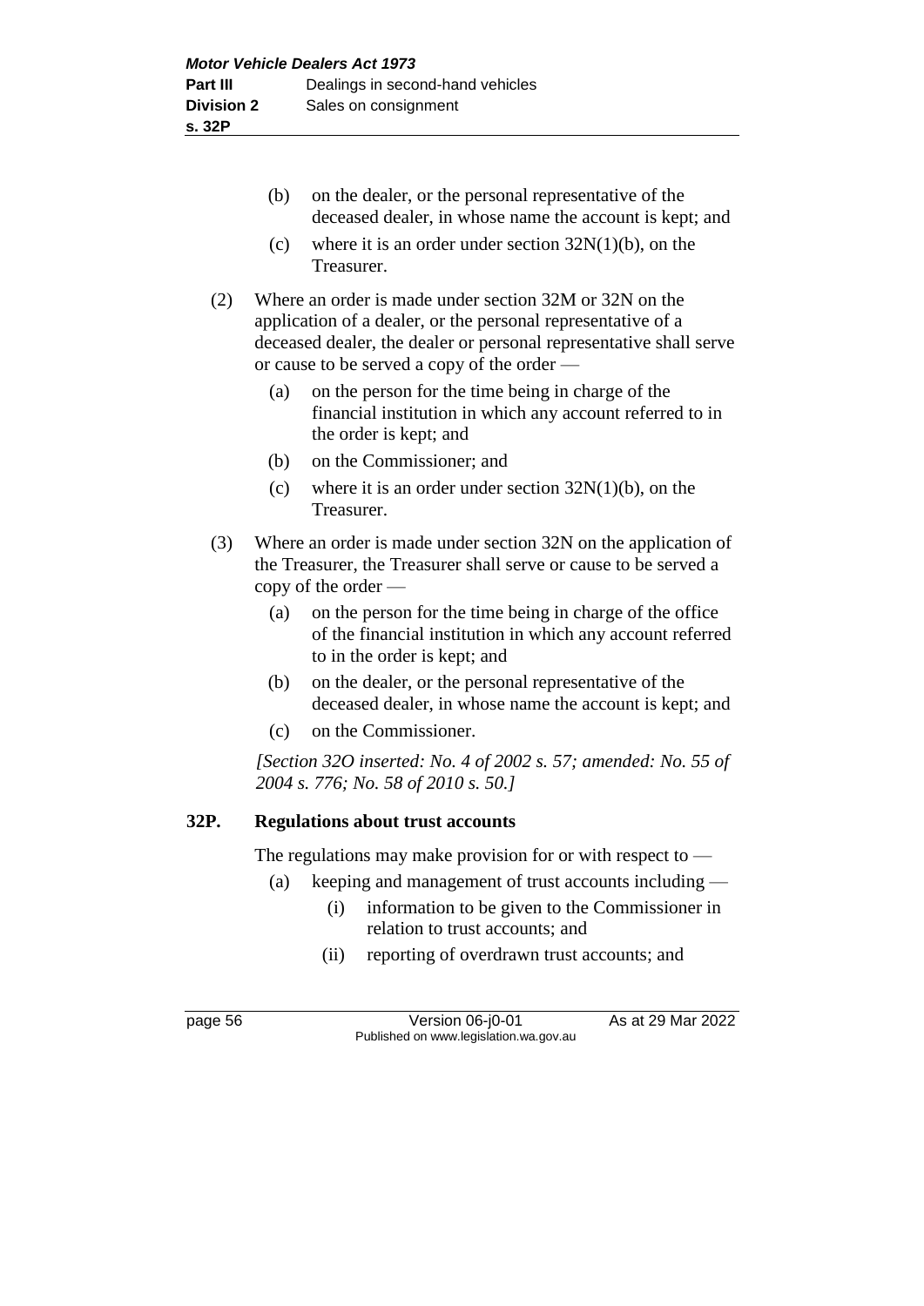(b) on the dealer, or the personal representative of the deceased dealer, in whose name the account is kept; and

(c) where it is an order under section 32N(1)(b), on the Treasurer.

(2) Where an order is made under section 32M or 32N on the application of a dealer, or the personal representative of a deceased dealer, the dealer or personal representative shall serve or cause to be served a copy of the order —

(a) on the person for the time being in charge of the financial institution in which any account referred to in the order is kept; and

(b) on the Commissioner; and

(c) where it is an order under section 32N(1)(b), on the Treasurer.

(3) Where an order is made under section 32N on the application of the Treasurer, the Treasurer shall serve or cause to be served a copy of the order —

(a) on the person for the time being in charge of the office of the financial institution in which any account referred to in the order is kept; and

(b) on the dealer, or the personal representative of the deceased dealer, in whose name the account is kept; and

(c) on the Commissioner.

*[Section 32O inserted: No. 4 of 2002 s. 57; amended: No. 55 of 2004 s. 776; No. 58 of 2010 s. 50.]*

### 32P. Regulations about trust accounts

The regulations may make provision for or with respect to —

(a) keeping and management of trust accounts including —

(i) information to be given to the Commissioner in relation to trust accounts; and

(ii) reporting of overdrawn trust accounts; and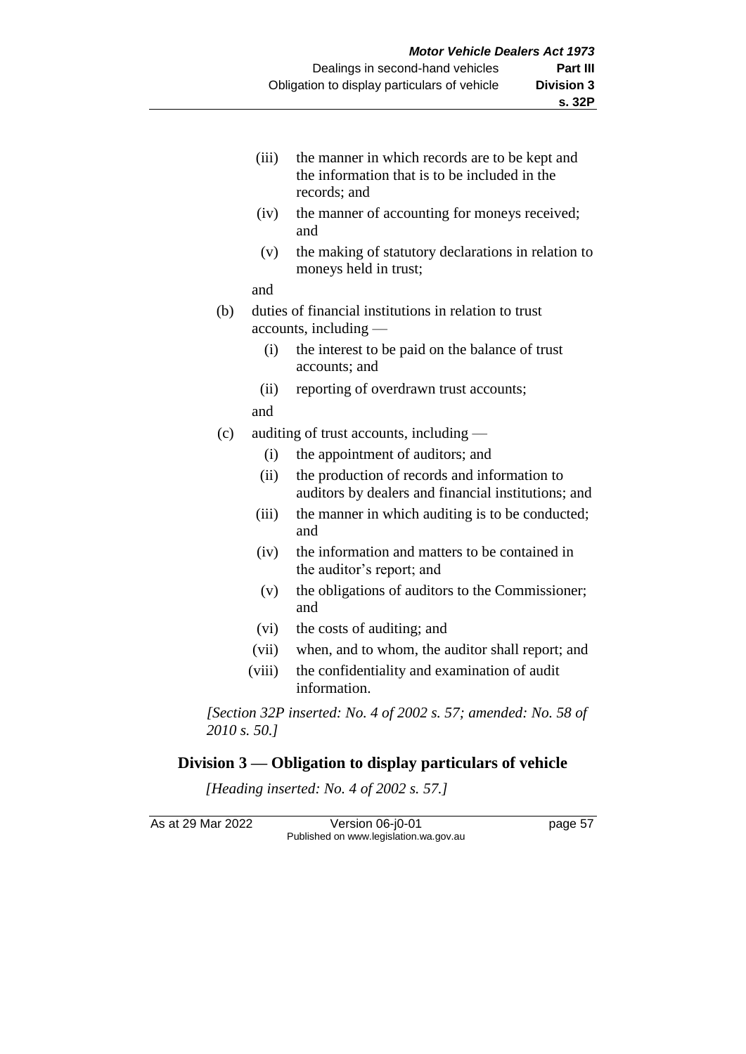(iii) the manner in which records are to be kept and the information that is to be included in the records; and

(iv) the manner of accounting for moneys received; and

(v) the making of statutory declarations in relation to moneys held in trust;

and

(b) duties of financial institutions in relation to trust accounts, including —

(i) the interest to be paid on the balance of trust accounts; and

(ii) reporting of overdrawn trust accounts;

and

(c) auditing of trust accounts, including —

(i) the appointment of auditors; and

(ii) the production of records and information to auditors by dealers and financial institutions; and

(iii) the manner in which auditing is to be conducted; and

(iv) the information and matters to be contained in the auditor's report; and

(v) the obligations of auditors to the Commissioner; and

(vi) the costs of auditing; and

(vii) when, and to whom, the auditor shall report; and

(viii) the confidentiality and examination of audit information.

*[Section 32P inserted: No. 4 of 2002 s. 57; amended: No. 58 of 2010 s. 50.]*

## Division 3 — Obligation to display particulars of vehicle

*[Heading inserted: No. 4 of 2002 s. 57.]*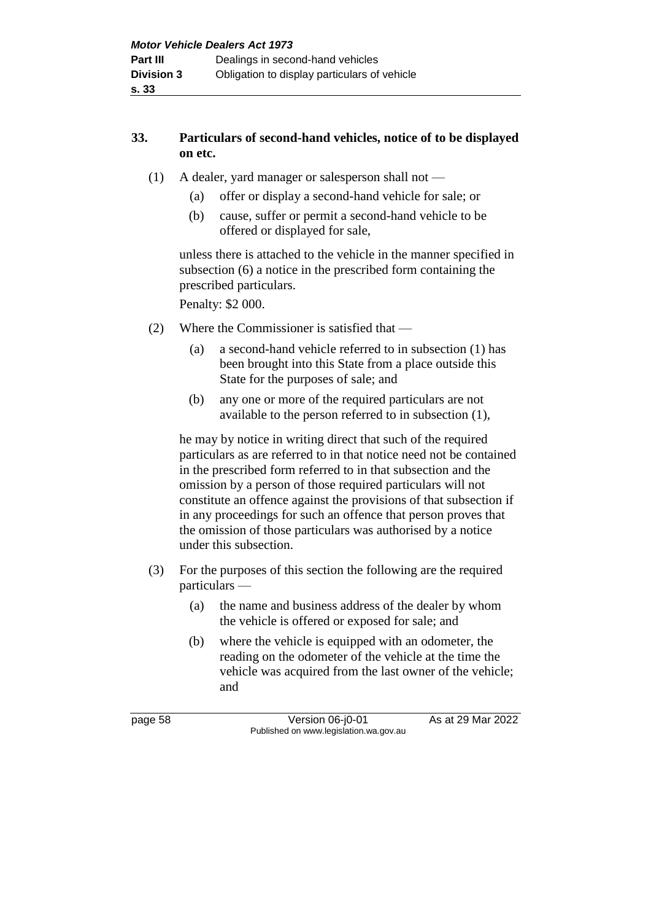## 33. Particulars of second-hand vehicles, notice of to be displayed on etc.

(1) A dealer, yard manager or salesperson shall not —

- (a) offer or display a second-hand vehicle for sale; or
- (b) cause, suffer or permit a second-hand vehicle to be offered or displayed for sale,

unless there is attached to the vehicle in the manner specified in subsection (6) a notice in the prescribed form containing the prescribed particulars.

Penalty: $2 000.

(2) Where the Commissioner is satisfied that —

- (a) a second-hand vehicle referred to in subsection (1) has been brought into this State from a place outside this State for the purposes of sale; and
- (b) any one or more of the required particulars are not available to the person referred to in subsection (1),

he may by notice in writing direct that such of the required particulars as are referred to in that notice need not be contained in the prescribed form referred to in that subsection and the omission by a person of those required particulars will not constitute an offence against the provisions of that subsection if in any proceedings for such an offence that person proves that the omission of those particulars was authorised by a notice under this subsection.

(3) For the purposes of this section the following are the required particulars —

- (a) the name and business address of the dealer by whom the vehicle is offered or exposed for sale; and
- (b) where the vehicle is equipped with an odometer, the reading on the odometer of the vehicle at the time the vehicle was acquired from the last owner of the vehicle; and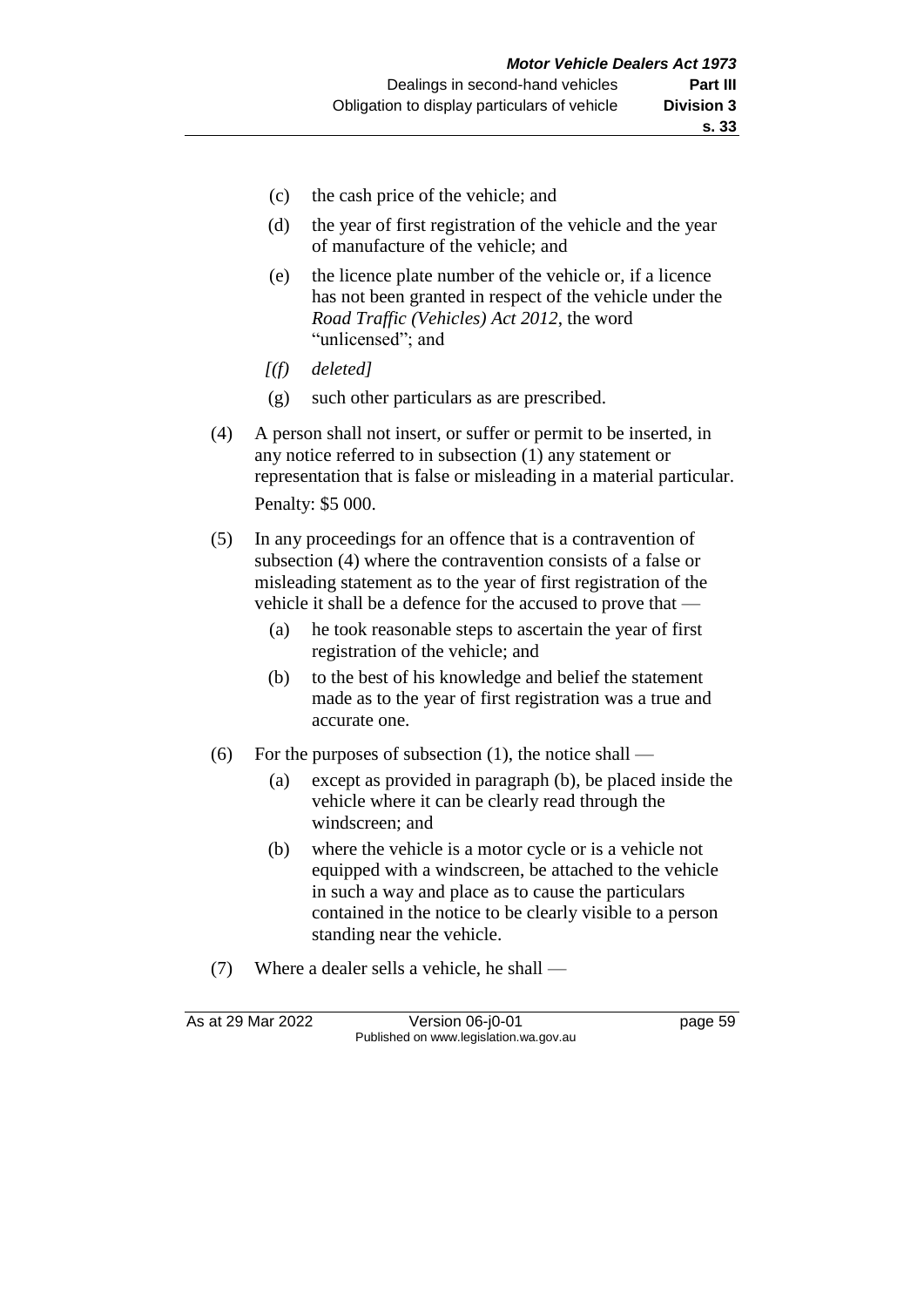(c) the cash price of the vehicle; and

(d) the year of first registration of the vehicle and the year of manufacture of the vehicle; and

(e) the licence plate number of the vehicle or, if a licence has not been granted in respect of the vehicle under the *Road Traffic (Vehicles) Act 2012*, the word "unlicensed"; and

*[(f) deleted]*

(g) such other particulars as are prescribed.

(4) A person shall not insert, or suffer or permit to be inserted, in any notice referred to in subsection (1) any statement or representation that is false or misleading in a material particular.

Penalty: $5 000.

(5) In any proceedings for an offence that is a contravention of subsection (4) where the contravention consists of a false or misleading statement as to the year of first registration of the vehicle it shall be a defence for the accused to prove that —

(a) he took reasonable steps to ascertain the year of first registration of the vehicle; and

(b) to the best of his knowledge and belief the statement made as to the year of first registration was a true and accurate one.

(6) For the purposes of subsection (1), the notice shall —

(a) except as provided in paragraph (b), be placed inside the vehicle where it can be clearly read through the windscreen; and

(b) where the vehicle is a motor cycle or is a vehicle not equipped with a windscreen, be attached to the vehicle in such a way and place as to cause the particulars contained in the notice to be clearly visible to a person standing near the vehicle.

(7) Where a dealer sells a vehicle, he shall —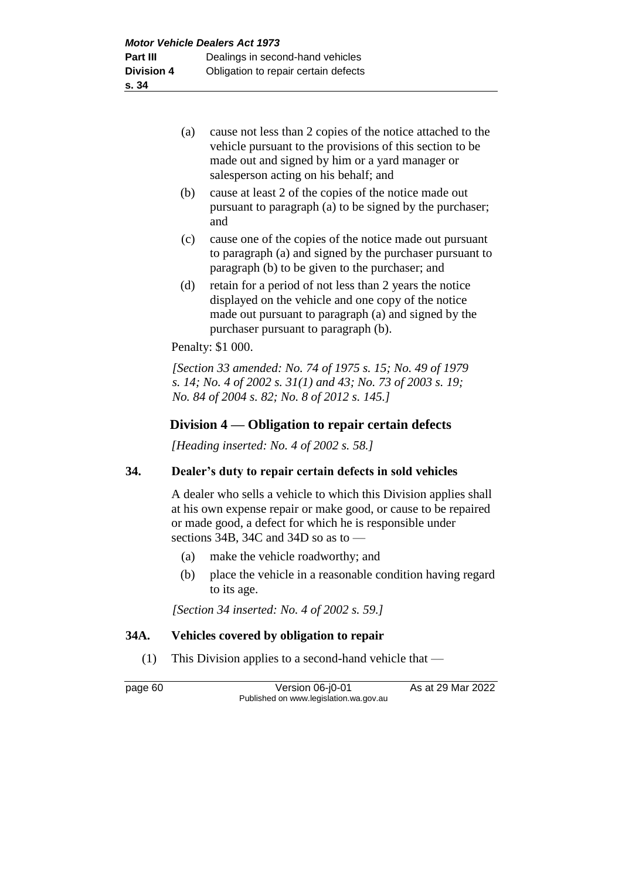(a) cause not less than 2 copies of the notice attached to the vehicle pursuant to the provisions of this section to be made out and signed by him or a yard manager or salesperson acting on his behalf; and

(b) cause at least 2 of the copies of the notice made out pursuant to paragraph (a) to be signed by the purchaser; and

(c) cause one of the copies of the notice made out pursuant to paragraph (a) and signed by the purchaser pursuant to paragraph (b) to be given to the purchaser; and

(d) retain for a period of not less than 2 years the notice displayed on the vehicle and one copy of the notice made out pursuant to paragraph (a) and signed by the purchaser pursuant to paragraph (b).

Penalty: $1 000.

*[Section 33 amended: No. 74 of 1975 s. 15; No. 49 of 1979 s. 14; No. 4 of 2002 s. 31(1) and 43; No. 73 of 2003 s. 19; No. 84 of 2004 s. 82; No. 8 of 2012 s. 145.]*

## Division 4 — Obligation to repair certain defects

*[Heading inserted: No. 4 of 2002 s. 58.]*

### 34. Dealer's duty to repair certain defects in sold vehicles

A dealer who sells a vehicle to which this Division applies shall at his own expense repair or make good, or cause to be repaired or made good, a defect for which he is responsible under sections 34B, 34C and 34D so as to —

(a) make the vehicle roadworthy; and

(b) place the vehicle in a reasonable condition having regard to its age.

*[Section 34 inserted: No. 4 of 2002 s. 59.]*

### 34A. Vehicles covered by obligation to repair

(1) This Division applies to a second-hand vehicle that —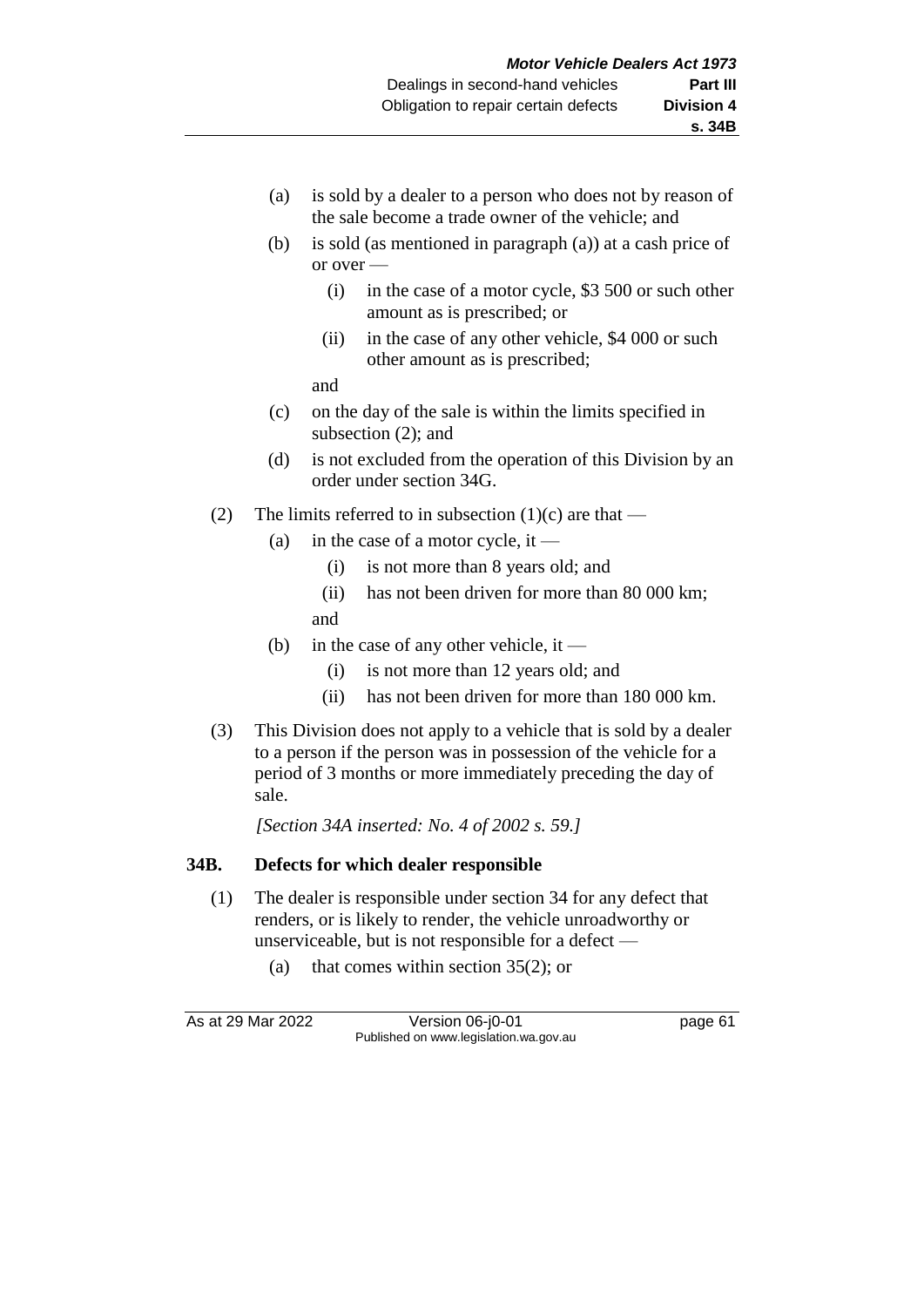(a) is sold by a dealer to a person who does not by reason of the sale become a trade owner of the vehicle; and

(b) is sold (as mentioned in paragraph (a)) at a cash price of or over —

  (i) in the case of a motor cycle, $3 500 or such other amount as is prescribed; or

  (ii) in the case of any other vehicle, $4 000 or such other amount as is prescribed;

  and

(c) on the day of the sale is within the limits specified in subsection (2); and

(d) is not excluded from the operation of this Division by an order under section 34G.

(2) The limits referred to in subsection (1)(c) are that —

  (a) in the case of a motor cycle, it —

    (i) is not more than 8 years old; and

    (ii) has not been driven for more than 80 000 km;

    and

  (b) in the case of any other vehicle, it —

    (i) is not more than 12 years old; and

    (ii) has not been driven for more than 180 000 km.

(3) This Division does not apply to a vehicle that is sold by a dealer to a person if the person was in possession of the vehicle for a period of 3 months or more immediately preceding the day of sale.

*[Section 34A inserted: No. 4 of 2002 s. 59.]*

## 34B. Defects for which dealer responsible

(1) The dealer is responsible under section 34 for any defect that renders, or is likely to render, the vehicle unroadworthy or unserviceable, but is not responsible for a defect —

  (a) that comes within section 35(2); or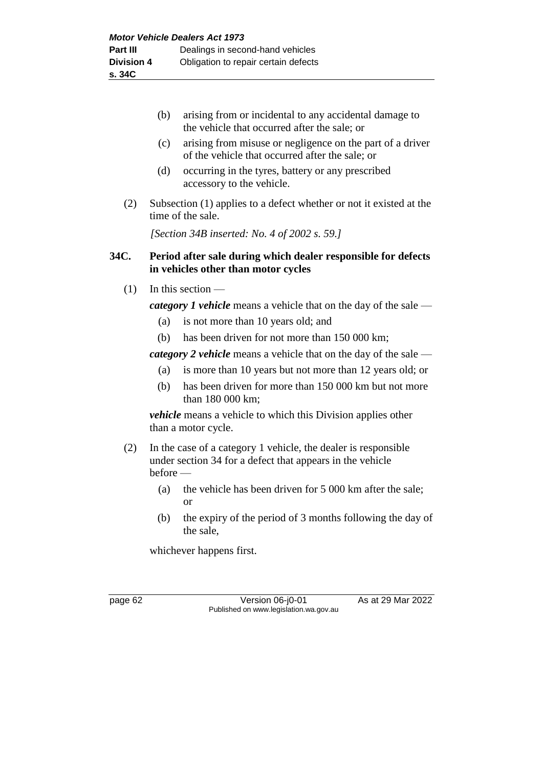(b) arising from or incidental to any accidental damage to the vehicle that occurred after the sale; or

(c) arising from misuse or negligence on the part of a driver of the vehicle that occurred after the sale; or

(d) occurring in the tyres, battery or any prescribed accessory to the vehicle.

(2) Subsection (1) applies to a defect whether or not it existed at the time of the sale.

*[Section 34B inserted: No. 4 of 2002 s. 59.]*

### 34C. Period after sale during which dealer responsible for defects in vehicles other than motor cycles

(1) In this section —

***category 1 vehicle*** means a vehicle that on the day of the sale —

(a) is not more than 10 years old; and

(b) has been driven for not more than 150 000 km;

***category 2 vehicle*** means a vehicle that on the day of the sale —

(a) is more than 10 years but not more than 12 years old; or

(b) has been driven for more than 150 000 km but not more than 180 000 km;

***vehicle*** means a vehicle to which this Division applies other than a motor cycle.

(2) In the case of a category 1 vehicle, the dealer is responsible under section 34 for a defect that appears in the vehicle before —

(a) the vehicle has been driven for 5 000 km after the sale; or

(b) the expiry of the period of 3 months following the day of the sale,

whichever happens first.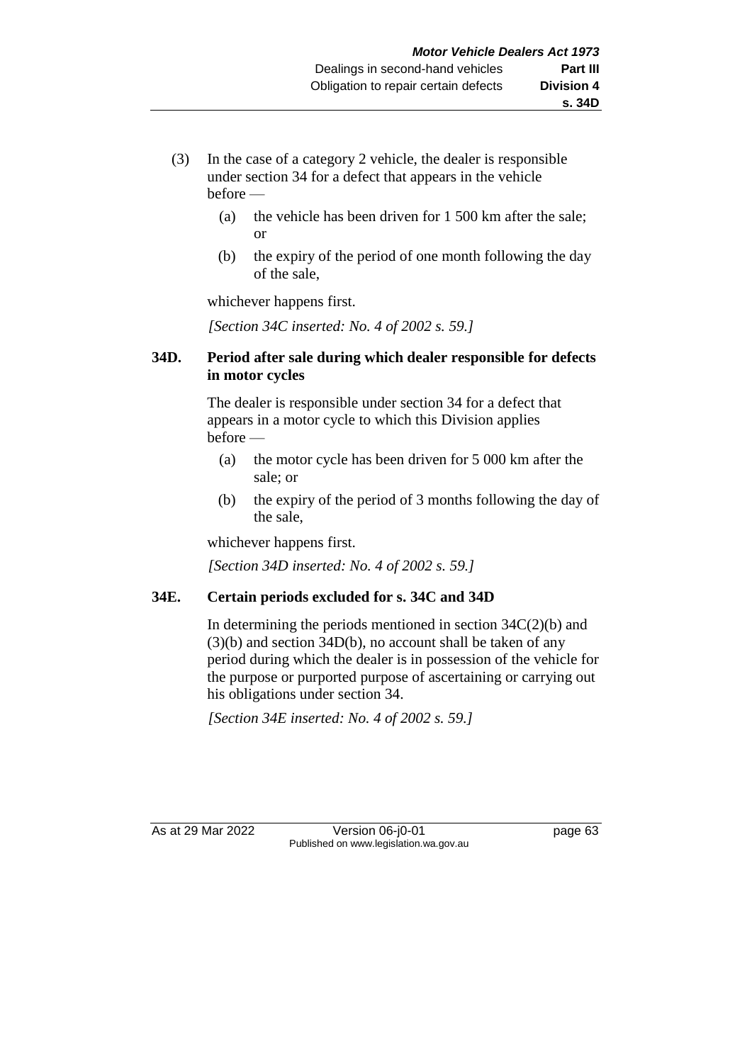(3) In the case of a category 2 vehicle, the dealer is responsible under section 34 for a defect that appears in the vehicle before —

(a) the vehicle has been driven for 1 500 km after the sale; or

(b) the expiry of the period of one month following the day of the sale,

whichever happens first.

*[Section 34C inserted: No. 4 of 2002 s. 59.]*

### 34D. Period after sale during which dealer responsible for defects in motor cycles

The dealer is responsible under section 34 for a defect that appears in a motor cycle to which this Division applies before —

(a) the motor cycle has been driven for 5 000 km after the sale; or

(b) the expiry of the period of 3 months following the day of the sale,

whichever happens first.

*[Section 34D inserted: No. 4 of 2002 s. 59.]*

### 34E. Certain periods excluded for s. 34C and 34D

In determining the periods mentioned in section 34C(2)(b) and (3)(b) and section 34D(b), no account shall be taken of any period during which the dealer is in possession of the vehicle for the purpose or purported purpose of ascertaining or carrying out his obligations under section 34.

*[Section 34E inserted: No. 4 of 2002 s. 59.]*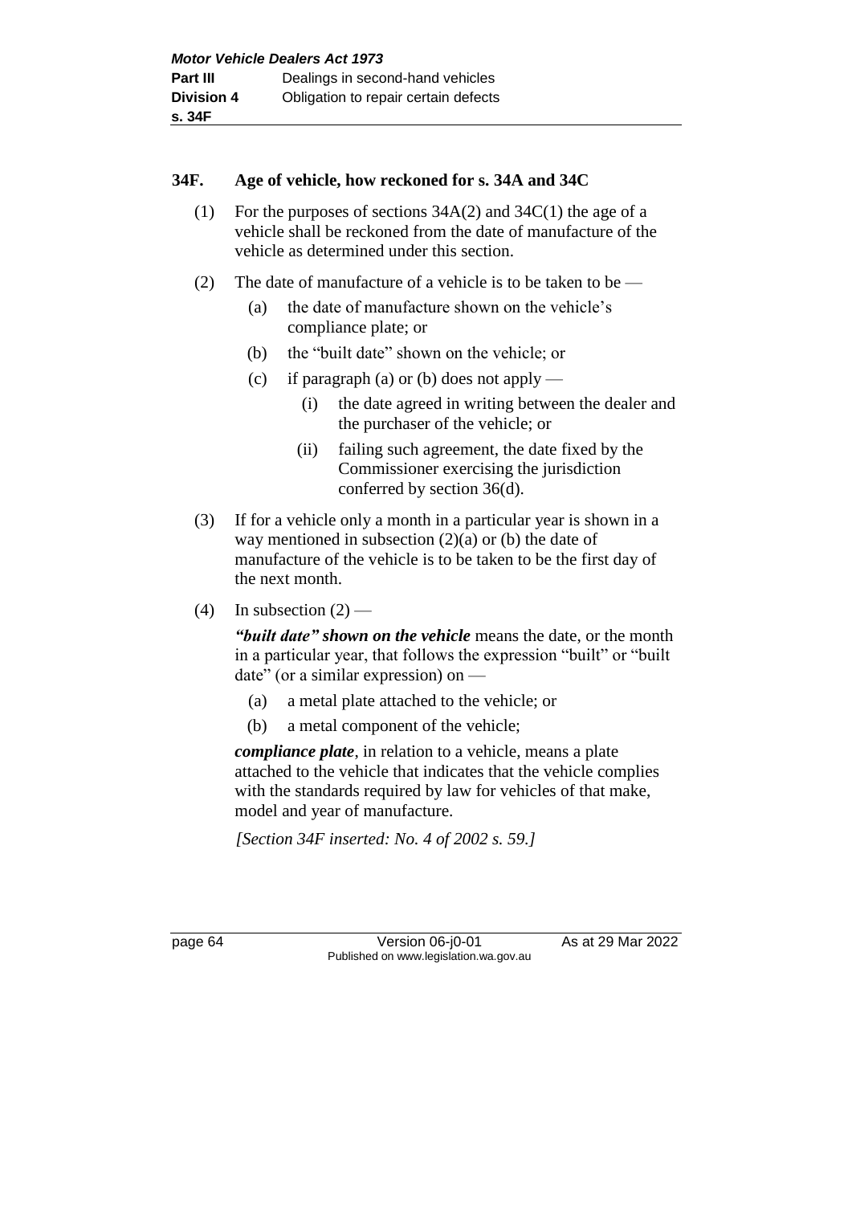### 34F. Age of vehicle, how reckoned for s. 34A and 34C

(1) For the purposes of sections 34A(2) and 34C(1) the age of a vehicle shall be reckoned from the date of manufacture of the vehicle as determined under this section.

(2) The date of manufacture of a vehicle is to be taken to be —

(a) the date of manufacture shown on the vehicle's compliance plate; or

(b) the "built date" shown on the vehicle; or

(c) if paragraph (a) or (b) does not apply —

(i) the date agreed in writing between the dealer and the purchaser of the vehicle; or

(ii) failing such agreement, the date fixed by the Commissioner exercising the jurisdiction conferred by section 36(d).

(3) If for a vehicle only a month in a particular year is shown in a way mentioned in subsection (2)(a) or (b) the date of manufacture of the vehicle is to be taken to be the first day of the next month.

(4) In subsection (2) —

***"built date" shown on the vehicle*** means the date, or the month in a particular year, that follows the expression "built" or "built date" (or a similar expression) on —

(a) a metal plate attached to the vehicle; or

(b) a metal component of the vehicle;

***compliance plate***, in relation to a vehicle, means a plate attached to the vehicle that indicates that the vehicle complies with the standards required by law for vehicles of that make, model and year of manufacture.

*[Section 34F inserted: No. 4 of 2002 s. 59.]*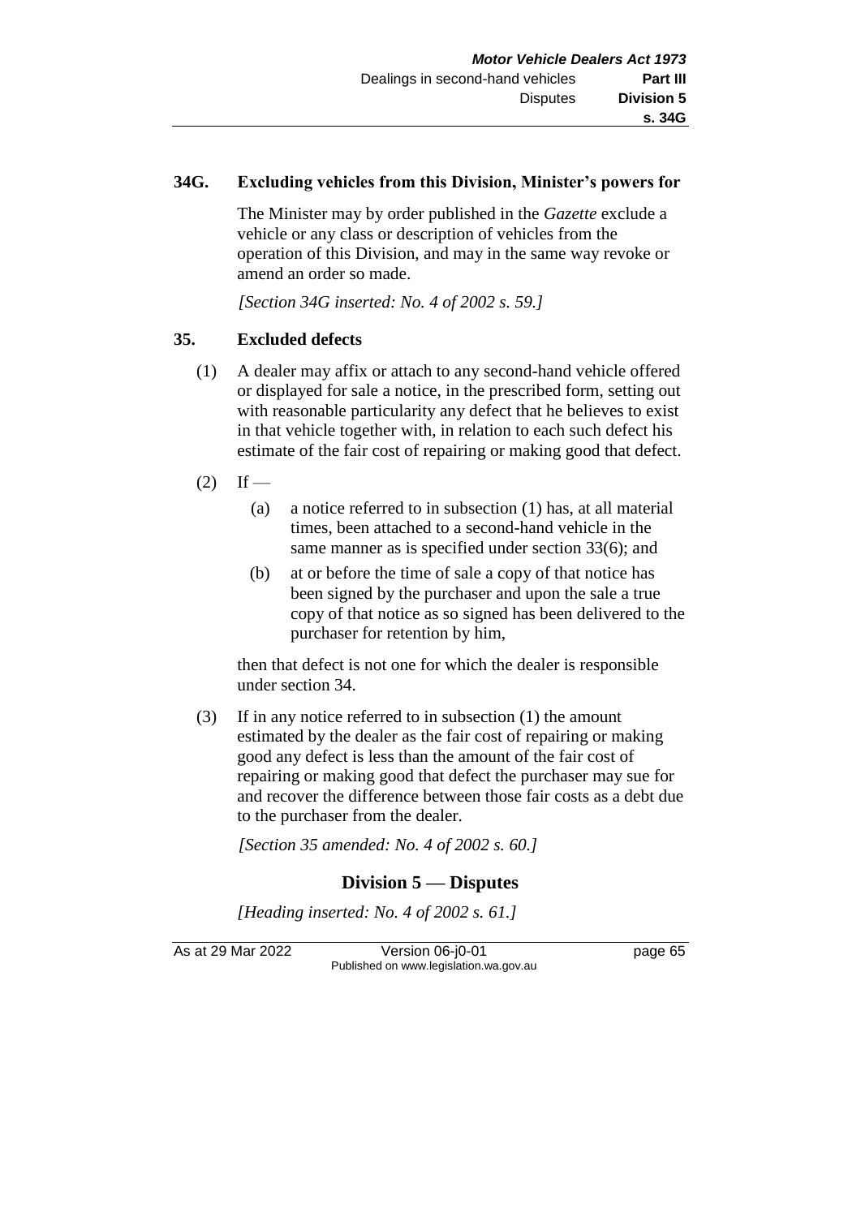## 34G. Excluding vehicles from this Division, Minister's powers for

The Minister may by order published in the *Gazette* exclude a vehicle or any class or description of vehicles from the operation of this Division, and may in the same way revoke or amend an order so made.

*[Section 34G inserted: No. 4 of 2002 s. 59.]*

## 35. Excluded defects

(1) A dealer may affix or attach to any second-hand vehicle offered or displayed for sale a notice, in the prescribed form, setting out with reasonable particularity any defect that he believes to exist in that vehicle together with, in relation to each such defect his estimate of the fair cost of repairing or making good that defect.

(2) If —

(a) a notice referred to in subsection (1) has, at all material times, been attached to a second-hand vehicle in the same manner as is specified under section 33(6); and

(b) at or before the time of sale a copy of that notice has been signed by the purchaser and upon the sale a true copy of that notice as so signed has been delivered to the purchaser for retention by him,

then that defect is not one for which the dealer is responsible under section 34.

(3) If in any notice referred to in subsection (1) the amount estimated by the dealer as the fair cost of repairing or making good any defect is less than the amount of the fair cost of repairing or making good that defect the purchaser may sue for and recover the difference between those fair costs as a debt due to the purchaser from the dealer.

*[Section 35 amended: No. 4 of 2002 s. 60.]*

# Division 5 — Disputes

*[Heading inserted: No. 4 of 2002 s. 61.]*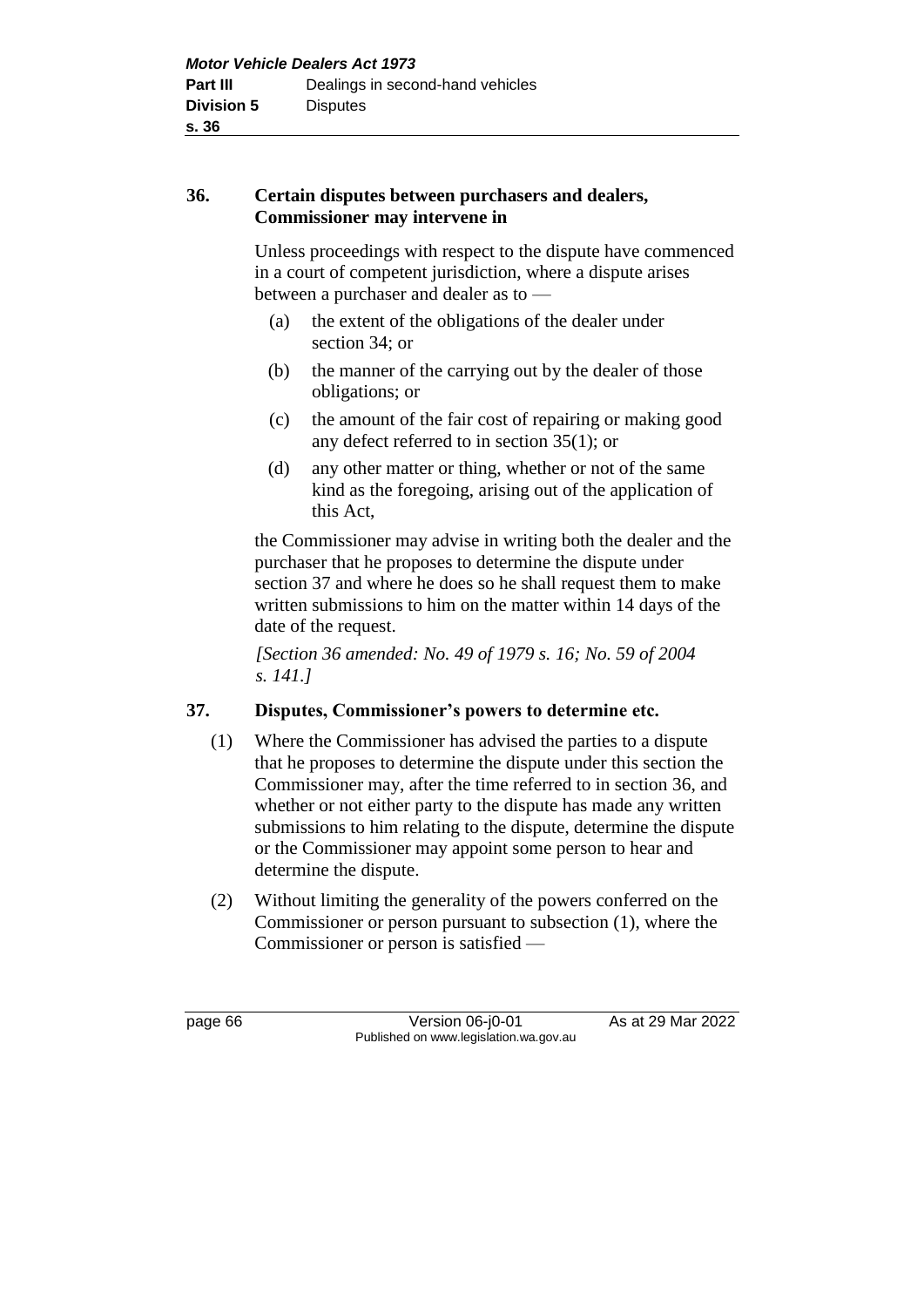### 36. Certain disputes between purchasers and dealers, Commissioner may intervene in

Unless proceedings with respect to the dispute have commenced in a court of competent jurisdiction, where a dispute arises between a purchaser and dealer as to —

(a) the extent of the obligations of the dealer under section 34; or

(b) the manner of the carrying out by the dealer of those obligations; or

(c) the amount of the fair cost of repairing or making good any defect referred to in section 35(1); or

(d) any other matter or thing, whether or not of the same kind as the foregoing, arising out of the application of this Act,

the Commissioner may advise in writing both the dealer and the purchaser that he proposes to determine the dispute under section 37 and where he does so he shall request them to make written submissions to him on the matter within 14 days of the date of the request.

*[Section 36 amended: No. 49 of 1979 s. 16; No. 59 of 2004 s. 141.]*

### 37. Disputes, Commissioner's powers to determine etc.

(1) Where the Commissioner has advised the parties to a dispute that he proposes to determine the dispute under this section the Commissioner may, after the time referred to in section 36, and whether or not either party to the dispute has made any written submissions to him relating to the dispute, determine the dispute or the Commissioner may appoint some person to hear and determine the dispute.

(2) Without limiting the generality of the powers conferred on the Commissioner or person pursuant to subsection (1), where the Commissioner or person is satisfied —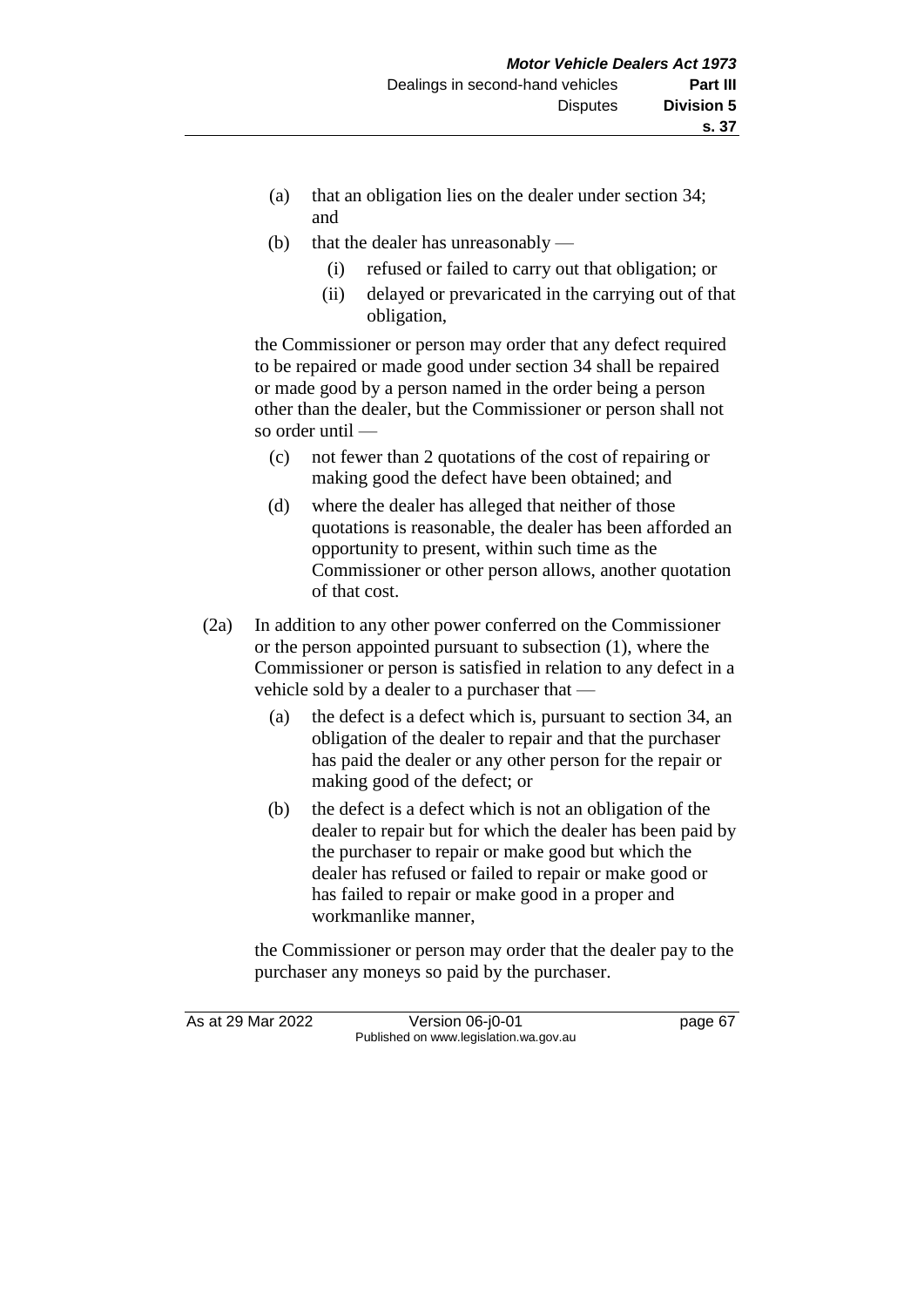(a) that an obligation lies on the dealer under section 34; and

(b) that the dealer has unreasonably —

(i) refused or failed to carry out that obligation; or

(ii) delayed or prevaricated in the carrying out of that obligation,

the Commissioner or person may order that any defect required to be repaired or made good under section 34 shall be repaired or made good by a person named in the order being a person other than the dealer, but the Commissioner or person shall not so order until —

(c) not fewer than 2 quotations of the cost of repairing or making good the defect have been obtained; and

(d) where the dealer has alleged that neither of those quotations is reasonable, the dealer has been afforded an opportunity to present, within such time as the Commissioner or other person allows, another quotation of that cost.

(2a) In addition to any other power conferred on the Commissioner or the person appointed pursuant to subsection (1), where the Commissioner or person is satisfied in relation to any defect in a vehicle sold by a dealer to a purchaser that —

(a) the defect is a defect which is, pursuant to section 34, an obligation of the dealer to repair and that the purchaser has paid the dealer or any other person for the repair or making good of the defect; or

(b) the defect is a defect which is not an obligation of the dealer to repair but for which the dealer has been paid by the purchaser to repair or make good but which the dealer has refused or failed to repair or make good or has failed to repair or make good in a proper and workmanlike manner,

the Commissioner or person may order that the dealer pay to the purchaser any moneys so paid by the purchaser.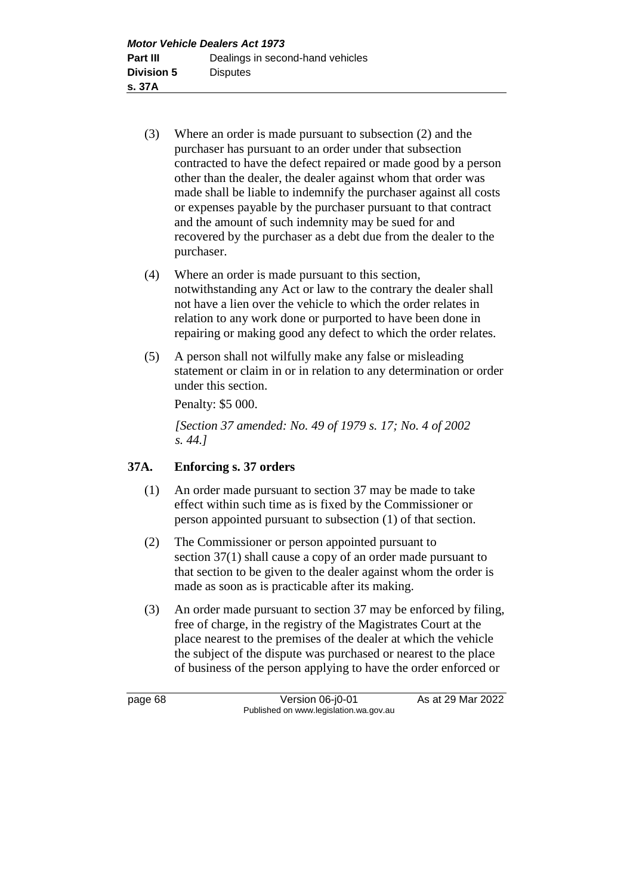(3) Where an order is made pursuant to subsection (2) and the purchaser has pursuant to an order under that subsection contracted to have the defect repaired or made good by a person other than the dealer, the dealer against whom that order was made shall be liable to indemnify the purchaser against all costs or expenses payable by the purchaser pursuant to that contract and the amount of such indemnity may be sued for and recovered by the purchaser as a debt due from the dealer to the purchaser.

(4) Where an order is made pursuant to this section, notwithstanding any Act or law to the contrary the dealer shall not have a lien over the vehicle to which the order relates in relation to any work done or purported to have been done in repairing or making good any defect to which the order relates.

(5) A person shall not wilfully make any false or misleading statement or claim in or in relation to any determination or order under this section.

Penalty: $5 000.

*[Section 37 amended: No. 49 of 1979 s. 17; No. 4 of 2002 s. 44.]*

## 37A. Enforcing s. 37 orders

(1) An order made pursuant to section 37 may be made to take effect within such time as is fixed by the Commissioner or person appointed pursuant to subsection (1) of that section.

(2) The Commissioner or person appointed pursuant to section 37(1) shall cause a copy of an order made pursuant to that section to be given to the dealer against whom the order is made as soon as is practicable after its making.

(3) An order made pursuant to section 37 may be enforced by filing, free of charge, in the registry of the Magistrates Court at the place nearest to the premises of the dealer at which the vehicle the subject of the dispute was purchased or nearest to the place of business of the person applying to have the order enforced or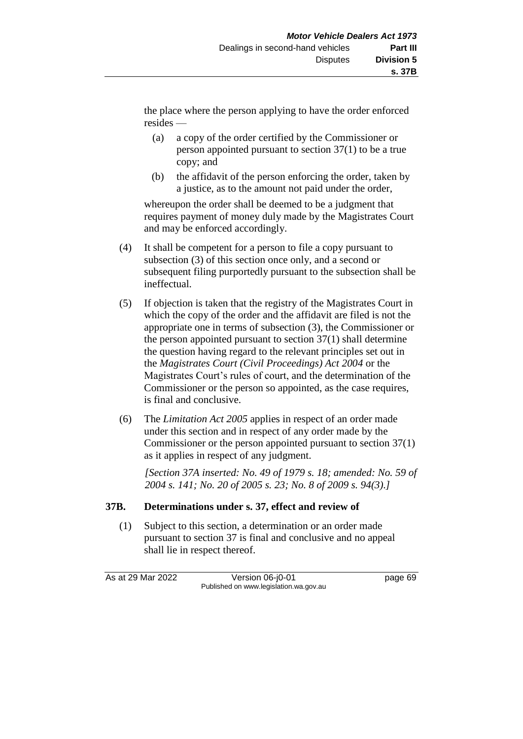the place where the person applying to have the order enforced resides —

(a) a copy of the order certified by the Commissioner or person appointed pursuant to section 37(1) to be a true copy; and

(b) the affidavit of the person enforcing the order, taken by a justice, as to the amount not paid under the order,

whereupon the order shall be deemed to be a judgment that requires payment of money duly made by the Magistrates Court and may be enforced accordingly.

(4) It shall be competent for a person to file a copy pursuant to subsection (3) of this section once only, and a second or subsequent filing purportedly pursuant to the subsection shall be ineffectual.

(5) If objection is taken that the registry of the Magistrates Court in which the copy of the order and the affidavit are filed is not the appropriate one in terms of subsection (3), the Commissioner or the person appointed pursuant to section 37(1) shall determine the question having regard to the relevant principles set out in the *Magistrates Court (Civil Proceedings) Act 2004* or the Magistrates Court's rules of court, and the determination of the Commissioner or the person so appointed, as the case requires, is final and conclusive.

(6) The *Limitation Act 2005* applies in respect of an order made under this section and in respect of any order made by the Commissioner or the person appointed pursuant to section 37(1) as it applies in respect of any judgment.

*[Section 37A inserted: No. 49 of 1979 s. 18; amended: No. 59 of 2004 s. 141; No. 20 of 2005 s. 23; No. 8 of 2009 s. 94(3).]*

### 37B. Determinations under s. 37, effect and review of

(1) Subject to this section, a determination or an order made pursuant to section 37 is final and conclusive and no appeal shall lie in respect thereof.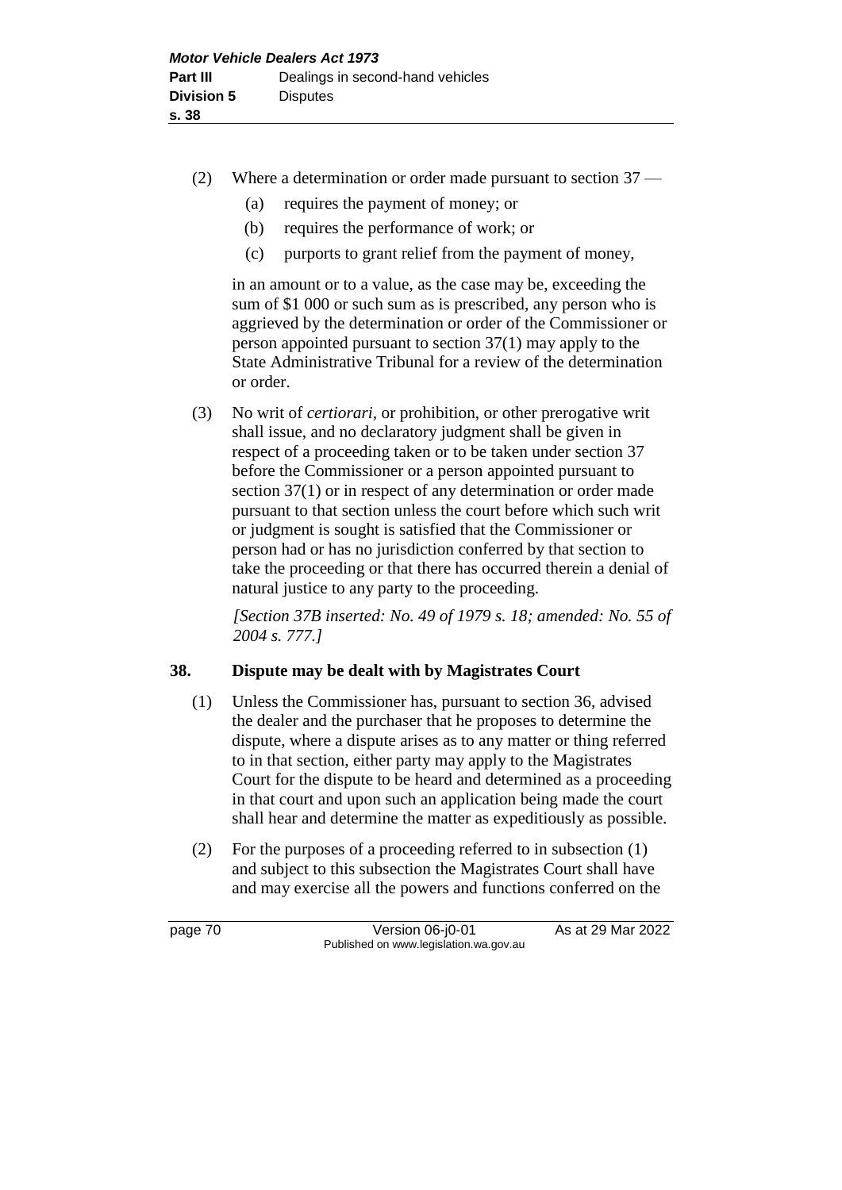(2) Where a determination or order made pursuant to section 37 —

(a) requires the payment of money; or

(b) requires the performance of work; or

(c) purports to grant relief from the payment of money,

in an amount or to a value, as the case may be, exceeding the sum of $1 000 or such sum as is prescribed, any person who is aggrieved by the determination or order of the Commissioner or person appointed pursuant to section 37(1) may apply to the State Administrative Tribunal for a review of the determination or order.

(3) No writ of *certiorari*, or prohibition, or other prerogative writ shall issue, and no declaratory judgment shall be given in respect of a proceeding taken or to be taken under section 37 before the Commissioner or a person appointed pursuant to section 37(1) or in respect of any determination or order made pursuant to that section unless the court before which such writ or judgment is sought is satisfied that the Commissioner or person had or has no jurisdiction conferred by that section to take the proceeding or that there has occurred therein a denial of natural justice to any party to the proceeding.

*[Section 37B inserted: No. 49 of 1979 s. 18; amended: No. 55 of 2004 s. 777.]*

### 38. Dispute may be dealt with by Magistrates Court

(1) Unless the Commissioner has, pursuant to section 36, advised the dealer and the purchaser that he proposes to determine the dispute, where a dispute arises as to any matter or thing referred to in that section, either party may apply to the Magistrates Court for the dispute to be heard and determined as a proceeding in that court and upon such an application being made the court shall hear and determine the matter as expeditiously as possible.

(2) For the purposes of a proceeding referred to in subsection (1) and subject to this subsection the Magistrates Court shall have and may exercise all the powers and functions conferred on the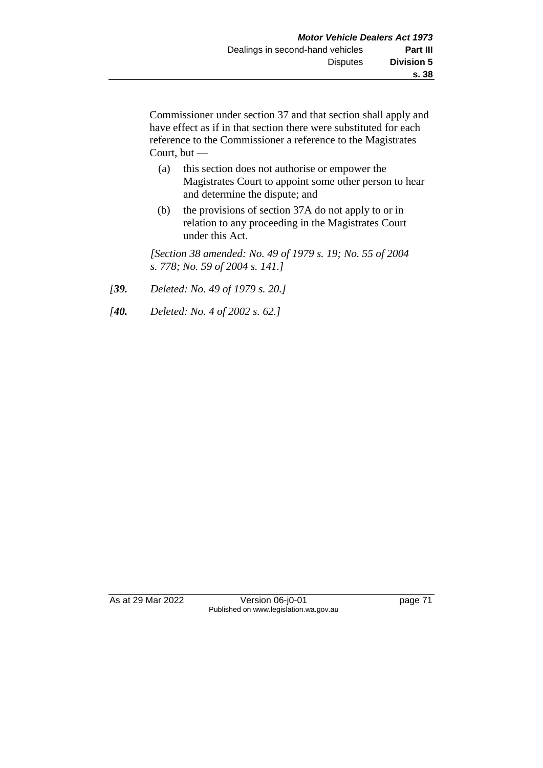Commissioner under section 37 and that section shall apply and have effect as if in that section there were substituted for each reference to the Commissioner a reference to the Magistrates Court, but —

(a) this section does not authorise or empower the Magistrates Court to appoint some other person to hear and determine the dispute; and

(b) the provisions of section 37A do not apply to or in relation to any proceeding in the Magistrates Court under this Act.

*[Section 38 amended: No. 49 of 1979 s. 19; No. 55 of 2004 s. 778; No. 59 of 2004 s. 141.]*

*[**39.** Deleted: No. 49 of 1979 s. 20.]*

*[**40.** Deleted: No. 4 of 2002 s. 62.]*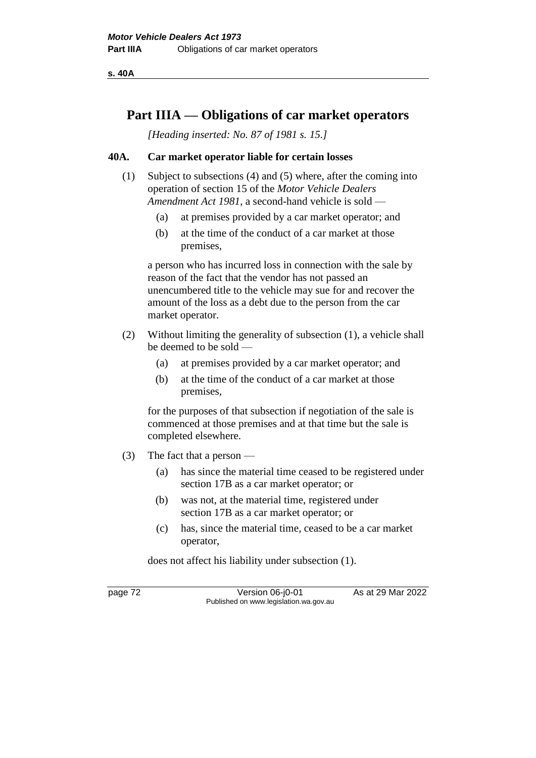# Part IIIA — Obligations of car market operators

*[Heading inserted: No. 87 of 1981 s. 15.]*

### 40A. Car market operator liable for certain losses

(1) Subject to subsections (4) and (5) where, after the coming into operation of section 15 of the *Motor Vehicle Dealers Amendment Act 1981*, a second-hand vehicle is sold —

- (a) at premises provided by a car market operator; and
- (b) at the time of the conduct of a car market at those premises,

a person who has incurred loss in connection with the sale by reason of the fact that the vendor has not passed an unencumbered title to the vehicle may sue for and recover the amount of the loss as a debt due to the person from the car market operator.

(2) Without limiting the generality of subsection (1), a vehicle shall be deemed to be sold —

- (a) at premises provided by a car market operator; and
- (b) at the time of the conduct of a car market at those premises,

for the purposes of that subsection if negotiation of the sale is commenced at those premises and at that time but the sale is completed elsewhere.

(3) The fact that a person —

- (a) has since the material time ceased to be registered under section 17B as a car market operator; or
- (b) was not, at the material time, registered under section 17B as a car market operator; or
- (c) has, since the material time, ceased to be a car market operator,

does not affect his liability under subsection (1).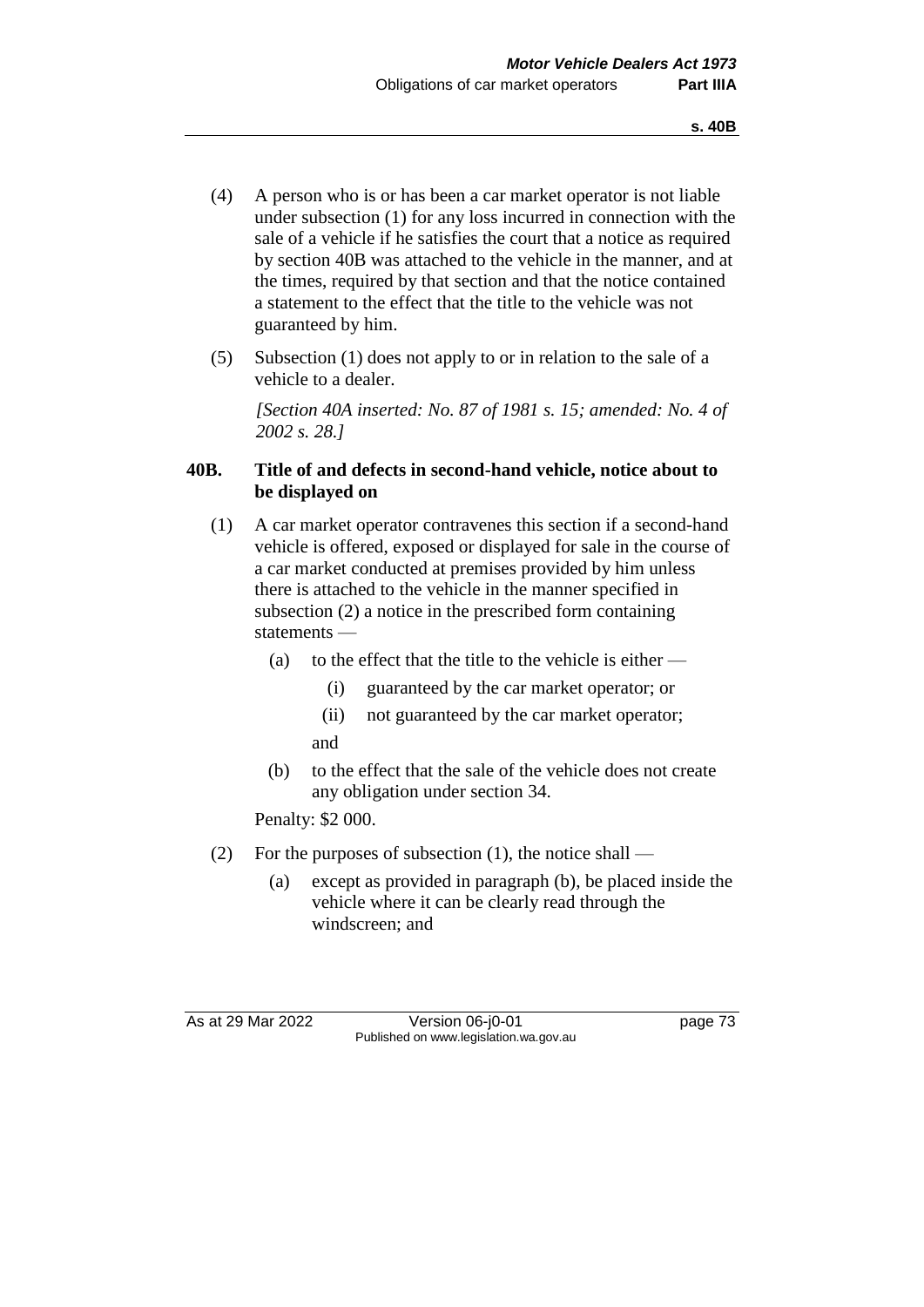(4) A person who is or has been a car market operator is not liable under subsection (1) for any loss incurred in connection with the sale of a vehicle if he satisfies the court that a notice as required by section 40B was attached to the vehicle in the manner, and at the times, required by that section and that the notice contained a statement to the effect that the title to the vehicle was not guaranteed by him.

(5) Subsection (1) does not apply to or in relation to the sale of a vehicle to a dealer.

*[Section 40A inserted: No. 87 of 1981 s. 15; amended: No. 4 of 2002 s. 28.]*

### 40B. Title of and defects in second-hand vehicle, notice about to be displayed on

(1) A car market operator contravenes this section if a second-hand vehicle is offered, exposed or displayed for sale in the course of a car market conducted at premises provided by him unless there is attached to the vehicle in the manner specified in subsection (2) a notice in the prescribed form containing statements —

- (a) to the effect that the title to the vehicle is either —
  - (i) guaranteed by the car market operator; or
  - (ii) not guaranteed by the car market operator;

  and
- (b) to the effect that the sale of the vehicle does not create any obligation under section 34.

Penalty: $2 000.

(2) For the purposes of subsection (1), the notice shall —

- (a) except as provided in paragraph (b), be placed inside the vehicle where it can be clearly read through the windscreen; and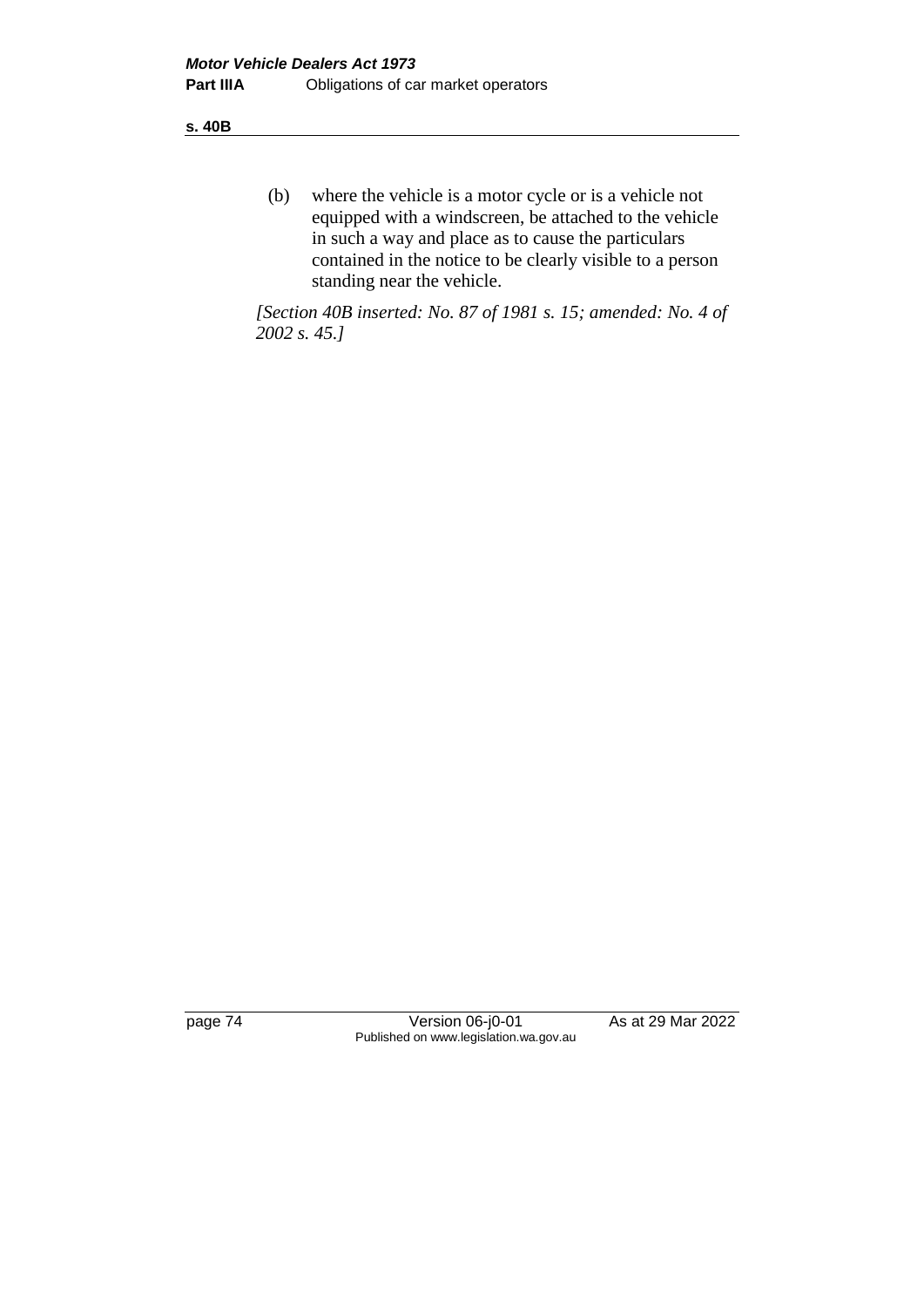(b) where the vehicle is a motor cycle or is a vehicle not equipped with a windscreen, be attached to the vehicle in such a way and place as to cause the particulars contained in the notice to be clearly visible to a person standing near the vehicle.

*[Section 40B inserted: No. 87 of 1981 s. 15; amended: No. 4 of 2002 s. 45.]*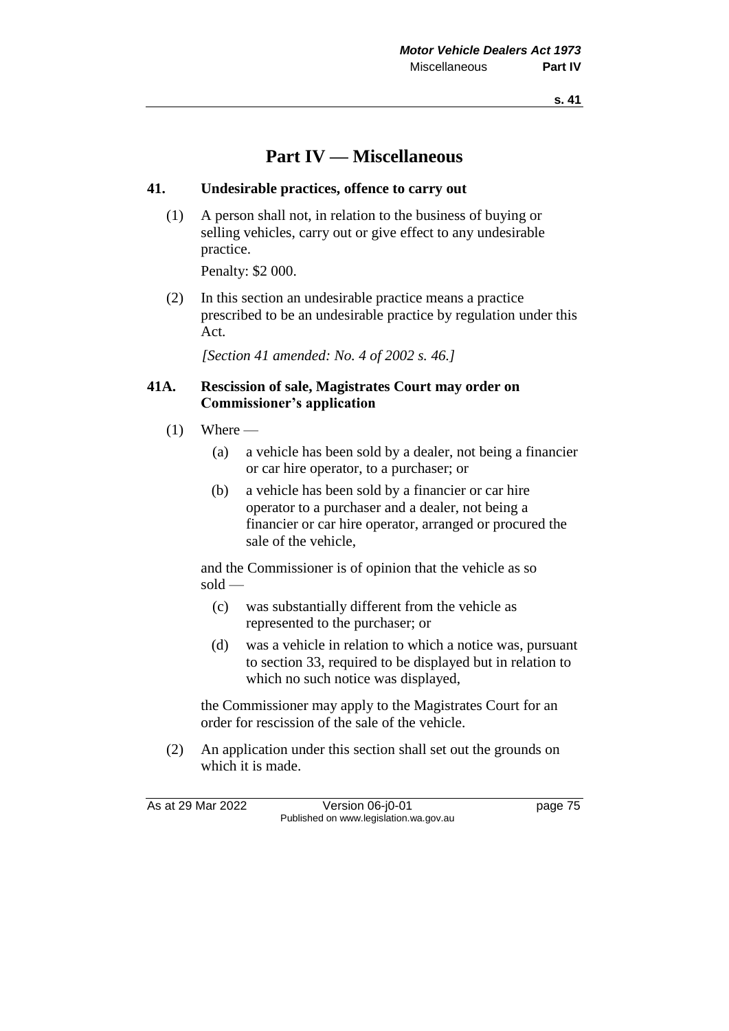# Part IV — Miscellaneous

## 41. Undesirable practices, offence to carry out

(1) A person shall not, in relation to the business of buying or selling vehicles, carry out or give effect to any undesirable practice.

Penalty: $2 000.

(2) In this section an undesirable practice means a practice prescribed to be an undesirable practice by regulation under this Act.

*[Section 41 amended: No. 4 of 2002 s. 46.]*

## 41A. Rescission of sale, Magistrates Court may order on Commissioner's application

(1) Where —

(a) a vehicle has been sold by a dealer, not being a financier or car hire operator, to a purchaser; or

(b) a vehicle has been sold by a financier or car hire operator to a purchaser and a dealer, not being a financier or car hire operator, arranged or procured the sale of the vehicle,

and the Commissioner is of opinion that the vehicle as so sold —

(c) was substantially different from the vehicle as represented to the purchaser; or

(d) was a vehicle in relation to which a notice was, pursuant to section 33, required to be displayed but in relation to which no such notice was displayed,

the Commissioner may apply to the Magistrates Court for an order for rescission of the sale of the vehicle.

(2) An application under this section shall set out the grounds on which it is made.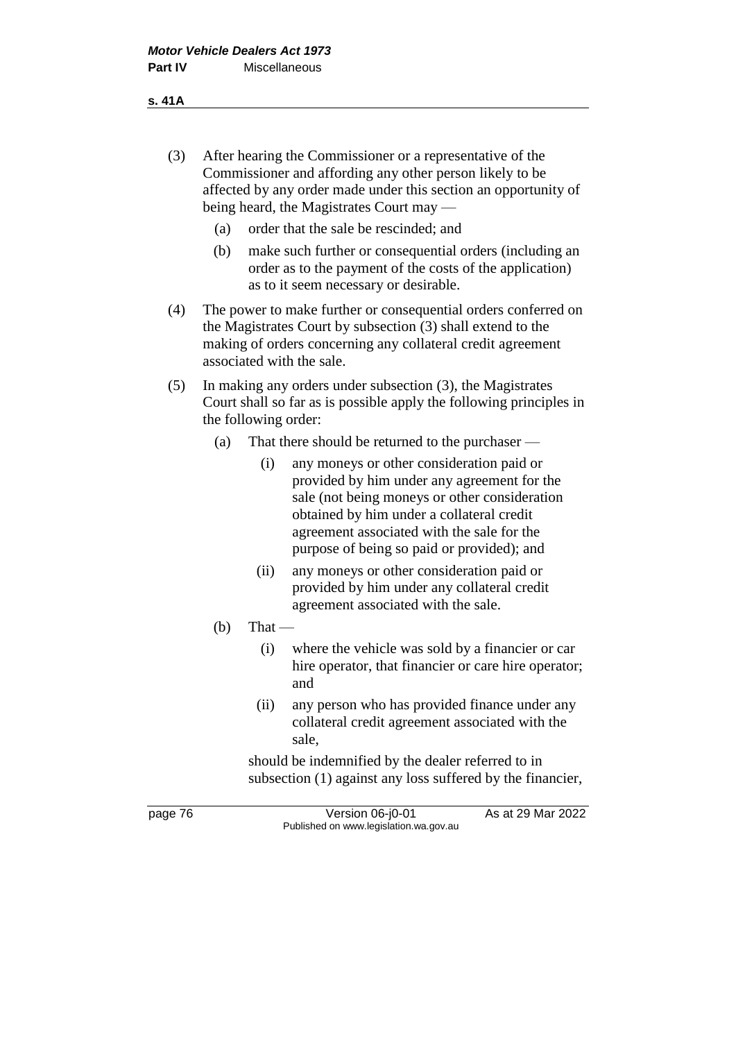(3) After hearing the Commissioner or a representative of the Commissioner and affording any other person likely to be affected by any order made under this section an opportunity of being heard, the Magistrates Court may —

   (a) order that the sale be rescinded; and

   (b) make such further or consequential orders (including an order as to the payment of the costs of the application) as to it seem necessary or desirable.

(4) The power to make further or consequential orders conferred on the Magistrates Court by subsection (3) shall extend to the making of orders concerning any collateral credit agreement associated with the sale.

(5) In making any orders under subsection (3), the Magistrates Court shall so far as is possible apply the following principles in the following order:

   (a) That there should be returned to the purchaser —

      (i) any moneys or other consideration paid or provided by him under any agreement for the sale (not being moneys or other consideration obtained by him under a collateral credit agreement associated with the sale for the purpose of being so paid or provided); and

      (ii) any moneys or other consideration paid or provided by him under any collateral credit agreement associated with the sale.

   (b) That —

      (i) where the vehicle was sold by a financier or car hire operator, that financier or care hire operator; and

      (ii) any person who has provided finance under any collateral credit agreement associated with the sale,

   should be indemnified by the dealer referred to in subsection (1) against any loss suffered by the financier,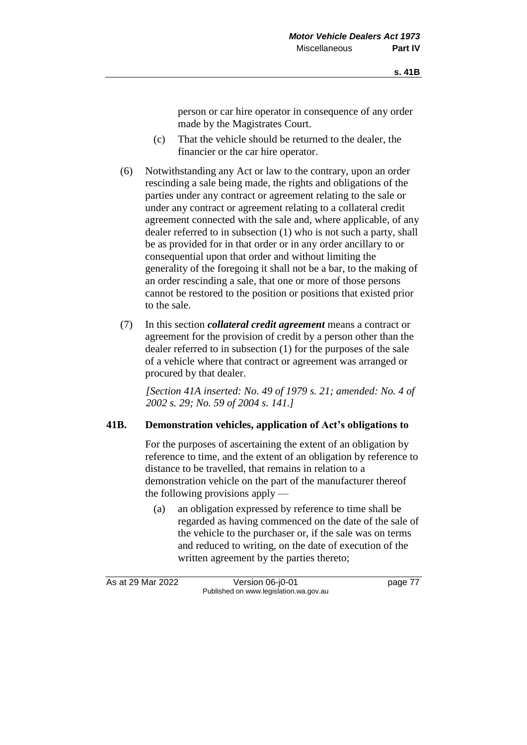person or car hire operator in consequence of any order made by the Magistrates Court.

(c) That the vehicle should be returned to the dealer, the financier or the car hire operator.

(6) Notwithstanding any Act or law to the contrary, upon an order rescinding a sale being made, the rights and obligations of the parties under any contract or agreement relating to the sale or under any contract or agreement relating to a collateral credit agreement connected with the sale and, where applicable, of any dealer referred to in subsection (1) who is not such a party, shall be as provided for in that order or in any order ancillary to or consequential upon that order and without limiting the generality of the foregoing it shall not be a bar, to the making of an order rescinding a sale, that one or more of those persons cannot be restored to the position or positions that existed prior to the sale.

(7) In this section ***collateral credit agreement*** means a contract or agreement for the provision of credit by a person other than the dealer referred to in subsection (1) for the purposes of the sale of a vehicle where that contract or agreement was arranged or procured by that dealer.

*[Section 41A inserted: No. 49 of 1979 s. 21; amended: No. 4 of 2002 s. 29; No. 59 of 2004 s. 141.]*

### 41B. Demonstration vehicles, application of Act's obligations to

For the purposes of ascertaining the extent of an obligation by reference to time, and the extent of an obligation by reference to distance to be travelled, that remains in relation to a demonstration vehicle on the part of the manufacturer thereof the following provisions apply —

(a) an obligation expressed by reference to time shall be regarded as having commenced on the date of the sale of the vehicle to the purchaser or, if the sale was on terms and reduced to writing, on the date of execution of the written agreement by the parties thereto;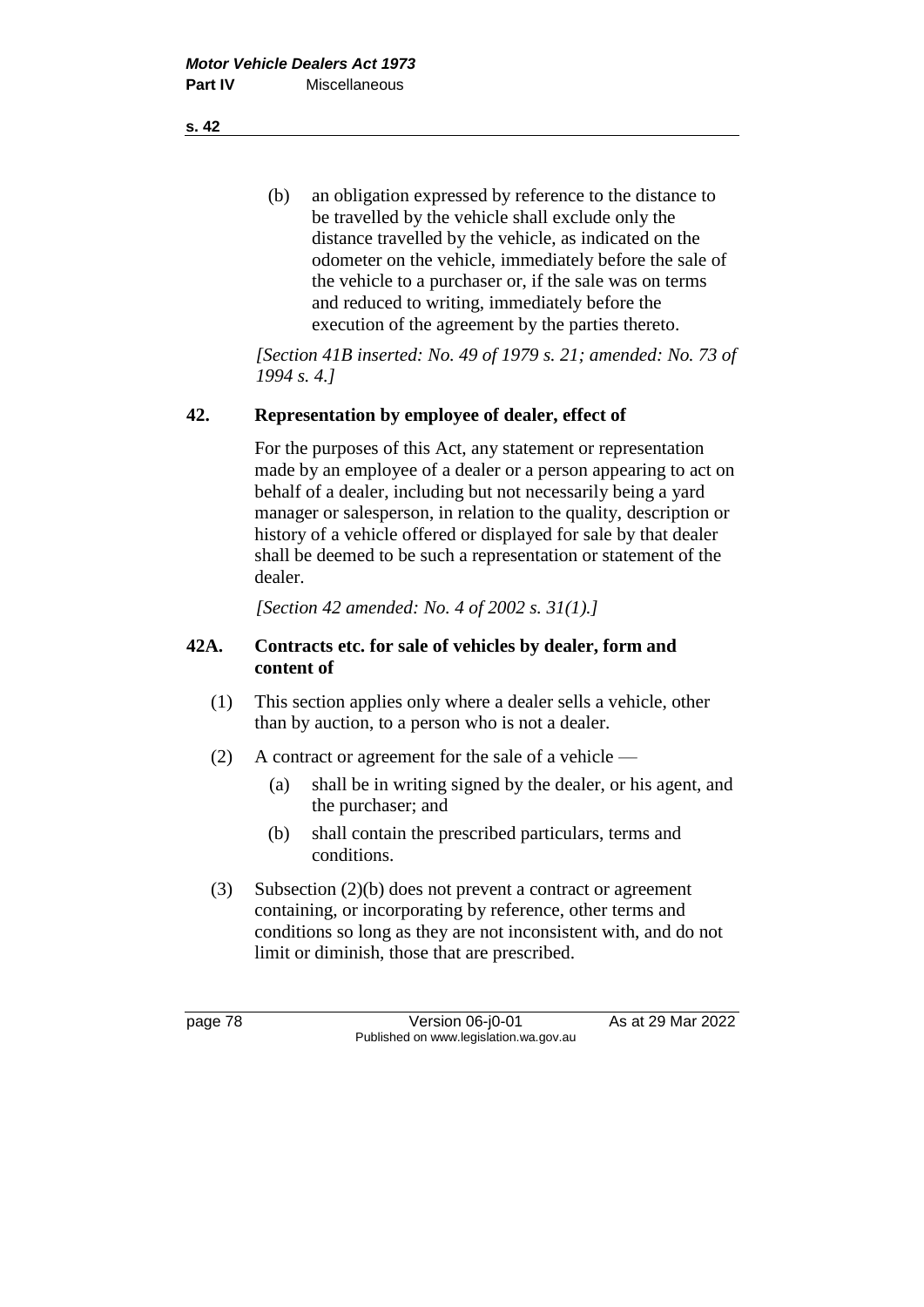(b) an obligation expressed by reference to the distance to be travelled by the vehicle shall exclude only the distance travelled by the vehicle, as indicated on the odometer on the vehicle, immediately before the sale of the vehicle to a purchaser or, if the sale was on terms and reduced to writing, immediately before the execution of the agreement by the parties thereto.

*[Section 41B inserted: No. 49 of 1979 s. 21; amended: No. 73 of 1994 s. 4.]*

## 42. Representation by employee of dealer, effect of

For the purposes of this Act, any statement or representation made by an employee of a dealer or a person appearing to act on behalf of a dealer, including but not necessarily being a yard manager or salesperson, in relation to the quality, description or history of a vehicle offered or displayed for sale by that dealer shall be deemed to be such a representation or statement of the dealer.

*[Section 42 amended: No. 4 of 2002 s. 31(1).]*

## 42A. Contracts etc. for sale of vehicles by dealer, form and content of

(1) This section applies only where a dealer sells a vehicle, other than by auction, to a person who is not a dealer.

(2) A contract or agreement for the sale of a vehicle —

(a) shall be in writing signed by the dealer, or his agent, and the purchaser; and

(b) shall contain the prescribed particulars, terms and conditions.

(3) Subsection (2)(b) does not prevent a contract or agreement containing, or incorporating by reference, other terms and conditions so long as they are not inconsistent with, and do not limit or diminish, those that are prescribed.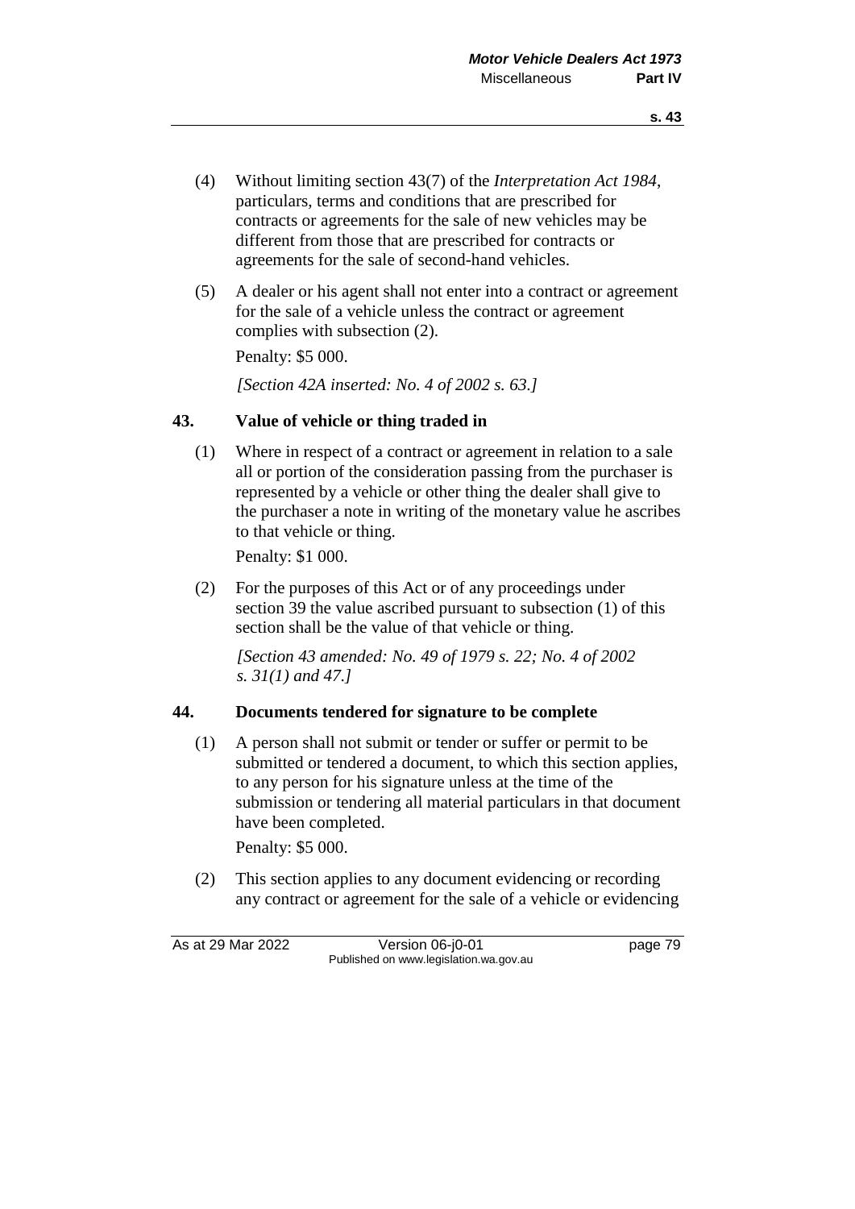(4) Without limiting section 43(7) of the *Interpretation Act 1984*, particulars, terms and conditions that are prescribed for contracts or agreements for the sale of new vehicles may be different from those that are prescribed for contracts or agreements for the sale of second-hand vehicles.

(5) A dealer or his agent shall not enter into a contract or agreement for the sale of a vehicle unless the contract or agreement complies with subsection (2).

Penalty: $5 000.

*[Section 42A inserted: No. 4 of 2002 s. 63.]*

## 43. Value of vehicle or thing traded in

(1) Where in respect of a contract or agreement in relation to a sale all or portion of the consideration passing from the purchaser is represented by a vehicle or other thing the dealer shall give to the purchaser a note in writing of the monetary value he ascribes to that vehicle or thing.

Penalty: $1 000.

(2) For the purposes of this Act or of any proceedings under section 39 the value ascribed pursuant to subsection (1) of this section shall be the value of that vehicle or thing.

*[Section 43 amended: No. 49 of 1979 s. 22; No. 4 of 2002 s. 31(1) and 47.]*

## 44. Documents tendered for signature to be complete

(1) A person shall not submit or tender or suffer or permit to be submitted or tendered a document, to which this section applies, to any person for his signature unless at the time of the submission or tendering all material particulars in that document have been completed.

Penalty: $5 000.

(2) This section applies to any document evidencing or recording any contract or agreement for the sale of a vehicle or evidencing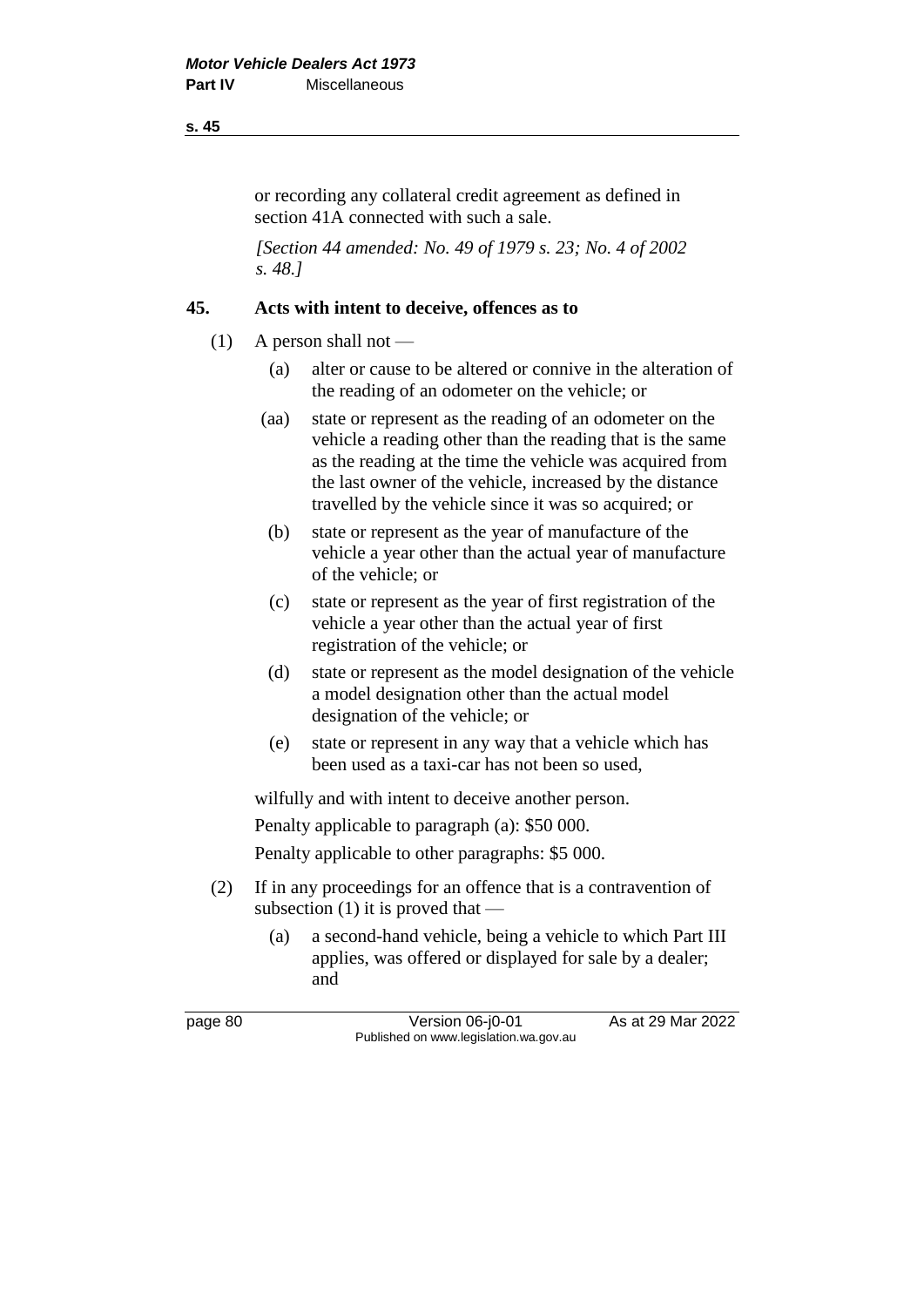or recording any collateral credit agreement as defined in section 41A connected with such a sale.

*[Section 44 amended: No. 49 of 1979 s. 23; No. 4 of 2002 s. 48.]*

### 45. Acts with intent to deceive, offences as to

(1) A person shall not —

- (a) alter or cause to be altered or connive in the alteration of the reading of an odometer on the vehicle; or
- (aa) state or represent as the reading of an odometer on the vehicle a reading other than the reading that is the same as the reading at the time the vehicle was acquired from the last owner of the vehicle, increased by the distance travelled by the vehicle since it was so acquired; or
- (b) state or represent as the year of manufacture of the vehicle a year other than the actual year of manufacture of the vehicle; or
- (c) state or represent as the year of first registration of the vehicle a year other than the actual year of first registration of the vehicle; or
- (d) state or represent as the model designation of the vehicle a model designation other than the actual model designation of the vehicle; or
- (e) state or represent in any way that a vehicle which has been used as a taxi-car has not been so used,

wilfully and with intent to deceive another person.

Penalty applicable to paragraph (a): $50 000.

Penalty applicable to other paragraphs: $5 000.

(2) If in any proceedings for an offence that is a contravention of subsection (1) it is proved that —

- (a) a second-hand vehicle, being a vehicle to which Part III applies, was offered or displayed for sale by a dealer; and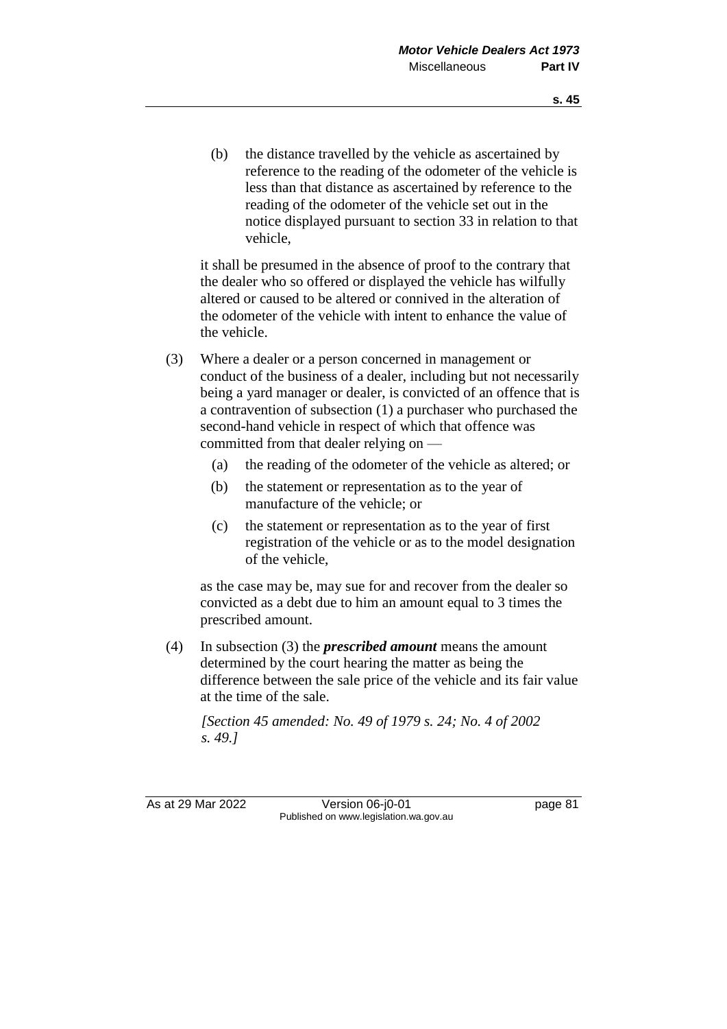(b) the distance travelled by the vehicle as ascertained by reference to the reading of the odometer of the vehicle is less than that distance as ascertained by reference to the reading of the odometer of the vehicle set out in the notice displayed pursuant to section 33 in relation to that vehicle,

it shall be presumed in the absence of proof to the contrary that the dealer who so offered or displayed the vehicle has wilfully altered or caused to be altered or connived in the alteration of the odometer of the vehicle with intent to enhance the value of the vehicle.

(3) Where a dealer or a person concerned in management or conduct of the business of a dealer, including but not necessarily being a yard manager or dealer, is convicted of an offence that is a contravention of subsection (1) a purchaser who purchased the second-hand vehicle in respect of which that offence was committed from that dealer relying on —

(a) the reading of the odometer of the vehicle as altered; or

(b) the statement or representation as to the year of manufacture of the vehicle; or

(c) the statement or representation as to the year of first registration of the vehicle or as to the model designation of the vehicle,

as the case may be, may sue for and recover from the dealer so convicted as a debt due to him an amount equal to 3 times the prescribed amount.

(4) In subsection (3) the ***prescribed amount*** means the amount determined by the court hearing the matter as being the difference between the sale price of the vehicle and its fair value at the time of the sale.

*[Section 45 amended: No. 49 of 1979 s. 24; No. 4 of 2002 s. 49.]*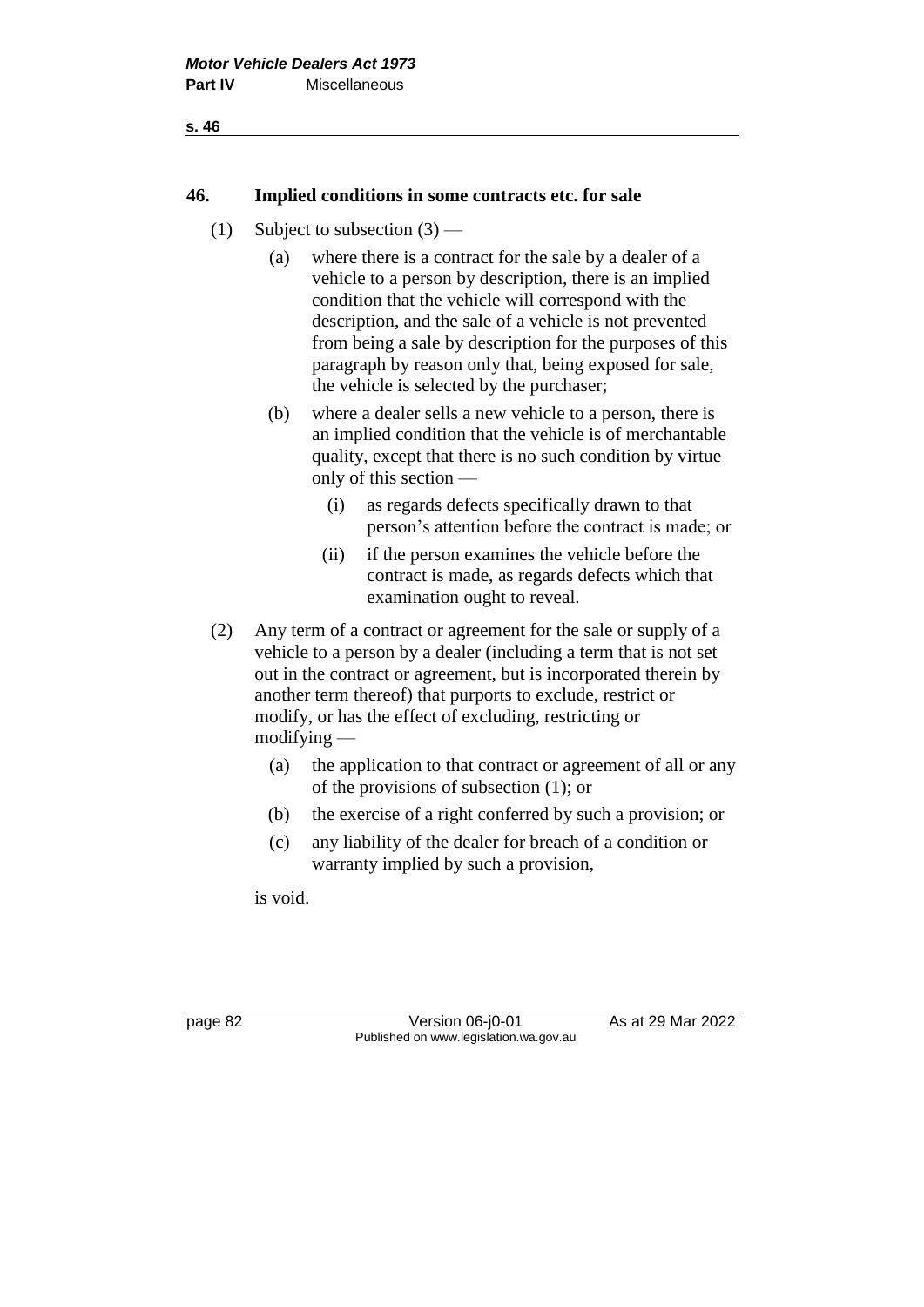## 46. Implied conditions in some contracts etc. for sale

(1) Subject to subsection (3) —

(a) where there is a contract for the sale by a dealer of a vehicle to a person by description, there is an implied condition that the vehicle will correspond with the description, and the sale of a vehicle is not prevented from being a sale by description for the purposes of this paragraph by reason only that, being exposed for sale, the vehicle is selected by the purchaser;

(b) where a dealer sells a new vehicle to a person, there is an implied condition that the vehicle is of merchantable quality, except that there is no such condition by virtue only of this section —

(i) as regards defects specifically drawn to that person's attention before the contract is made; or

(ii) if the person examines the vehicle before the contract is made, as regards defects which that examination ought to reveal.

(2) Any term of a contract or agreement for the sale or supply of a vehicle to a person by a dealer (including a term that is not set out in the contract or agreement, but is incorporated therein by another term thereof) that purports to exclude, restrict or modify, or has the effect of excluding, restricting or modifying —

(a) the application to that contract or agreement of all or any of the provisions of subsection (1); or

(b) the exercise of a right conferred by such a provision; or

(c) any liability of the dealer for breach of a condition or warranty implied by such a provision,

is void.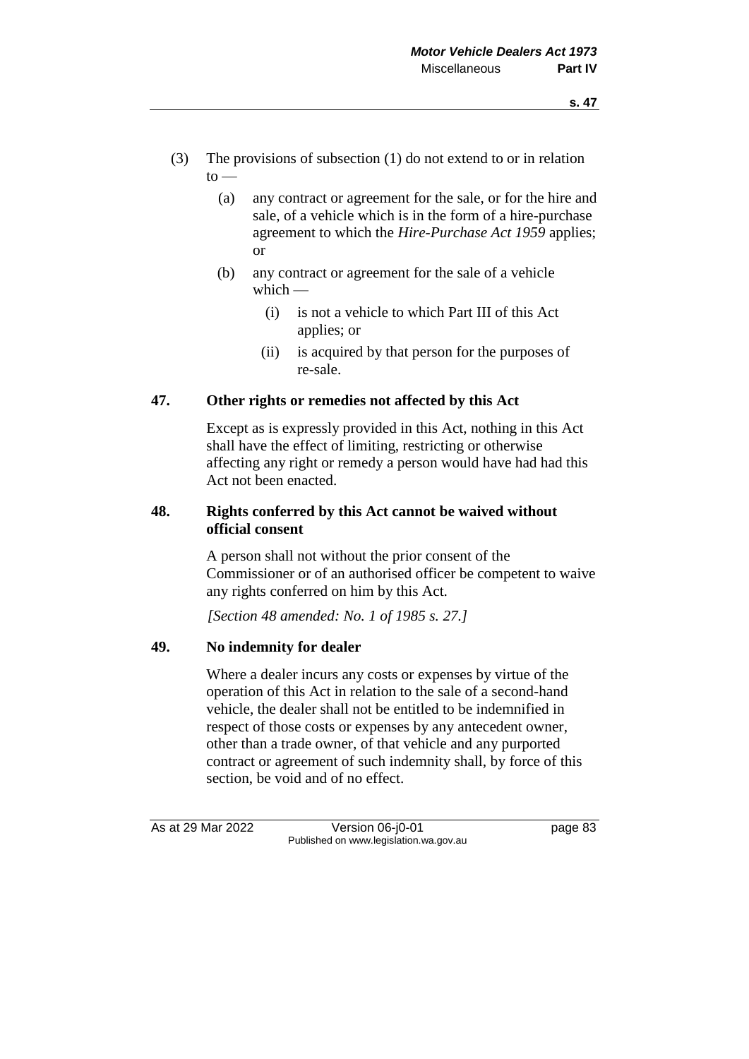(3) The provisions of subsection (1) do not extend to or in relation to —

(a) any contract or agreement for the sale, or for the hire and sale, of a vehicle which is in the form of a hire-purchase agreement to which the *Hire-Purchase Act 1959* applies; or

(b) any contract or agreement for the sale of a vehicle which —

(i) is not a vehicle to which Part III of this Act applies; or

(ii) is acquired by that person for the purposes of re-sale.

**47. Other rights or remedies not affected by this Act**

Except as is expressly provided in this Act, nothing in this Act shall have the effect of limiting, restricting or otherwise affecting any right or remedy a person would have had had this Act not been enacted.

**48. Rights conferred by this Act cannot be waived without official consent**

A person shall not without the prior consent of the Commissioner or of an authorised officer be competent to waive any rights conferred on him by this Act.

*[Section 48 amended: No. 1 of 1985 s. 27.]*

**49. No indemnity for dealer**

Where a dealer incurs any costs or expenses by virtue of the operation of this Act in relation to the sale of a second-hand vehicle, the dealer shall not be entitled to be indemnified in respect of those costs or expenses by any antecedent owner, other than a trade owner, of that vehicle and any purported contract or agreement of such indemnity shall, by force of this section, be void and of no effect.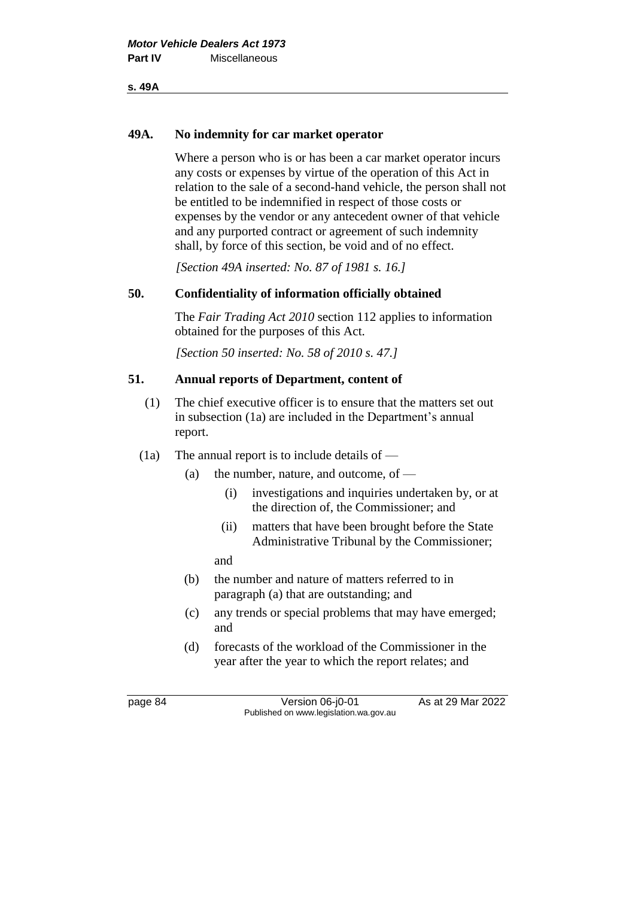## 49A. No indemnity for car market operator

Where a person who is or has been a car market operator incurs any costs or expenses by virtue of the operation of this Act in relation to the sale of a second-hand vehicle, the person shall not be entitled to be indemnified in respect of those costs or expenses by the vendor or any antecedent owner of that vehicle and any purported contract or agreement of such indemnity shall, by force of this section, be void and of no effect.

*[Section 49A inserted: No. 87 of 1981 s. 16.]*

## 50. Confidentiality of information officially obtained

The *Fair Trading Act 2010* section 112 applies to information obtained for the purposes of this Act.

*[Section 50 inserted: No. 58 of 2010 s. 47.]*

## 51. Annual reports of Department, content of

(1) The chief executive officer is to ensure that the matters set out in subsection (1a) are included in the Department's annual report.

(1a) The annual report is to include details of —

- (a) the number, nature, and outcome, of —
  - (i) investigations and inquiries undertaken by, or at the direction of, the Commissioner; and
  - (ii) matters that have been brought before the State Administrative Tribunal by the Commissioner;

  and
- (b) the number and nature of matters referred to in paragraph (a) that are outstanding; and
- (c) any trends or special problems that may have emerged; and
- (d) forecasts of the workload of the Commissioner in the year after the year to which the report relates; and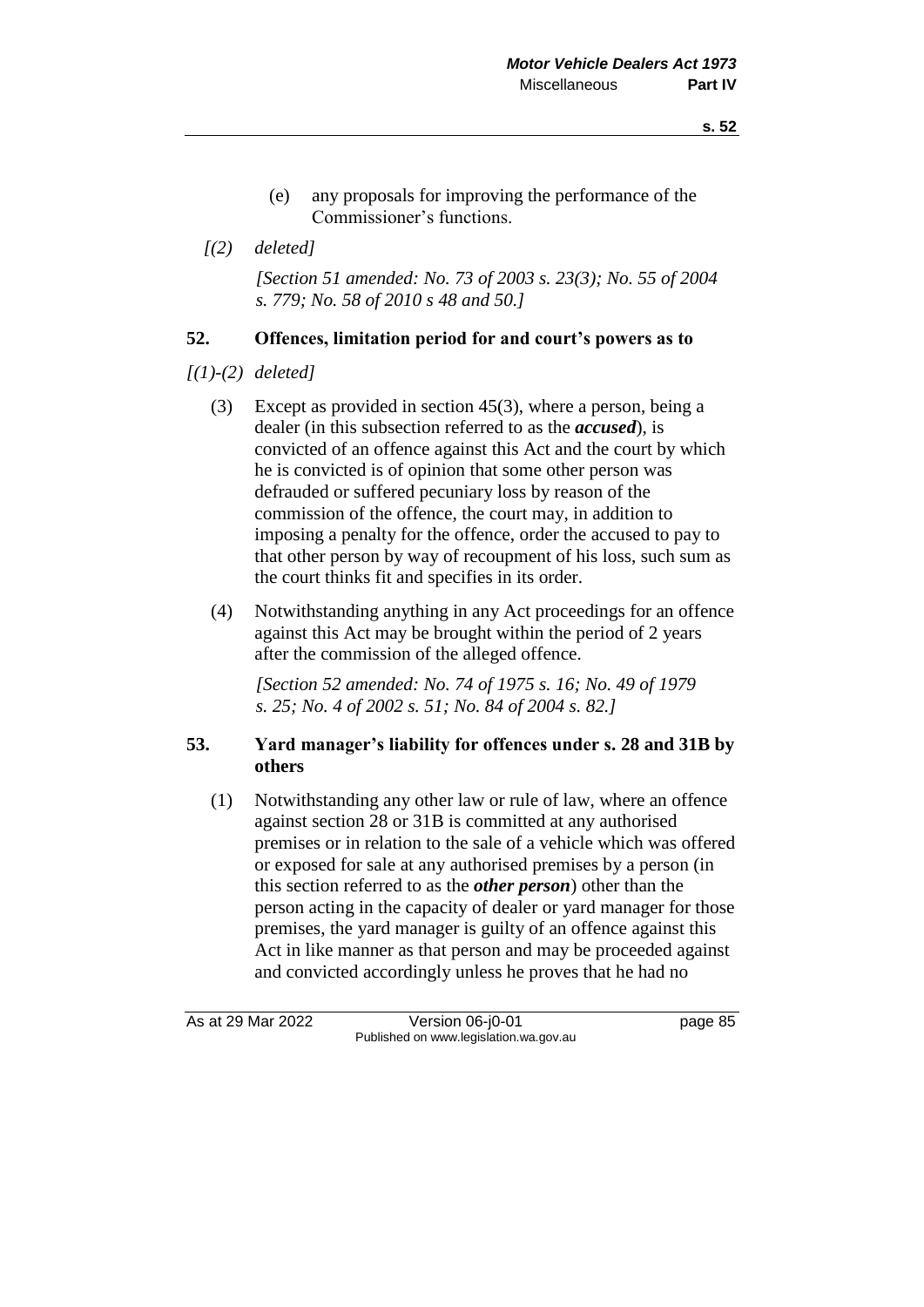(e) any proposals for improving the performance of the Commissioner's functions.

*[(2) deleted]*

*[Section 51 amended: No. 73 of 2003 s. 23(3); No. 55 of 2004 s. 779; No. 58 of 2010 s 48 and 50.]*

## 52. Offences, limitation period for and court's powers as to

*[(1)-(2) deleted]*

(3) Except as provided in section 45(3), where a person, being a dealer (in this subsection referred to as the ***accused***), is convicted of an offence against this Act and the court by which he is convicted is of opinion that some other person was defrauded or suffered pecuniary loss by reason of the commission of the offence, the court may, in addition to imposing a penalty for the offence, order the accused to pay to that other person by way of recoupment of his loss, such sum as the court thinks fit and specifies in its order.

(4) Notwithstanding anything in any Act proceedings for an offence against this Act may be brought within the period of 2 years after the commission of the alleged offence.

*[Section 52 amended: No. 74 of 1975 s. 16; No. 49 of 1979 s. 25; No. 4 of 2002 s. 51; No. 84 of 2004 s. 82.]*

## 53. Yard manager's liability for offences under s. 28 and 31B by others

(1) Notwithstanding any other law or rule of law, where an offence against section 28 or 31B is committed at any authorised premises or in relation to the sale of a vehicle which was offered or exposed for sale at any authorised premises by a person (in this section referred to as the ***other person***) other than the person acting in the capacity of dealer or yard manager for those premises, the yard manager is guilty of an offence against this Act in like manner as that person and may be proceeded against and convicted accordingly unless he proves that he had no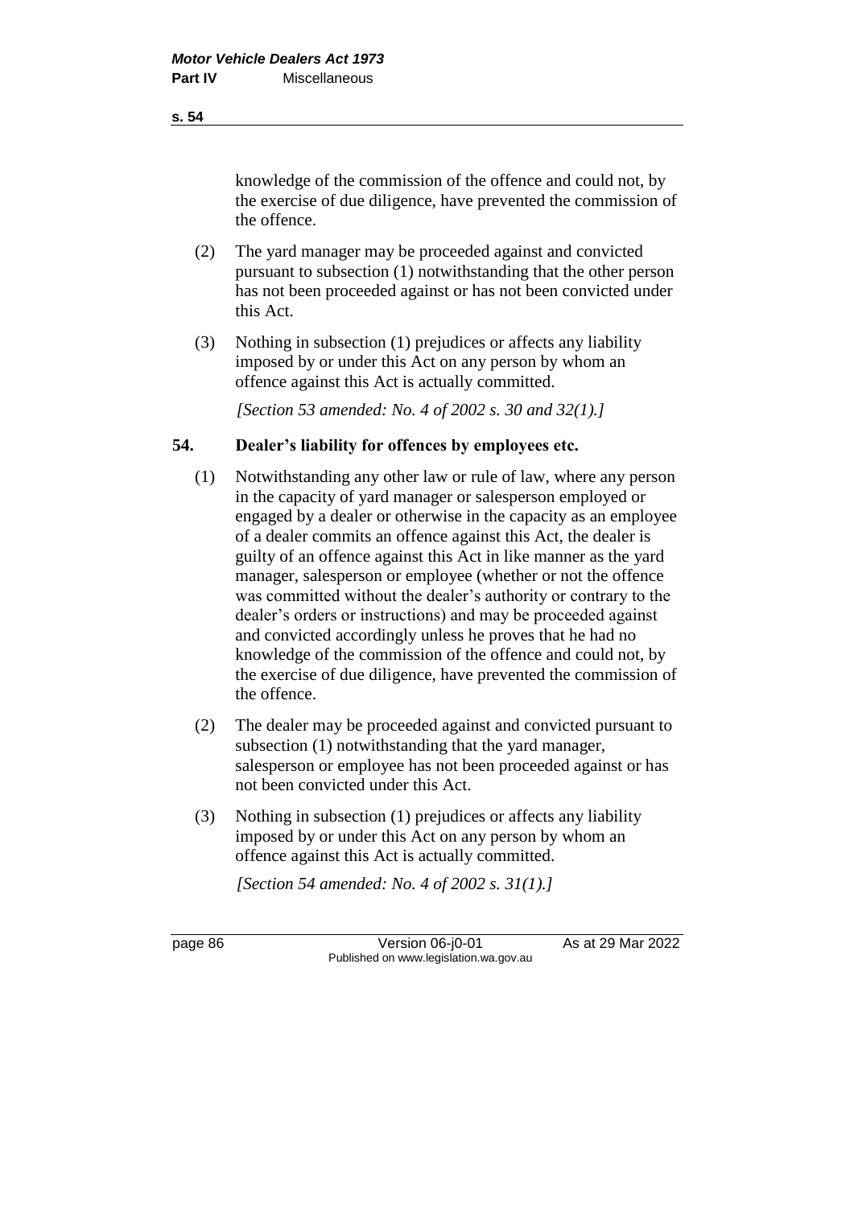knowledge of the commission of the offence and could not, by the exercise of due diligence, have prevented the commission of the offence.

(2) The yard manager may be proceeded against and convicted pursuant to subsection (1) notwithstanding that the other person has not been proceeded against or has not been convicted under this Act.

(3) Nothing in subsection (1) prejudices or affects any liability imposed by or under this Act on any person by whom an offence against this Act is actually committed.

*[Section 53 amended: No. 4 of 2002 s. 30 and 32(1).]*

## 54. Dealer's liability for offences by employees etc.

(1) Notwithstanding any other law or rule of law, where any person in the capacity of yard manager or salesperson employed or engaged by a dealer or otherwise in the capacity as an employee of a dealer commits an offence against this Act, the dealer is guilty of an offence against this Act in like manner as the yard manager, salesperson or employee (whether or not the offence was committed without the dealer's authority or contrary to the dealer's orders or instructions) and may be proceeded against and convicted accordingly unless he proves that he had no knowledge of the commission of the offence and could not, by the exercise of due diligence, have prevented the commission of the offence.

(2) The dealer may be proceeded against and convicted pursuant to subsection (1) notwithstanding that the yard manager, salesperson or employee has not been proceeded against or has not been convicted under this Act.

(3) Nothing in subsection (1) prejudices or affects any liability imposed by or under this Act on any person by whom an offence against this Act is actually committed.

*[Section 54 amended: No. 4 of 2002 s. 31(1).]*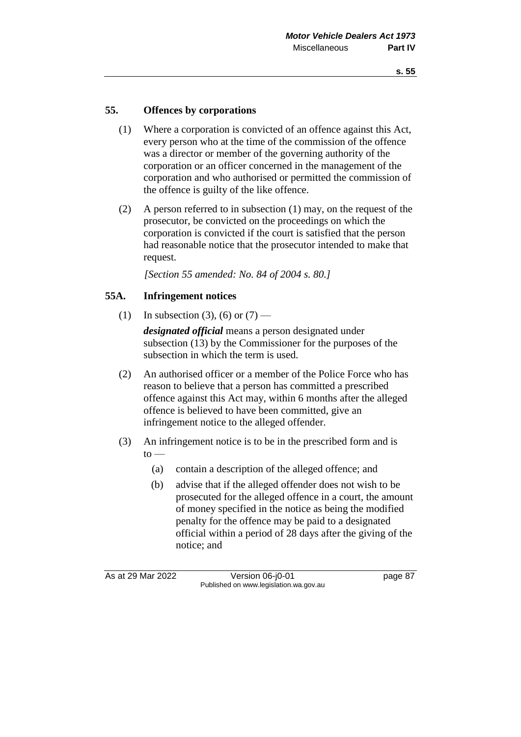## 55. Offences by corporations

(1) Where a corporation is convicted of an offence against this Act, every person who at the time of the commission of the offence was a director or member of the governing authority of the corporation or an officer concerned in the management of the corporation and who authorised or permitted the commission of the offence is guilty of the like offence.

(2) A person referred to in subsection (1) may, on the request of the prosecutor, be convicted on the proceedings on which the corporation is convicted if the court is satisfied that the person had reasonable notice that the prosecutor intended to make that request.

*[Section 55 amended: No. 84 of 2004 s. 80.]*

## 55A. Infringement notices

(1) In subsection (3), (6) or (7) —

***designated official*** means a person designated under subsection (13) by the Commissioner for the purposes of the subsection in which the term is used.

(2) An authorised officer or a member of the Police Force who has reason to believe that a person has committed a prescribed offence against this Act may, within 6 months after the alleged offence is believed to have been committed, give an infringement notice to the alleged offender.

(3) An infringement notice is to be in the prescribed form and is to —

- (a) contain a description of the alleged offence; and
- (b) advise that if the alleged offender does not wish to be prosecuted for the alleged offence in a court, the amount of money specified in the notice as being the modified penalty for the offence may be paid to a designated official within a period of 28 days after the giving of the notice; and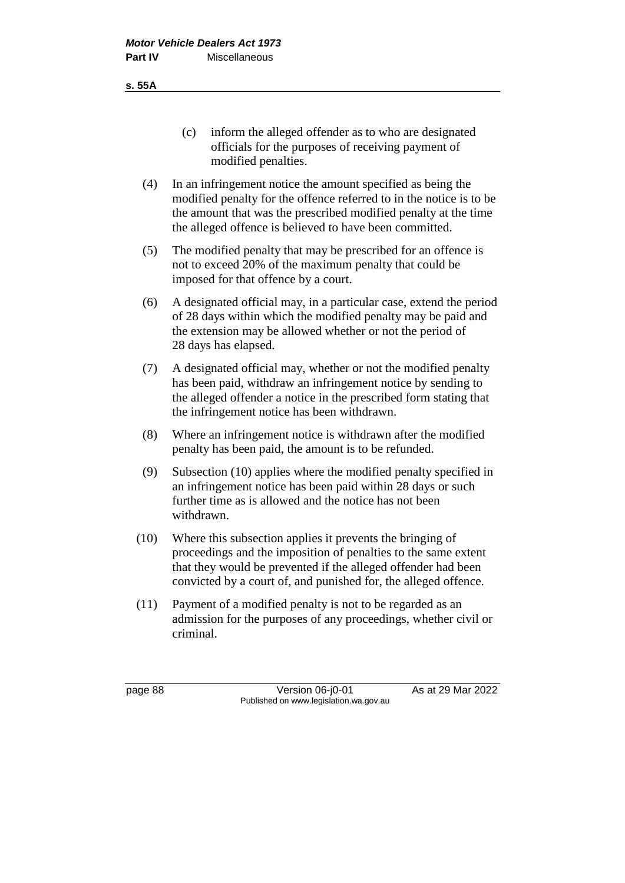(c) inform the alleged offender as to who are designated officials for the purposes of receiving payment of modified penalties.

(4) In an infringement notice the amount specified as being the modified penalty for the offence referred to in the notice is to be the amount that was the prescribed modified penalty at the time the alleged offence is believed to have been committed.

(5) The modified penalty that may be prescribed for an offence is not to exceed 20% of the maximum penalty that could be imposed for that offence by a court.

(6) A designated official may, in a particular case, extend the period of 28 days within which the modified penalty may be paid and the extension may be allowed whether or not the period of 28 days has elapsed.

(7) A designated official may, whether or not the modified penalty has been paid, withdraw an infringement notice by sending to the alleged offender a notice in the prescribed form stating that the infringement notice has been withdrawn.

(8) Where an infringement notice is withdrawn after the modified penalty has been paid, the amount is to be refunded.

(9) Subsection (10) applies where the modified penalty specified in an infringement notice has been paid within 28 days or such further time as is allowed and the notice has not been withdrawn.

(10) Where this subsection applies it prevents the bringing of proceedings and the imposition of penalties to the same extent that they would be prevented if the alleged offender had been convicted by a court of, and punished for, the alleged offence.

(11) Payment of a modified penalty is not to be regarded as an admission for the purposes of any proceedings, whether civil or criminal.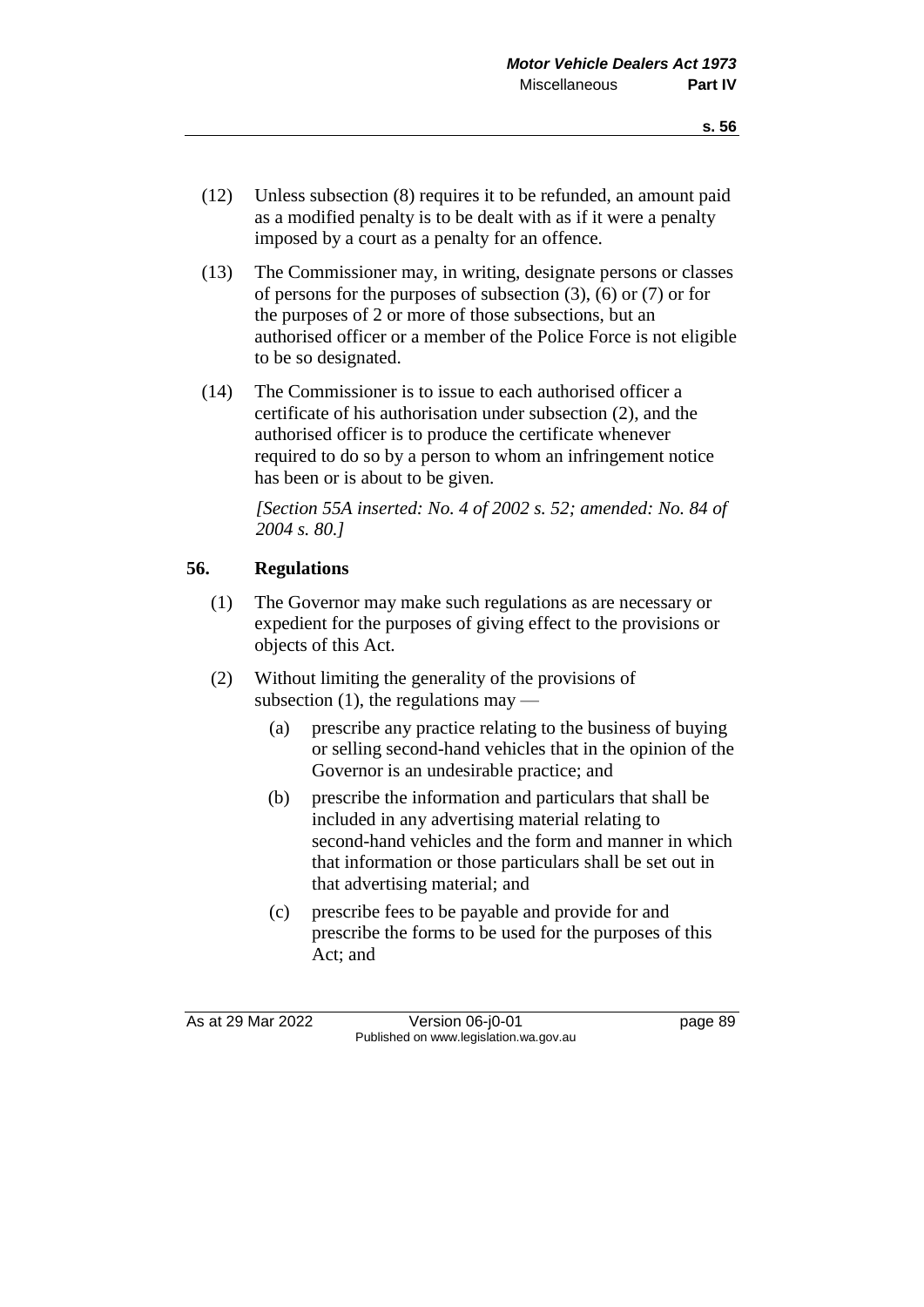(12) Unless subsection (8) requires it to be refunded, an amount paid as a modified penalty is to be dealt with as if it were a penalty imposed by a court as a penalty for an offence.

(13) The Commissioner may, in writing, designate persons or classes of persons for the purposes of subsection (3), (6) or (7) or for the purposes of 2 or more of those subsections, but an authorised officer or a member of the Police Force is not eligible to be so designated.

(14) The Commissioner is to issue to each authorised officer a certificate of his authorisation under subsection (2), and the authorised officer is to produce the certificate whenever required to do so by a person to whom an infringement notice has been or is about to be given.

*[Section 55A inserted: No. 4 of 2002 s. 52; amended: No. 84 of 2004 s. 80.]*

## 56. Regulations

(1) The Governor may make such regulations as are necessary or expedient for the purposes of giving effect to the provisions or objects of this Act.

(2) Without limiting the generality of the provisions of subsection (1), the regulations may —

(a) prescribe any practice relating to the business of buying or selling second-hand vehicles that in the opinion of the Governor is an undesirable practice; and

(b) prescribe the information and particulars that shall be included in any advertising material relating to second-hand vehicles and the form and manner in which that information or those particulars shall be set out in that advertising material; and

(c) prescribe fees to be payable and provide for and prescribe the forms to be used for the purposes of this Act; and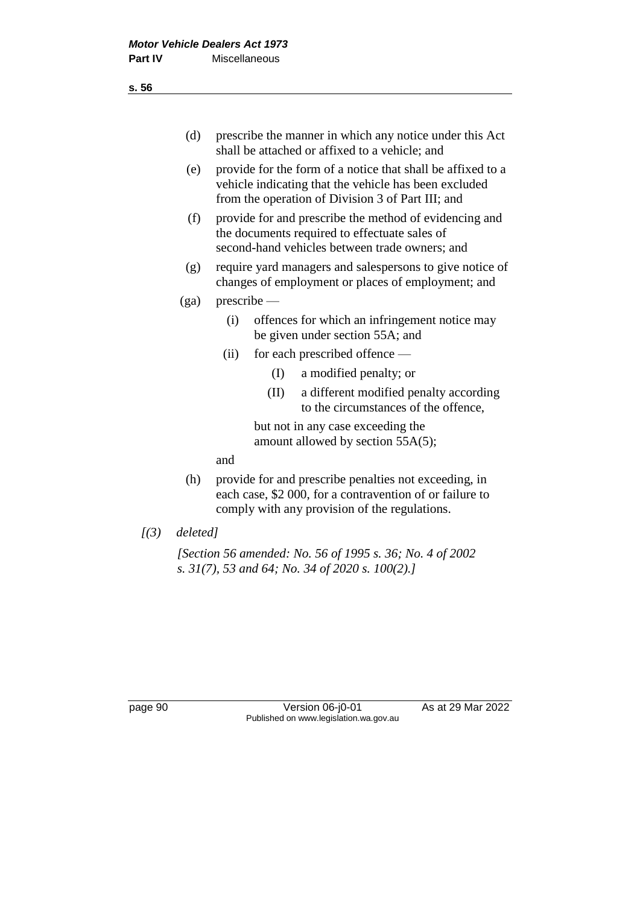(d) prescribe the manner in which any notice under this Act shall be attached or affixed to a vehicle; and

(e) provide for the form of a notice that shall be affixed to a vehicle indicating that the vehicle has been excluded from the operation of Division 3 of Part III; and

(f) provide for and prescribe the method of evidencing and the documents required to effectuate sales of second-hand vehicles between trade owners; and

(g) require yard managers and salespersons to give notice of changes of employment or places of employment; and

(ga) prescribe —

   (i) offences for which an infringement notice may be given under section 55A; and

   (ii) for each prescribed offence —

      (I) a modified penalty; or

      (II) a different modified penalty according to the circumstances of the offence,

   but not in any case exceeding the amount allowed by section 55A(5);

and

(h) provide for and prescribe penalties not exceeding, in each case, $2 000, for a contravention of or failure to comply with any provision of the regulations.

*[(3) deleted]*

*[Section 56 amended: No. 56 of 1995 s. 36; No. 4 of 2002 s. 31(7), 53 and 64; No. 34 of 2020 s. 100(2).]*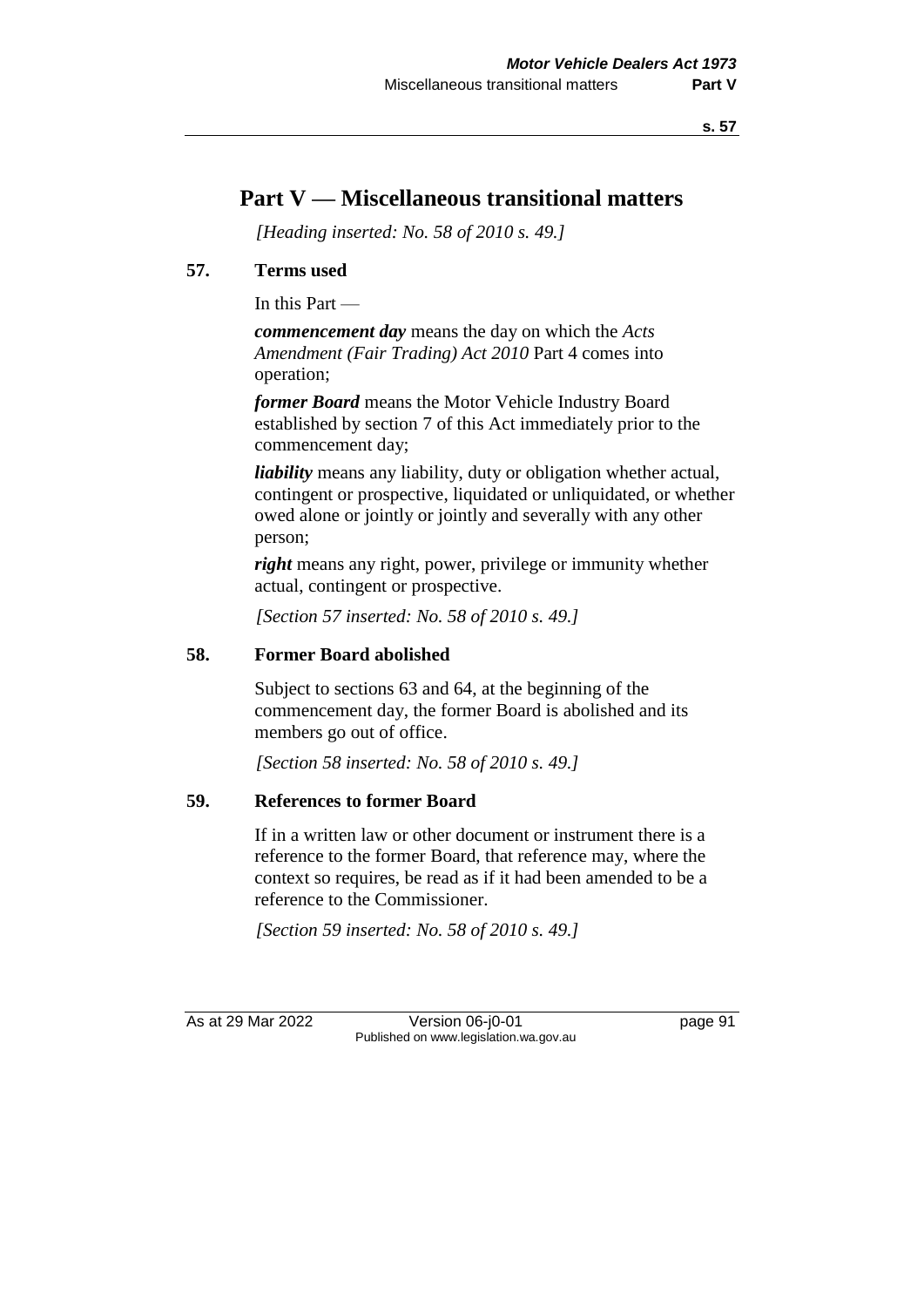# Part V — Miscellaneous transitional matters

*[Heading inserted: No. 58 of 2010 s. 49.]*

## 57. Terms used

In this Part —

***commencement day*** means the day on which the *Acts Amendment (Fair Trading) Act 2010* Part 4 comes into operation;

***former Board*** means the Motor Vehicle Industry Board established by section 7 of this Act immediately prior to the commencement day;

***liability*** means any liability, duty or obligation whether actual, contingent or prospective, liquidated or unliquidated, or whether owed alone or jointly or jointly and severally with any other person;

***right*** means any right, power, privilege or immunity whether actual, contingent or prospective.

*[Section 57 inserted: No. 58 of 2010 s. 49.]*

## 58. Former Board abolished

Subject to sections 63 and 64, at the beginning of the commencement day, the former Board is abolished and its members go out of office.

*[Section 58 inserted: No. 58 of 2010 s. 49.]*

## 59. References to former Board

If in a written law or other document or instrument there is a reference to the former Board, that reference may, where the context so requires, be read as if it had been amended to be a reference to the Commissioner.

*[Section 59 inserted: No. 58 of 2010 s. 49.]*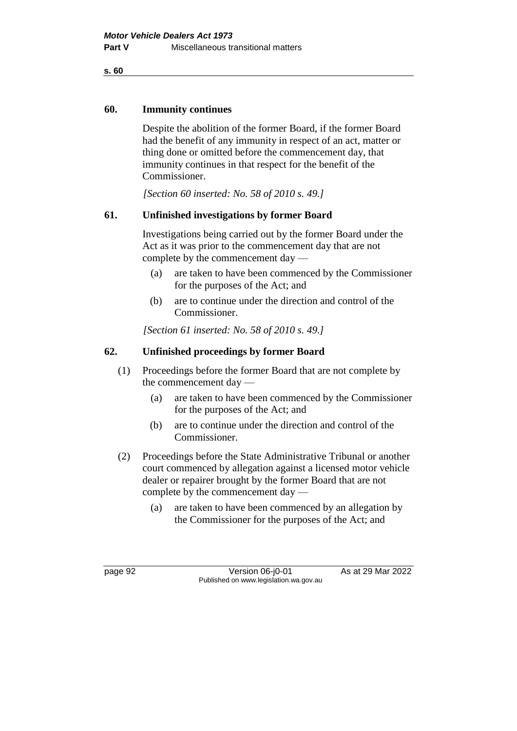## 60. Immunity continues

Despite the abolition of the former Board, if the former Board had the benefit of any immunity in respect of an act, matter or thing done or omitted before the commencement day, that immunity continues in that respect for the benefit of the Commissioner.

*[Section 60 inserted: No. 58 of 2010 s. 49.]*

## 61. Unfinished investigations by former Board

Investigations being carried out by the former Board under the Act as it was prior to the commencement day that are not complete by the commencement day —

(a) are taken to have been commenced by the Commissioner for the purposes of the Act; and

(b) are to continue under the direction and control of the Commissioner.

*[Section 61 inserted: No. 58 of 2010 s. 49.]*

## 62. Unfinished proceedings by former Board

(1) Proceedings before the former Board that are not complete by the commencement day —

(a) are taken to have been commenced by the Commissioner for the purposes of the Act; and

(b) are to continue under the direction and control of the Commissioner.

(2) Proceedings before the State Administrative Tribunal or another court commenced by allegation against a licensed motor vehicle dealer or repairer brought by the former Board that are not complete by the commencement day —

(a) are taken to have been commenced by an allegation by the Commissioner for the purposes of the Act; and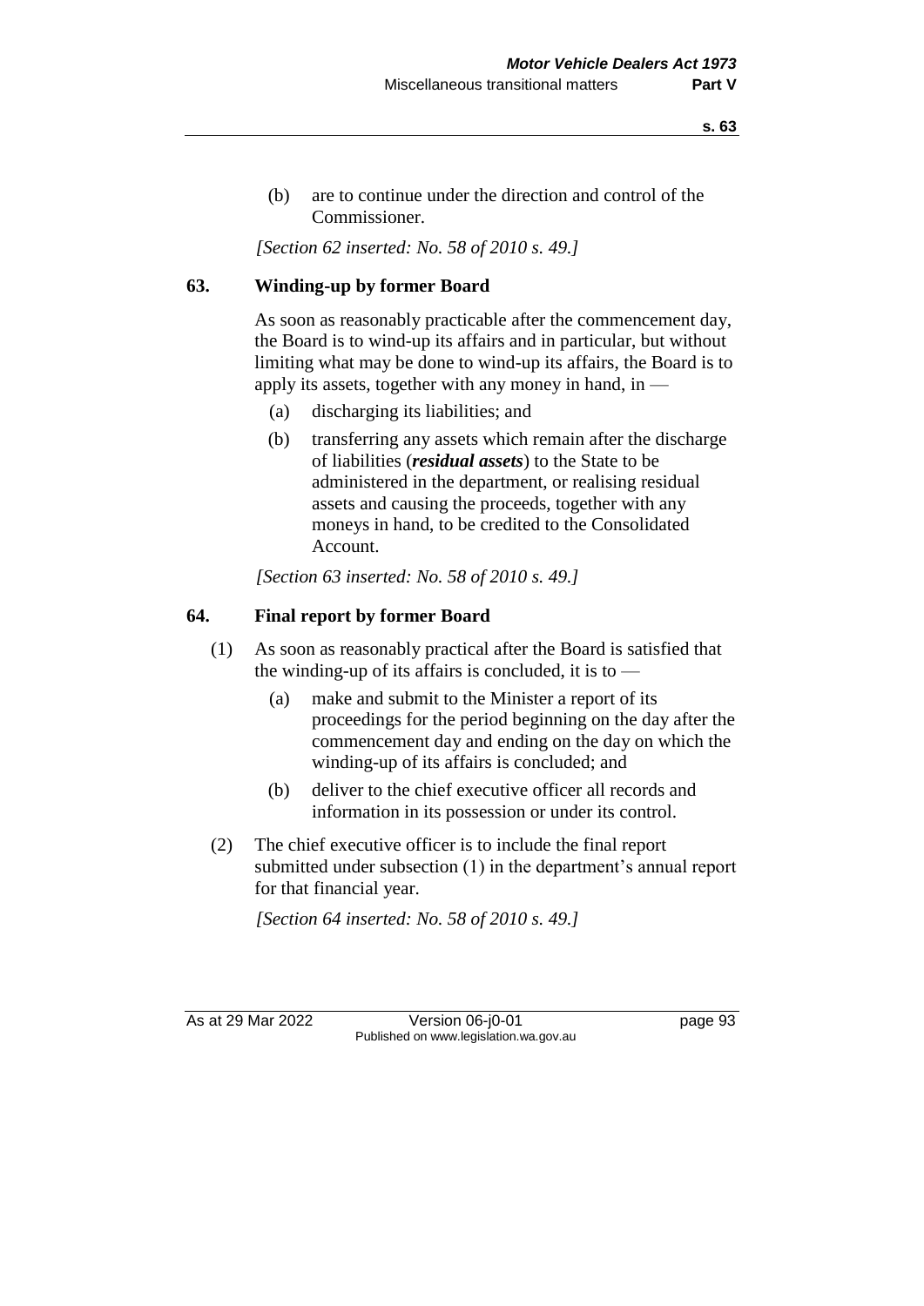(b) are to continue under the direction and control of the Commissioner.

*[Section 62 inserted: No. 58 of 2010 s. 49.]*

### 63. Winding-up by former Board

As soon as reasonably practicable after the commencement day, the Board is to wind-up its affairs and in particular, but without limiting what may be done to wind-up its affairs, the Board is to apply its assets, together with any money in hand, in —

- (a) discharging its liabilities; and
- (b) transferring any assets which remain after the discharge of liabilities (***residual assets***) to the State to be administered in the department, or realising residual assets and causing the proceeds, together with any moneys in hand, to be credited to the Consolidated Account.

*[Section 63 inserted: No. 58 of 2010 s. 49.]*

### 64. Final report by former Board

(1) As soon as reasonably practical after the Board is satisfied that the winding-up of its affairs is concluded, it is to —

- (a) make and submit to the Minister a report of its proceedings for the period beginning on the day after the commencement day and ending on the day on which the winding-up of its affairs is concluded; and
- (b) deliver to the chief executive officer all records and information in its possession or under its control.

(2) The chief executive officer is to include the final report submitted under subsection (1) in the department's annual report for that financial year.

*[Section 64 inserted: No. 58 of 2010 s. 49.]*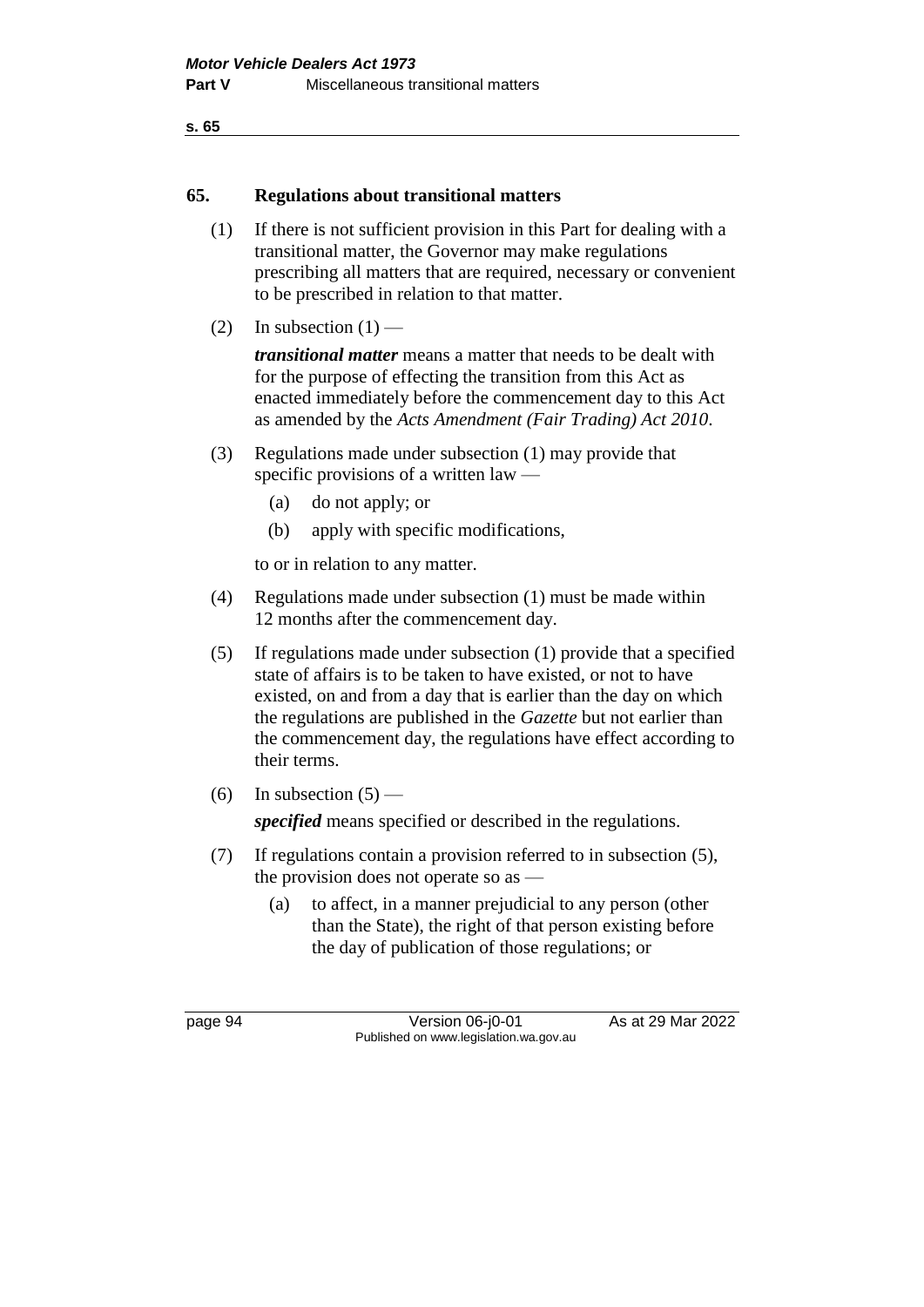## 65. Regulations about transitional matters

(1) If there is not sufficient provision in this Part for dealing with a transitional matter, the Governor may make regulations prescribing all matters that are required, necessary or convenient to be prescribed in relation to that matter.

(2) In subsection (1) —

***transitional matter*** means a matter that needs to be dealt with for the purpose of effecting the transition from this Act as enacted immediately before the commencement day to this Act as amended by the *Acts Amendment (Fair Trading) Act 2010*.

(3) Regulations made under subsection (1) may provide that specific provisions of a written law —

- (a) do not apply; or
- (b) apply with specific modifications,

to or in relation to any matter.

(4) Regulations made under subsection (1) must be made within 12 months after the commencement day.

(5) If regulations made under subsection (1) provide that a specified state of affairs is to be taken to have existed, or not to have existed, on and from a day that is earlier than the day on which the regulations are published in the *Gazette* but not earlier than the commencement day, the regulations have effect according to their terms.

(6) In subsection (5) —

***specified*** means specified or described in the regulations.

(7) If regulations contain a provision referred to in subsection (5), the provision does not operate so as —

- (a) to affect, in a manner prejudicial to any person (other than the State), the right of that person existing before the day of publication of those regulations; or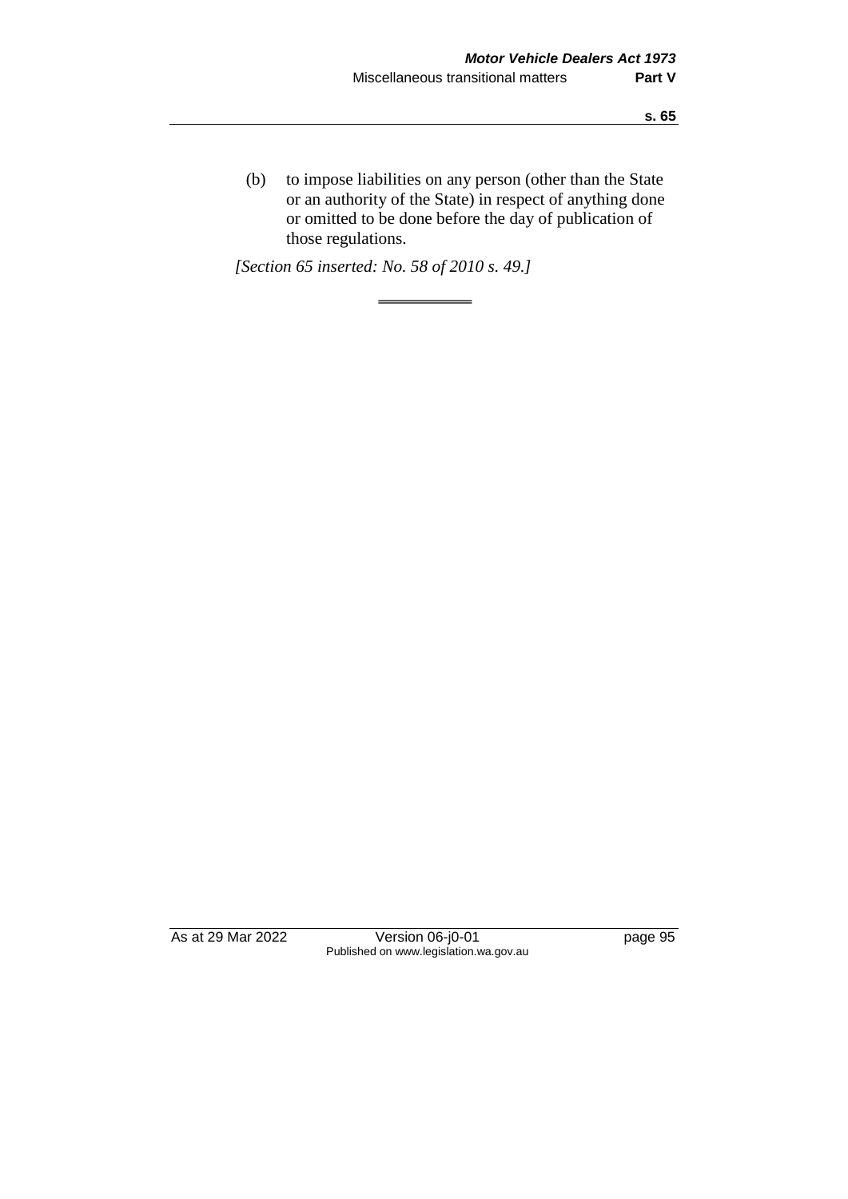(b) to impose liabilities on any person (other than the State or an authority of the State) in respect of anything done or omitted to be done before the day of publication of those regulations.

*[Section 65 inserted: No. 58 of 2010 s. 49.]*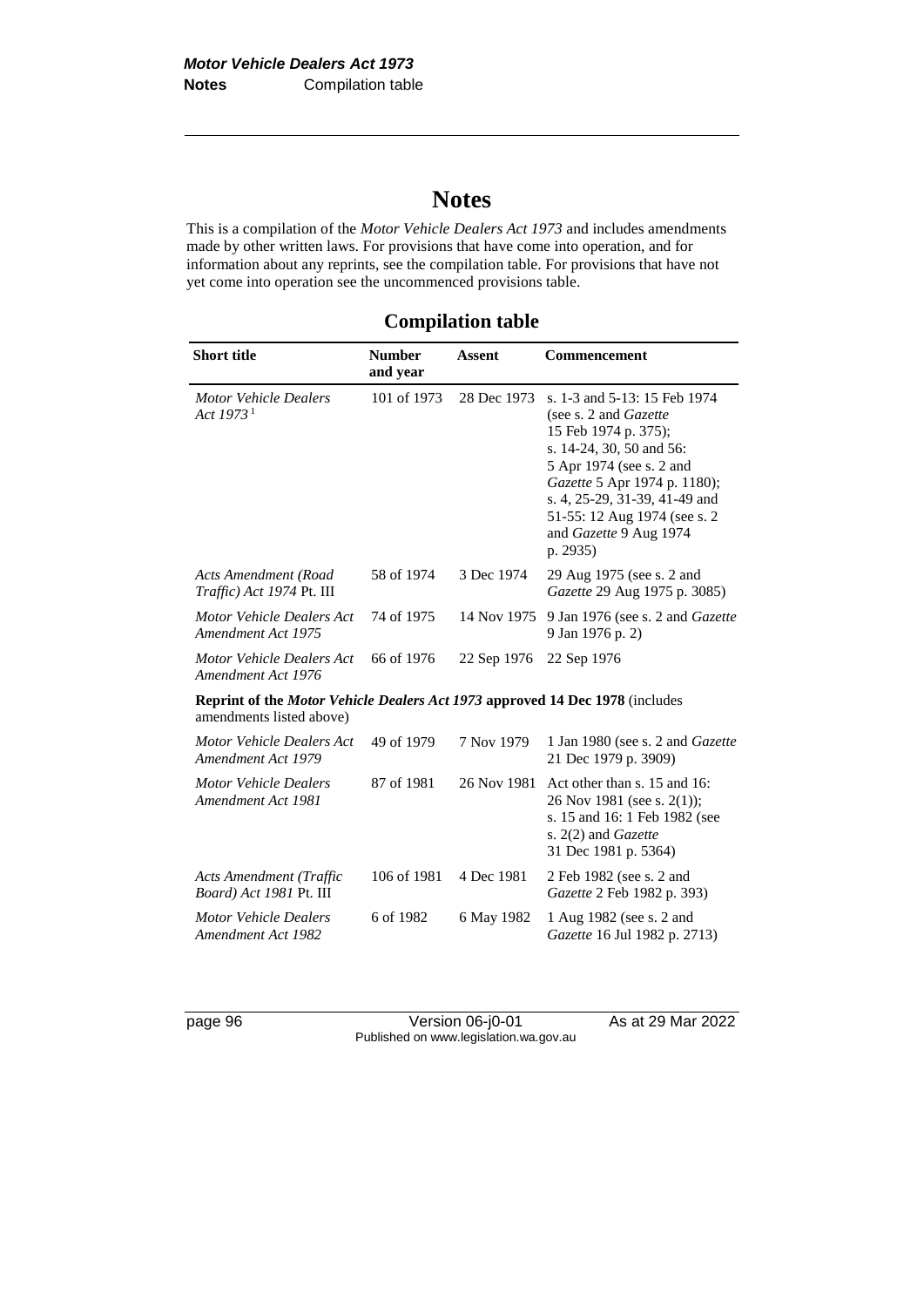# Notes

This is a compilation of the *Motor Vehicle Dealers Act 1973* and includes amendments made by other written laws. For provisions that have come into operation, and for information about any reprints, see the compilation table. For provisions that have not yet come into operation see the uncommenced provisions table.

## Compilation table

| Short title | Number and year | Assent | Commencement |
|---|---|---|---|
| *Motor Vehicle Dealers Act 1973* [1] | 101 of 1973 | 28 Dec 1973 | s. 1-3 and 5-13: 15 Feb 1974 (see s. 2 and *Gazette* 15 Feb 1974 p. 375); s. 14-24, 30, 50 and 56: 5 Apr 1974 (see s. 2 and *Gazette* 5 Apr 1974 p. 1180); s. 4, 25-29, 31-39, 41-49 and 51-55: 12 Aug 1974 (see s. 2 and *Gazette* 9 Aug 1974 p. 2935) |
| *Acts Amendment (Road Traffic) Act 1974* Pt. III | 58 of 1974 | 3 Dec 1974 | 29 Aug 1975 (see s. 2 and *Gazette* 29 Aug 1975 p. 3085) |
| *Motor Vehicle Dealers Act Amendment Act 1975* | 74 of 1975 | 14 Nov 1975 | 9 Jan 1976 (see s. 2 and *Gazette* 9 Jan 1976 p. 2) |
| *Motor Vehicle Dealers Act Amendment Act 1976* | 66 of 1976 | 22 Sep 1976 | 22 Sep 1976 |
| **Reprint of the *Motor Vehicle Dealers Act 1973* approved 14 Dec 1978** (includes amendments listed above) | | | |
| *Motor Vehicle Dealers Act Amendment Act 1979* | 49 of 1979 | 7 Nov 1979 | 1 Jan 1980 (see s. 2 and *Gazette* 21 Dec 1979 p. 3909) |
| *Motor Vehicle Dealers Amendment Act 1981* | 87 of 1981 | 26 Nov 1981 | Act other than s. 15 and 16: 26 Nov 1981 (see s. 2(1)); s. 15 and 16: 1 Feb 1982 (see s. 2(2) and *Gazette* 31 Dec 1981 p. 5364) |
| *Acts Amendment (Traffic Board) Act 1981* Pt. III | 106 of 1981 | 4 Dec 1981 | 2 Feb 1982 (see s. 2 and *Gazette* 2 Feb 1982 p. 393) |
| *Motor Vehicle Dealers Amendment Act 1982* | 6 of 1982 | 6 May 1982 | 1 Aug 1982 (see s. 2 and *Gazette* 16 Jul 1982 p. 2713) |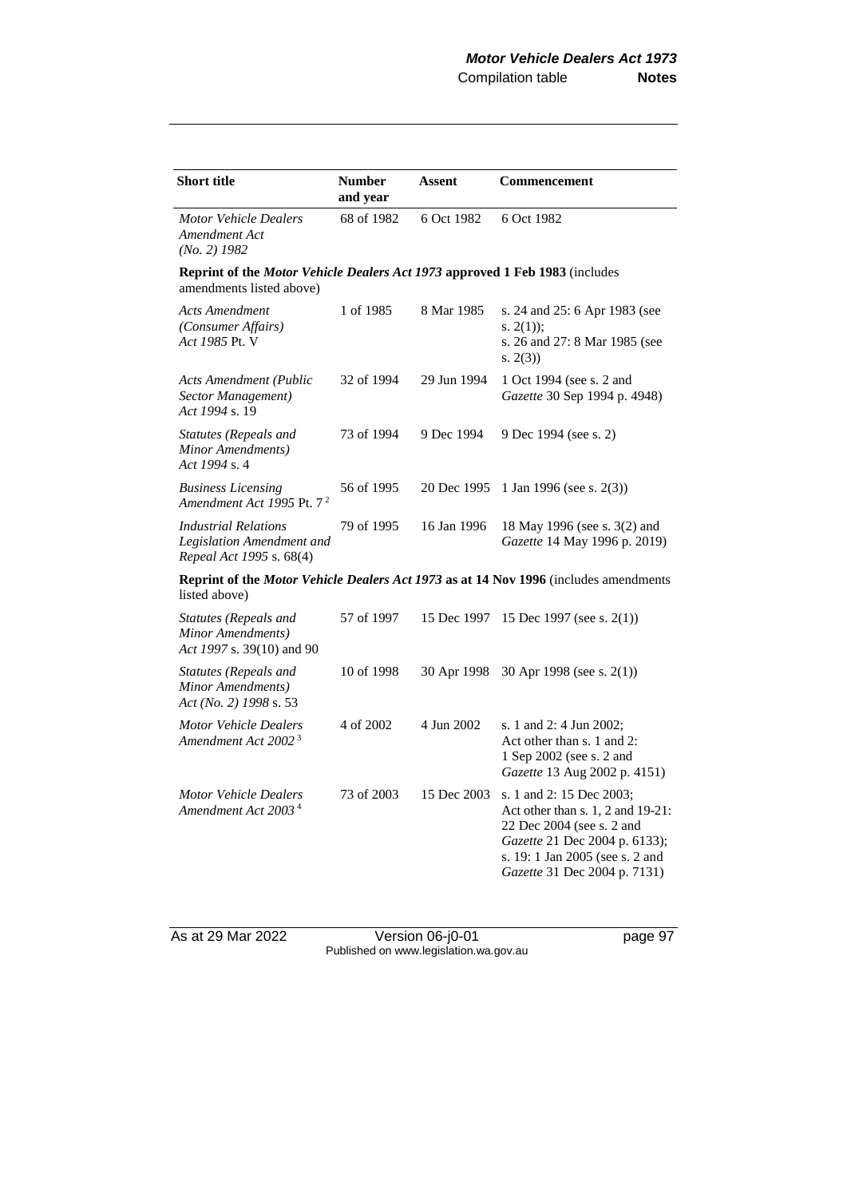| Short title | Number and year | Assent | Commencement |
|---|---|---|---|
| *Motor Vehicle Dealers Amendment Act (No. 2) 1982* | 68 of 1982 | 6 Oct 1982 | 6 Oct 1982 |
| **Reprint of the *Motor Vehicle Dealers Act 1973* approved 1 Feb 1983** (includes amendments listed above) | | | |
| *Acts Amendment (Consumer Affairs) Act 1985* Pt. V | 1 of 1985 | 8 Mar 1985 | s. 24 and 25: 6 Apr 1983 (see s. 2(1)); s. 26 and 27: 8 Mar 1985 (see s. 2(3)) |
| *Acts Amendment (Public Sector Management) Act 1994* s. 19 | 32 of 1994 | 29 Jun 1994 | 1 Oct 1994 (see s. 2 and *Gazette* 30 Sep 1994 p. 4948) |
| *Statutes (Repeals and Minor Amendments) Act 1994* s. 4 | 73 of 1994 | 9 Dec 1994 | 9 Dec 1994 (see s. 2) |
| *Business Licensing Amendment Act 1995* Pt. 7 [2] | 56 of 1995 | 20 Dec 1995 | 1 Jan 1996 (see s. 2(3)) |
| *Industrial Relations Legislation Amendment and Repeal Act 1995* s. 68(4) | 79 of 1995 | 16 Jan 1996 | 18 May 1996 (see s. 3(2) and *Gazette* 14 May 1996 p. 2019) |
| **Reprint of the *Motor Vehicle Dealers Act 1973* as at 14 Nov 1996** (includes amendments listed above) | | | |
| *Statutes (Repeals and Minor Amendments) Act 1997* s. 39(10) and 90 | 57 of 1997 | 15 Dec 1997 | 15 Dec 1997 (see s. 2(1)) |
| *Statutes (Repeals and Minor Amendments) Act (No. 2) 1998* s. 53 | 10 of 1998 | 30 Apr 1998 | 30 Apr 1998 (see s. 2(1)) |
| *Motor Vehicle Dealers Amendment Act 2002* [3] | 4 of 2002 | 4 Jun 2002 | s. 1 and 2: 4 Jun 2002; Act other than s. 1 and 2: 1 Sep 2002 (see s. 2 and *Gazette* 13 Aug 2002 p. 4151) |
| *Motor Vehicle Dealers Amendment Act 2003* [4] | 73 of 2003 | 15 Dec 2003 | s. 1 and 2: 15 Dec 2003; Act other than s. 1, 2 and 19-21: 22 Dec 2004 (see s. 2 and *Gazette* 21 Dec 2004 p. 6133); s. 19: 1 Jan 2005 (see s. 2 and *Gazette* 31 Dec 2004 p. 7131) |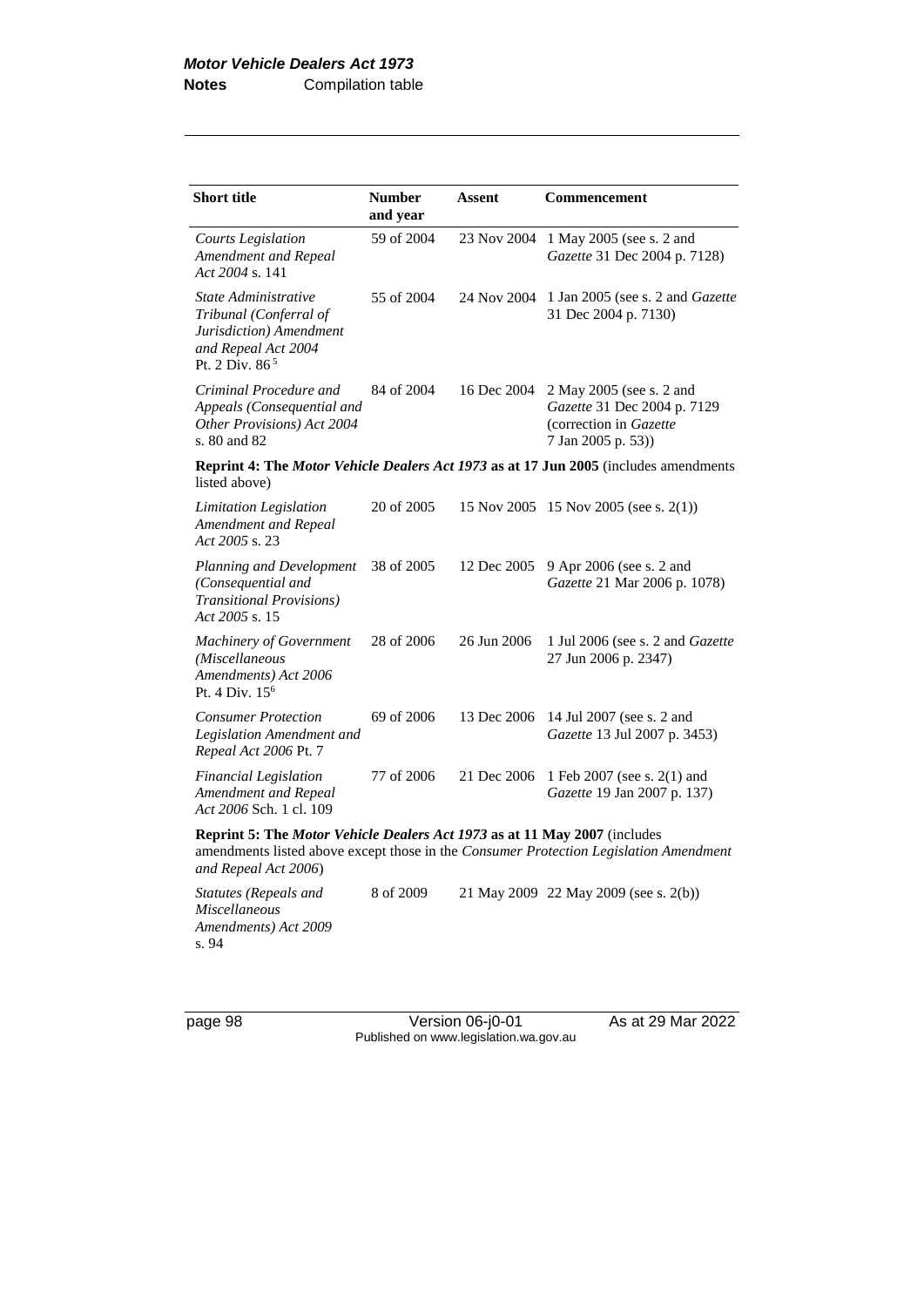| Short title | Number and year | Assent | Commencement |
|---|---|---|---|
| *Courts Legislation Amendment and Repeal Act 2004* s. 141 | 59 of 2004 | 23 Nov 2004 | 1 May 2005 (see s. 2 and *Gazette* 31 Dec 2004 p. 7128) |
| *State Administrative Tribunal (Conferral of Jurisdiction) Amendment and Repeal Act 2004* Pt. 2 Div. 86 [5] | 55 of 2004 | 24 Nov 2004 | 1 Jan 2005 (see s. 2 and *Gazette* 31 Dec 2004 p. 7130) |
| *Criminal Procedure and Appeals (Consequential and Other Provisions) Act 2004* s. 80 and 82 | 84 of 2004 | 16 Dec 2004 | 2 May 2005 (see s. 2 and *Gazette* 31 Dec 2004 p. 7129 (correction in *Gazette* 7 Jan 2005 p. 53)) |
| **Reprint 4: The *Motor Vehicle Dealers Act 1973* as at 17 Jun 2005** (includes amendments listed above) | | | |
| *Limitation Legislation Amendment and Repeal Act 2005* s. 23 | 20 of 2005 | 15 Nov 2005 | 15 Nov 2005 (see s. 2(1)) |
| *Planning and Development (Consequential and Transitional Provisions) Act 2005* s. 15 | 38 of 2005 | 12 Dec 2005 | 9 Apr 2006 (see s. 2 and *Gazette* 21 Mar 2006 p. 1078) |
| *Machinery of Government (Miscellaneous Amendments) Act 2006* Pt. 4 Div. 15 [6] | 28 of 2006 | 26 Jun 2006 | 1 Jul 2006 (see s. 2 and *Gazette* 27 Jun 2006 p. 2347) |
| *Consumer Protection Legislation Amendment and Repeal Act 2006* Pt. 7 | 69 of 2006 | 13 Dec 2006 | 14 Jul 2007 (see s. 2 and *Gazette* 13 Jul 2007 p. 3453) |
| *Financial Legislation Amendment and Repeal Act 2006* Sch. 1 cl. 109 | 77 of 2006 | 21 Dec 2006 | 1 Feb 2007 (see s. 2(1) and *Gazette* 19 Jan 2007 p. 137) |
| **Reprint 5: The *Motor Vehicle Dealers Act 1973* as at 11 May 2007** (includes amendments listed above except those in the *Consumer Protection Legislation Amendment and Repeal Act 2006*) | | | |
| *Statutes (Repeals and Miscellaneous Amendments) Act 2009* s. 94 | 8 of 2009 | 21 May 2009 | 22 May 2009 (see s. 2(b)) |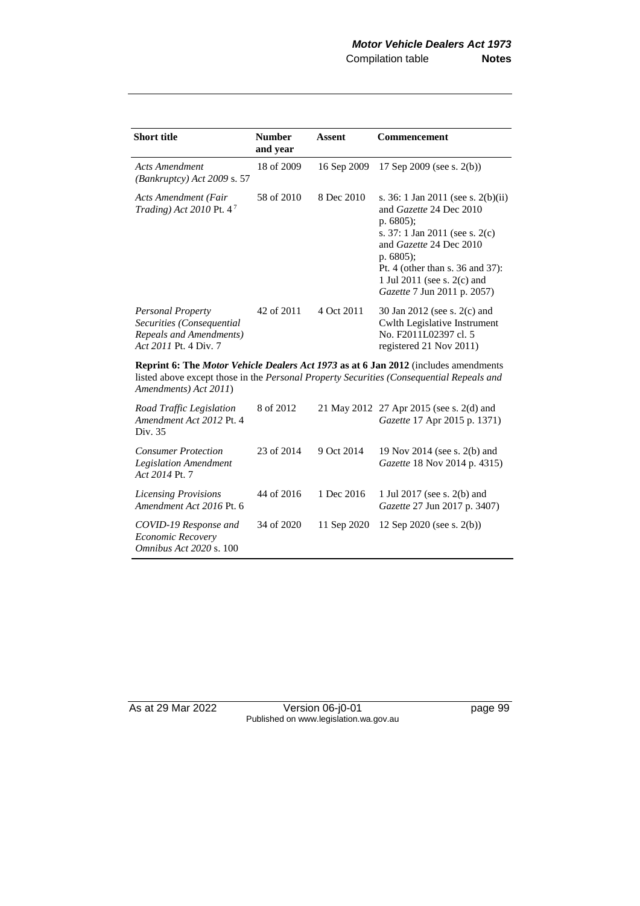| Short title | Number and year | Assent | Commencement |
|---|---|---|---|
| *Acts Amendment (Bankruptcy) Act 2009* s. 57 | 18 of 2009 | 16 Sep 2009 | 17 Sep 2009 (see s. 2(b)) |
| *Acts Amendment (Fair Trading) Act 2010* Pt. 4[7] | 58 of 2010 | 8 Dec 2010 | s. 36: 1 Jan 2011 (see s. 2(b)(ii) and *Gazette* 24 Dec 2010 p. 6805);<br>s. 37: 1 Jan 2011 (see s. 2(c) and *Gazette* 24 Dec 2010 p. 6805);<br>Pt. 4 (other than s. 36 and 37): 1 Jul 2011 (see s. 2(c) and *Gazette* 7 Jun 2011 p. 2057) |
| *Personal Property Securities (Consequential Repeals and Amendments) Act 2011* Pt. 4 Div. 7 | 42 of 2011 | 4 Oct 2011 | 30 Jan 2012 (see s. 2(c) and Cwlth Legislative Instrument No. F2011L02397 cl. 5 registered 21 Nov 2011) |
| **Reprint 6: The *Motor Vehicle Dealers Act 1973* as at 6 Jan 2012** (includes amendments listed above except those in the *Personal Property Securities (Consequential Repeals and Amendments) Act 2011*) | | | |
| *Road Traffic Legislation Amendment Act 2012* Pt. 4 Div. 35 | 8 of 2012 | 21 May 2012 | 27 Apr 2015 (see s. 2(d) and *Gazette* 17 Apr 2015 p. 1371) |
| *Consumer Protection Legislation Amendment Act 2014* Pt. 7 | 23 of 2014 | 9 Oct 2014 | 19 Nov 2014 (see s. 2(b) and *Gazette* 18 Nov 2014 p. 4315) |
| *Licensing Provisions Amendment Act 2016* Pt. 6 | 44 of 2016 | 1 Dec 2016 | 1 Jul 2017 (see s. 2(b) and *Gazette* 27 Jun 2017 p. 3407) |
| *COVID-19 Response and Economic Recovery Omnibus Act 2020* s. 100 | 34 of 2020 | 11 Sep 2020 | 12 Sep 2020 (see s. 2(b)) |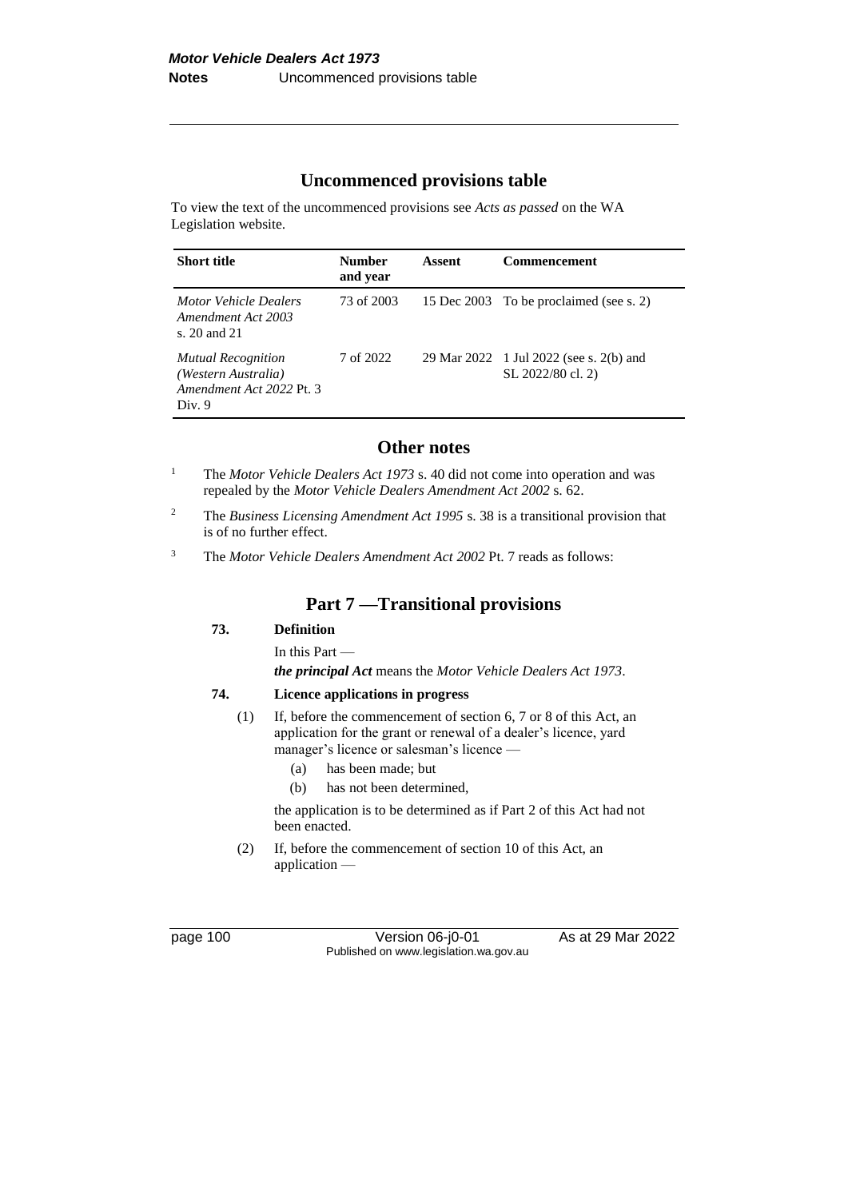## Uncommenced provisions table

To view the text of the uncommenced provisions see *Acts as passed* on the WA Legislation website.

| Short title | Number and year | Assent | Commencement |
|---|---|---|---|
| *Motor Vehicle Dealers Amendment Act 2003* s. 20 and 21 | 73 of 2003 | 15 Dec 2003 | To be proclaimed (see s. 2) |
| *Mutual Recognition (Western Australia) Amendment Act 2022* Pt. 3 Div. 9 | 7 of 2022 | 29 Mar 2022 | 1 Jul 2022 (see s. 2(b) and SL 2022/80 cl. 2) |

## Other notes

[1] The *Motor Vehicle Dealers Act 1973* s. 40 did not come into operation and was repealed by the *Motor Vehicle Dealers Amendment Act 2002* s. 62.

[2] The *Business Licensing Amendment Act 1995* s. 38 is a transitional provision that is of no further effect.

[3] The *Motor Vehicle Dealers Amendment Act 2002* Pt. 7 reads as follows:

### Part 7 — Transitional provisions

**73. Definition**

In this Part —

***the principal Act*** means the *Motor Vehicle Dealers Act 1973*.

**74. Licence applications in progress**

(1) If, before the commencement of section 6, 7 or 8 of this Act, an application for the grant or renewal of a dealer's licence, yard manager's licence or salesman's licence —

(a) has been made; but

(b) has not been determined,

the application is to be determined as if Part 2 of this Act had not been enacted.

(2) If, before the commencement of section 10 of this Act, an application —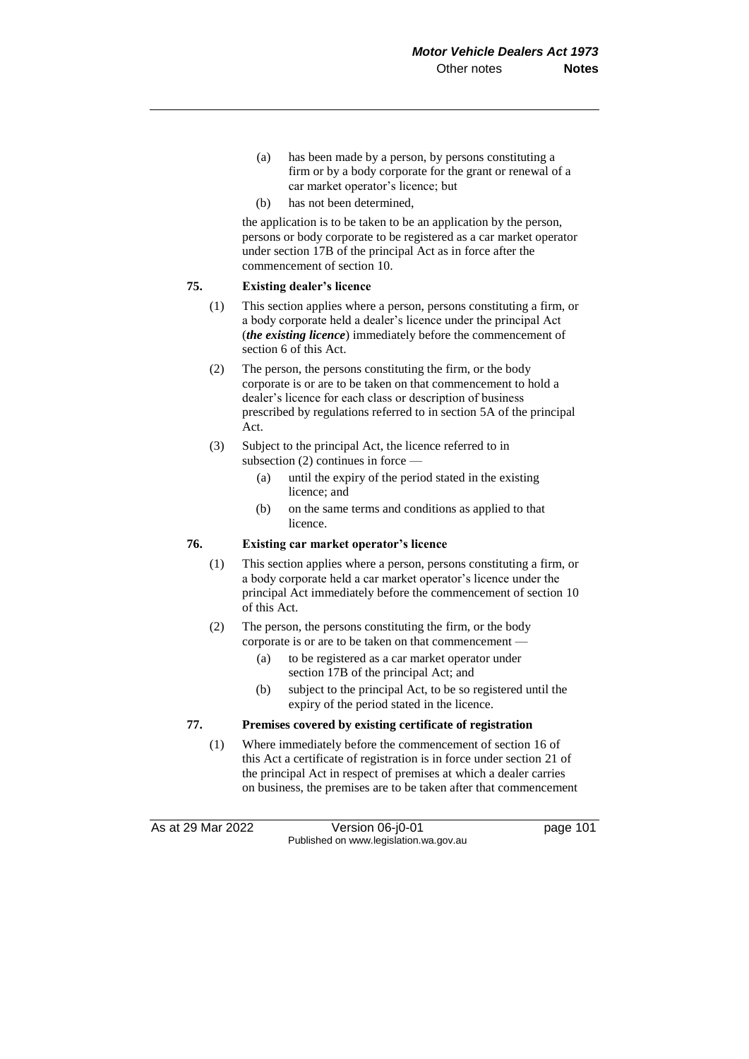(a) has been made by a person, by persons constituting a firm or by a body corporate for the grant or renewal of a car market operator's licence; but

(b) has not been determined,

the application is to be taken to be an application by the person, persons or body corporate to be registered as a car market operator under section 17B of the principal Act as in force after the commencement of section 10.

### 75. Existing dealer's licence

(1) This section applies where a person, persons constituting a firm, or a body corporate held a dealer's licence under the principal Act (***the existing licence***) immediately before the commencement of section 6 of this Act.

(2) The person, the persons constituting the firm, or the body corporate is or are to be taken on that commencement to hold a dealer's licence for each class or description of business prescribed by regulations referred to in section 5A of the principal Act.

(3) Subject to the principal Act, the licence referred to in subsection (2) continues in force —

(a) until the expiry of the period stated in the existing licence; and

(b) on the same terms and conditions as applied to that licence.

### 76. Existing car market operator's licence

(1) This section applies where a person, persons constituting a firm, or a body corporate held a car market operator's licence under the principal Act immediately before the commencement of section 10 of this Act.

(2) The person, the persons constituting the firm, or the body corporate is or are to be taken on that commencement —

(a) to be registered as a car market operator under section 17B of the principal Act; and

(b) subject to the principal Act, to be so registered until the expiry of the period stated in the licence.

### 77. Premises covered by existing certificate of registration

(1) Where immediately before the commencement of section 16 of this Act a certificate of registration is in force under section 21 of the principal Act in respect of premises at which a dealer carries on business, the premises are to be taken after that commencement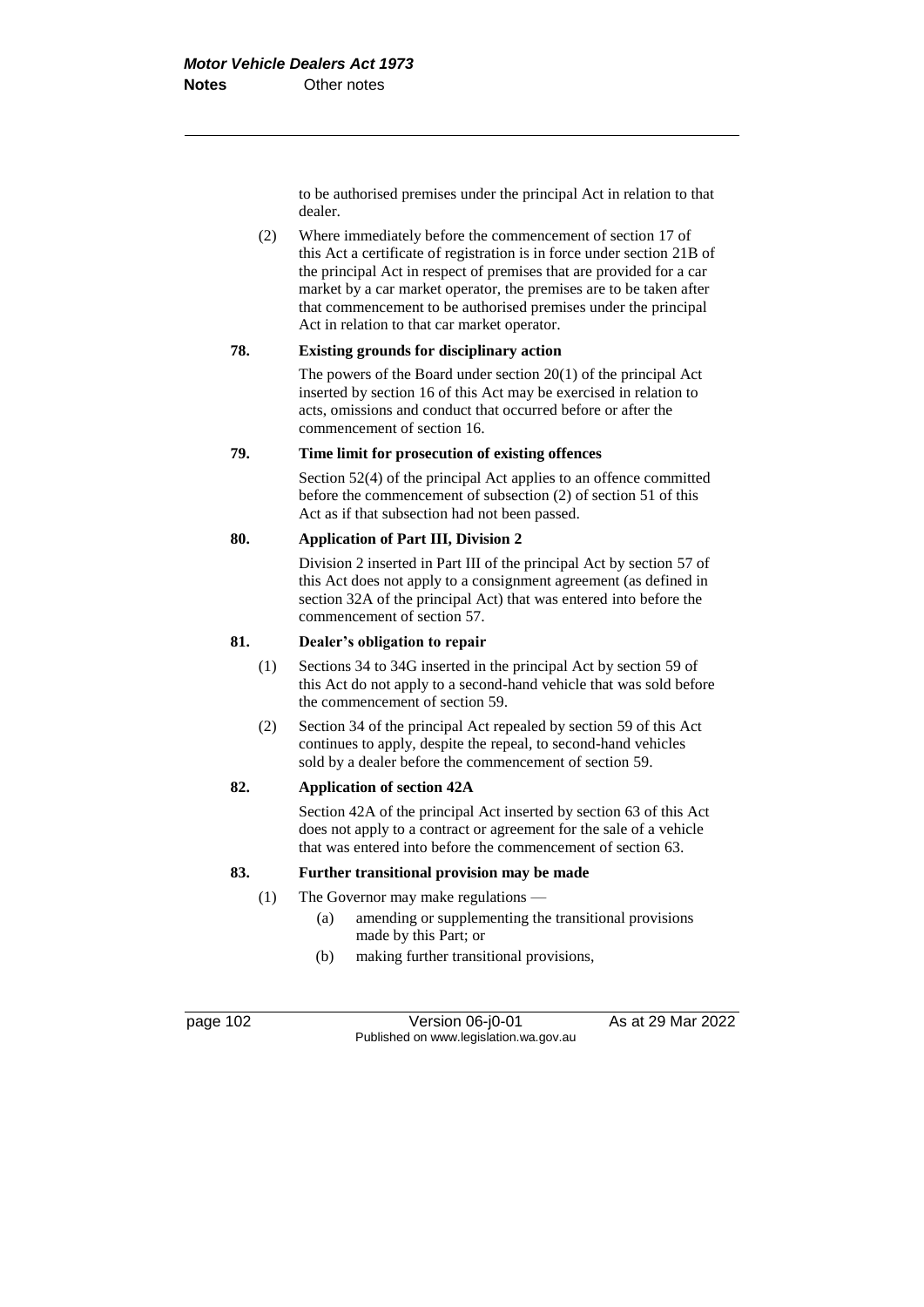to be authorised premises under the principal Act in relation to that dealer.

(2) Where immediately before the commencement of section 17 of this Act a certificate of registration is in force under section 21B of the principal Act in respect of premises that are provided for a car market by a car market operator, the premises are to be taken after that commencement to be authorised premises under the principal Act in relation to that car market operator.

**78. Existing grounds for disciplinary action**

The powers of the Board under section 20(1) of the principal Act inserted by section 16 of this Act may be exercised in relation to acts, omissions and conduct that occurred before or after the commencement of section 16.

**79. Time limit for prosecution of existing offences**

Section 52(4) of the principal Act applies to an offence committed before the commencement of subsection (2) of section 51 of this Act as if that subsection had not been passed.

**80. Application of Part III, Division 2**

Division 2 inserted in Part III of the principal Act by section 57 of this Act does not apply to a consignment agreement (as defined in section 32A of the principal Act) that was entered into before the commencement of section 57.

**81. Dealer's obligation to repair**

(1) Sections 34 to 34G inserted in the principal Act by section 59 of this Act do not apply to a second-hand vehicle that was sold before the commencement of section 59.

(2) Section 34 of the principal Act repealed by section 59 of this Act continues to apply, despite the repeal, to second-hand vehicles sold by a dealer before the commencement of section 59.

**82. Application of section 42A**

Section 42A of the principal Act inserted by section 63 of this Act does not apply to a contract or agreement for the sale of a vehicle that was entered into before the commencement of section 63.

**83. Further transitional provision may be made**

(1) The Governor may make regulations —

(a) amending or supplementing the transitional provisions made by this Part; or

(b) making further transitional provisions,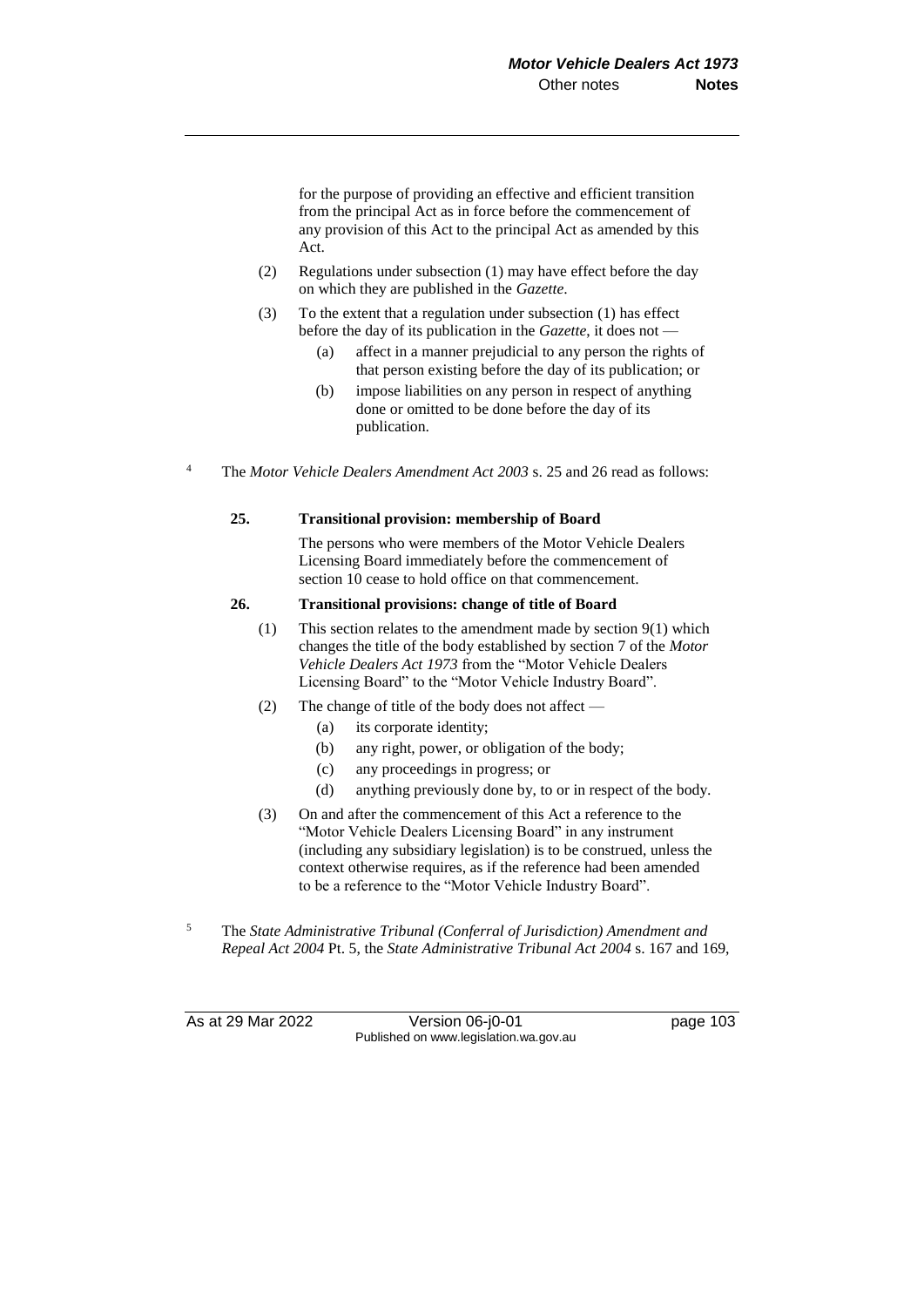for the purpose of providing an effective and efficient transition from the principal Act as in force before the commencement of any provision of this Act to the principal Act as amended by this Act.

(2) Regulations under subsection (1) may have effect before the day on which they are published in the *Gazette*.

(3) To the extent that a regulation under subsection (1) has effect before the day of its publication in the *Gazette*, it does not —

(a) affect in a manner prejudicial to any person the rights of that person existing before the day of its publication; or

(b) impose liabilities on any person in respect of anything done or omitted to be done before the day of its publication.

[4] The *Motor Vehicle Dealers Amendment Act 2003* s. 25 and 26 read as follows:

**25. Transitional provision: membership of Board**

The persons who were members of the Motor Vehicle Dealers Licensing Board immediately before the commencement of section 10 cease to hold office on that commencement.

**26. Transitional provisions: change of title of Board**

(1) This section relates to the amendment made by section 9(1) which changes the title of the body established by section 7 of the *Motor Vehicle Dealers Act 1973* from the "Motor Vehicle Dealers Licensing Board" to the "Motor Vehicle Industry Board".

(2) The change of title of the body does not affect —

(a) its corporate identity;

(b) any right, power, or obligation of the body;

(c) any proceedings in progress; or

(d) anything previously done by, to or in respect of the body.

(3) On and after the commencement of this Act a reference to the "Motor Vehicle Dealers Licensing Board" in any instrument (including any subsidiary legislation) is to be construed, unless the context otherwise requires, as if the reference had been amended to be a reference to the "Motor Vehicle Industry Board".

[5] The *State Administrative Tribunal (Conferral of Jurisdiction) Amendment and Repeal Act 2004* Pt. 5, the *State Administrative Tribunal Act 2004* s. 167 and 169,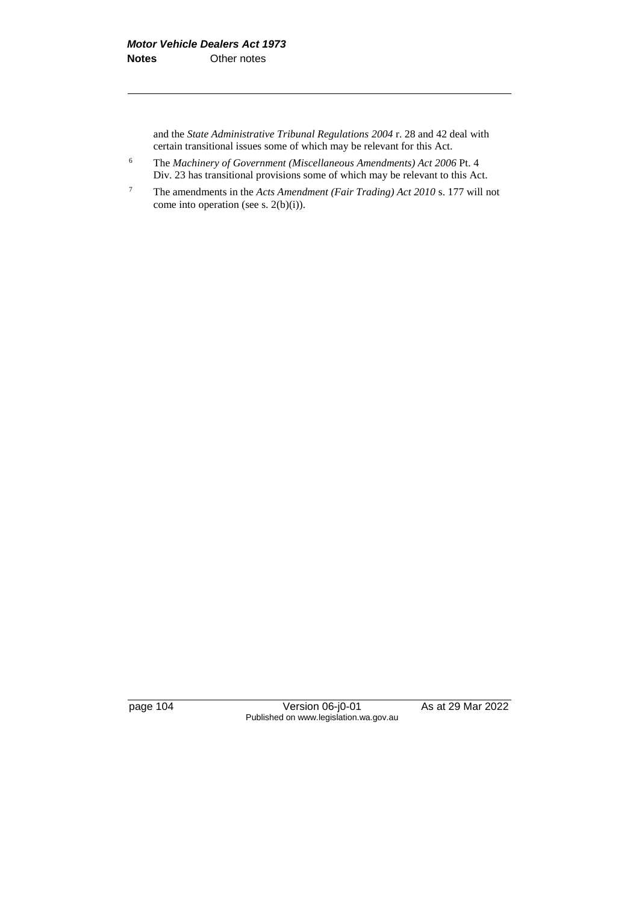and the *State Administrative Tribunal Regulations 2004* r. 28 and 42 deal with certain transitional issues some of which may be relevant for this Act.

[6] The *Machinery of Government (Miscellaneous Amendments) Act 2006* Pt. 4 Div. 23 has transitional provisions some of which may be relevant to this Act.

[7] The amendments in the *Acts Amendment (Fair Trading) Act 2010* s. 177 will not come into operation (see s. 2(b)(i)).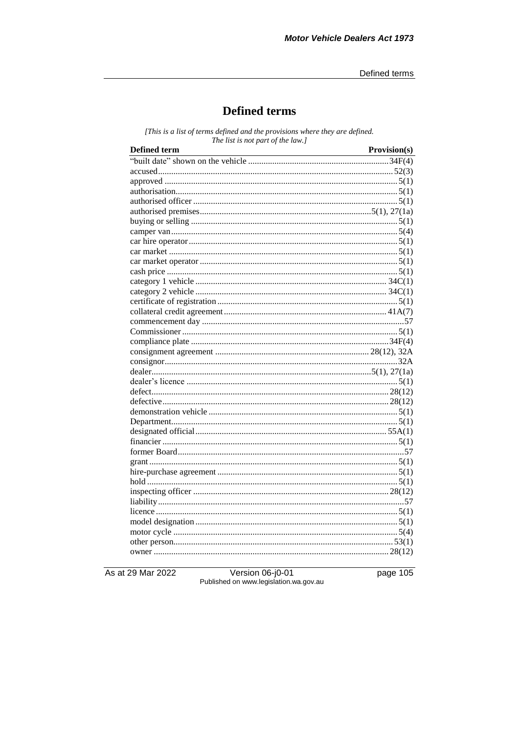# Defined terms

*[This is a list of terms defined and the provisions where they are defined. The list is not part of the law.]*

| Defined term | Provision(s) |
|---|---|
| "built date" shown on the vehicle | 34F(4) |
| accused | 52(3) |
| approved | 5(1) |
| authorisation | 5(1) |
| authorised officer | 5(1) |
| authorised premises | 5(1), 27(1a) |
| buying or selling | 5(1) |
| camper van | 5(4) |
| car hire operator | 5(1) |
| car market | 5(1) |
| car market operator | 5(1) |
| cash price | 5(1) |
| category 1 vehicle | 34C(1) |
| category 2 vehicle | 34C(1) |
| certificate of registration | 5(1) |
| collateral credit agreement | 41A(7) |
| commencement day | 57 |
| Commissioner | 5(1) |
| compliance plate | 34F(4) |
| consignment agreement | 28(12), 32A |
| consignor | 32A |
| dealer | 5(1), 27(1a) |
| dealer's licence | 5(1) |
| defect | 28(12) |
| defective | 28(12) |
| demonstration vehicle | 5(1) |
| Department | 5(1) |
| designated official | 55A(1) |
| financier | 5(1) |
| former Board | 57 |
| grant | 5(1) |
| hire-purchase agreement | 5(1) |
| hold | 5(1) |
| inspecting officer | 28(12) |
| liability | 57 |
| licence | 5(1) |
| model designation | 5(1) |
| motor cycle | 5(4) |
| other person | 53(1) |
| owner | 28(12) |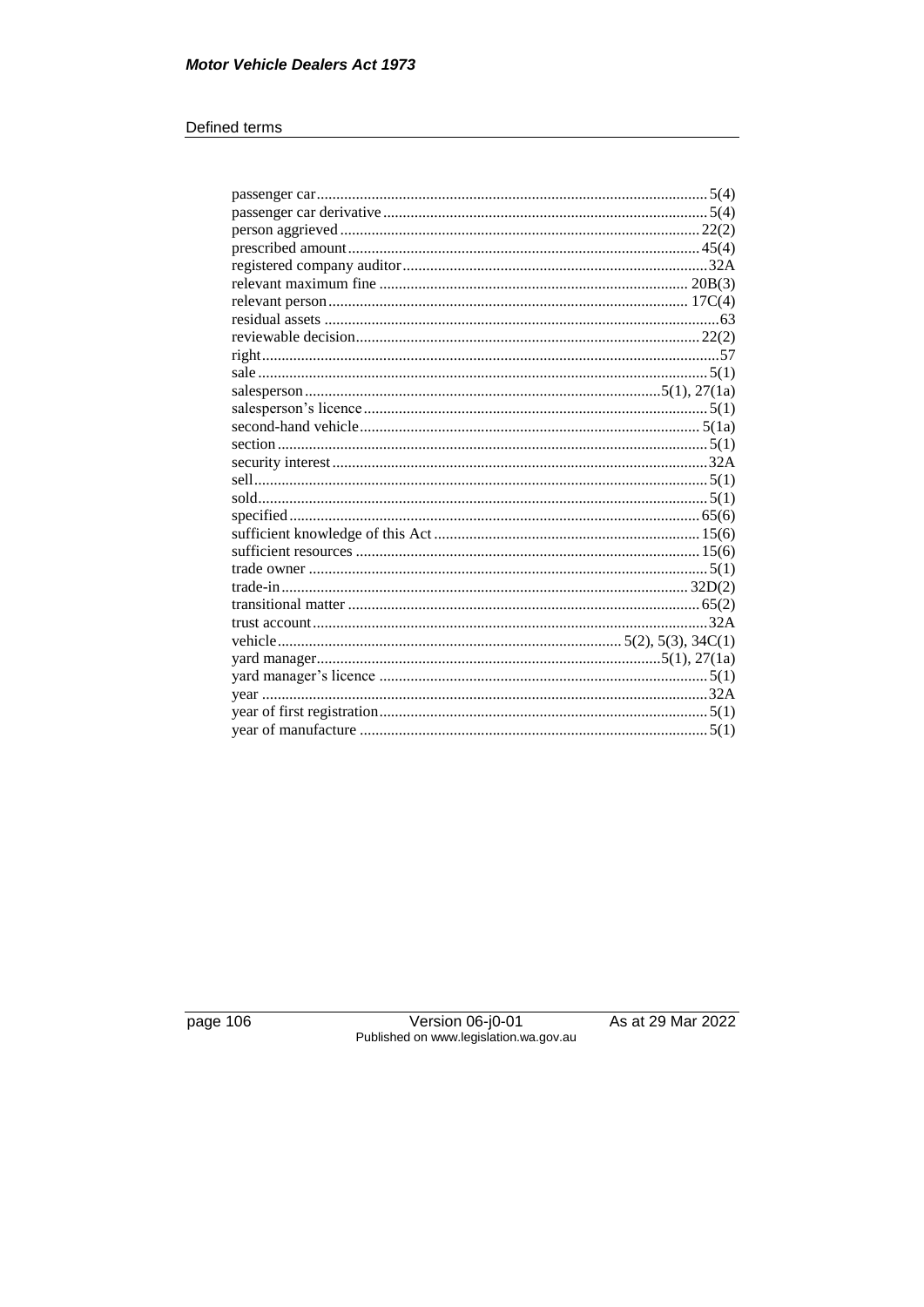passenger car ........................................................................................ 5(4)
passenger car derivative ...................................................................... 5(4)
person aggrieved ................................................................................ 22(2)
prescribed amount ............................................................................. 45(4)
registered company auditor ................................................................ 32A
relevant maximum fine .................................................................... 20B(3)
relevant person ................................................................................ 17C(4)
residual assets ....................................................................................... 63
reviewable decision ............................................................................ 22(2)
right ....................................................................................................... 57
sale ....................................................................................................... 5(1)
salesperson ........................................................................... 5(1), 27(1a)
salesperson's licence ........................................................................... 5(1)
second-hand vehicle .......................................................................... 5(1a)
section ................................................................................................. 5(1)
security interest .................................................................................. 32A
sell ....................................................................................................... 5(1)
sold ...................................................................................................... 5(1)
specified ............................................................................................ 65(6)
sufficient knowledge of this Act ....................................................... 15(6)
sufficient resources ........................................................................... 15(6)
trade owner ......................................................................................... 5(1)
trade-in ............................................................................................ 32D(2)
transitional matter ............................................................................. 65(2)
trust account ....................................................................................... 32A
vehicle ........................................................................ 5(2), 5(3), 34C(1)
yard manager ........................................................................ 5(1), 27(1a)
yard manager's licence ....................................................................... 5(1)
year .................................................................................................... 32A
year of first registration ...................................................................... 5(1)
year of manufacture ........................................................................... 5(1)